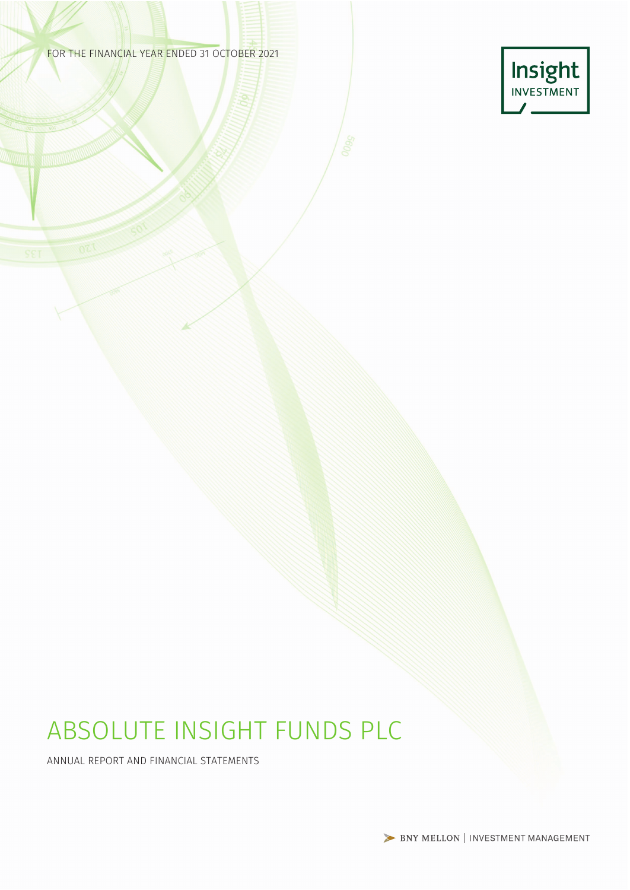FOR THE FINANCIAL YEAR ENDED 31 OCTOBER 2021

Insight INVESTMENT

# ABSOLUTE INSIGHT FUNDS PLC

ANNUAL REPORT AND FINANCIAL STATEMENTS

BNY MELLON | INVESTMENT MANAGEMENT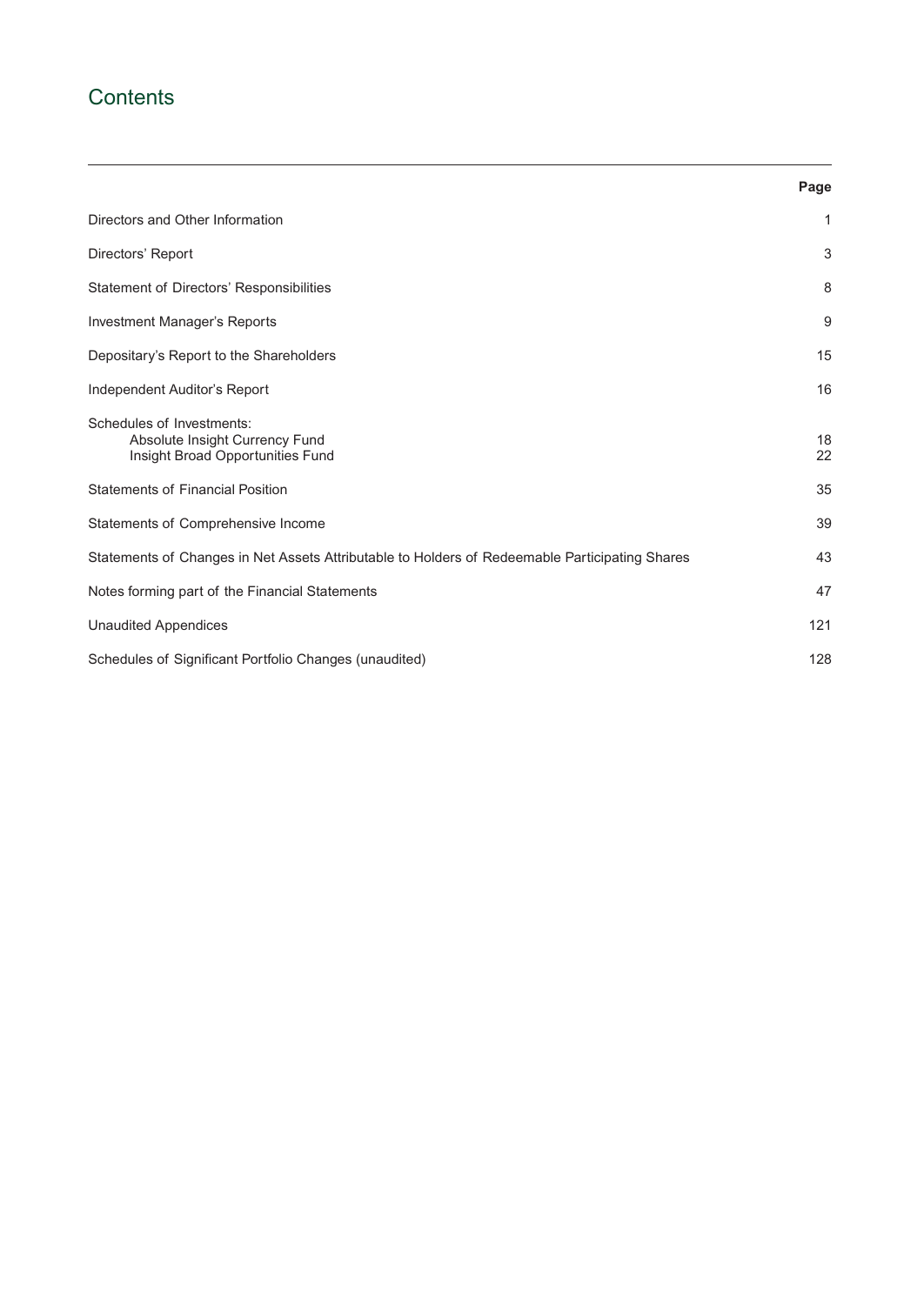# Contents

| | Page |
|---|---|
| Directors and Other Information | 1 |
| Directors' Report | 3 |
| Statement of Directors' Responsibilities | 8 |
| Investment Manager's Reports | 9 |
| Depositary's Report to the Shareholders | 15 |
| Independent Auditor's Report | 16 |
| Schedules of Investments: | |
| Absolute Insight Currency Fund | 18 |
| Insight Broad Opportunities Fund | 22 |
| Statements of Financial Position | 35 |
| Statements of Comprehensive Income | 39 |
| Statements of Changes in Net Assets Attributable to Holders of Redeemable Participating Shares | 43 |
| Notes forming part of the Financial Statements | 47 |
| Unaudited Appendices | 121 |
| Schedules of Significant Portfolio Changes (unaudited) | 128 |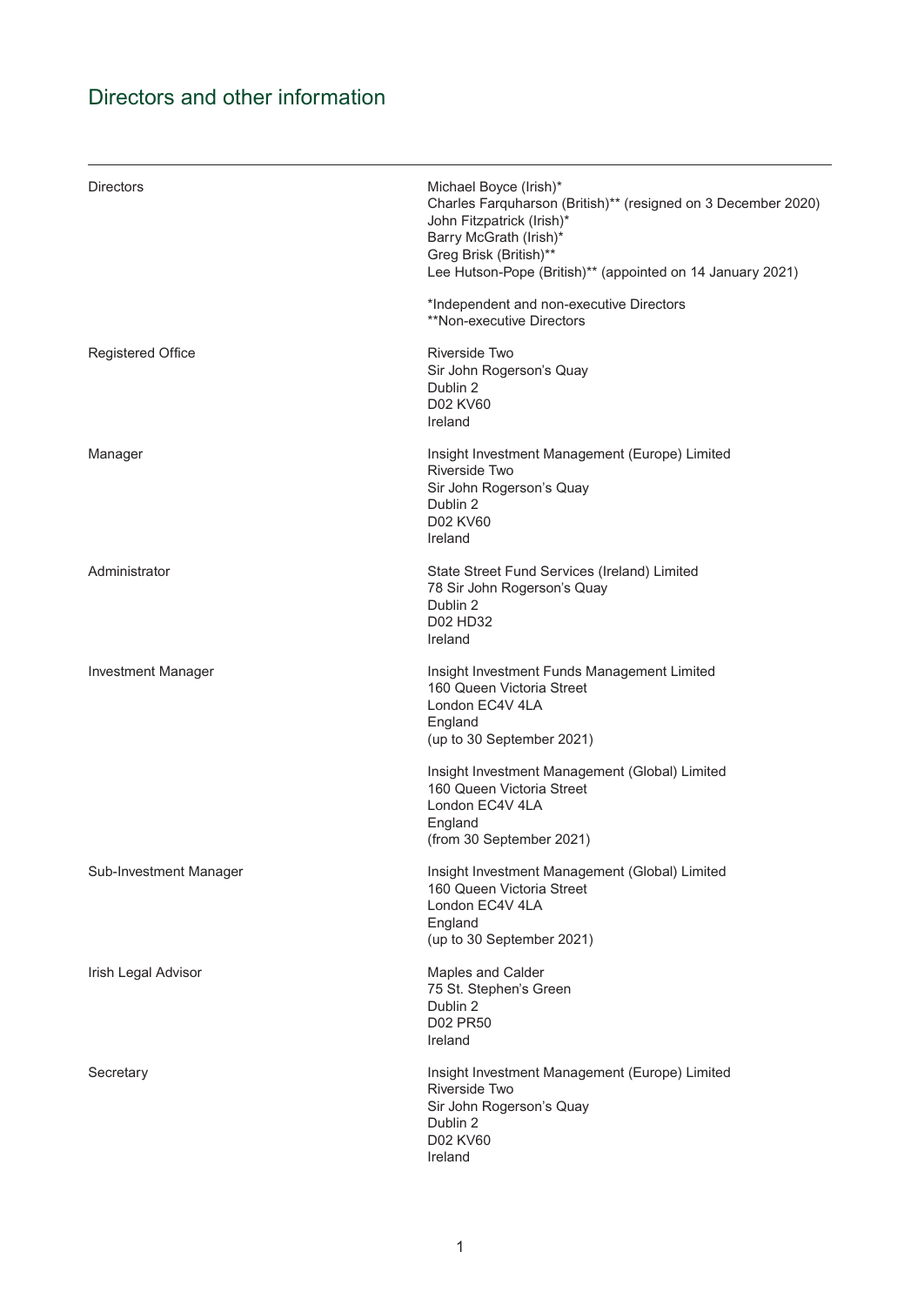# Directors and other information

| | |
|---|---|
| Directors | Michael Boyce (Irish)*<br>Charles Farquharson (British)** (resigned on 3 December 2020)<br>John Fitzpatrick (Irish)*<br>Barry McGrath (Irish)*<br>Greg Brisk (British)**<br>Lee Hutson-Pope (British)** (appointed on 14 January 2021)<br><br>*Independent and non-executive Directors<br>**Non-executive Directors |
| Registered Office | Riverside Two<br>Sir John Rogerson's Quay<br>Dublin 2<br>D02 KV60<br>Ireland |
| Manager | Insight Investment Management (Europe) Limited<br>Riverside Two<br>Sir John Rogerson's Quay<br>Dublin 2<br>D02 KV60<br>Ireland |
| Administrator | State Street Fund Services (Ireland) Limited<br>78 Sir John Rogerson's Quay<br>Dublin 2<br>D02 HD32<br>Ireland |
| Investment Manager | Insight Investment Funds Management Limited<br>160 Queen Victoria Street<br>London EC4V 4LA<br>England<br>(up to 30 September 2021)<br><br>Insight Investment Management (Global) Limited<br>160 Queen Victoria Street<br>London EC4V 4LA<br>England<br>(from 30 September 2021) |
| Sub-Investment Manager | Insight Investment Management (Global) Limited<br>160 Queen Victoria Street<br>London EC4V 4LA<br>England<br>(up to 30 September 2021) |
| Irish Legal Advisor | Maples and Calder<br>75 St. Stephen's Green<br>Dublin 2<br>D02 PR50<br>Ireland |
| Secretary | Insight Investment Management (Europe) Limited<br>Riverside Two<br>Sir John Rogerson's Quay<br>Dublin 2<br>D02 KV60<br>Ireland |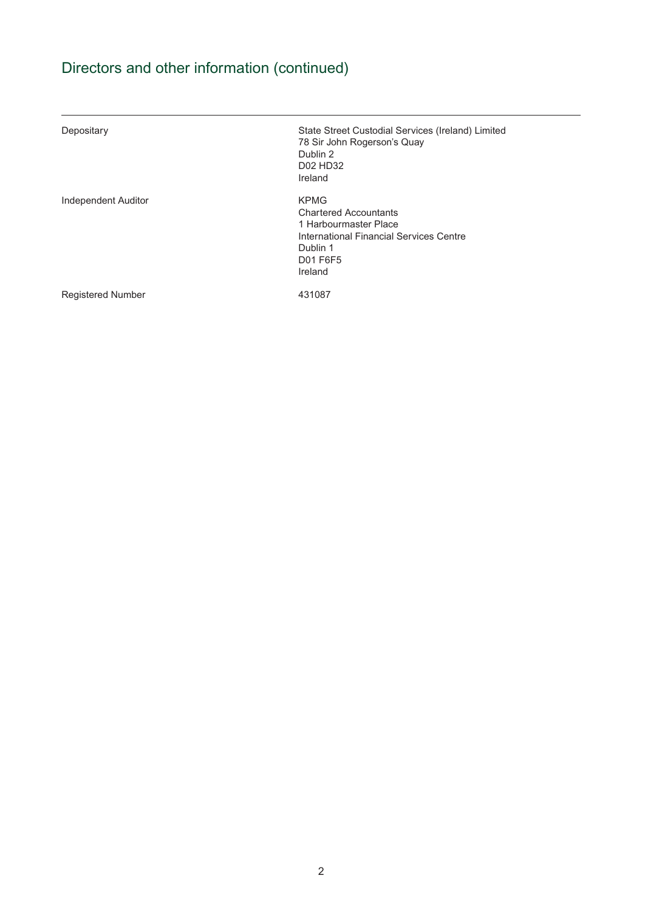# Directors and other information (continued)

| | |
|---|---|
| Depositary | State Street Custodial Services (Ireland) Limited<br>78 Sir John Rogerson's Quay<br>Dublin 2<br>D02 HD32<br>Ireland |
| Independent Auditor | KPMG<br>Chartered Accountants<br>1 Harbourmaster Place<br>International Financial Services Centre<br>Dublin 1<br>D01 F6F5<br>Ireland |
| Registered Number | 431087 |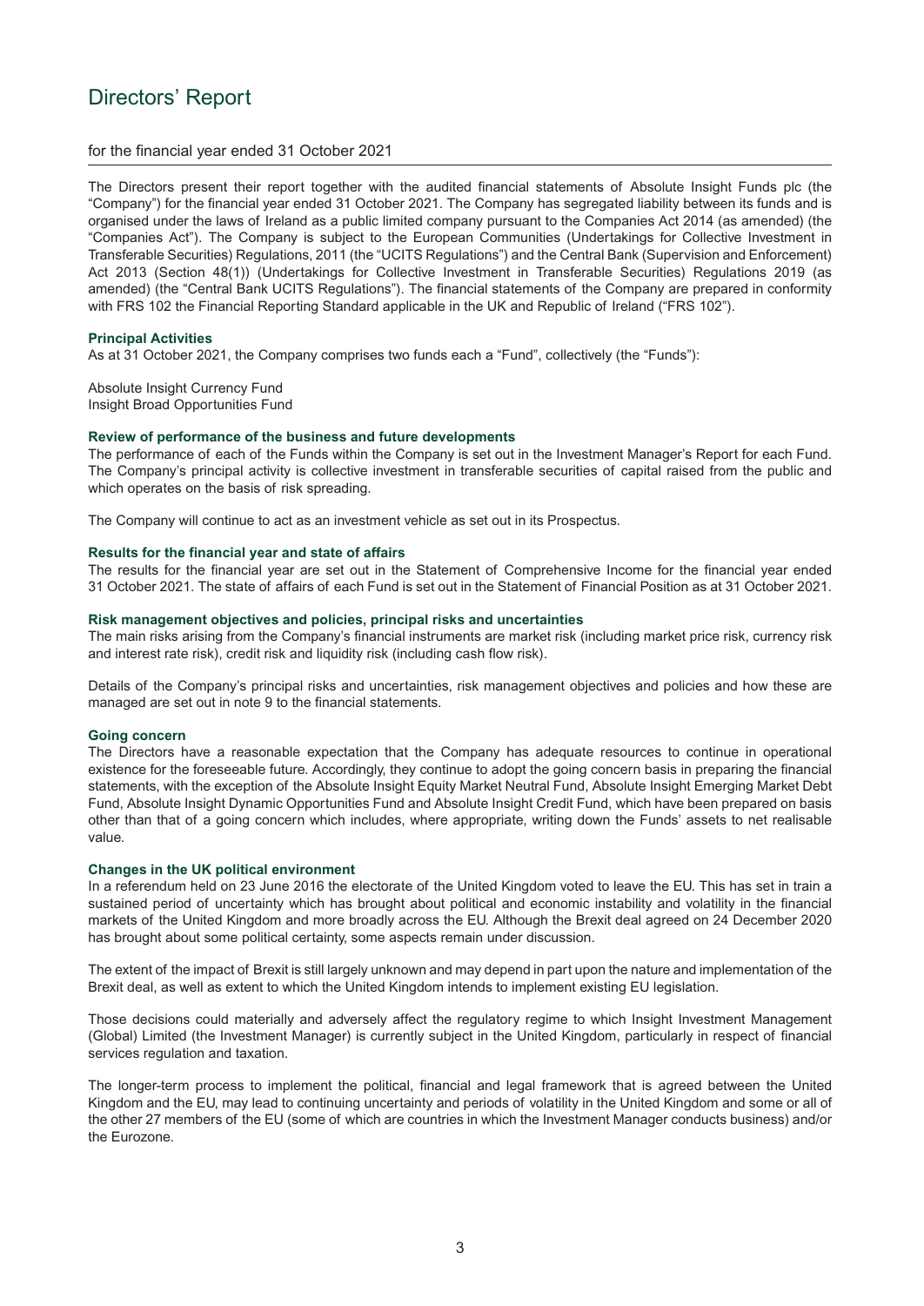# Directors' Report

for the financial year ended 31 October 2021

The Directors present their report together with the audited financial statements of Absolute Insight Funds plc (the "Company") for the financial year ended 31 October 2021. The Company has segregated liability between its funds and is organised under the laws of Ireland as a public limited company pursuant to the Companies Act 2014 (as amended) (the "Companies Act"). The Company is subject to the European Communities (Undertakings for Collective Investment in Transferable Securities) Regulations, 2011 (the "UCITS Regulations") and the Central Bank (Supervision and Enforcement) Act 2013 (Section 48(1)) (Undertakings for Collective Investment in Transferable Securities) Regulations 2019 (as amended) (the "Central Bank UCITS Regulations"). The financial statements of the Company are prepared in conformity with FRS 102 the Financial Reporting Standard applicable in the UK and Republic of Ireland ("FRS 102").

### Principal Activities

As at 31 October 2021, the Company comprises two funds each a "Fund", collectively (the "Funds"):

Absolute Insight Currency Fund
Insight Broad Opportunities Fund

### Review of performance of the business and future developments

The performance of each of the Funds within the Company is set out in the Investment Manager's Report for each Fund. The Company's principal activity is collective investment in transferable securities of capital raised from the public and which operates on the basis of risk spreading.

The Company will continue to act as an investment vehicle as set out in its Prospectus.

### Results for the financial year and state of affairs

The results for the financial year are set out in the Statement of Comprehensive Income for the financial year ended 31 October 2021. The state of affairs of each Fund is set out in the Statement of Financial Position as at 31 October 2021.

### Risk management objectives and policies, principal risks and uncertainties

The main risks arising from the Company's financial instruments are market risk (including market price risk, currency risk and interest rate risk), credit risk and liquidity risk (including cash flow risk).

Details of the Company's principal risks and uncertainties, risk management objectives and policies and how these are managed are set out in note 9 to the financial statements.

### Going concern

The Directors have a reasonable expectation that the Company has adequate resources to continue in operational existence for the foreseeable future. Accordingly, they continue to adopt the going concern basis in preparing the financial statements, with the exception of the Absolute Insight Equity Market Neutral Fund, Absolute Insight Emerging Market Debt Fund, Absolute Insight Dynamic Opportunities Fund and Absolute Insight Credit Fund, which have been prepared on basis other than that of a going concern which includes, where appropriate, writing down the Funds' assets to net realisable value.

### Changes in the UK political environment

In a referendum held on 23 June 2016 the electorate of the United Kingdom voted to leave the EU. This has set in train a sustained period of uncertainty which has brought about political and economic instability and volatility in the financial markets of the United Kingdom and more broadly across the EU. Although the Brexit deal agreed on 24 December 2020 has brought about some political certainty, some aspects remain under discussion.

The extent of the impact of Brexit is still largely unknown and may depend in part upon the nature and implementation of the Brexit deal, as well as extent to which the United Kingdom intends to implement existing EU legislation.

Those decisions could materially and adversely affect the regulatory regime to which Insight Investment Management (Global) Limited (the Investment Manager) is currently subject in the United Kingdom, particularly in respect of financial services regulation and taxation.

The longer-term process to implement the political, financial and legal framework that is agreed between the United Kingdom and the EU, may lead to continuing uncertainty and periods of volatility in the United Kingdom and some or all of the other 27 members of the EU (some of which are countries in which the Investment Manager conducts business) and/or the Eurozone.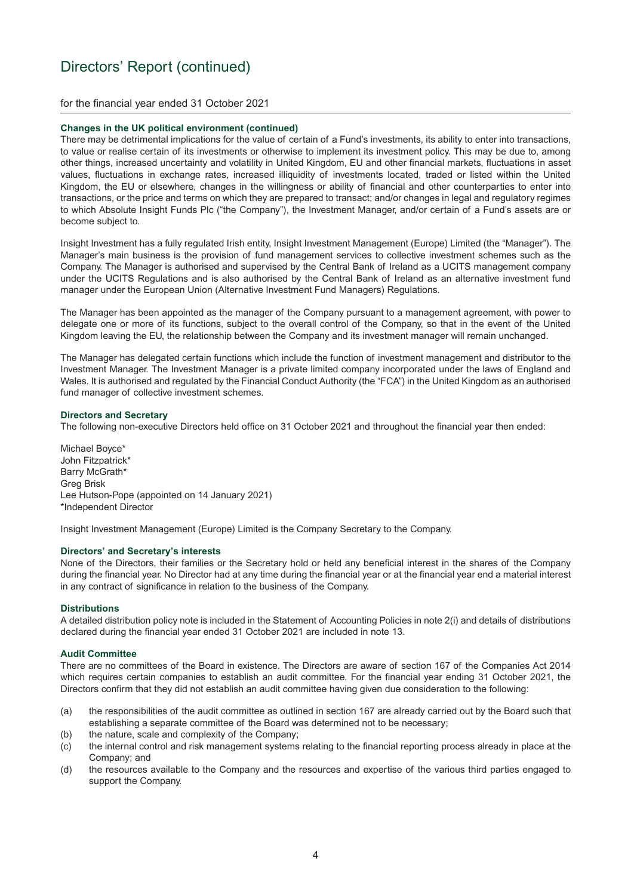# Directors' Report (continued)

for the financial year ended 31 October 2021

### Changes in the UK political environment (continued)

There may be detrimental implications for the value of certain of a Fund's investments, its ability to enter into transactions, to value or realise certain of its investments or otherwise to implement its investment policy. This may be due to, among other things, increased uncertainty and volatility in United Kingdom, EU and other financial markets, fluctuations in asset values, fluctuations in exchange rates, increased illiquidity of investments located, traded or listed within the United Kingdom, the EU or elsewhere, changes in the willingness or ability of financial and other counterparties to enter into transactions, or the price and terms on which they are prepared to transact; and/or changes in legal and regulatory regimes to which Absolute Insight Funds Plc ("the Company"), the Investment Manager, and/or certain of a Fund's assets are or become subject to.

Insight Investment has a fully regulated Irish entity, Insight Investment Management (Europe) Limited (the "Manager"). The Manager's main business is the provision of fund management services to collective investment schemes such as the Company. The Manager is authorised and supervised by the Central Bank of Ireland as a UCITS management company under the UCITS Regulations and is also authorised by the Central Bank of Ireland as an alternative investment fund manager under the European Union (Alternative Investment Fund Managers) Regulations.

The Manager has been appointed as the manager of the Company pursuant to a management agreement, with power to delegate one or more of its functions, subject to the overall control of the Company, so that in the event of the United Kingdom leaving the EU, the relationship between the Company and its investment manager will remain unchanged.

The Manager has delegated certain functions which include the function of investment management and distributor to the Investment Manager. The Investment Manager is a private limited company incorporated under the laws of England and Wales. It is authorised and regulated by the Financial Conduct Authority (the "FCA") in the United Kingdom as an authorised fund manager of collective investment schemes.

### Directors and Secretary

The following non-executive Directors held office on 31 October 2021 and throughout the financial year then ended:

Michael Boyce*
John Fitzpatrick*
Barry McGrath*
Greg Brisk
Lee Hutson-Pope (appointed on 14 January 2021)
*Independent Director

Insight Investment Management (Europe) Limited is the Company Secretary to the Company.

### Directors' and Secretary's interests

None of the Directors, their families or the Secretary hold or held any beneficial interest in the shares of the Company during the financial year. No Director had at any time during the financial year or at the financial year end a material interest in any contract of significance in relation to the business of the Company.

### Distributions

A detailed distribution policy note is included in the Statement of Accounting Policies in note 2(i) and details of distributions declared during the financial year ended 31 October 2021 are included in note 13.

### Audit Committee

There are no committees of the Board in existence. The Directors are aware of section 167 of the Companies Act 2014 which requires certain companies to establish an audit committee. For the financial year ending 31 October 2021, the Directors confirm that they did not establish an audit committee having given due consideration to the following:

(a) the responsibilities of the audit committee as outlined in section 167 are already carried out by the Board such that establishing a separate committee of the Board was determined not to be necessary;
(b) the nature, scale and complexity of the Company;
(c) the internal control and risk management systems relating to the financial reporting process already in place at the Company; and
(d) the resources available to the Company and the resources and expertise of the various third parties engaged to support the Company.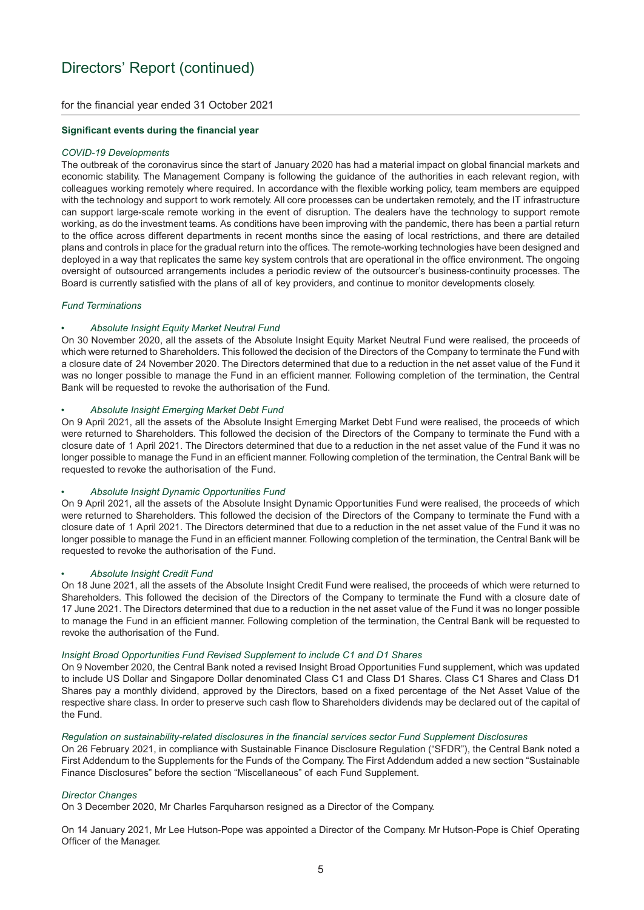# Directors' Report (continued)

for the financial year ended 31 October 2021

**Significant events during the financial year**

*COVID-19 Developments*

The outbreak of the coronavirus since the start of January 2020 has had a material impact on global financial markets and economic stability. The Management Company is following the guidance of the authorities in each relevant region, with colleagues working remotely where required. In accordance with the flexible working policy, team members are equipped with the technology and support to work remotely. All core processes can be undertaken remotely, and the IT infrastructure can support large-scale remote working in the event of disruption. The dealers have the technology to support remote working, as do the investment teams. As conditions have been improving with the pandemic, there has been a partial return to the office across different departments in recent months since the easing of local restrictions, and there are detailed plans and controls in place for the gradual return into the offices. The remote-working technologies have been designed and deployed in a way that replicates the same key system controls that are operational in the office environment. The ongoing oversight of outsourced arrangements includes a periodic review of the outsourcer's business-continuity processes. The Board is currently satisfied with the plans of all of key providers, and continue to monitor developments closely.

*Fund Terminations*

- *Absolute Insight Equity Market Neutral Fund*

On 30 November 2020, all the assets of the Absolute Insight Equity Market Neutral Fund were realised, the proceeds of which were returned to Shareholders. This followed the decision of the Directors of the Company to terminate the Fund with a closure date of 24 November 2020. The Directors determined that due to a reduction in the net asset value of the Fund it was no longer possible to manage the Fund in an efficient manner. Following completion of the termination, the Central Bank will be requested to revoke the authorisation of the Fund.

- *Absolute Insight Emerging Market Debt Fund*

On 9 April 2021, all the assets of the Absolute Insight Emerging Market Debt Fund were realised, the proceeds of which were returned to Shareholders. This followed the decision of the Directors of the Company to terminate the Fund with a closure date of 1 April 2021. The Directors determined that due to a reduction in the net asset value of the Fund it was no longer possible to manage the Fund in an efficient manner. Following completion of the termination, the Central Bank will be requested to revoke the authorisation of the Fund.

- *Absolute Insight Dynamic Opportunities Fund*

On 9 April 2021, all the assets of the Absolute Insight Dynamic Opportunities Fund were realised, the proceeds of which were returned to Shareholders. This followed the decision of the Directors of the Company to terminate the Fund with a closure date of 1 April 2021. The Directors determined that due to a reduction in the net asset value of the Fund it was no longer possible to manage the Fund in an efficient manner. Following completion of the termination, the Central Bank will be requested to revoke the authorisation of the Fund.

- *Absolute Insight Credit Fund*

On 18 June 2021, all the assets of the Absolute Insight Credit Fund were realised, the proceeds of which were returned to Shareholders. This followed the decision of the Directors of the Company to terminate the Fund with a closure date of 17 June 2021. The Directors determined that due to a reduction in the net asset value of the Fund it was no longer possible to manage the Fund in an efficient manner. Following completion of the termination, the Central Bank will be requested to revoke the authorisation of the Fund.

*Insight Broad Opportunities Fund Revised Supplement to include C1 and D1 Shares*

On 9 November 2020, the Central Bank noted a revised Insight Broad Opportunities Fund supplement, which was updated to include US Dollar and Singapore Dollar denominated Class C1 and Class D1 Shares. Class C1 Shares and Class D1 Shares pay a monthly dividend, approved by the Directors, based on a fixed percentage of the Net Asset Value of the respective share class. In order to preserve such cash flow to Shareholders dividends may be declared out of the capital of the Fund.

*Regulation on sustainability-related disclosures in the financial services sector Fund Supplement Disclosures*

On 26 February 2021, in compliance with Sustainable Finance Disclosure Regulation ("SFDR"), the Central Bank noted a First Addendum to the Supplements for the Funds of the Company. The First Addendum added a new section "Sustainable Finance Disclosures" before the section "Miscellaneous" of each Fund Supplement.

*Director Changes*

On 3 December 2020, Mr Charles Farquharson resigned as a Director of the Company.

On 14 January 2021, Mr Lee Hutson-Pope was appointed a Director of the Company. Mr Hutson-Pope is Chief Operating Officer of the Manager.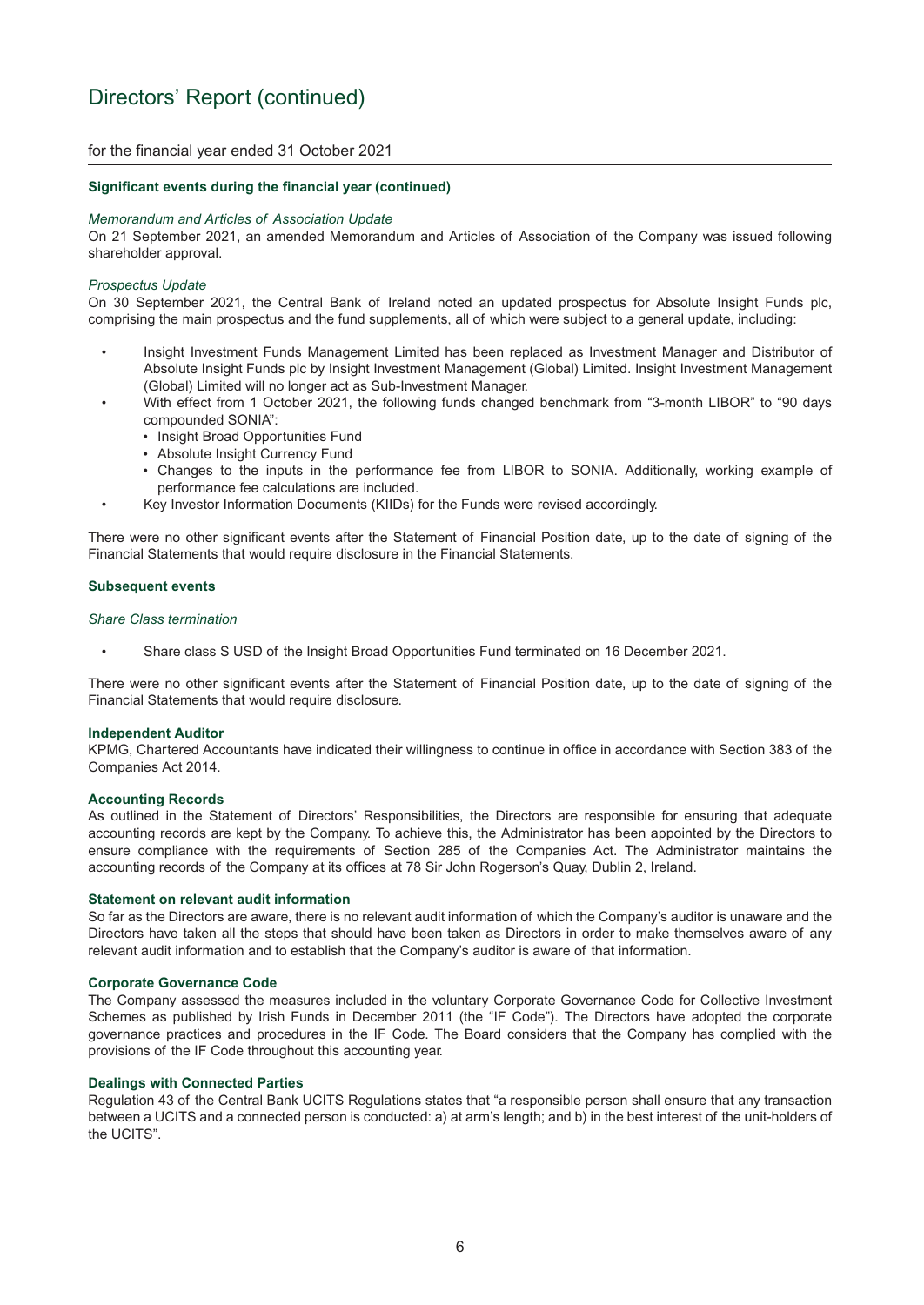# Directors' Report (continued)

for the financial year ended 31 October 2021

**Significant events during the financial year (continued)**

*Memorandum and Articles of Association Update*

On 21 September 2021, an amended Memorandum and Articles of Association of the Company was issued following shareholder approval.

*Prospectus Update*

On 30 September 2021, the Central Bank of Ireland noted an updated prospectus for Absolute Insight Funds plc, comprising the main prospectus and the fund supplements, all of which were subject to a general update, including:

- Insight Investment Funds Management Limited has been replaced as Investment Manager and Distributor of Absolute Insight Funds plc by Insight Investment Management (Global) Limited. Insight Investment Management (Global) Limited will no longer act as Sub-Investment Manager.
- With effect from 1 October 2021, the following funds changed benchmark from "3-month LIBOR" to "90 days compounded SONIA":
  - Insight Broad Opportunities Fund
  - Absolute Insight Currency Fund
  - Changes to the inputs in the performance fee from LIBOR to SONIA. Additionally, working example of performance fee calculations are included.
- Key Investor Information Documents (KIIDs) for the Funds were revised accordingly.

There were no other significant events after the Statement of Financial Position date, up to the date of signing of the Financial Statements that would require disclosure in the Financial Statements.

**Subsequent events**

*Share Class termination*

- Share class S USD of the Insight Broad Opportunities Fund terminated on 16 December 2021.

There were no other significant events after the Statement of Financial Position date, up to the date of signing of the Financial Statements that would require disclosure.

**Independent Auditor**

KPMG, Chartered Accountants have indicated their willingness to continue in office in accordance with Section 383 of the Companies Act 2014.

**Accounting Records**

As outlined in the Statement of Directors' Responsibilities, the Directors are responsible for ensuring that adequate accounting records are kept by the Company. To achieve this, the Administrator has been appointed by the Directors to ensure compliance with the requirements of Section 285 of the Companies Act. The Administrator maintains the accounting records of the Company at its offices at 78 Sir John Rogerson's Quay, Dublin 2, Ireland.

**Statement on relevant audit information**

So far as the Directors are aware, there is no relevant audit information of which the Company's auditor is unaware and the Directors have taken all the steps that should have been taken as Directors in order to make themselves aware of any relevant audit information and to establish that the Company's auditor is aware of that information.

**Corporate Governance Code**

The Company assessed the measures included in the voluntary Corporate Governance Code for Collective Investment Schemes as published by Irish Funds in December 2011 (the "IF Code"). The Directors have adopted the corporate governance practices and procedures in the IF Code. The Board considers that the Company has complied with the provisions of the IF Code throughout this accounting year.

**Dealings with Connected Parties**

Regulation 43 of the Central Bank UCITS Regulations states that "a responsible person shall ensure that any transaction between a UCITS and a connected person is conducted: a) at arm's length; and b) in the best interest of the unit-holders of the UCITS".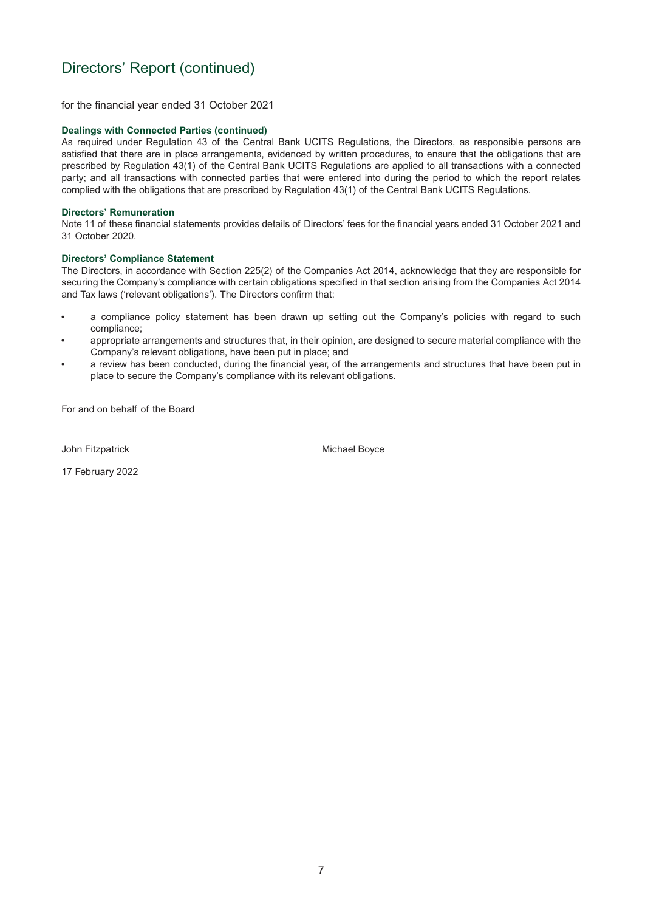# Directors' Report (continued)

for the financial year ended 31 October 2021

**Dealings with Connected Parties (continued)**

As required under Regulation 43 of the Central Bank UCITS Regulations, the Directors, as responsible persons are satisfied that there are in place arrangements, evidenced by written procedures, to ensure that the obligations that are prescribed by Regulation 43(1) of the Central Bank UCITS Regulations are applied to all transactions with a connected party; and all transactions with connected parties that were entered into during the period to which the report relates complied with the obligations that are prescribed by Regulation 43(1) of the Central Bank UCITS Regulations.

**Directors' Remuneration**

Note 11 of these financial statements provides details of Directors' fees for the financial years ended 31 October 2021 and 31 October 2020.

**Directors' Compliance Statement**

The Directors, in accordance with Section 225(2) of the Companies Act 2014, acknowledge that they are responsible for securing the Company's compliance with certain obligations specified in that section arising from the Companies Act 2014 and Tax laws ('relevant obligations'). The Directors confirm that:

- a compliance policy statement has been drawn up setting out the Company's policies with regard to such compliance;
- appropriate arrangements and structures that, in their opinion, are designed to secure material compliance with the Company's relevant obligations, have been put in place; and
- a review has been conducted, during the financial year, of the arrangements and structures that have been put in place to secure the Company's compliance with its relevant obligations.

For and on behalf of the Board

John Fitzpatrick          Michael Boyce

17 February 2022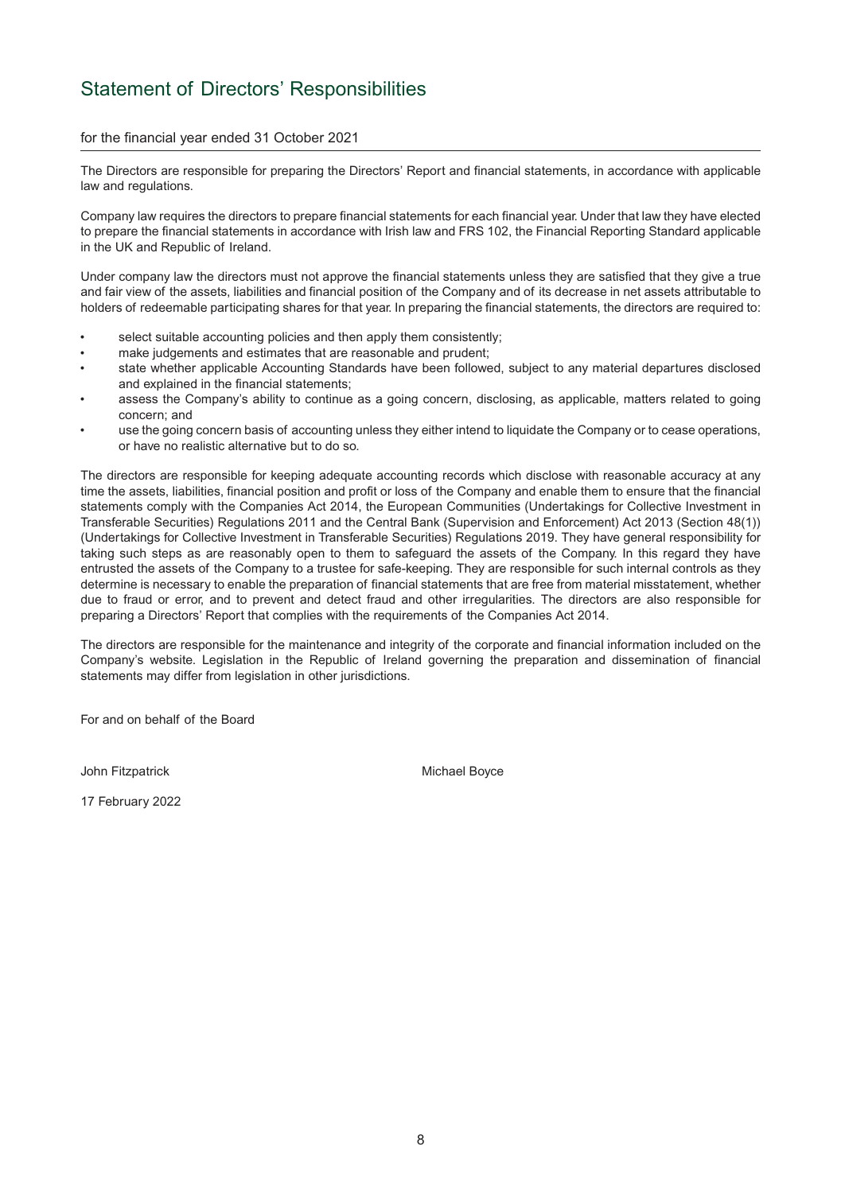# Statement of Directors' Responsibilities

for the financial year ended 31 October 2021

The Directors are responsible for preparing the Directors' Report and financial statements, in accordance with applicable law and regulations.

Company law requires the directors to prepare financial statements for each financial year. Under that law they have elected to prepare the financial statements in accordance with Irish law and FRS 102, the Financial Reporting Standard applicable in the UK and Republic of Ireland.

Under company law the directors must not approve the financial statements unless they are satisfied that they give a true and fair view of the assets, liabilities and financial position of the Company and of its decrease in net assets attributable to holders of redeemable participating shares for that year. In preparing the financial statements, the directors are required to:

- select suitable accounting policies and then apply them consistently;
- make judgements and estimates that are reasonable and prudent;
- state whether applicable Accounting Standards have been followed, subject to any material departures disclosed and explained in the financial statements;
- assess the Company's ability to continue as a going concern, disclosing, as applicable, matters related to going concern; and
- use the going concern basis of accounting unless they either intend to liquidate the Company or to cease operations, or have no realistic alternative but to do so.

The directors are responsible for keeping adequate accounting records which disclose with reasonable accuracy at any time the assets, liabilities, financial position and profit or loss of the Company and enable them to ensure that the financial statements comply with the Companies Act 2014, the European Communities (Undertakings for Collective Investment in Transferable Securities) Regulations 2011 and the Central Bank (Supervision and Enforcement) Act 2013 (Section 48(1)) (Undertakings for Collective Investment in Transferable Securities) Regulations 2019. They have general responsibility for taking such steps as are reasonably open to them to safeguard the assets of the Company. In this regard they have entrusted the assets of the Company to a trustee for safe-keeping. They are responsible for such internal controls as they determine is necessary to enable the preparation of financial statements that are free from material misstatement, whether due to fraud or error, and to prevent and detect fraud and other irregularities. The directors are also responsible for preparing a Directors' Report that complies with the requirements of the Companies Act 2014.

The directors are responsible for the maintenance and integrity of the corporate and financial information included on the Company's website. Legislation in the Republic of Ireland governing the preparation and dissemination of financial statements may differ from legislation in other jurisdictions.

For and on behalf of the Board

John Fitzpatrick

Michael Boyce

17 February 2022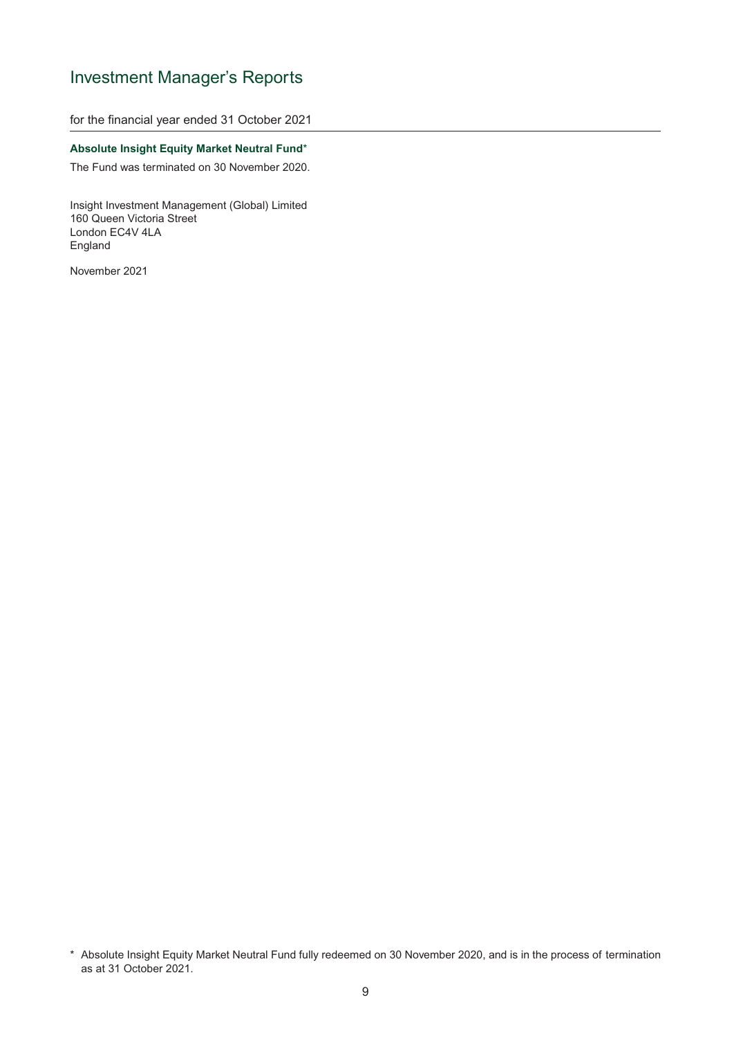# Investment Manager's Reports

for the financial year ended 31 October 2021

**Absolute Insight Equity Market Neutral Fund***

The Fund was terminated on 30 November 2020.

Insight Investment Management (Global) Limited
160 Queen Victoria Street
London EC4V 4LA
England

November 2021

* Absolute Insight Equity Market Neutral Fund fully redeemed on 30 November 2020, and is in the process of termination as at 31 October 2021.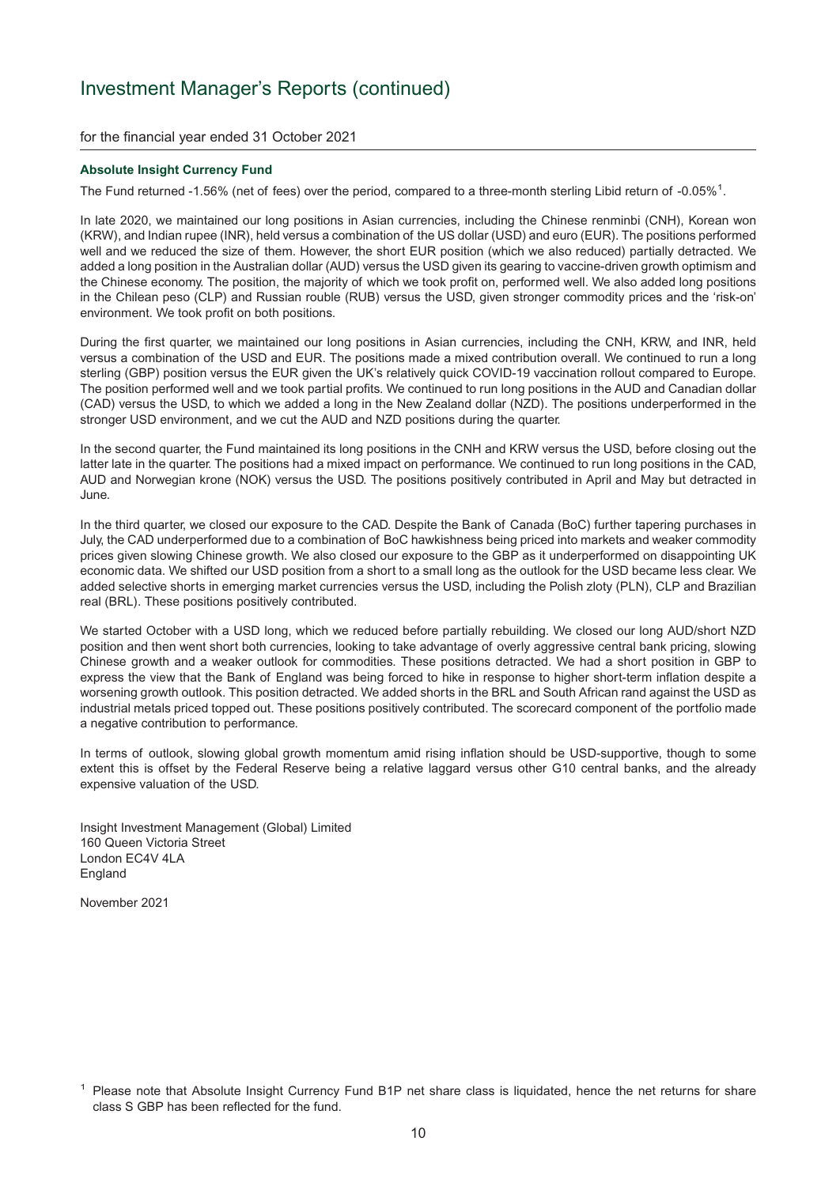# Investment Manager's Reports (continued)

for the financial year ended 31 October 2021

**Absolute Insight Currency Fund**

The Fund returned -1.56% (net of fees) over the period, compared to a three-month sterling Libid return of -0.05%[1].

In late 2020, we maintained our long positions in Asian currencies, including the Chinese renminbi (CNH), Korean won (KRW), and Indian rupee (INR), held versus a combination of the US dollar (USD) and euro (EUR). The positions performed well and we reduced the size of them. However, the short EUR position (which we also reduced) partially detracted. We added a long position in the Australian dollar (AUD) versus the USD given its gearing to vaccine-driven growth optimism and the Chinese economy. The position, the majority of which we took profit on, performed well. We also added long positions in the Chilean peso (CLP) and Russian rouble (RUB) versus the USD, given stronger commodity prices and the 'risk-on' environment. We took profit on both positions.

During the first quarter, we maintained our long positions in Asian currencies, including the CNH, KRW, and INR, held versus a combination of the USD and EUR. The positions made a mixed contribution overall. We continued to run a long sterling (GBP) position versus the EUR given the UK's relatively quick COVID-19 vaccination rollout compared to Europe. The position performed well and we took partial profits. We continued to run long positions in the AUD and Canadian dollar (CAD) versus the USD, to which we added a long in the New Zealand dollar (NZD). The positions underperformed in the stronger USD environment, and we cut the AUD and NZD positions during the quarter.

In the second quarter, the Fund maintained its long positions in the CNH and KRW versus the USD, before closing out the latter late in the quarter. The positions had a mixed impact on performance. We continued to run long positions in the CAD, AUD and Norwegian krone (NOK) versus the USD. The positions positively contributed in April and May but detracted in June.

In the third quarter, we closed our exposure to the CAD. Despite the Bank of Canada (BoC) further tapering purchases in July, the CAD underperformed due to a combination of BoC hawkishness being priced into markets and weaker commodity prices given slowing Chinese growth. We also closed our exposure to the GBP as it underperformed on disappointing UK economic data. We shifted our USD position from a short to a small long as the outlook for the USD became less clear. We added selective shorts in emerging market currencies versus the USD, including the Polish zloty (PLN), CLP and Brazilian real (BRL). These positions positively contributed.

We started October with a USD long, which we reduced before partially rebuilding. We closed our long AUD/short NZD position and then went short both currencies, looking to take advantage of overly aggressive central bank pricing, slowing Chinese growth and a weaker outlook for commodities. These positions detracted. We had a short position in GBP to express the view that the Bank of England was being forced to hike in response to higher short-term inflation despite a worsening growth outlook. This position detracted. We added shorts in the BRL and South African rand against the USD as industrial metals priced topped out. These positions positively contributed. The scorecard component of the portfolio made a negative contribution to performance.

In terms of outlook, slowing global growth momentum amid rising inflation should be USD-supportive, though to some extent this is offset by the Federal Reserve being a relative laggard versus other G10 central banks, and the already expensive valuation of the USD.

Insight Investment Management (Global) Limited
160 Queen Victoria Street
London EC4V 4LA
England

November 2021

[1] Please note that Absolute Insight Currency Fund B1P net share class is liquidated, hence the net returns for share class S GBP has been reflected for the fund.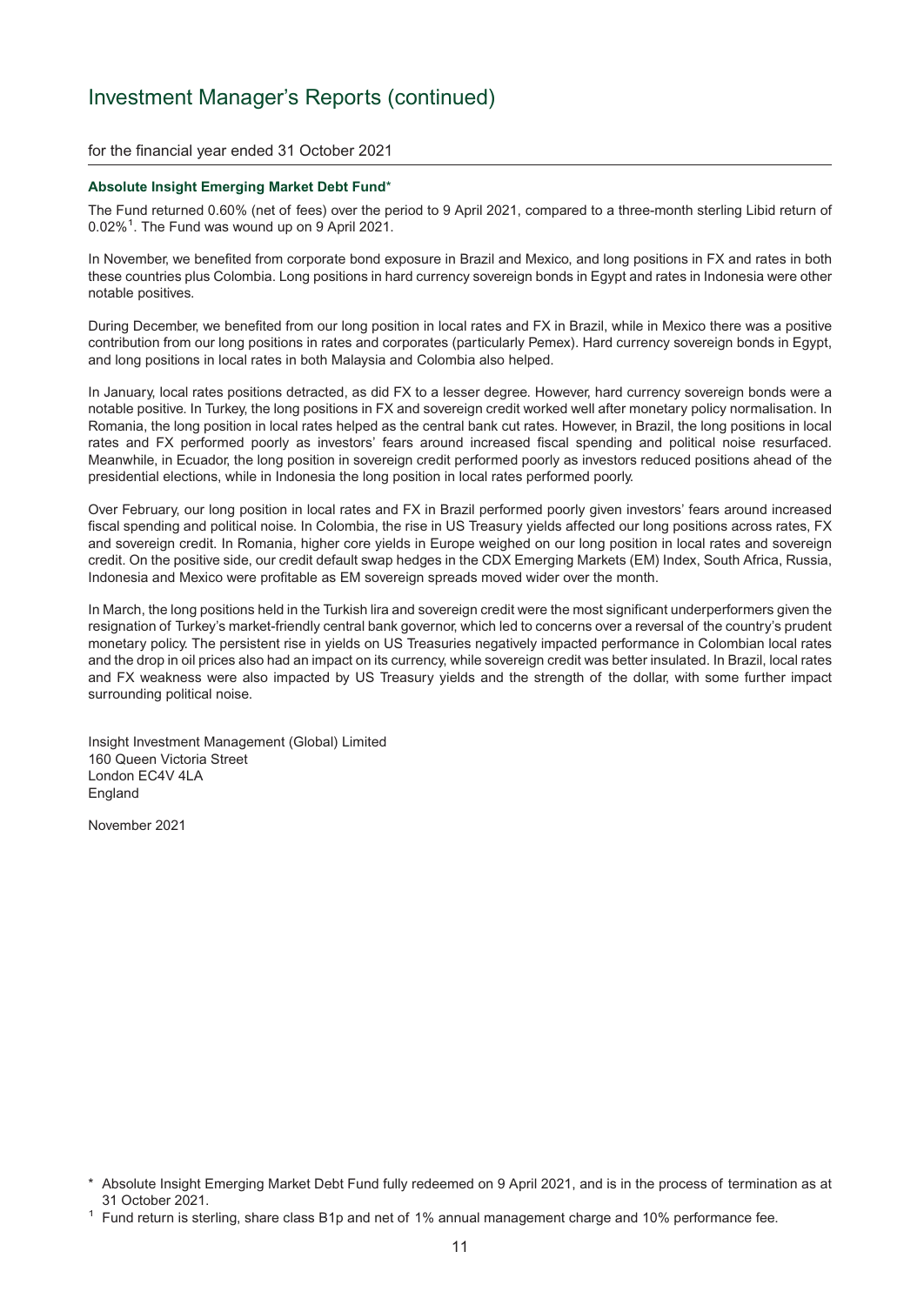# Investment Manager's Reports (continued)

for the financial year ended 31 October 2021

**Absolute Insight Emerging Market Debt Fund***

The Fund returned 0.60% (net of fees) over the period to 9 April 2021, compared to a three-month sterling Libid return of 0.02%[1]. The Fund was wound up on 9 April 2021.

In November, we benefited from corporate bond exposure in Brazil and Mexico, and long positions in FX and rates in both these countries plus Colombia. Long positions in hard currency sovereign bonds in Egypt and rates in Indonesia were other notable positives.

During December, we benefited from our long position in local rates and FX in Brazil, while in Mexico there was a positive contribution from our long positions in rates and corporates (particularly Pemex). Hard currency sovereign bonds in Egypt, and long positions in local rates in both Malaysia and Colombia also helped.

In January, local rates positions detracted, as did FX to a lesser degree. However, hard currency sovereign bonds were a notable positive. In Turkey, the long positions in FX and sovereign credit worked well after monetary policy normalisation. In Romania, the long position in local rates helped as the central bank cut rates. However, in Brazil, the long positions in local rates and FX performed poorly as investors' fears around increased fiscal spending and political noise resurfaced. Meanwhile, in Ecuador, the long position in sovereign credit performed poorly as investors reduced positions ahead of the presidential elections, while in Indonesia the long position in local rates performed poorly.

Over February, our long position in local rates and FX in Brazil performed poorly given investors' fears around increased fiscal spending and political noise. In Colombia, the rise in US Treasury yields affected our long positions across rates, FX and sovereign credit. In Romania, higher core yields in Europe weighed on our long position in local rates and sovereign credit. On the positive side, our credit default swap hedges in the CDX Emerging Markets (EM) Index, South Africa, Russia, Indonesia and Mexico were profitable as EM sovereign spreads moved wider over the month.

In March, the long positions held in the Turkish lira and sovereign credit were the most significant underperformers given the resignation of Turkey's market-friendly central bank governor, which led to concerns over a reversal of the country's prudent monetary policy. The persistent rise in yields on US Treasuries negatively impacted performance in Colombian local rates and the drop in oil prices also had an impact on its currency, while sovereign credit was better insulated. In Brazil, local rates and FX weakness were also impacted by US Treasury yields and the strength of the dollar, with some further impact surrounding political noise.

Insight Investment Management (Global) Limited
160 Queen Victoria Street
London EC4V 4LA
England

November 2021

\* Absolute Insight Emerging Market Debt Fund fully redeemed on 9 April 2021, and is in the process of termination as at 31 October 2021.

[1] Fund return is sterling, share class B1p and net of 1% annual management charge and 10% performance fee.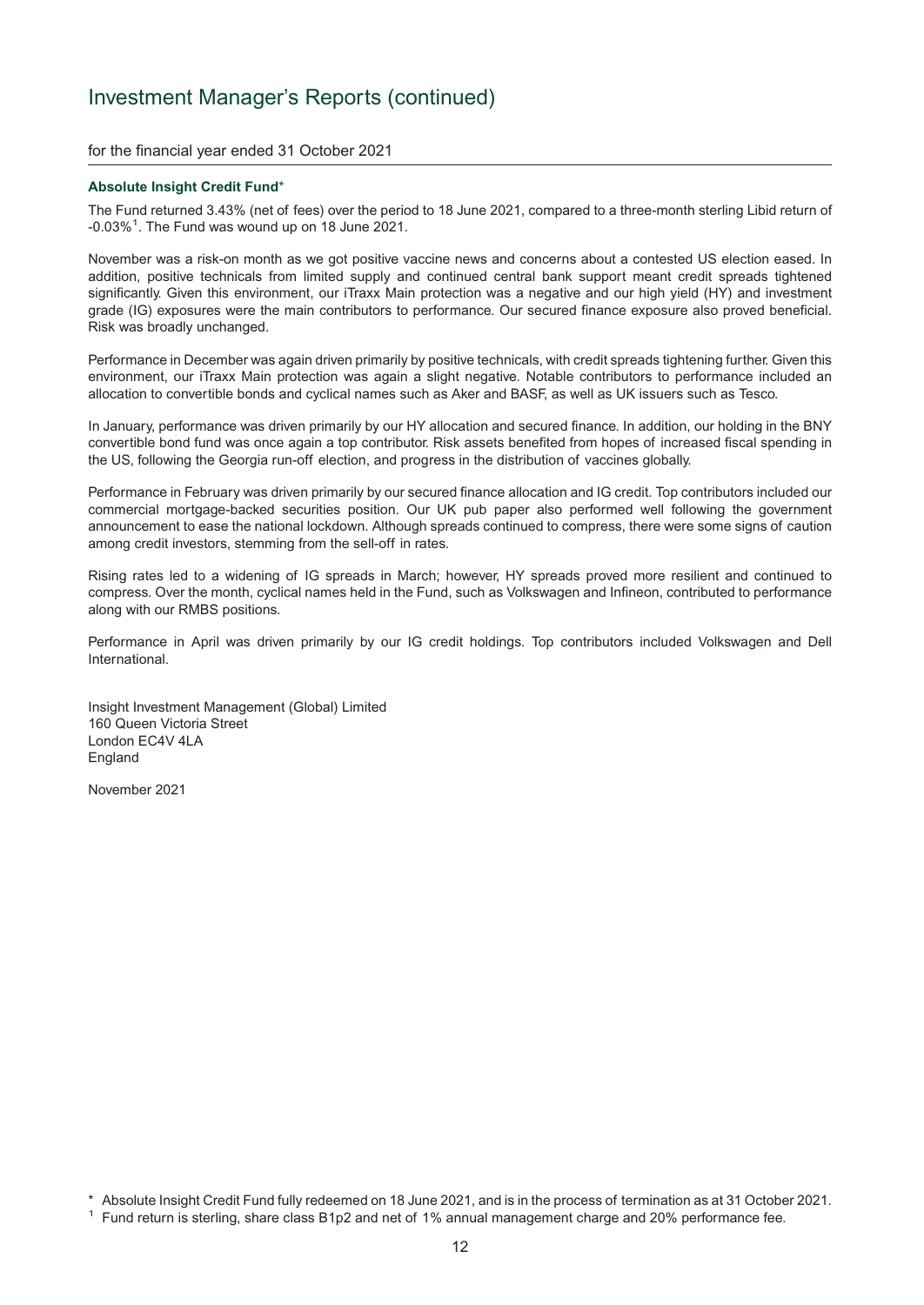# Investment Manager's Reports (continued)

for the financial year ended 31 October 2021

**Absolute Insight Credit Fund***

The Fund returned 3.43% (net of fees) over the period to 18 June 2021, compared to a three-month sterling Libid return of -0.03%[1]. The Fund was wound up on 18 June 2021.

November was a risk-on month as we got positive vaccine news and concerns about a contested US election eased. In addition, positive technicals from limited supply and continued central bank support meant credit spreads tightened significantly. Given this environment, our iTraxx Main protection was a negative and our high yield (HY) and investment grade (IG) exposures were the main contributors to performance. Our secured finance exposure also proved beneficial. Risk was broadly unchanged.

Performance in December was again driven primarily by positive technicals, with credit spreads tightening further. Given this environment, our iTraxx Main protection was again a slight negative. Notable contributors to performance included an allocation to convertible bonds and cyclical names such as Aker and BASF, as well as UK issuers such as Tesco.

In January, performance was driven primarily by our HY allocation and secured finance. In addition, our holding in the BNY convertible bond fund was once again a top contributor. Risk assets benefited from hopes of increased fiscal spending in the US, following the Georgia run-off election, and progress in the distribution of vaccines globally.

Performance in February was driven primarily by our secured finance allocation and IG credit. Top contributors included our commercial mortgage-backed securities position. Our UK pub paper also performed well following the government announcement to ease the national lockdown. Although spreads continued to compress, there were some signs of caution among credit investors, stemming from the sell-off in rates.

Rising rates led to a widening of IG spreads in March; however, HY spreads proved more resilient and continued to compress. Over the month, cyclical names held in the Fund, such as Volkswagen and Infineon, contributed to performance along with our RMBS positions.

Performance in April was driven primarily by our IG credit holdings. Top contributors included Volkswagen and Dell International.

Insight Investment Management (Global) Limited
160 Queen Victoria Street
London EC4V 4LA
England

November 2021

\* Absolute Insight Credit Fund fully redeemed on 18 June 2021, and is in the process of termination as at 31 October 2021.

[1] Fund return is sterling, share class B1p2 and net of 1% annual management charge and 20% performance fee.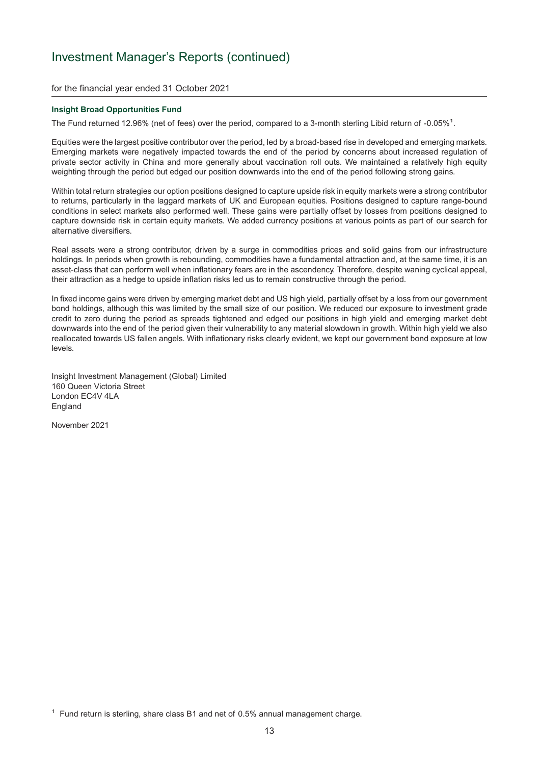# Investment Manager's Reports (continued)

for the financial year ended 31 October 2021

### Insight Broad Opportunities Fund

The Fund returned 12.96% (net of fees) over the period, compared to a 3-month sterling Libid return of -0.05%[1].

Equities were the largest positive contributor over the period, led by a broad-based rise in developed and emerging markets. Emerging markets were negatively impacted towards the end of the period by concerns about increased regulation of private sector activity in China and more generally about vaccination roll outs. We maintained a relatively high equity weighting through the period but edged our position downwards into the end of the period following strong gains.

Within total return strategies our option positions designed to capture upside risk in equity markets were a strong contributor to returns, particularly in the laggard markets of UK and European equities. Positions designed to capture range-bound conditions in select markets also performed well. These gains were partially offset by losses from positions designed to capture downside risk in certain equity markets. We added currency positions at various points as part of our search for alternative diversifiers.

Real assets were a strong contributor, driven by a surge in commodities prices and solid gains from our infrastructure holdings. In periods when growth is rebounding, commodities have a fundamental attraction and, at the same time, it is an asset-class that can perform well when inflationary fears are in the ascendency. Therefore, despite waning cyclical appeal, their attraction as a hedge to upside inflation risks led us to remain constructive through the period.

In fixed income gains were driven by emerging market debt and US high yield, partially offset by a loss from our government bond holdings, although this was limited by the small size of our position. We reduced our exposure to investment grade credit to zero during the period as spreads tightened and edged our positions in high yield and emerging market debt downwards into the end of the period given their vulnerability to any material slowdown in growth. Within high yield we also reallocated towards US fallen angels. With inflationary risks clearly evident, we kept our government bond exposure at low levels.

Insight Investment Management (Global) Limited
160 Queen Victoria Street
London EC4V 4LA
England

November 2021

[1] Fund return is sterling, share class B1 and net of 0.5% annual management charge.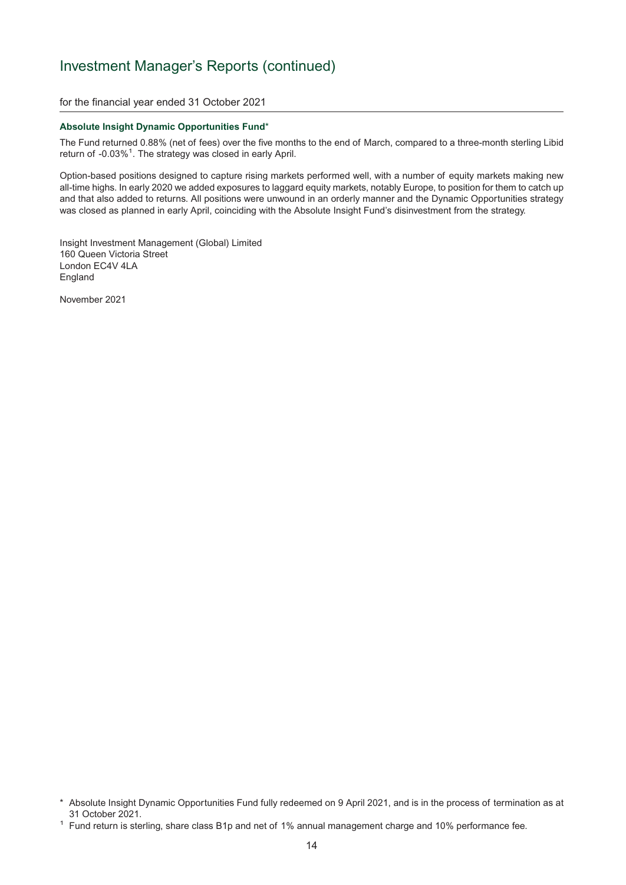# Investment Manager's Reports (continued)

for the financial year ended 31 October 2021

**Absolute Insight Dynamic Opportunities Fund***

The Fund returned 0.88% (net of fees) over the five months to the end of March, compared to a three-month sterling Libid return of -0.03%[1]. The strategy was closed in early April.

Option-based positions designed to capture rising markets performed well, with a number of equity markets making new all-time highs. In early 2020 we added exposures to laggard equity markets, notably Europe, to position for them to catch up and that also added to returns. All positions were unwound in an orderly manner and the Dynamic Opportunities strategy was closed as planned in early April, coinciding with the Absolute Insight Fund's disinvestment from the strategy.

Insight Investment Management (Global) Limited
160 Queen Victoria Street
London EC4V 4LA
England

November 2021

* Absolute Insight Dynamic Opportunities Fund fully redeemed on 9 April 2021, and is in the process of termination as at 31 October 2021.

[1] Fund return is sterling, share class B1p and net of 1% annual management charge and 10% performance fee.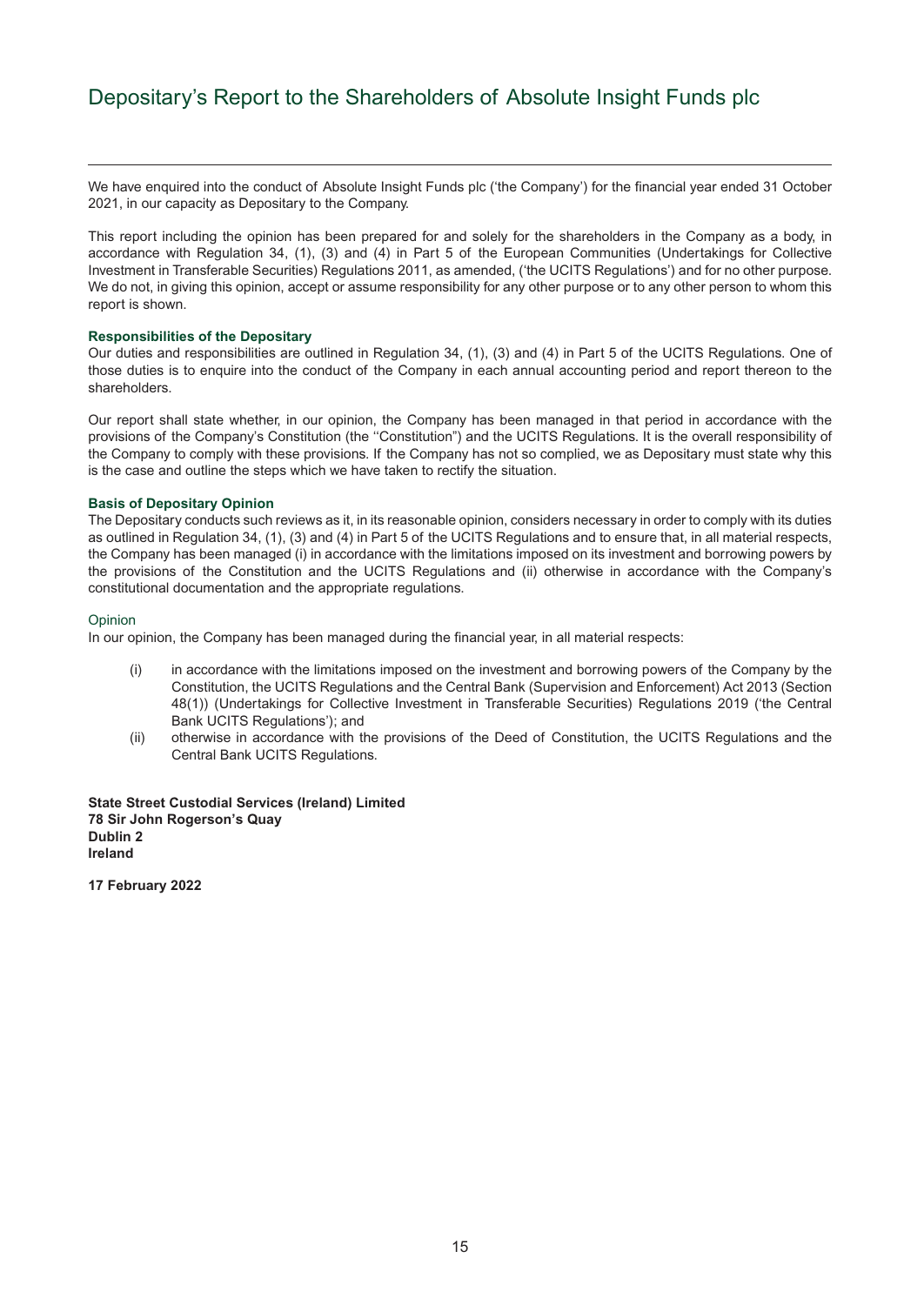# Depositary's Report to the Shareholders of Absolute Insight Funds plc

We have enquired into the conduct of Absolute Insight Funds plc ('the Company') for the financial year ended 31 October 2021, in our capacity as Depositary to the Company.

This report including the opinion has been prepared for and solely for the shareholders in the Company as a body, in accordance with Regulation 34, (1), (3) and (4) in Part 5 of the European Communities (Undertakings for Collective Investment in Transferable Securities) Regulations 2011, as amended, ('the UCITS Regulations') and for no other purpose. We do not, in giving this opinion, accept or assume responsibility for any other purpose or to any other person to whom this report is shown.

**Responsibilities of the Depositary**

Our duties and responsibilities are outlined in Regulation 34, (1), (3) and (4) in Part 5 of the UCITS Regulations. One of those duties is to enquire into the conduct of the Company in each annual accounting period and report thereon to the shareholders.

Our report shall state whether, in our opinion, the Company has been managed in that period in accordance with the provisions of the Company's Constitution (the ''Constitution") and the UCITS Regulations. It is the overall responsibility of the Company to comply with these provisions. If the Company has not so complied, we as Depositary must state why this is the case and outline the steps which we have taken to rectify the situation.

**Basis of Depositary Opinion**

The Depositary conducts such reviews as it, in its reasonable opinion, considers necessary in order to comply with its duties as outlined in Regulation 34, (1), (3) and (4) in Part 5 of the UCITS Regulations and to ensure that, in all material respects, the Company has been managed (i) in accordance with the limitations imposed on its investment and borrowing powers by the provisions of the Constitution and the UCITS Regulations and (ii) otherwise in accordance with the Company's constitutional documentation and the appropriate regulations.

Opinion

In our opinion, the Company has been managed during the financial year, in all material respects:

(i) in accordance with the limitations imposed on the investment and borrowing powers of the Company by the Constitution, the UCITS Regulations and the Central Bank (Supervision and Enforcement) Act 2013 (Section 48(1)) (Undertakings for Collective Investment in Transferable Securities) Regulations 2019 ('the Central Bank UCITS Regulations'); and

(ii) otherwise in accordance with the provisions of the Deed of Constitution, the UCITS Regulations and the Central Bank UCITS Regulations.

**State Street Custodial Services (Ireland) Limited**
**78 Sir John Rogerson's Quay**
**Dublin 2**
**Ireland**

**17 February 2022**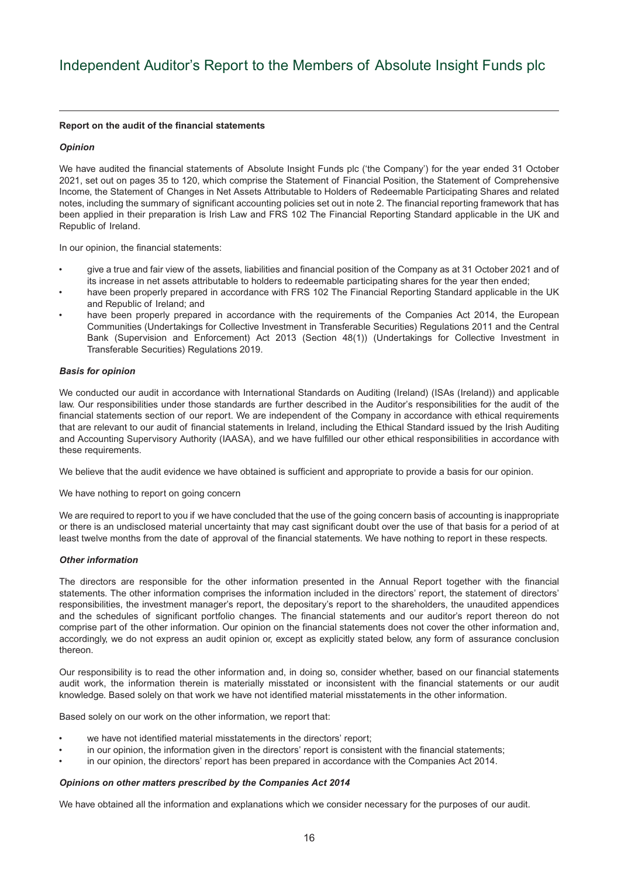# Independent Auditor's Report to the Members of Absolute Insight Funds plc

**Report on the audit of the financial statements**

***Opinion***

We have audited the financial statements of Absolute Insight Funds plc ('the Company') for the year ended 31 October 2021, set out on pages 35 to 120, which comprise the Statement of Financial Position, the Statement of Comprehensive Income, the Statement of Changes in Net Assets Attributable to Holders of Redeemable Participating Shares and related notes, including the summary of significant accounting policies set out in note 2. The financial reporting framework that has been applied in their preparation is Irish Law and FRS 102 The Financial Reporting Standard applicable in the UK and Republic of Ireland.

In our opinion, the financial statements:

- give a true and fair view of the assets, liabilities and financial position of the Company as at 31 October 2021 and of its increase in net assets attributable to holders to redeemable participating shares for the year then ended;
- have been properly prepared in accordance with FRS 102 The Financial Reporting Standard applicable in the UK and Republic of Ireland; and
- have been properly prepared in accordance with the requirements of the Companies Act 2014, the European Communities (Undertakings for Collective Investment in Transferable Securities) Regulations 2011 and the Central Bank (Supervision and Enforcement) Act 2013 (Section 48(1)) (Undertakings for Collective Investment in Transferable Securities) Regulations 2019.

***Basis for opinion***

We conducted our audit in accordance with International Standards on Auditing (Ireland) (ISAs (Ireland)) and applicable law. Our responsibilities under those standards are further described in the Auditor's responsibilities for the audit of the financial statements section of our report. We are independent of the Company in accordance with ethical requirements that are relevant to our audit of financial statements in Ireland, including the Ethical Standard issued by the Irish Auditing and Accounting Supervisory Authority (IAASA), and we have fulfilled our other ethical responsibilities in accordance with these requirements.

We believe that the audit evidence we have obtained is sufficient and appropriate to provide a basis for our opinion.

We have nothing to report on going concern

We are required to report to you if we have concluded that the use of the going concern basis of accounting is inappropriate or there is an undisclosed material uncertainty that may cast significant doubt over the use of that basis for a period of at least twelve months from the date of approval of the financial statements. We have nothing to report in these respects.

***Other information***

The directors are responsible for the other information presented in the Annual Report together with the financial statements. The other information comprises the information included in the directors' report, the statement of directors' responsibilities, the investment manager's report, the depositary's report to the shareholders, the unaudited appendices and the schedules of significant portfolio changes. The financial statements and our auditor's report thereon do not comprise part of the other information. Our opinion on the financial statements does not cover the other information and, accordingly, we do not express an audit opinion or, except as explicitly stated below, any form of assurance conclusion thereon.

Our responsibility is to read the other information and, in doing so, consider whether, based on our financial statements audit work, the information therein is materially misstated or inconsistent with the financial statements or our audit knowledge. Based solely on that work we have not identified material misstatements in the other information.

Based solely on our work on the other information, we report that:

- we have not identified material misstatements in the directors' report;
- in our opinion, the information given in the directors' report is consistent with the financial statements;
- in our opinion, the directors' report has been prepared in accordance with the Companies Act 2014.

***Opinions on other matters prescribed by the Companies Act 2014***

We have obtained all the information and explanations which we consider necessary for the purposes of our audit.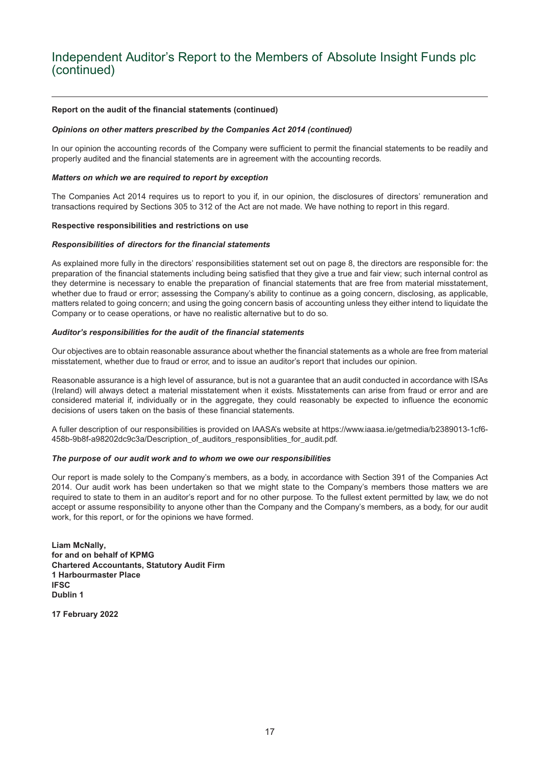# Independent Auditor's Report to the Members of Absolute Insight Funds plc (continued)

**Report on the audit of the financial statements (continued)**

***Opinions on other matters prescribed by the Companies Act 2014 (continued)***

In our opinion the accounting records of the Company were sufficient to permit the financial statements to be readily and properly audited and the financial statements are in agreement with the accounting records.

***Matters on which we are required to report by exception***

The Companies Act 2014 requires us to report to you if, in our opinion, the disclosures of directors' remuneration and transactions required by Sections 305 to 312 of the Act are not made. We have nothing to report in this regard.

**Respective responsibilities and restrictions on use**

***Responsibilities of directors for the financial statements***

As explained more fully in the directors' responsibilities statement set out on page 8, the directors are responsible for: the preparation of the financial statements including being satisfied that they give a true and fair view; such internal control as they determine is necessary to enable the preparation of financial statements that are free from material misstatement, whether due to fraud or error; assessing the Company's ability to continue as a going concern, disclosing, as applicable, matters related to going concern; and using the going concern basis of accounting unless they either intend to liquidate the Company or to cease operations, or have no realistic alternative but to do so.

***Auditor's responsibilities for the audit of the financial statements***

Our objectives are to obtain reasonable assurance about whether the financial statements as a whole are free from material misstatement, whether due to fraud or error, and to issue an auditor's report that includes our opinion.

Reasonable assurance is a high level of assurance, but is not a guarantee that an audit conducted in accordance with ISAs (Ireland) will always detect a material misstatement when it exists. Misstatements can arise from fraud or error and are considered material if, individually or in the aggregate, they could reasonably be expected to influence the economic decisions of users taken on the basis of these financial statements.

A fuller description of our responsibilities is provided on IAASA's website at https://www.iaasa.ie/getmedia/b2389013-1cf6-458b-9b8f-a98202dc9c3a/Description_of_auditors_responsiblities_for_audit.pdf.

***The purpose of our audit work and to whom we owe our responsibilities***

Our report is made solely to the Company's members, as a body, in accordance with Section 391 of the Companies Act 2014. Our audit work has been undertaken so that we might state to the Company's members those matters we are required to state to them in an auditor's report and for no other purpose. To the fullest extent permitted by law, we do not accept or assume responsibility to anyone other than the Company and the Company's members, as a body, for our audit work, for this report, or for the opinions we have formed.

**Liam McNally,**
**for and on behalf of KPMG**
**Chartered Accountants, Statutory Audit Firm**
**1 Harbourmaster Place**
**IFSC**
**Dublin 1**

**17 February 2022**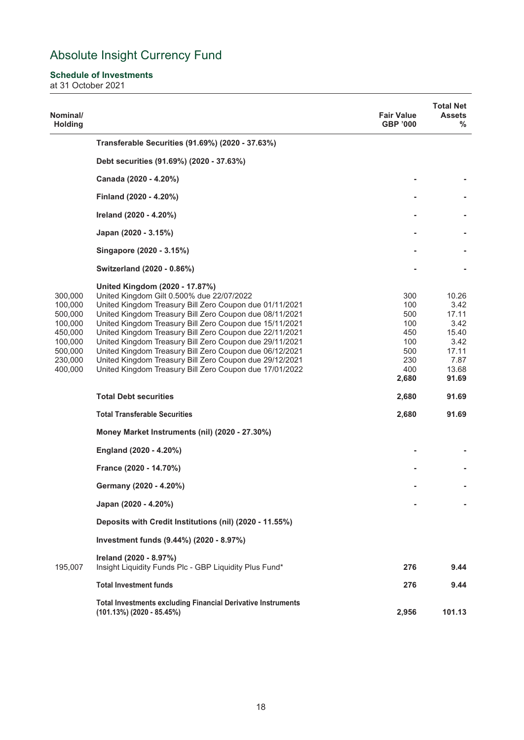# Absolute Insight Currency Fund

**Schedule of Investments**
at 31 October 2021

| Nominal/ Holding | | Fair Value GBP '000 | Total Net Assets % |
|---|---|---|---|
| | **Transferable Securities (91.69%) (2020 - 37.63%)** | | |
| | **Debt securities (91.69%) (2020 - 37.63%)** | | |
| | **Canada (2020 - 4.20%)** | - | - |
| | **Finland (2020 - 4.20%)** | - | - |
| | **Ireland (2020 - 4.20%)** | - | - |
| | **Japan (2020 - 3.15%)** | - | - |
| | **Singapore (2020 - 3.15%)** | - | - |
| | **Switzerland (2020 - 0.86%)** | - | - |
| | **United Kingdom (2020 - 17.87%)** | | |
| 300,000 | United Kingdom Gilt 0.500% due 22/07/2022 | 300 | 10.26 |
| 100,000 | United Kingdom Treasury Bill Zero Coupon due 01/11/2021 | 100 | 3.42 |
| 500,000 | United Kingdom Treasury Bill Zero Coupon due 08/11/2021 | 500 | 17.11 |
| 100,000 | United Kingdom Treasury Bill Zero Coupon due 15/11/2021 | 100 | 3.42 |
| 450,000 | United Kingdom Treasury Bill Zero Coupon due 22/11/2021 | 450 | 15.40 |
| 100,000 | United Kingdom Treasury Bill Zero Coupon due 29/11/2021 | 100 | 3.42 |
| 500,000 | United Kingdom Treasury Bill Zero Coupon due 06/12/2021 | 500 | 17.11 |
| 230,000 | United Kingdom Treasury Bill Zero Coupon due 29/12/2021 | 230 | 7.87 |
| 400,000 | United Kingdom Treasury Bill Zero Coupon due 17/01/2022 | 400 | 13.68 |
| | | **2,680** | **91.69** |
| | **Total Debt securities** | **2,680** | **91.69** |
| | **Total Transferable Securities** | **2,680** | **91.69** |
| | **Money Market Instruments (nil) (2020 - 27.30%)** | | |
| | **England (2020 - 4.20%)** | - | - |
| | **France (2020 - 14.70%)** | - | - |
| | **Germany (2020 - 4.20%)** | - | - |
| | **Japan (2020 - 4.20%)** | - | - |
| | **Deposits with Credit Institutions (nil) (2020 - 11.55%)** | | |
| | **Investment funds (9.44%) (2020 - 8.97%)** | | |
| | **Ireland (2020 - 8.97%)** | | |
| 195,007 | Insight Liquidity Funds Plc - GBP Liquidity Plus Fund* | **276** | **9.44** |
| | **Total Investment funds** | **276** | **9.44** |
| | **Total Investments excluding Financial Derivative Instruments (101.13%) (2020 - 85.45%)** | **2,956** | **101.13** |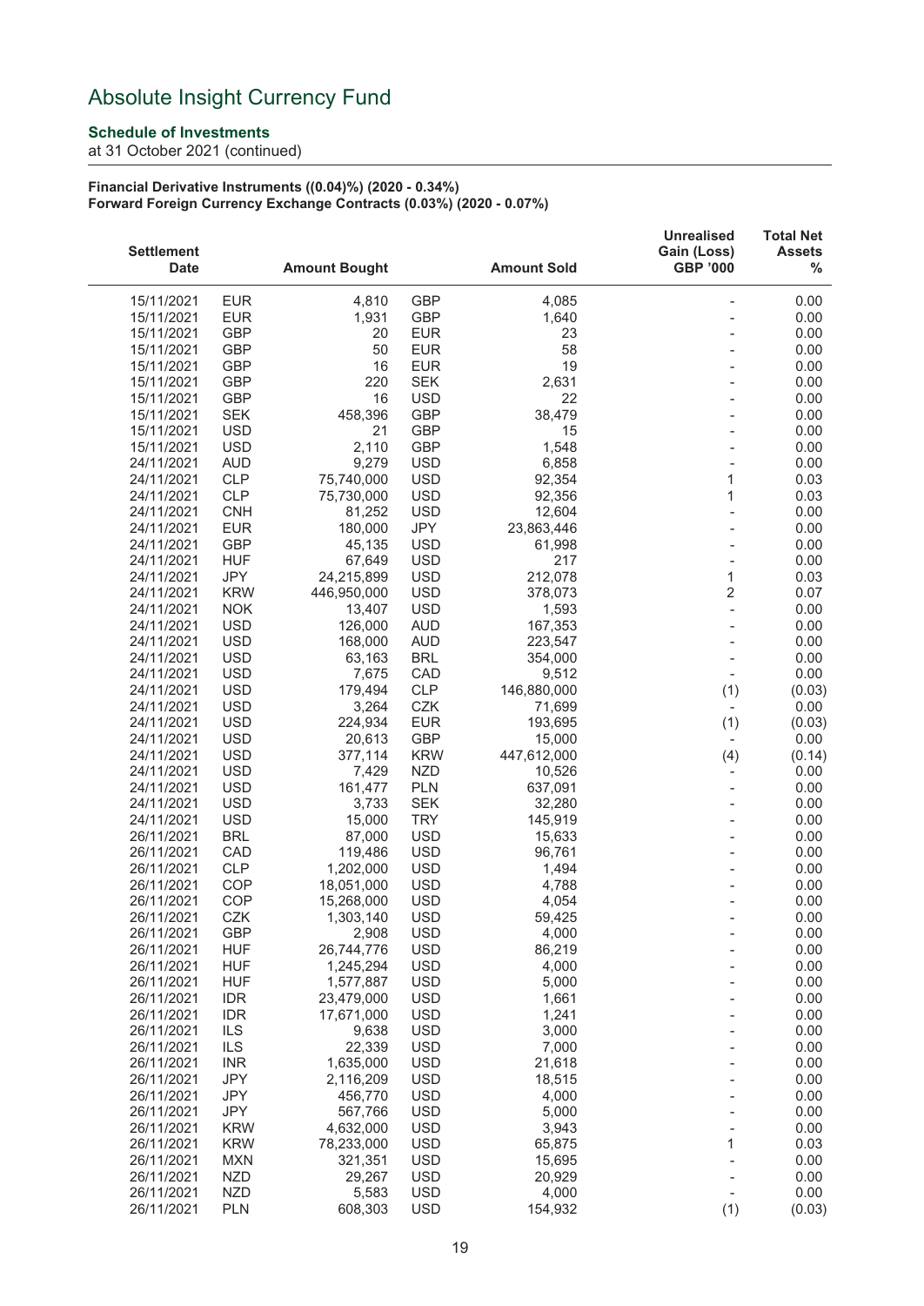# Absolute Insight Currency Fund

**Schedule of Investments**
at 31 October 2021 (continued)

**Financial Derivative Instruments ((0.04)%) (2020 - 0.34%)**
**Forward Foreign Currency Exchange Contracts (0.03%) (2020 - 0.07%)**

| Settlement Date | | Amount Bought | | Amount Sold | Unrealised Gain (Loss) GBP '000 | Total Net Assets % |
|---|---|---|---|---|---|---|
| 15/11/2021 | EUR | 4,810 | GBP | 4,085 | - | 0.00 |
| 15/11/2021 | EUR | 1,931 | GBP | 1,640 | - | 0.00 |
| 15/11/2021 | GBP | 20 | EUR | 23 | - | 0.00 |
| 15/11/2021 | GBP | 50 | EUR | 58 | - | 0.00 |
| 15/11/2021 | GBP | 16 | EUR | 19 | - | 0.00 |
| 15/11/2021 | GBP | 220 | SEK | 2,631 | - | 0.00 |
| 15/11/2021 | GBP | 16 | USD | 22 | - | 0.00 |
| 15/11/2021 | SEK | 458,396 | GBP | 38,479 | - | 0.00 |
| 15/11/2021 | USD | 21 | GBP | 15 | - | 0.00 |
| 15/11/2021 | USD | 2,110 | GBP | 1,548 | - | 0.00 |
| 24/11/2021 | AUD | 9,279 | USD | 6,858 | - | 0.00 |
| 24/11/2021 | CLP | 75,740,000 | USD | 92,354 | 1 | 0.03 |
| 24/11/2021 | CLP | 75,730,000 | USD | 92,356 | 1 | 0.03 |
| 24/11/2021 | CNH | 81,252 | USD | 12,604 | - | 0.00 |
| 24/11/2021 | EUR | 180,000 | JPY | 23,863,446 | - | 0.00 |
| 24/11/2021 | GBP | 45,135 | USD | 61,998 | - | 0.00 |
| 24/11/2021 | HUF | 67,649 | USD | 217 | - | 0.00 |
| 24/11/2021 | JPY | 24,215,899 | USD | 212,078 | 1 | 0.03 |
| 24/11/2021 | KRW | 446,950,000 | USD | 378,073 | 2 | 0.07 |
| 24/11/2021 | NOK | 13,407 | USD | 1,593 | - | 0.00 |
| 24/11/2021 | USD | 126,000 | AUD | 167,353 | - | 0.00 |
| 24/11/2021 | USD | 168,000 | AUD | 223,547 | - | 0.00 |
| 24/11/2021 | USD | 63,163 | BRL | 354,000 | - | 0.00 |
| 24/11/2021 | USD | 7,675 | CAD | 9,512 | - | 0.00 |
| 24/11/2021 | USD | 179,494 | CLP | 146,880,000 | (1) | (0.03) |
| 24/11/2021 | USD | 3,264 | CZK | 71,699 | - | 0.00 |
| 24/11/2021 | USD | 224,934 | EUR | 193,695 | (1) | (0.03) |
| 24/11/2021 | USD | 20,613 | GBP | 15,000 | - | 0.00 |
| 24/11/2021 | USD | 377,114 | KRW | 447,612,000 | (4) | (0.14) |
| 24/11/2021 | USD | 7,429 | NZD | 10,526 | - | 0.00 |
| 24/11/2021 | USD | 161,477 | PLN | 637,091 | - | 0.00 |
| 24/11/2021 | USD | 3,733 | SEK | 32,280 | - | 0.00 |
| 24/11/2021 | USD | 15,000 | TRY | 145,919 | - | 0.00 |
| 26/11/2021 | BRL | 87,000 | USD | 15,633 | - | 0.00 |
| 26/11/2021 | CAD | 119,486 | USD | 96,761 | - | 0.00 |
| 26/11/2021 | CLP | 1,202,000 | USD | 1,494 | - | 0.00 |
| 26/11/2021 | COP | 18,051,000 | USD | 4,788 | - | 0.00 |
| 26/11/2021 | COP | 15,268,000 | USD | 4,054 | - | 0.00 |
| 26/11/2021 | CZK | 1,303,140 | USD | 59,425 | - | 0.00 |
| 26/11/2021 | GBP | 2,908 | USD | 4,000 | - | 0.00 |
| 26/11/2021 | HUF | 26,744,776 | USD | 86,219 | - | 0.00 |
| 26/11/2021 | HUF | 1,245,294 | USD | 4,000 | - | 0.00 |
| 26/11/2021 | HUF | 1,577,887 | USD | 5,000 | - | 0.00 |
| 26/11/2021 | IDR | 23,479,000 | USD | 1,661 | - | 0.00 |
| 26/11/2021 | IDR | 17,671,000 | USD | 1,241 | - | 0.00 |
| 26/11/2021 | ILS | 9,638 | USD | 3,000 | - | 0.00 |
| 26/11/2021 | ILS | 22,339 | USD | 7,000 | - | 0.00 |
| 26/11/2021 | INR | 1,635,000 | USD | 21,618 | - | 0.00 |
| 26/11/2021 | JPY | 2,116,209 | USD | 18,515 | - | 0.00 |
| 26/11/2021 | JPY | 456,770 | USD | 4,000 | - | 0.00 |
| 26/11/2021 | JPY | 567,766 | USD | 5,000 | - | 0.00 |
| 26/11/2021 | KRW | 4,632,000 | USD | 3,943 | - | 0.00 |
| 26/11/2021 | KRW | 78,233,000 | USD | 65,875 | 1 | 0.03 |
| 26/11/2021 | MXN | 321,351 | USD | 15,695 | - | 0.00 |
| 26/11/2021 | NZD | 29,267 | USD | 20,929 | - | 0.00 |
| 26/11/2021 | NZD | 5,583 | USD | 4,000 | - | 0.00 |
| 26/11/2021 | PLN | 608,303 | USD | 154,932 | (1) | (0.03) |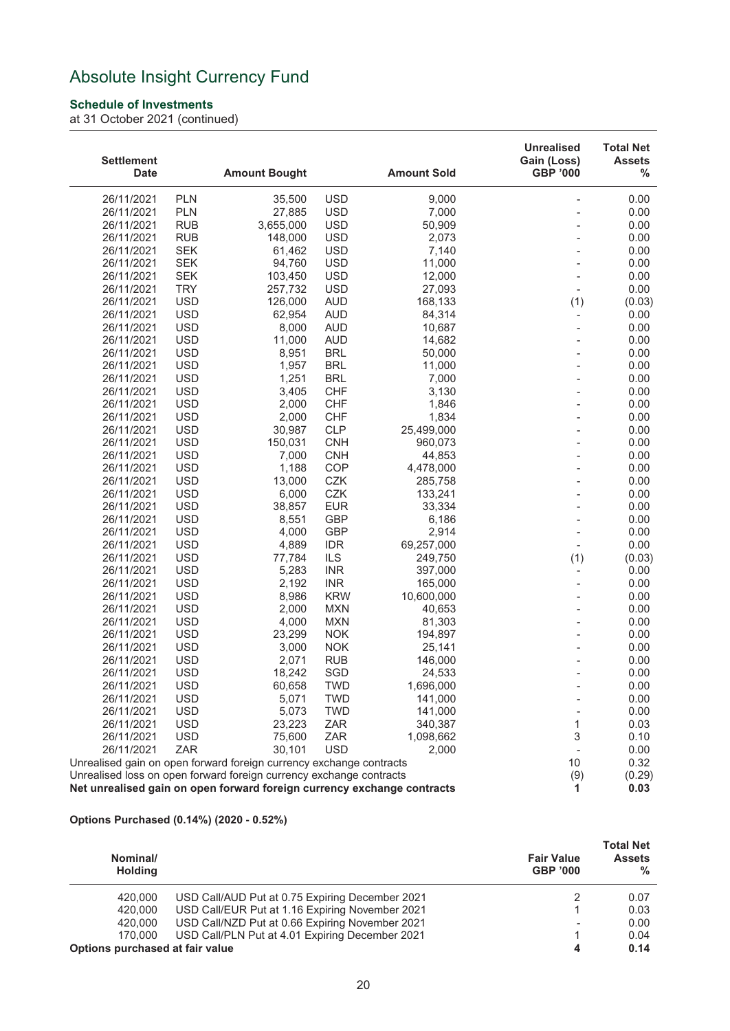# Absolute Insight Currency Fund

**Schedule of Investments**
at 31 October 2021 (continued)

| Settlement Date | | Amount Bought | | Amount Sold | Unrealised Gain (Loss) GBP '000 | Total Net Assets % |
|---|---|---|---|---|---|---|
| 26/11/2021 | PLN | 35,500 | USD | 9,000 | - | 0.00 |
| 26/11/2021 | PLN | 27,885 | USD | 7,000 | - | 0.00 |
| 26/11/2021 | RUB | 3,655,000 | USD | 50,909 | - | 0.00 |
| 26/11/2021 | RUB | 148,000 | USD | 2,073 | - | 0.00 |
| 26/11/2021 | SEK | 61,462 | USD | 7,140 | - | 0.00 |
| 26/11/2021 | SEK | 94,760 | USD | 11,000 | - | 0.00 |
| 26/11/2021 | SEK | 103,450 | USD | 12,000 | - | 0.00 |
| 26/11/2021 | TRY | 257,732 | USD | 27,093 | - | 0.00 |
| 26/11/2021 | USD | 126,000 | AUD | 168,133 | (1) | (0.03) |
| 26/11/2021 | USD | 62,954 | AUD | 84,314 | - | 0.00 |
| 26/11/2021 | USD | 8,000 | AUD | 10,687 | - | 0.00 |
| 26/11/2021 | USD | 11,000 | AUD | 14,682 | - | 0.00 |
| 26/11/2021 | USD | 8,951 | BRL | 50,000 | - | 0.00 |
| 26/11/2021 | USD | 1,957 | BRL | 11,000 | - | 0.00 |
| 26/11/2021 | USD | 1,251 | BRL | 7,000 | - | 0.00 |
| 26/11/2021 | USD | 3,405 | CHF | 3,130 | - | 0.00 |
| 26/11/2021 | USD | 2,000 | CHF | 1,846 | - | 0.00 |
| 26/11/2021 | USD | 2,000 | CHF | 1,834 | - | 0.00 |
| 26/11/2021 | USD | 30,987 | CLP | 25,499,000 | - | 0.00 |
| 26/11/2021 | USD | 150,031 | CNH | 960,073 | - | 0.00 |
| 26/11/2021 | USD | 7,000 | CNH | 44,853 | - | 0.00 |
| 26/11/2021 | USD | 1,188 | COP | 4,478,000 | - | 0.00 |
| 26/11/2021 | USD | 13,000 | CZK | 285,758 | - | 0.00 |
| 26/11/2021 | USD | 6,000 | CZK | 133,241 | - | 0.00 |
| 26/11/2021 | USD | 38,857 | EUR | 33,334 | - | 0.00 |
| 26/11/2021 | USD | 8,551 | GBP | 6,186 | - | 0.00 |
| 26/11/2021 | USD | 4,000 | GBP | 2,914 | - | 0.00 |
| 26/11/2021 | USD | 4,889 | IDR | 69,257,000 | - | 0.00 |
| 26/11/2021 | USD | 77,784 | ILS | 249,750 | (1) | (0.03) |
| 26/11/2021 | USD | 5,283 | INR | 397,000 | - | 0.00 |
| 26/11/2021 | USD | 2,192 | INR | 165,000 | - | 0.00 |
| 26/11/2021 | USD | 8,986 | KRW | 10,600,000 | - | 0.00 |
| 26/11/2021 | USD | 2,000 | MXN | 40,653 | - | 0.00 |
| 26/11/2021 | USD | 4,000 | MXN | 81,303 | - | 0.00 |
| 26/11/2021 | USD | 23,299 | NOK | 194,897 | - | 0.00 |
| 26/11/2021 | USD | 3,000 | NOK | 25,141 | - | 0.00 |
| 26/11/2021 | USD | 2,071 | RUB | 146,000 | - | 0.00 |
| 26/11/2021 | USD | 18,242 | SGD | 24,533 | - | 0.00 |
| 26/11/2021 | USD | 60,658 | TWD | 1,696,000 | - | 0.00 |
| 26/11/2021 | USD | 5,071 | TWD | 141,000 | - | 0.00 |
| 26/11/2021 | USD | 5,073 | TWD | 141,000 | - | 0.00 |
| 26/11/2021 | USD | 23,223 | ZAR | 340,387 | 1 | 0.03 |
| 26/11/2021 | USD | 75,600 | ZAR | 1,098,662 | 3 | 0.10 |
| 26/11/2021 | ZAR | 30,101 | USD | 2,000 | - | 0.00 |
| Unrealised gain on open forward foreign currency exchange contracts | | | | | 10 | 0.32 |
| Unrealised loss on open forward foreign currency exchange contracts | | | | | (9) | (0.29) |
| **Net unrealised gain on open forward foreign currency exchange contracts** | | | | | **1** | **0.03** |

**Options Purchased (0.14%) (2020 - 0.52%)**

| Nominal/ Holding | | Fair Value GBP '000 | Total Net Assets % |
|---|---|---|---|
| 420,000 | USD Call/AUD Put at 0.75 Expiring December 2021 | 2 | 0.07 |
| 420,000 | USD Call/EUR Put at 1.16 Expiring November 2021 | 1 | 0.03 |
| 420,000 | USD Call/NZD Put at 0.66 Expiring November 2021 | - | 0.00 |
| 170,000 | USD Call/PLN Put at 4.01 Expiring December 2021 | 1 | 0.04 |
| **Options purchased at fair value** | | **4** | **0.14** |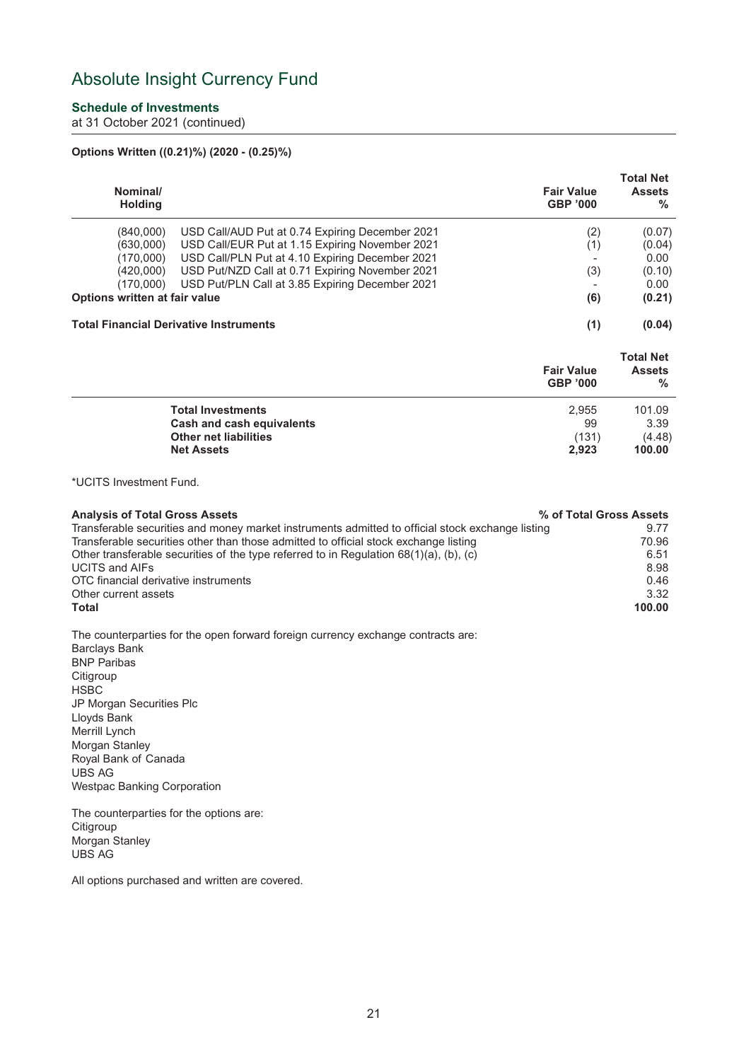# Absolute Insight Currency Fund

**Schedule of Investments**
at 31 October 2021 (continued)

**Options Written ((0.21)%) (2020 - (0.25)%)**

| Nominal/ Holding | | Fair Value GBP '000 | Total Net Assets % |
|---|---|---|---|
| (840,000) | USD Call/AUD Put at 0.74 Expiring December 2021 | (2) | (0.07) |
| (630,000) | USD Call/EUR Put at 1.15 Expiring November 2021 | (1) | (0.04) |
| (170,000) | USD Call/PLN Put at 4.10 Expiring December 2021 | - | 0.00 |
| (420,000) | USD Put/NZD Call at 0.71 Expiring November 2021 | (3) | (0.10) |
| (170,000) | USD Put/PLN Call at 3.85 Expiring December 2021 | - | 0.00 |
| **Options written at fair value** | | **(6)** | **(0.21)** |
| **Total Financial Derivative Instruments** | | **(1)** | **(0.04)** |

| | Fair Value GBP '000 | Total Net Assets % |
|---|---|---|
| **Total Investments** | 2,955 | 101.09 |
| **Cash and cash equivalents** | 99 | 3.39 |
| **Other net liabilities** | (131) | (4.48) |
| **Net Assets** | **2,923** | **100.00** |

*UCITS Investment Fund.

| **Analysis of Total Gross Assets** | **% of Total Gross Assets** |
|---|---|
| Transferable securities and money market instruments admitted to official stock exchange listing | 9.77 |
| Transferable securities other than those admitted to official stock exchange listing | 70.96 |
| Other transferable securities of the type referred to in Regulation 68(1)(a), (b), (c) | 6.51 |
| UCITS and AIFs | 8.98 |
| OTC financial derivative instruments | 0.46 |
| Other current assets | 3.32 |
| **Total** | **100.00** |

The counterparties for the open forward foreign currency exchange contracts are:
Barclays Bank
BNP Paribas
Citigroup
HSBC
JP Morgan Securities Plc
Lloyds Bank
Merrill Lynch
Morgan Stanley
Royal Bank of Canada
UBS AG
Westpac Banking Corporation

The counterparties for the options are:
Citigroup
Morgan Stanley
UBS AG

All options purchased and written are covered.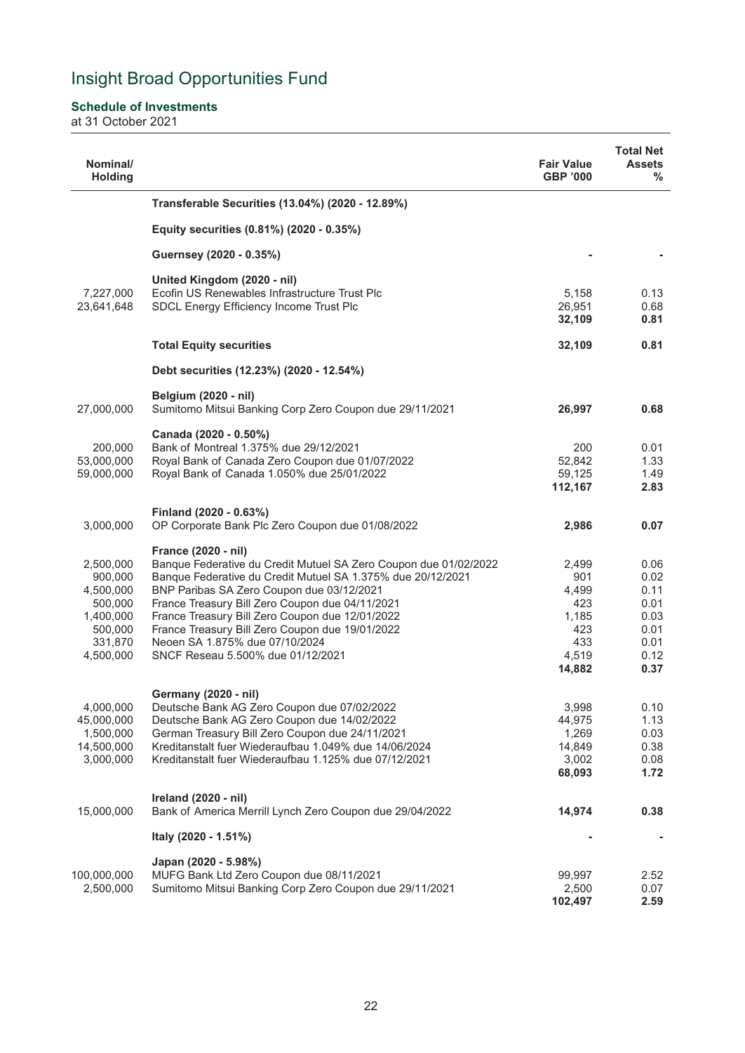# Insight Broad Opportunities Fund

**Schedule of Investments**
at 31 October 2021

| Nominal/ Holding | | Fair Value GBP '000 | Total Net Assets % |
|---|---|---|---|
| | **Transferable Securities (13.04%) (2020 - 12.89%)** | | |
| | **Equity securities (0.81%) (2020 - 0.35%)** | | |
| | **Guernsey (2020 - 0.35%)** | - | - |
| | **United Kingdom (2020 - nil)** | | |
| 7,227,000 | Ecofin US Renewables Infrastructure Trust Plc | 5,158 | 0.13 |
| 23,641,648 | SDCL Energy Efficiency Income Trust Plc | 26,951 | 0.68 |
| | | **32,109** | **0.81** |
| | **Total Equity securities** | **32,109** | **0.81** |
| | **Debt securities (12.23%) (2020 - 12.54%)** | | |
| | **Belgium (2020 - nil)** | | |
| 27,000,000 | Sumitomo Mitsui Banking Corp Zero Coupon due 29/11/2021 | **26,997** | **0.68** |
| | **Canada (2020 - 0.50%)** | | |
| 200,000 | Bank of Montreal 1.375% due 29/12/2021 | 200 | 0.01 |
| 53,000,000 | Royal Bank of Canada Zero Coupon due 01/07/2022 | 52,842 | 1.33 |
| 59,000,000 | Royal Bank of Canada 1.050% due 25/01/2022 | 59,125 | 1.49 |
| | | **112,167** | **2.83** |
| | **Finland (2020 - 0.63%)** | | |
| 3,000,000 | OP Corporate Bank Plc Zero Coupon due 01/08/2022 | **2,986** | **0.07** |
| | **France (2020 - nil)** | | |
| 2,500,000 | Banque Federative du Credit Mutuel SA Zero Coupon due 01/02/2022 | 2,499 | 0.06 |
| 900,000 | Banque Federative du Credit Mutuel SA 1.375% due 20/12/2021 | 901 | 0.02 |
| 4,500,000 | BNP Paribas SA Zero Coupon due 03/12/2021 | 4,499 | 0.11 |
| 500,000 | France Treasury Bill Zero Coupon due 04/11/2021 | 423 | 0.01 |
| 1,400,000 | France Treasury Bill Zero Coupon due 12/01/2022 | 1,185 | 0.03 |
| 500,000 | France Treasury Bill Zero Coupon due 19/01/2022 | 423 | 0.01 |
| 331,870 | Neoen SA 1.875% due 07/10/2024 | 433 | 0.01 |
| 4,500,000 | SNCF Reseau 5.500% due 01/12/2021 | 4,519 | 0.12 |
| | | **14,882** | **0.37** |
| | **Germany (2020 - nil)** | | |
| 4,000,000 | Deutsche Bank AG Zero Coupon due 07/02/2022 | 3,998 | 0.10 |
| 45,000,000 | Deutsche Bank AG Zero Coupon due 14/02/2022 | 44,975 | 1.13 |
| 1,500,000 | German Treasury Bill Zero Coupon due 24/11/2021 | 1,269 | 0.03 |
| 14,500,000 | Kreditanstalt fuer Wiederaufbau 1.049% due 14/06/2024 | 14,849 | 0.38 |
| 3,000,000 | Kreditanstalt fuer Wiederaufbau 1.125% due 07/12/2021 | 3,002 | 0.08 |
| | | **68,093** | **1.72** |
| | **Ireland (2020 - nil)** | | |
| 15,000,000 | Bank of America Merrill Lynch Zero Coupon due 29/04/2022 | **14,974** | **0.38** |
| | **Italy (2020 - 1.51%)** | - | - |
| | **Japan (2020 - 5.98%)** | | |
| 100,000,000 | MUFG Bank Ltd Zero Coupon due 08/11/2021 | 99,997 | 2.52 |
| 2,500,000 | Sumitomo Mitsui Banking Corp Zero Coupon due 29/11/2021 | 2,500 | 0.07 |
| | | **102,497** | **2.59** |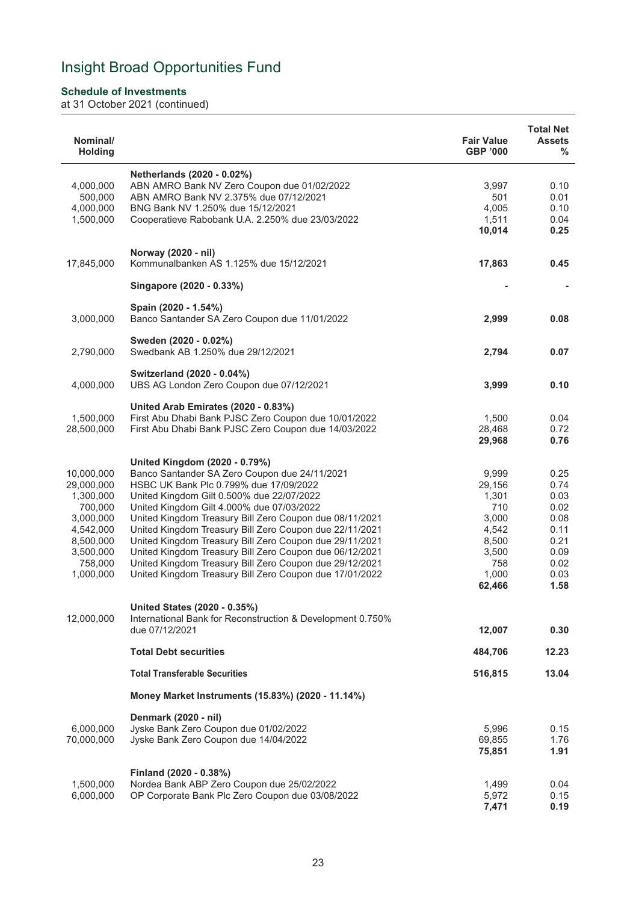# Insight Broad Opportunities Fund

**Schedule of Investments**
at 31 October 2021 (continued)

| Nominal/ Holding | | Fair Value GBP '000 | Total Net Assets % |
|---|---|---|---|
| | **Netherlands (2020 - 0.02%)** | | |
| 4,000,000 | ABN AMRO Bank NV Zero Coupon due 01/02/2022 | 3,997 | 0.10 |
| 500,000 | ABN AMRO Bank NV 2.375% due 07/12/2021 | 501 | 0.01 |
| 4,000,000 | BNG Bank NV 1.250% due 15/12/2021 | 4,005 | 0.10 |
| 1,500,000 | Cooperatieve Rabobank U.A. 2.250% due 23/03/2022 | 1,511 | 0.04 |
| | | **10,014** | **0.25** |
| | **Norway (2020 - nil)** | | |
| 17,845,000 | Kommunalbanken AS 1.125% due 15/12/2021 | **17,863** | **0.45** |
| | **Singapore (2020 - 0.33%)** | **-** | **-** |
| | **Spain (2020 - 1.54%)** | | |
| 3,000,000 | Banco Santander SA Zero Coupon due 11/01/2022 | **2,999** | **0.08** |
| | **Sweden (2020 - 0.02%)** | | |
| 2,790,000 | Swedbank AB 1.250% due 29/12/2021 | **2,794** | **0.07** |
| | **Switzerland (2020 - 0.04%)** | | |
| 4,000,000 | UBS AG London Zero Coupon due 07/12/2021 | **3,999** | **0.10** |
| | **United Arab Emirates (2020 - 0.83%)** | | |
| 1,500,000 | First Abu Dhabi Bank PJSC Zero Coupon due 10/01/2022 | 1,500 | 0.04 |
| 28,500,000 | First Abu Dhabi Bank PJSC Zero Coupon due 14/03/2022 | 28,468 | 0.72 |
| | | **29,968** | **0.76** |
| | **United Kingdom (2020 - 0.79%)** | | |
| 10,000,000 | Banco Santander SA Zero Coupon due 24/11/2021 | 9,999 | 0.25 |
| 29,000,000 | HSBC UK Bank Plc 0.799% due 17/09/2022 | 29,156 | 0.74 |
| 1,300,000 | United Kingdom Gilt 0.500% due 22/07/2022 | 1,301 | 0.03 |
| 700,000 | United Kingdom Gilt 4.000% due 07/03/2022 | 710 | 0.02 |
| 3,000,000 | United Kingdom Treasury Bill Zero Coupon due 08/11/2021 | 3,000 | 0.08 |
| 4,542,000 | United Kingdom Treasury Bill Zero Coupon due 22/11/2021 | 4,542 | 0.11 |
| 8,500,000 | United Kingdom Treasury Bill Zero Coupon due 29/11/2021 | 8,500 | 0.21 |
| 3,500,000 | United Kingdom Treasury Bill Zero Coupon due 06/12/2021 | 3,500 | 0.09 |
| 758,000 | United Kingdom Treasury Bill Zero Coupon due 29/12/2021 | 758 | 0.02 |
| 1,000,000 | United Kingdom Treasury Bill Zero Coupon due 17/01/2022 | 1,000 | 0.03 |
| | | **62,466** | **1.58** |
| | **United States (2020 - 0.35%)** | | |
| 12,000,000 | International Bank for Reconstruction & Development 0.750% due 07/12/2021 | **12,007** | **0.30** |
| | **Total Debt securities** | **484,706** | **12.23** |
| | **Total Transferable Securities** | **516,815** | **13.04** |
| | **Money Market Instruments (15.83%) (2020 - 11.14%)** | | |
| | **Denmark (2020 - nil)** | | |
| 6,000,000 | Jyske Bank Zero Coupon due 01/02/2022 | 5,996 | 0.15 |
| 70,000,000 | Jyske Bank Zero Coupon due 14/04/2022 | 69,855 | 1.76 |
| | | **75,851** | **1.91** |
| | **Finland (2020 - 0.38%)** | | |
| 1,500,000 | Nordea Bank ABP Zero Coupon due 25/02/2022 | 1,499 | 0.04 |
| 6,000,000 | OP Corporate Bank Plc Zero Coupon due 03/08/2022 | 5,972 | 0.15 |
| | | **7,471** | **0.19** |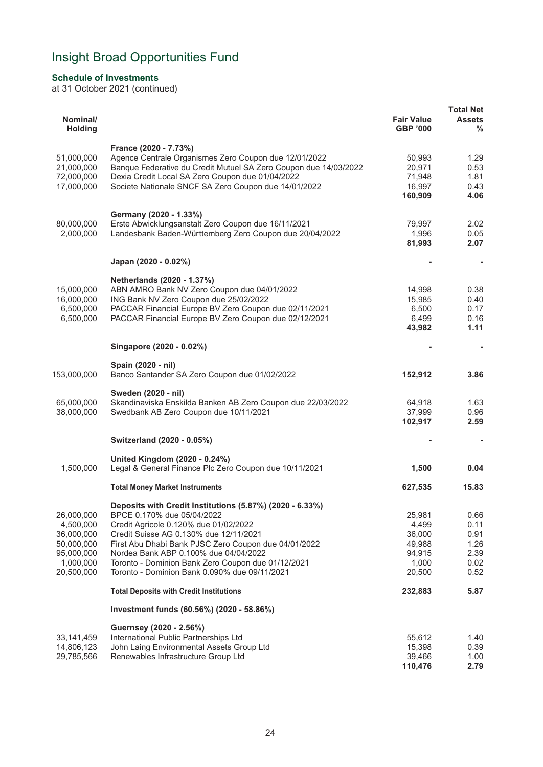# Insight Broad Opportunities Fund

**Schedule of Investments**
at 31 October 2021 (continued)

| Nominal/ Holding | | Fair Value GBP '000 | Total Net Assets % |
|---|---|---|---|
| | **France (2020 - 7.73%)** | | |
| 51,000,000 | Agence Centrale Organismes Zero Coupon due 12/01/2022 | 50,993 | 1.29 |
| 21,000,000 | Banque Federative du Credit Mutuel SA Zero Coupon due 14/03/2022 | 20,971 | 0.53 |
| 72,000,000 | Dexia Credit Local SA Zero Coupon due 01/04/2022 | 71,948 | 1.81 |
| 17,000,000 | Societe Nationale SNCF SA Zero Coupon due 14/01/2022 | 16,997 | 0.43 |
| | | **160,909** | **4.06** |
| | **Germany (2020 - 1.33%)** | | |
| 80,000,000 | Erste Abwicklungsanstalt Zero Coupon due 16/11/2021 | 79,997 | 2.02 |
| 2,000,000 | Landesbank Baden-Württemberg Zero Coupon due 20/04/2022 | 1,996 | 0.05 |
| | | **81,993** | **2.07** |
| | **Japan (2020 - 0.02%)** | - | - |
| | **Netherlands (2020 - 1.37%)** | | |
| 15,000,000 | ABN AMRO Bank NV Zero Coupon due 04/01/2022 | 14,998 | 0.38 |
| 16,000,000 | ING Bank NV Zero Coupon due 25/02/2022 | 15,985 | 0.40 |
| 6,500,000 | PACCAR Financial Europe BV Zero Coupon due 02/11/2021 | 6,500 | 0.17 |
| 6,500,000 | PACCAR Financial Europe BV Zero Coupon due 02/12/2021 | 6,499 | 0.16 |
| | | **43,982** | **1.11** |
| | **Singapore (2020 - 0.02%)** | - | - |
| | **Spain (2020 - nil)** | | |
| 153,000,000 | Banco Santander SA Zero Coupon due 01/02/2022 | **152,912** | **3.86** |
| | **Sweden (2020 - nil)** | | |
| 65,000,000 | Skandinaviska Enskilda Banken AB Zero Coupon due 22/03/2022 | 64,918 | 1.63 |
| 38,000,000 | Swedbank AB Zero Coupon due 10/11/2021 | 37,999 | 0.96 |
| | | **102,917** | **2.59** |
| | **Switzerland (2020 - 0.05%)** | - | - |
| | **United Kingdom (2020 - 0.24%)** | | |
| 1,500,000 | Legal & General Finance Plc Zero Coupon due 10/11/2021 | **1,500** | **0.04** |
| | **Total Money Market Instruments** | **627,535** | **15.83** |
| | **Deposits with Credit Institutions (5.87%) (2020 - 6.33%)** | | |
| 26,000,000 | BPCE 0.170% due 05/04/2022 | 25,981 | 0.66 |
| 4,500,000 | Credit Agricole 0.120% due 01/02/2022 | 4,499 | 0.11 |
| 36,000,000 | Credit Suisse AG 0.130% due 12/11/2021 | 36,000 | 0.91 |
| 50,000,000 | First Abu Dhabi Bank PJSC Zero Coupon due 04/01/2022 | 49,988 | 1.26 |
| 95,000,000 | Nordea Bank ABP 0.100% due 04/04/2022 | 94,915 | 2.39 |
| 1,000,000 | Toronto - Dominion Bank Zero Coupon due 01/12/2021 | 1,000 | 0.02 |
| 20,500,000 | Toronto - Dominion Bank 0.090% due 09/11/2021 | 20,500 | 0.52 |
| | **Total Deposits with Credit Institutions** | **232,883** | **5.87** |
| | **Investment funds (60.56%) (2020 - 58.86%)** | | |
| | **Guernsey (2020 - 2.56%)** | | |
| 33,141,459 | International Public Partnerships Ltd | 55,612 | 1.40 |
| 14,806,123 | John Laing Environmental Assets Group Ltd | 15,398 | 0.39 |
| 29,785,566 | Renewables Infrastructure Group Ltd | 39,466 | 1.00 |
| | | **110,476** | **2.79** |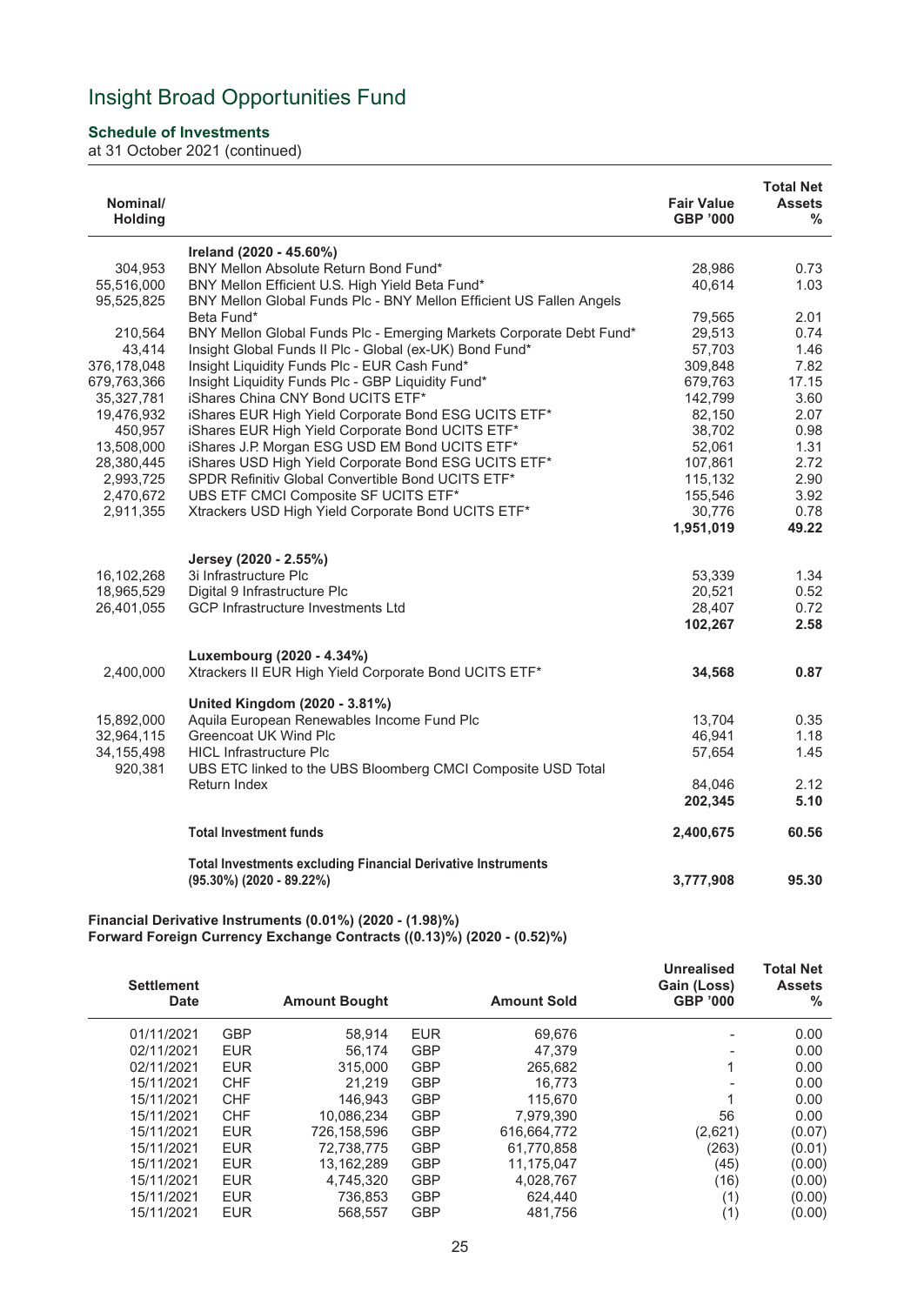# Insight Broad Opportunities Fund

### Schedule of Investments

at 31 October 2021 (continued)

| Nominal/ Holding | | Fair Value GBP '000 | Total Net Assets % |
|---|---|---|---|
| | **Ireland (2020 - 45.60%)** | | |
| 304,953 | BNY Mellon Absolute Return Bond Fund* | 28,986 | 0.73 |
| 55,516,000 | BNY Mellon Efficient U.S. High Yield Beta Fund* | 40,614 | 1.03 |
| 95,525,825 | BNY Mellon Global Funds Plc - BNY Mellon Efficient US Fallen Angels Beta Fund* | 79,565 | 2.01 |
| 210,564 | BNY Mellon Global Funds Plc - Emerging Markets Corporate Debt Fund* | 29,513 | 0.74 |
| 43,414 | Insight Global Funds II Plc - Global (ex-UK) Bond Fund* | 57,703 | 1.46 |
| 376,178,048 | Insight Liquidity Funds Plc - EUR Cash Fund* | 309,848 | 7.82 |
| 679,763,366 | Insight Liquidity Funds Plc - GBP Liquidity Fund* | 679,763 | 17.15 |
| 35,327,781 | iShares China CNY Bond UCITS ETF* | 142,799 | 3.60 |
| 19,476,932 | iShares EUR High Yield Corporate Bond ESG UCITS ETF* | 82,150 | 2.07 |
| 450,957 | iShares EUR High Yield Corporate Bond UCITS ETF* | 38,702 | 0.98 |
| 13,508,000 | iShares J.P Morgan ESG USD EM Bond UCITS ETF* | 52,061 | 1.31 |
| 28,380,445 | iShares USD High Yield Corporate Bond ESG UCITS ETF* | 107,861 | 2.72 |
| 2,993,725 | SPDR Refinitiv Global Convertible Bond UCITS ETF* | 115,132 | 2.90 |
| 2,470,672 | UBS ETF CMCI Composite SF UCITS ETF* | 155,546 | 3.92 |
| 2,911,355 | Xtrackers USD High Yield Corporate Bond UCITS ETF* | 30,776 | 0.78 |
| | | **1,951,019** | **49.22** |
| | **Jersey (2020 - 2.55%)** | | |
| 16,102,268 | 3i Infrastructure Plc | 53,339 | 1.34 |
| 18,965,529 | Digital 9 Infrastructure Plc | 20,521 | 0.52 |
| 26,401,055 | GCP Infrastructure Investments Ltd | 28,407 | 0.72 |
| | | **102,267** | **2.58** |
| | **Luxembourg (2020 - 4.34%)** | | |
| 2,400,000 | Xtrackers II EUR High Yield Corporate Bond UCITS ETF* | **34,568** | **0.87** |
| | **United Kingdom (2020 - 3.81%)** | | |
| 15,892,000 | Aquila European Renewables Income Fund Plc | 13,704 | 0.35 |
| 32,964,115 | Greencoat UK Wind Plc | 46,941 | 1.18 |
| 34,155,498 | HICL Infrastructure Plc | 57,654 | 1.45 |
| 920,381 | UBS ETC linked to the UBS Bloomberg CMCI Composite USD Total Return Index | 84,046 | 2.12 |
| | | **202,345** | **5.10** |
| | **Total Investment funds** | **2,400,675** | **60.56** |
| | **Total Investments excluding Financial Derivative Instruments (95.30%) (2020 - 89.22%)** | **3,777,908** | **95.30** |

**Financial Derivative Instruments (0.01%) (2020 - (1.98)%)**
**Forward Foreign Currency Exchange Contracts ((0.13)%) (2020 - (0.52)%)**

| Settlement Date | | Amount Bought | | Amount Sold | Unrealised Gain (Loss) GBP '000 | Total Net Assets % |
|---|---|---|---|---|---|---|
| 01/11/2021 | GBP | 58,914 | EUR | 69,676 | - | 0.00 |
| 02/11/2021 | EUR | 56,174 | GBP | 47,379 | - | 0.00 |
| 02/11/2021 | EUR | 315,000 | GBP | 265,682 | 1 | 0.00 |
| 15/11/2021 | CHF | 21,219 | GBP | 16,773 | - | 0.00 |
| 15/11/2021 | CHF | 146,943 | GBP | 115,670 | 1 | 0.00 |
| 15/11/2021 | CHF | 10,086,234 | GBP | 7,979,390 | 56 | 0.00 |
| 15/11/2021 | EUR | 726,158,596 | GBP | 616,664,772 | (2,621) | (0.07) |
| 15/11/2021 | EUR | 72,738,775 | GBP | 61,770,858 | (263) | (0.01) |
| 15/11/2021 | EUR | 13,162,289 | GBP | 11,175,047 | (45) | (0.00) |
| 15/11/2021 | EUR | 4,745,320 | GBP | 4,028,767 | (16) | (0.00) |
| 15/11/2021 | EUR | 736,853 | GBP | 624,440 | (1) | (0.00) |
| 15/11/2021 | EUR | 568,557 | GBP | 481,756 | (1) | (0.00) |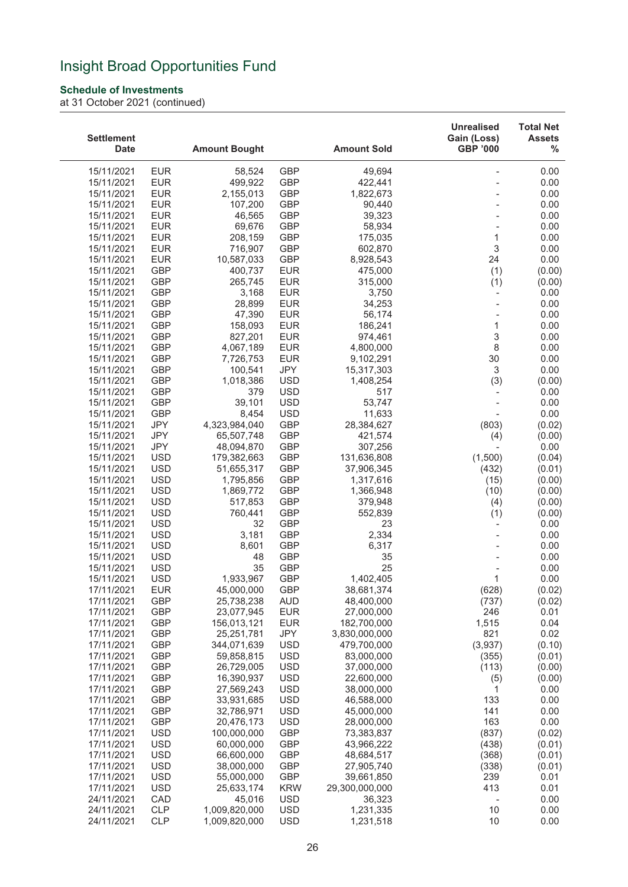# Insight Broad Opportunities Fund

**Schedule of Investments**
at 31 October 2021 (continued)

| Settlement Date | | Amount Bought | | Amount Sold | Unrealised Gain (Loss) GBP '000 | Total Net Assets % |
|---|---|---|---|---|---|---|
| 15/11/2021 | EUR | 58,524 | GBP | 49,694 | - | 0.00 |
| 15/11/2021 | EUR | 499,922 | GBP | 422,441 | - | 0.00 |
| 15/11/2021 | EUR | 2,155,013 | GBP | 1,822,673 | - | 0.00 |
| 15/11/2021 | EUR | 107,200 | GBP | 90,440 | - | 0.00 |
| 15/11/2021 | EUR | 46,565 | GBP | 39,323 | - | 0.00 |
| 15/11/2021 | EUR | 69,676 | GBP | 58,934 | - | 0.00 |
| 15/11/2021 | EUR | 208,159 | GBP | 175,035 | 1 | 0.00 |
| 15/11/2021 | EUR | 716,907 | GBP | 602,870 | 3 | 0.00 |
| 15/11/2021 | EUR | 10,587,033 | GBP | 8,928,543 | 24 | 0.00 |
| 15/11/2021 | GBP | 400,737 | EUR | 475,000 | (1) | (0.00) |
| 15/11/2021 | GBP | 265,745 | EUR | 315,000 | (1) | (0.00) |
| 15/11/2021 | GBP | 3,168 | EUR | 3,750 | - | 0.00 |
| 15/11/2021 | GBP | 28,899 | EUR | 34,253 | - | 0.00 |
| 15/11/2021 | GBP | 47,390 | EUR | 56,174 | - | 0.00 |
| 15/11/2021 | GBP | 158,093 | EUR | 186,241 | 1 | 0.00 |
| 15/11/2021 | GBP | 827,201 | EUR | 974,461 | 3 | 0.00 |
| 15/11/2021 | GBP | 4,067,189 | EUR | 4,800,000 | 8 | 0.00 |
| 15/11/2021 | GBP | 7,726,753 | EUR | 9,102,291 | 30 | 0.00 |
| 15/11/2021 | GBP | 100,541 | JPY | 15,317,303 | 3 | 0.00 |
| 15/11/2021 | GBP | 1,018,386 | USD | 1,408,254 | (3) | (0.00) |
| 15/11/2021 | GBP | 379 | USD | 517 | - | 0.00 |
| 15/11/2021 | GBP | 39,101 | USD | 53,747 | - | 0.00 |
| 15/11/2021 | GBP | 8,454 | USD | 11,633 | - | 0.00 |
| 15/11/2021 | JPY | 4,323,984,040 | GBP | 28,384,627 | (803) | (0.02) |
| 15/11/2021 | JPY | 65,507,748 | GBP | 421,574 | (4) | (0.00) |
| 15/11/2021 | JPY | 48,094,870 | GBP | 307,256 | - | 0.00 |
| 15/11/2021 | USD | 179,382,663 | GBP | 131,636,808 | (1,500) | (0.04) |
| 15/11/2021 | USD | 51,655,317 | GBP | 37,906,345 | (432) | (0.01) |
| 15/11/2021 | USD | 1,795,856 | GBP | 1,317,616 | (15) | (0.00) |
| 15/11/2021 | USD | 1,869,772 | GBP | 1,366,948 | (10) | (0.00) |
| 15/11/2021 | USD | 517,853 | GBP | 379,948 | (4) | (0.00) |
| 15/11/2021 | USD | 760,441 | GBP | 552,839 | (1) | (0.00) |
| 15/11/2021 | USD | 32 | GBP | 23 | - | 0.00 |
| 15/11/2021 | USD | 3,181 | GBP | 2,334 | - | 0.00 |
| 15/11/2021 | USD | 8,601 | GBP | 6,317 | - | 0.00 |
| 15/11/2021 | USD | 48 | GBP | 35 | - | 0.00 |
| 15/11/2021 | USD | 35 | GBP | 25 | - | 0.00 |
| 15/11/2021 | USD | 1,933,967 | GBP | 1,402,405 | 1 | 0.00 |
| 17/11/2021 | EUR | 45,000,000 | GBP | 38,681,374 | (628) | (0.02) |
| 17/11/2021 | GBP | 25,738,238 | AUD | 48,400,000 | (737) | (0.02) |
| 17/11/2021 | GBP | 23,077,945 | EUR | 27,000,000 | 246 | 0.01 |
| 17/11/2021 | GBP | 156,013,121 | EUR | 182,700,000 | 1,515 | 0.04 |
| 17/11/2021 | GBP | 25,251,781 | JPY | 3,830,000,000 | 821 | 0.02 |
| 17/11/2021 | GBP | 344,071,639 | USD | 479,700,000 | (3,937) | (0.10) |
| 17/11/2021 | GBP | 59,858,815 | USD | 83,000,000 | (355) | (0.01) |
| 17/11/2021 | GBP | 26,729,005 | USD | 37,000,000 | (113) | (0.00) |
| 17/11/2021 | GBP | 16,390,937 | USD | 22,600,000 | (5) | (0.00) |
| 17/11/2021 | GBP | 27,569,243 | USD | 38,000,000 | 1 | 0.00 |
| 17/11/2021 | GBP | 33,931,685 | USD | 46,588,000 | 133 | 0.00 |
| 17/11/2021 | GBP | 32,786,971 | USD | 45,000,000 | 141 | 0.00 |
| 17/11/2021 | GBP | 20,476,173 | USD | 28,000,000 | 163 | 0.00 |
| 17/11/2021 | USD | 100,000,000 | GBP | 73,383,837 | (837) | (0.02) |
| 17/11/2021 | USD | 60,000,000 | GBP | 43,966,222 | (438) | (0.01) |
| 17/11/2021 | USD | 66,600,000 | GBP | 48,684,517 | (368) | (0.01) |
| 17/11/2021 | USD | 38,000,000 | GBP | 27,905,740 | (338) | (0.01) |
| 17/11/2021 | USD | 55,000,000 | GBP | 39,661,850 | 239 | 0.01 |
| 17/11/2021 | USD | 25,633,174 | KRW | 29,300,000,000 | 413 | 0.01 |
| 24/11/2021 | CAD | 45,016 | USD | 36,323 | - | 0.00 |
| 24/11/2021 | CLP | 1,009,820,000 | USD | 1,231,335 | 10 | 0.00 |
| 24/11/2021 | CLP | 1,009,820,000 | USD | 1,231,518 | 10 | 0.00 |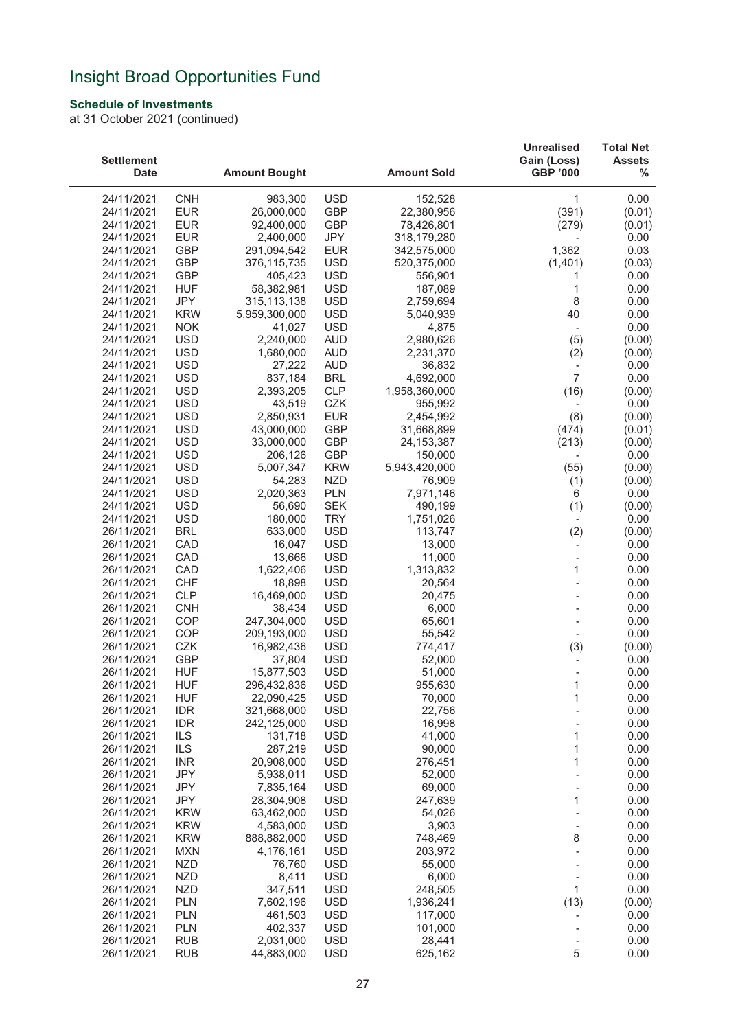# Insight Broad Opportunities Fund

**Schedule of Investments**
at 31 October 2021 (continued)

| Settlement Date | | Amount Bought | | Amount Sold | Unrealised Gain (Loss) GBP '000 | Total Net Assets % |
|---|---|---|---|---|---|---|
| 24/11/2021 | CNH | 983,300 | USD | 152,528 | 1 | 0.00 |
| 24/11/2021 | EUR | 26,000,000 | GBP | 22,380,956 | (391) | (0.01) |
| 24/11/2021 | EUR | 92,400,000 | GBP | 78,426,801 | (279) | (0.01) |
| 24/11/2021 | EUR | 2,400,000 | JPY | 318,179,280 | - | 0.00 |
| 24/11/2021 | GBP | 291,094,542 | EUR | 342,575,000 | 1,362 | 0.03 |
| 24/11/2021 | GBP | 376,115,735 | USD | 520,375,000 | (1,401) | (0.03) |
| 24/11/2021 | GBP | 405,423 | USD | 556,901 | 1 | 0.00 |
| 24/11/2021 | HUF | 58,382,981 | USD | 187,089 | 1 | 0.00 |
| 24/11/2021 | JPY | 315,113,138 | USD | 2,759,694 | 8 | 0.00 |
| 24/11/2021 | KRW | 5,959,300,000 | USD | 5,040,939 | 40 | 0.00 |
| 24/11/2021 | NOK | 41,027 | USD | 4,875 | - | 0.00 |
| 24/11/2021 | USD | 2,240,000 | AUD | 2,980,626 | (5) | (0.00) |
| 24/11/2021 | USD | 1,680,000 | AUD | 2,231,370 | (2) | (0.00) |
| 24/11/2021 | USD | 27,222 | AUD | 36,832 | - | 0.00 |
| 24/11/2021 | USD | 837,184 | BRL | 4,692,000 | 7 | 0.00 |
| 24/11/2021 | USD | 2,393,205 | CLP | 1,958,360,000 | (16) | (0.00) |
| 24/11/2021 | USD | 43,519 | CZK | 955,992 | - | 0.00 |
| 24/11/2021 | USD | 2,850,931 | EUR | 2,454,992 | (8) | (0.00) |
| 24/11/2021 | USD | 43,000,000 | GBP | 31,668,899 | (474) | (0.01) |
| 24/11/2021 | USD | 33,000,000 | GBP | 24,153,387 | (213) | (0.00) |
| 24/11/2021 | USD | 206,126 | GBP | 150,000 | - | 0.00 |
| 24/11/2021 | USD | 5,007,347 | KRW | 5,943,420,000 | (55) | (0.00) |
| 24/11/2021 | USD | 54,283 | NZD | 76,909 | (1) | (0.00) |
| 24/11/2021 | USD | 2,020,363 | PLN | 7,971,146 | 6 | 0.00 |
| 24/11/2021 | USD | 56,690 | SEK | 490,199 | (1) | (0.00) |
| 24/11/2021 | USD | 180,000 | TRY | 1,751,026 | - | 0.00 |
| 26/11/2021 | BRL | 633,000 | USD | 113,747 | (2) | (0.00) |
| 26/11/2021 | CAD | 16,047 | USD | 13,000 | - | 0.00 |
| 26/11/2021 | CAD | 13,666 | USD | 11,000 | - | 0.00 |
| 26/11/2021 | CAD | 1,622,406 | USD | 1,313,832 | 1 | 0.00 |
| 26/11/2021 | CHF | 18,898 | USD | 20,564 | - | 0.00 |
| 26/11/2021 | CLP | 16,469,000 | USD | 20,475 | - | 0.00 |
| 26/11/2021 | CNH | 38,434 | USD | 6,000 | - | 0.00 |
| 26/11/2021 | COP | 247,304,000 | USD | 65,601 | - | 0.00 |
| 26/11/2021 | COP | 209,193,000 | USD | 55,542 | - | 0.00 |
| 26/11/2021 | CZK | 16,982,436 | USD | 774,417 | (3) | (0.00) |
| 26/11/2021 | GBP | 37,804 | USD | 52,000 | - | 0.00 |
| 26/11/2021 | HUF | 15,877,503 | USD | 51,000 | - | 0.00 |
| 26/11/2021 | HUF | 296,432,836 | USD | 955,630 | 1 | 0.00 |
| 26/11/2021 | HUF | 22,090,425 | USD | 70,000 | 1 | 0.00 |
| 26/11/2021 | IDR | 321,668,000 | USD | 22,756 | - | 0.00 |
| 26/11/2021 | IDR | 242,125,000 | USD | 16,998 | - | 0.00 |
| 26/11/2021 | ILS | 131,718 | USD | 41,000 | 1 | 0.00 |
| 26/11/2021 | ILS | 287,219 | USD | 90,000 | 1 | 0.00 |
| 26/11/2021 | INR | 20,908,000 | USD | 276,451 | 1 | 0.00 |
| 26/11/2021 | JPY | 5,938,011 | USD | 52,000 | - | 0.00 |
| 26/11/2021 | JPY | 7,835,164 | USD | 69,000 | - | 0.00 |
| 26/11/2021 | JPY | 28,304,908 | USD | 247,639 | 1 | 0.00 |
| 26/11/2021 | KRW | 63,462,000 | USD | 54,026 | - | 0.00 |
| 26/11/2021 | KRW | 4,583,000 | USD | 3,903 | - | 0.00 |
| 26/11/2021 | KRW | 888,882,000 | USD | 748,469 | 8 | 0.00 |
| 26/11/2021 | MXN | 4,176,161 | USD | 203,972 | - | 0.00 |
| 26/11/2021 | NZD | 76,760 | USD | 55,000 | - | 0.00 |
| 26/11/2021 | NZD | 8,411 | USD | 6,000 | - | 0.00 |
| 26/11/2021 | NZD | 347,511 | USD | 248,505 | 1 | 0.00 |
| 26/11/2021 | PLN | 7,602,196 | USD | 1,936,241 | (13) | (0.00) |
| 26/11/2021 | PLN | 461,503 | USD | 117,000 | - | 0.00 |
| 26/11/2021 | PLN | 402,337 | USD | 101,000 | - | 0.00 |
| 26/11/2021 | RUB | 2,031,000 | USD | 28,441 | - | 0.00 |
| 26/11/2021 | RUB | 44,883,000 | USD | 625,162 | 5 | 0.00 |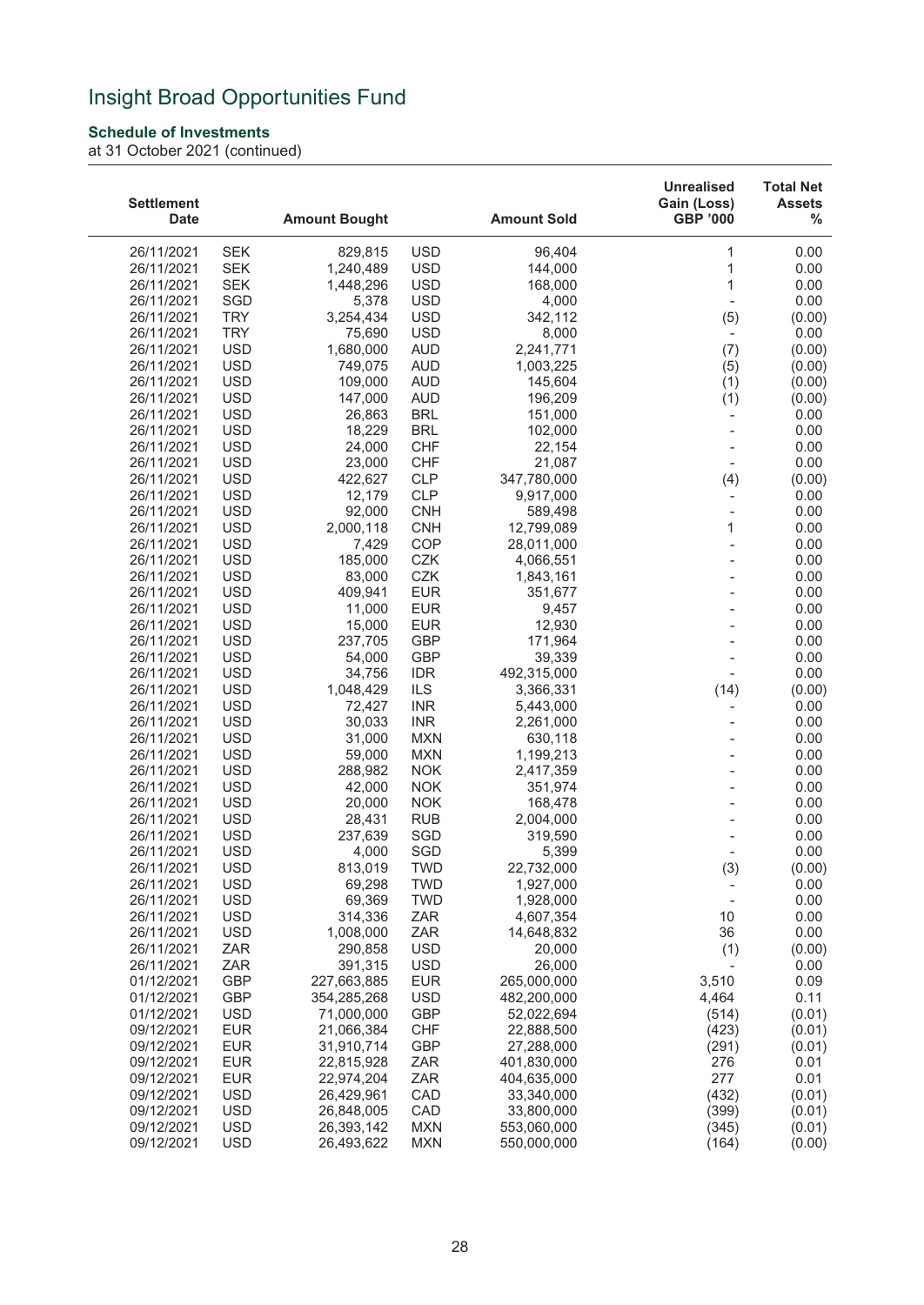# Insight Broad Opportunities Fund

**Schedule of Investments**
at 31 October 2021 (continued)

| Settlement Date | | Amount Bought | | Amount Sold | Unrealised Gain (Loss) GBP '000 | Total Net Assets % |
|---|---|---|---|---|---|---|
| 26/11/2021 | SEK | 829,815 | USD | 96,404 | 1 | 0.00 |
| 26/11/2021 | SEK | 1,240,489 | USD | 144,000 | 1 | 0.00 |
| 26/11/2021 | SEK | 1,448,296 | USD | 168,000 | 1 | 0.00 |
| 26/11/2021 | SGD | 5,378 | USD | 4,000 | - | 0.00 |
| 26/11/2021 | TRY | 3,254,434 | USD | 342,112 | (5) | (0.00) |
| 26/11/2021 | TRY | 75,690 | USD | 8,000 | - | 0.00 |
| 26/11/2021 | USD | 1,680,000 | AUD | 2,241,771 | (7) | (0.00) |
| 26/11/2021 | USD | 749,075 | AUD | 1,003,225 | (5) | (0.00) |
| 26/11/2021 | USD | 109,000 | AUD | 145,604 | (1) | (0.00) |
| 26/11/2021 | USD | 147,000 | AUD | 196,209 | (1) | (0.00) |
| 26/11/2021 | USD | 26,863 | BRL | 151,000 | - | 0.00 |
| 26/11/2021 | USD | 18,229 | BRL | 102,000 | - | 0.00 |
| 26/11/2021 | USD | 24,000 | CHF | 22,154 | - | 0.00 |
| 26/11/2021 | USD | 23,000 | CHF | 21,087 | - | 0.00 |
| 26/11/2021 | USD | 422,627 | CLP | 347,780,000 | (4) | (0.00) |
| 26/11/2021 | USD | 12,179 | CLP | 9,917,000 | - | 0.00 |
| 26/11/2021 | USD | 92,000 | CNH | 589,498 | - | 0.00 |
| 26/11/2021 | USD | 2,000,118 | CNH | 12,799,089 | 1 | 0.00 |
| 26/11/2021 | USD | 7,429 | COP | 28,011,000 | - | 0.00 |
| 26/11/2021 | USD | 185,000 | CZK | 4,066,551 | - | 0.00 |
| 26/11/2021 | USD | 83,000 | CZK | 1,843,161 | - | 0.00 |
| 26/11/2021 | USD | 409,941 | EUR | 351,677 | - | 0.00 |
| 26/11/2021 | USD | 11,000 | EUR | 9,457 | - | 0.00 |
| 26/11/2021 | USD | 15,000 | EUR | 12,930 | - | 0.00 |
| 26/11/2021 | USD | 237,705 | GBP | 171,964 | - | 0.00 |
| 26/11/2021 | USD | 54,000 | GBP | 39,339 | - | 0.00 |
| 26/11/2021 | USD | 34,756 | IDR | 492,315,000 | - | 0.00 |
| 26/11/2021 | USD | 1,048,429 | ILS | 3,366,331 | (14) | (0.00) |
| 26/11/2021 | USD | 72,427 | INR | 5,443,000 | - | 0.00 |
| 26/11/2021 | USD | 30,033 | INR | 2,261,000 | - | 0.00 |
| 26/11/2021 | USD | 31,000 | MXN | 630,118 | - | 0.00 |
| 26/11/2021 | USD | 59,000 | MXN | 1,199,213 | - | 0.00 |
| 26/11/2021 | USD | 288,982 | NOK | 2,417,359 | - | 0.00 |
| 26/11/2021 | USD | 42,000 | NOK | 351,974 | - | 0.00 |
| 26/11/2021 | USD | 20,000 | NOK | 168,478 | - | 0.00 |
| 26/11/2021 | USD | 28,431 | RUB | 2,004,000 | - | 0.00 |
| 26/11/2021 | USD | 237,639 | SGD | 319,590 | - | 0.00 |
| 26/11/2021 | USD | 4,000 | SGD | 5,399 | - | 0.00 |
| 26/11/2021 | USD | 813,019 | TWD | 22,732,000 | (3) | (0.00) |
| 26/11/2021 | USD | 69,298 | TWD | 1,927,000 | - | 0.00 |
| 26/11/2021 | USD | 69,369 | TWD | 1,928,000 | - | 0.00 |
| 26/11/2021 | USD | 314,336 | ZAR | 4,607,354 | 10 | 0.00 |
| 26/11/2021 | USD | 1,008,000 | ZAR | 14,648,832 | 36 | 0.00 |
| 26/11/2021 | ZAR | 290,858 | USD | 20,000 | (1) | (0.00) |
| 26/11/2021 | ZAR | 391,315 | USD | 26,000 | - | 0.00 |
| 01/12/2021 | GBP | 227,663,885 | EUR | 265,000,000 | 3,510 | 0.09 |
| 01/12/2021 | GBP | 354,285,268 | USD | 482,200,000 | 4,464 | 0.11 |
| 01/12/2021 | USD | 71,000,000 | GBP | 52,022,694 | (514) | (0.01) |
| 09/12/2021 | EUR | 21,066,384 | CHF | 22,888,500 | (423) | (0.01) |
| 09/12/2021 | EUR | 31,910,714 | GBP | 27,288,000 | (291) | (0.01) |
| 09/12/2021 | EUR | 22,815,928 | ZAR | 401,830,000 | 276 | 0.01 |
| 09/12/2021 | EUR | 22,974,204 | ZAR | 404,635,000 | 277 | 0.01 |
| 09/12/2021 | USD | 26,429,961 | CAD | 33,340,000 | (432) | (0.01) |
| 09/12/2021 | USD | 26,848,005 | CAD | 33,800,000 | (399) | (0.01) |
| 09/12/2021 | USD | 26,393,142 | MXN | 553,060,000 | (345) | (0.01) |
| 09/12/2021 | USD | 26,493,622 | MXN | 550,000,000 | (164) | (0.00) |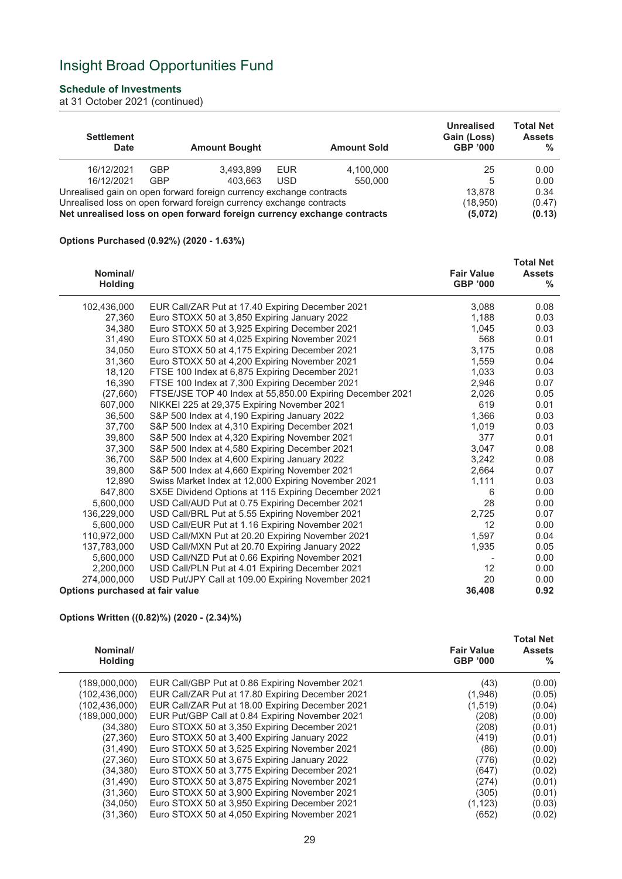# Insight Broad Opportunities Fund

### Schedule of Investments

at 31 October 2021 (continued)

| Settlement Date | | Amount Bought | | Amount Sold | Unrealised Gain (Loss) GBP '000 | Total Net Assets % |
|---|---|---|---|---|---|---|
| 16/12/2021 | GBP | 3,493,899 | EUR | 4,100,000 | 25 | 0.00 |
| 16/12/2021 | GBP | 403,663 | USD | 550,000 | 5 | 0.00 |
| Unrealised gain on open forward foreign currency exchange contracts | | | | | 13,878 | 0.34 |
| Unrealised loss on open forward foreign currency exchange contracts | | | | | (18,950) | (0.47) |
| **Net unrealised loss on open forward foreign currency exchange contracts** | | | | | **(5,072)** | **(0.13)** |

**Options Purchased (0.92%) (2020 - 1.63%)**

| Nominal/ Holding | | Fair Value GBP '000 | Total Net Assets % |
|---|---|---|---|
| 102,436,000 | EUR Call/ZAR Put at 17.40 Expiring December 2021 | 3,088 | 0.08 |
| 27,360 | Euro STOXX 50 at 3,850 Expiring January 2022 | 1,188 | 0.03 |
| 34,380 | Euro STOXX 50 at 3,925 Expiring December 2021 | 1,045 | 0.03 |
| 31,490 | Euro STOXX 50 at 4,025 Expiring November 2021 | 568 | 0.01 |
| 34,050 | Euro STOXX 50 at 4,175 Expiring December 2021 | 3,175 | 0.08 |
| 31,360 | Euro STOXX 50 at 4,200 Expiring November 2021 | 1,559 | 0.04 |
| 18,120 | FTSE 100 Index at 6,875 Expiring December 2021 | 1,033 | 0.03 |
| 16,390 | FTSE 100 Index at 7,300 Expiring December 2021 | 2,946 | 0.07 |
| (27,660) | FTSE/JSE TOP 40 Index at 55,850.00 Expiring December 2021 | 2,026 | 0.05 |
| 607,000 | NIKKEI 225 at 29,375 Expiring November 2021 | 619 | 0.01 |
| 36,500 | S&P 500 Index at 4,190 Expiring January 2022 | 1,366 | 0.03 |
| 37,700 | S&P 500 Index at 4,310 Expiring December 2021 | 1,019 | 0.03 |
| 39,800 | S&P 500 Index at 4,320 Expiring November 2021 | 377 | 0.01 |
| 37,300 | S&P 500 Index at 4,580 Expiring December 2021 | 3,047 | 0.08 |
| 36,700 | S&P 500 Index at 4,600 Expiring January 2022 | 3,242 | 0.08 |
| 39,800 | S&P 500 Index at 4,660 Expiring November 2021 | 2,664 | 0.07 |
| 12,890 | Swiss Market Index at 12,000 Expiring November 2021 | 1,111 | 0.03 |
| 647,800 | SX5E Dividend Options at 115 Expiring December 2021 | 6 | 0.00 |
| 5,600,000 | USD Call/AUD Put at 0.75 Expiring December 2021 | 28 | 0.00 |
| 136,229,000 | USD Call/BRL Put at 5.55 Expiring November 2021 | 2,725 | 0.07 |
| 5,600,000 | USD Call/EUR Put at 1.16 Expiring November 2021 | 12 | 0.00 |
| 110,972,000 | USD Call/MXN Put at 20.20 Expiring November 2021 | 1,597 | 0.04 |
| 137,783,000 | USD Call/MXN Put at 20.70 Expiring January 2022 | 1,935 | 0.05 |
| 5,600,000 | USD Call/NZD Put at 0.66 Expiring November 2021 | - | 0.00 |
| 2,200,000 | USD Call/PLN Put at 4.01 Expiring December 2021 | 12 | 0.00 |
| 274,000,000 | USD Put/JPY Call at 109.00 Expiring November 2021 | 20 | 0.00 |
| **Options purchased at fair value** | | **36,408** | **0.92** |

**Options Written ((0.82)%) (2020 - (2.34)%)**

| Nominal/ Holding | | Fair Value GBP '000 | Total Net Assets % |
|---|---|---|---|
| (189,000,000) | EUR Call/GBP Put at 0.86 Expiring November 2021 | (43) | (0.00) |
| (102,436,000) | EUR Call/ZAR Put at 17.80 Expiring December 2021 | (1,946) | (0.05) |
| (102,436,000) | EUR Call/ZAR Put at 18.00 Expiring December 2021 | (1,519) | (0.04) |
| (189,000,000) | EUR Put/GBP Call at 0.84 Expiring November 2021 | (208) | (0.00) |
| (34,380) | Euro STOXX 50 at 3,350 Expiring December 2021 | (208) | (0.01) |
| (27,360) | Euro STOXX 50 at 3,400 Expiring January 2022 | (419) | (0.01) |
| (31,490) | Euro STOXX 50 at 3,525 Expiring November 2021 | (86) | (0.00) |
| (27,360) | Euro STOXX 50 at 3,675 Expiring January 2022 | (776) | (0.02) |
| (34,380) | Euro STOXX 50 at 3,775 Expiring December 2021 | (647) | (0.02) |
| (31,490) | Euro STOXX 50 at 3,875 Expiring November 2021 | (274) | (0.01) |
| (31,360) | Euro STOXX 50 at 3,900 Expiring November 2021 | (305) | (0.01) |
| (34,050) | Euro STOXX 50 at 3,950 Expiring December 2021 | (1,123) | (0.03) |
| (31,360) | Euro STOXX 50 at 4,050 Expiring November 2021 | (652) | (0.02) |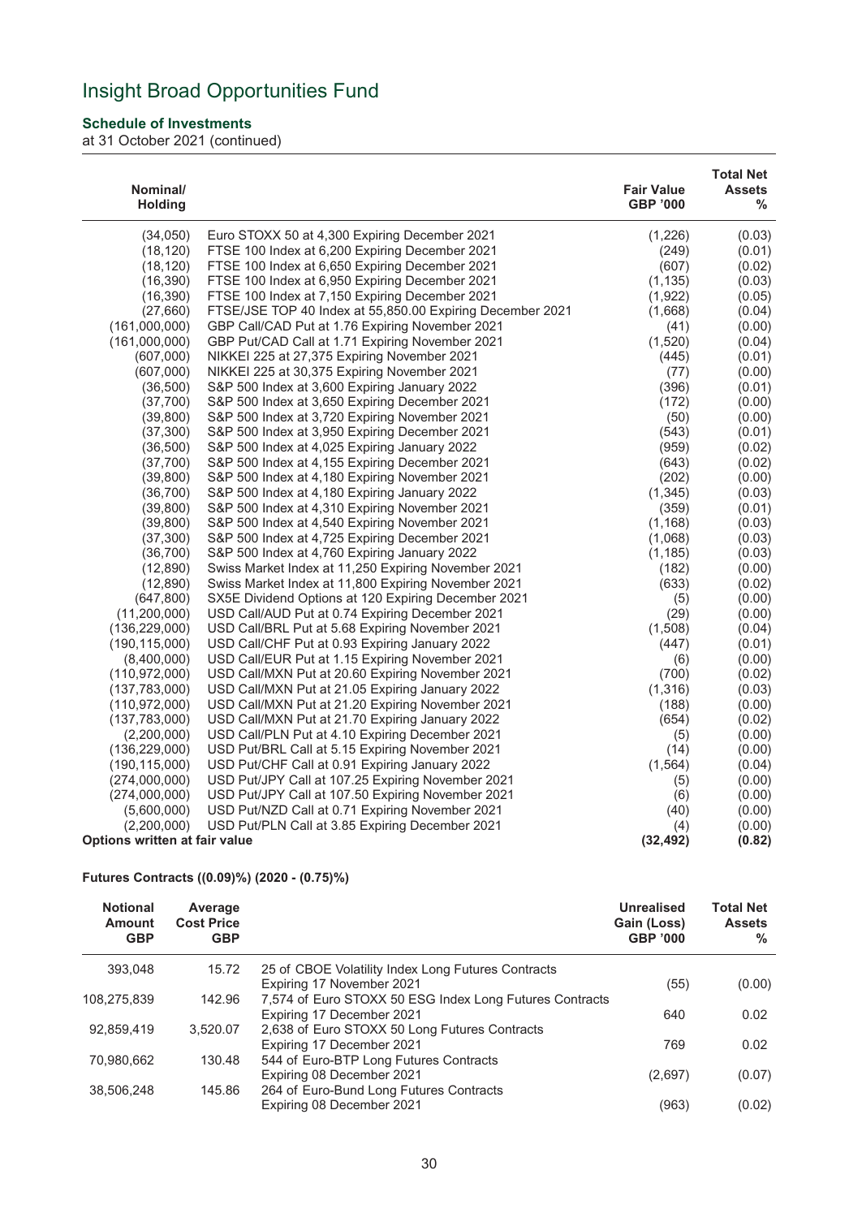# Insight Broad Opportunities Fund

**Schedule of Investments**
at 31 October 2021 (continued)

| Nominal/ Holding | | Fair Value GBP '000 | Total Net Assets % |
|---|---|---|---|
| (34,050) | Euro STOXX 50 at 4,300 Expiring December 2021 | (1,226) | (0.03) |
| (18,120) | FTSE 100 Index at 6,200 Expiring December 2021 | (249) | (0.01) |
| (18,120) | FTSE 100 Index at 6,650 Expiring December 2021 | (607) | (0.02) |
| (16,390) | FTSE 100 Index at 6,950 Expiring December 2021 | (1,135) | (0.03) |
| (16,390) | FTSE 100 Index at 7,150 Expiring December 2021 | (1,922) | (0.05) |
| (27,660) | FTSE/JSE TOP 40 Index at 55,850.00 Expiring December 2021 | (1,668) | (0.04) |
| (161,000,000) | GBP Call/CAD Put at 1.76 Expiring November 2021 | (41) | (0.00) |
| (161,000,000) | GBP Put/CAD Call at 1.71 Expiring November 2021 | (1,520) | (0.04) |
| (607,000) | NIKKEI 225 at 27,375 Expiring November 2021 | (445) | (0.01) |
| (607,000) | NIKKEI 225 at 30,375 Expiring November 2021 | (77) | (0.00) |
| (36,500) | S&P 500 Index at 3,600 Expiring January 2022 | (396) | (0.01) |
| (37,700) | S&P 500 Index at 3,650 Expiring December 2021 | (172) | (0.00) |
| (39,800) | S&P 500 Index at 3,720 Expiring November 2021 | (50) | (0.00) |
| (37,300) | S&P 500 Index at 3,950 Expiring December 2021 | (543) | (0.01) |
| (36,500) | S&P 500 Index at 4,025 Expiring January 2022 | (959) | (0.02) |
| (37,700) | S&P 500 Index at 4,155 Expiring December 2021 | (643) | (0.02) |
| (39,800) | S&P 500 Index at 4,180 Expiring November 2021 | (202) | (0.00) |
| (36,700) | S&P 500 Index at 4,180 Expiring January 2022 | (1,345) | (0.03) |
| (39,800) | S&P 500 Index at 4,310 Expiring November 2021 | (359) | (0.01) |
| (39,800) | S&P 500 Index at 4,540 Expiring November 2021 | (1,168) | (0.03) |
| (37,300) | S&P 500 Index at 4,725 Expiring December 2021 | (1,068) | (0.03) |
| (36,700) | S&P 500 Index at 4,760 Expiring January 2022 | (1,185) | (0.03) |
| (12,890) | Swiss Market Index at 11,250 Expiring November 2021 | (182) | (0.00) |
| (12,890) | Swiss Market Index at 11,800 Expiring November 2021 | (633) | (0.02) |
| (647,800) | SX5E Dividend Options at 120 Expiring December 2021 | (5) | (0.00) |
| (11,200,000) | USD Call/AUD Put at 0.74 Expiring December 2021 | (29) | (0.00) |
| (136,229,000) | USD Call/BRL Put at 5.68 Expiring November 2021 | (1,508) | (0.04) |
| (190,115,000) | USD Call/CHF Put at 0.93 Expiring January 2022 | (447) | (0.01) |
| (8,400,000) | USD Call/EUR Put at 1.15 Expiring November 2021 | (6) | (0.00) |
| (110,972,000) | USD Call/MXN Put at 20.60 Expiring November 2021 | (700) | (0.02) |
| (137,783,000) | USD Call/MXN Put at 21.05 Expiring January 2022 | (1,316) | (0.03) |
| (110,972,000) | USD Call/MXN Put at 21.20 Expiring November 2021 | (188) | (0.00) |
| (137,783,000) | USD Call/MXN Put at 21.70 Expiring January 2022 | (654) | (0.02) |
| (2,200,000) | USD Call/PLN Put at 4.10 Expiring December 2021 | (5) | (0.00) |
| (136,229,000) | USD Put/BRL Call at 5.15 Expiring November 2021 | (14) | (0.00) |
| (190,115,000) | USD Put/CHF Call at 0.91 Expiring January 2022 | (1,564) | (0.04) |
| (274,000,000) | USD Put/JPY Call at 107.25 Expiring November 2021 | (5) | (0.00) |
| (274,000,000) | USD Put/JPY Call at 107.50 Expiring November 2021 | (6) | (0.00) |
| (5,600,000) | USD Put/NZD Call at 0.71 Expiring November 2021 | (40) | (0.00) |
| (2,200,000) | USD Put/PLN Call at 3.85 Expiring December 2021 | (4) | (0.00) |
| **Options written at fair value** | | **(32,492)** | **(0.82)** |

**Futures Contracts ((0.09)%) (2020 - (0.75)%)**

| Notional Amount GBP | Average Cost Price GBP | | Unrealised Gain (Loss) GBP '000 | Total Net Assets % |
|---|---|---|---|---|
| 393,048 | 15.72 | 25 of CBOE Volatility Index Long Futures Contracts Expiring 17 November 2021 | (55) | (0.00) |
| 108,275,839 | 142.96 | 7,574 of Euro STOXX 50 ESG Index Long Futures Contracts Expiring 17 December 2021 | 640 | 0.02 |
| 92,859,419 | 3,520.07 | 2,638 of Euro STOXX 50 Long Futures Contracts Expiring 17 December 2021 | 769 | 0.02 |
| 70,980,662 | 130.48 | 544 of Euro-BTP Long Futures Contracts Expiring 08 December 2021 | (2,697) | (0.07) |
| 38,506,248 | 145.86 | 264 of Euro-Bund Long Futures Contracts Expiring 08 December 2021 | (963) | (0.02) |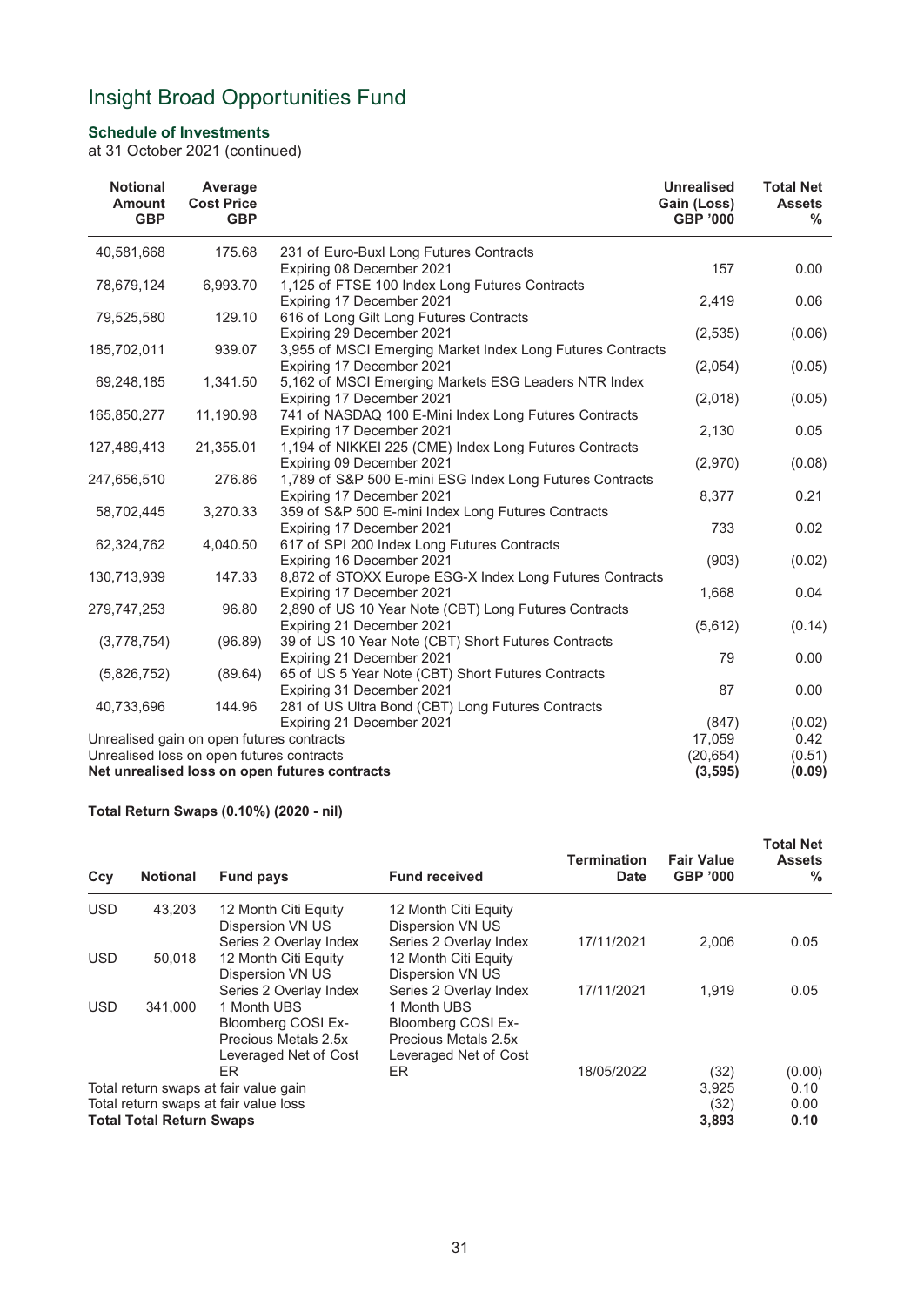# Insight Broad Opportunities Fund

**Schedule of Investments**

at 31 October 2021 (continued)

| Notional Amount GBP | Average Cost Price GBP | | Unrealised Gain (Loss) GBP '000 | Total Net Assets % |
|---|---|---|---|---|
| 40,581,668 | 175.68 | 231 of Euro-Buxl Long Futures Contracts Expiring 08 December 2021 | 157 | 0.00 |
| 78,679,124 | 6,993.70 | 1,125 of FTSE 100 Index Long Futures Contracts Expiring 17 December 2021 | 2,419 | 0.06 |
| 79,525,580 | 129.10 | 616 of Long Gilt Long Futures Contracts Expiring 29 December 2021 | (2,535) | (0.06) |
| 185,702,011 | 939.07 | 3,955 of MSCI Emerging Market Index Long Futures Contracts Expiring 17 December 2021 | (2,054) | (0.05) |
| 69,248,185 | 1,341.50 | 5,162 of MSCI Emerging Markets ESG Leaders NTR Index Expiring 17 December 2021 | (2,018) | (0.05) |
| 165,850,277 | 11,190.98 | 741 of NASDAQ 100 E-Mini Index Long Futures Contracts Expiring 17 December 2021 | 2,130 | 0.05 |
| 127,489,413 | 21,355.01 | 1,194 of NIKKEI 225 (CME) Index Long Futures Contracts Expiring 09 December 2021 | (2,970) | (0.08) |
| 247,656,510 | 276.86 | 1,789 of S&P 500 E-mini ESG Index Long Futures Contracts Expiring 17 December 2021 | 8,377 | 0.21 |
| 58,702,445 | 3,270.33 | 359 of S&P 500 E-mini Index Long Futures Contracts Expiring 17 December 2021 | 733 | 0.02 |
| 62,324,762 | 4,040.50 | 617 of SPI 200 Index Long Futures Contracts Expiring 16 December 2021 | (903) | (0.02) |
| 130,713,939 | 147.33 | 8,872 of STOXX Europe ESG-X Index Long Futures Contracts Expiring 17 December 2021 | 1,668 | 0.04 |
| 279,747,253 | 96.80 | 2,890 of US 10 Year Note (CBT) Long Futures Contracts Expiring 21 December 2021 | (5,612) | (0.14) |
| (3,778,754) | (96.89) | 39 of US 10 Year Note (CBT) Short Futures Contracts Expiring 21 December 2021 | 79 | 0.00 |
| (5,826,752) | (89.64) | 65 of US 5 Year Note (CBT) Short Futures Contracts Expiring 31 December 2021 | 87 | 0.00 |
| 40,733,696 | 144.96 | 281 of US Ultra Bond (CBT) Long Futures Contracts Expiring 21 December 2021 | (847) | (0.02) |
| Unrealised gain on open futures contracts | | | 17,059 | 0.42 |
| Unrealised loss on open futures contracts | | | (20,654) | (0.51) |
| **Net unrealised loss on open futures contracts** | | | **(3,595)** | **(0.09)** |

**Total Return Swaps (0.10%) (2020 - nil)**

| Ccy | Notional | Fund pays | Fund received | Termination Date | Fair Value GBP '000 | Total Net Assets % |
|---|---|---|---|---|---|---|
| USD | 43,203 | 12 Month Citi Equity Dispersion VN US Series 2 Overlay Index | 12 Month Citi Equity Dispersion VN US Series 2 Overlay Index | 17/11/2021 | 2,006 | 0.05 |
| USD | 50,018 | 12 Month Citi Equity Dispersion VN US Series 2 Overlay Index | 12 Month Citi Equity Dispersion VN US Series 2 Overlay Index | 17/11/2021 | 1,919 | 0.05 |
| USD | 341,000 | 1 Month UBS Bloomberg COSI Ex-Precious Metals 2.5x Leveraged Net of Cost ER | 1 Month UBS Bloomberg COSI Ex-Precious Metals 2.5x Leveraged Net of Cost ER | 18/05/2022 | (32) | (0.00) |
| Total return swaps at fair value gain | | | | | 3,925 | 0.10 |
| Total return swaps at fair value loss | | | | | (32) | 0.00 |
| **Total Total Return Swaps** | | | | | **3,893** | **0.10** |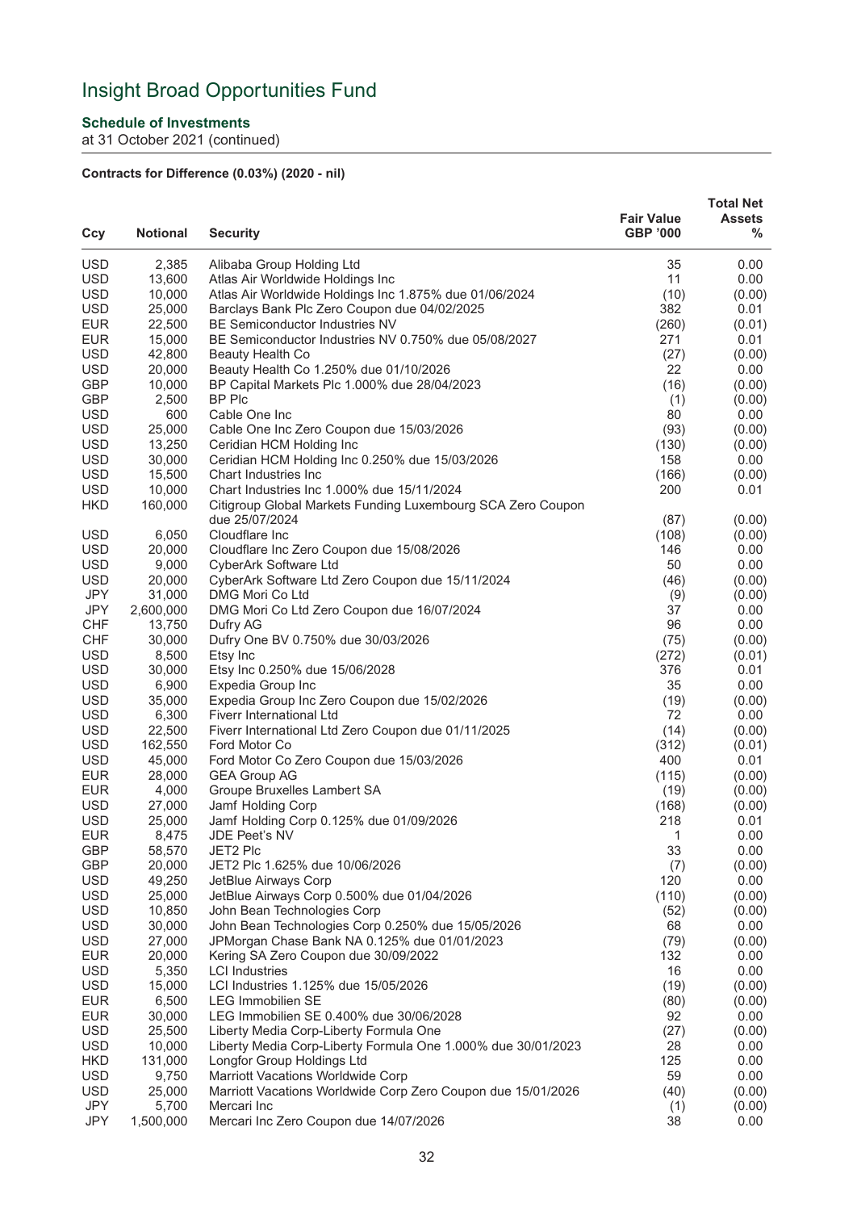# Insight Broad Opportunities Fund

**Schedule of Investments**
at 31 October 2021 (continued)

**Contracts for Difference (0.03%) (2020 - nil)**

| Ccy | Notional | Security | Fair Value GBP '000 | Total Net Assets % |
|---|---|---|---|---|
| USD | 2,385 | Alibaba Group Holding Ltd | 35 | 0.00 |
| USD | 13,600 | Atlas Air Worldwide Holdings Inc | 11 | 0.00 |
| USD | 10,000 | Atlas Air Worldwide Holdings Inc 1.875% due 01/06/2024 | (10) | (0.00) |
| USD | 25,000 | Barclays Bank Plc Zero Coupon due 04/02/2025 | 382 | 0.01 |
| EUR | 22,500 | BE Semiconductor Industries NV | (260) | (0.01) |
| EUR | 15,000 | BE Semiconductor Industries NV 0.750% due 05/08/2027 | 271 | 0.01 |
| USD | 42,800 | Beauty Health Co | (27) | (0.00) |
| USD | 20,000 | Beauty Health Co 1.250% due 01/10/2026 | 22 | 0.00 |
| GBP | 10,000 | BP Capital Markets Plc 1.000% due 28/04/2023 | (16) | (0.00) |
| GBP | 2,500 | BP Plc | (1) | (0.00) |
| USD | 600 | Cable One Inc | 80 | 0.00 |
| USD | 25,000 | Cable One Inc Zero Coupon due 15/03/2026 | (93) | (0.00) |
| USD | 13,250 | Ceridian HCM Holding Inc | (130) | (0.00) |
| USD | 30,000 | Ceridian HCM Holding Inc 0.250% due 15/03/2026 | 158 | 0.00 |
| USD | 15,500 | Chart Industries Inc | (166) | (0.00) |
| USD | 10,000 | Chart Industries Inc 1.000% due 15/11/2024 | 200 | 0.01 |
| HKD | 160,000 | Citigroup Global Markets Funding Luxembourg SCA Zero Coupon due 25/07/2024 | (87) | (0.00) |
| USD | 6,050 | Cloudflare Inc | (108) | (0.00) |
| USD | 20,000 | Cloudflare Inc Zero Coupon due 15/08/2026 | 146 | 0.00 |
| USD | 9,000 | CyberArk Software Ltd | 50 | 0.00 |
| USD | 20,000 | CyberArk Software Ltd Zero Coupon due 15/11/2024 | (46) | (0.00) |
| JPY | 31,000 | DMG Mori Co Ltd | (9) | (0.00) |
| JPY | 2,600,000 | DMG Mori Co Ltd Zero Coupon due 16/07/2024 | 37 | 0.00 |
| CHF | 13,750 | Dufry AG | 96 | 0.00 |
| CHF | 30,000 | Dufry One BV 0.750% due 30/03/2026 | (75) | (0.00) |
| USD | 8,500 | Etsy Inc | (272) | (0.01) |
| USD | 30,000 | Etsy Inc 0.250% due 15/06/2028 | 376 | 0.01 |
| USD | 6,900 | Expedia Group Inc | 35 | 0.00 |
| USD | 35,000 | Expedia Group Inc Zero Coupon due 15/02/2026 | (19) | (0.00) |
| USD | 6,300 | Fiverr International Ltd | 72 | 0.00 |
| USD | 22,500 | Fiverr International Ltd Zero Coupon due 01/11/2025 | (14) | (0.00) |
| USD | 162,550 | Ford Motor Co | (312) | (0.01) |
| USD | 45,000 | Ford Motor Co Zero Coupon due 15/03/2026 | 400 | 0.01 |
| EUR | 28,000 | GEA Group AG | (115) | (0.00) |
| EUR | 4,000 | Groupe Bruxelles Lambert SA | (19) | (0.00) |
| USD | 27,000 | Jamf Holding Corp | (168) | (0.00) |
| USD | 25,000 | Jamf Holding Corp 0.125% due 01/09/2026 | 218 | 0.01 |
| EUR | 8,475 | JDE Peet's NV | 1 | 0.00 |
| GBP | 58,570 | JET2 Plc | 33 | 0.00 |
| GBP | 20,000 | JET2 Plc 1.625% due 10/06/2026 | (7) | (0.00) |
| USD | 49,250 | JetBlue Airways Corp | 120 | 0.00 |
| USD | 25,000 | JetBlue Airways Corp 0.500% due 01/04/2026 | (110) | (0.00) |
| USD | 10,850 | John Bean Technologies Corp | (52) | (0.00) |
| USD | 30,000 | John Bean Technologies Corp 0.250% due 15/05/2026 | 68 | 0.00 |
| USD | 27,000 | JPMorgan Chase Bank NA 0.125% due 01/01/2023 | (79) | (0.00) |
| EUR | 20,000 | Kering SA Zero Coupon due 30/09/2022 | 132 | 0.00 |
| USD | 5,350 | LCI Industries | 16 | 0.00 |
| USD | 15,000 | LCI Industries 1.125% due 15/05/2026 | (19) | (0.00) |
| EUR | 6,500 | LEG Immobilien SE | (80) | (0.00) |
| EUR | 30,000 | LEG Immobilien SE 0.400% due 30/06/2028 | 92 | 0.00 |
| USD | 25,500 | Liberty Media Corp-Liberty Formula One | (27) | (0.00) |
| USD | 10,000 | Liberty Media Corp-Liberty Formula One 1.000% due 30/01/2023 | 28 | 0.00 |
| HKD | 131,000 | Longfor Group Holdings Ltd | 125 | 0.00 |
| USD | 9,750 | Marriott Vacations Worldwide Corp | 59 | 0.00 |
| USD | 25,000 | Marriott Vacations Worldwide Corp Zero Coupon due 15/01/2026 | (40) | (0.00) |
| JPY | 5,700 | Mercari Inc | (1) | (0.00) |
| JPY | 1,500,000 | Mercari Inc Zero Coupon due 14/07/2026 | 38 | 0.00 |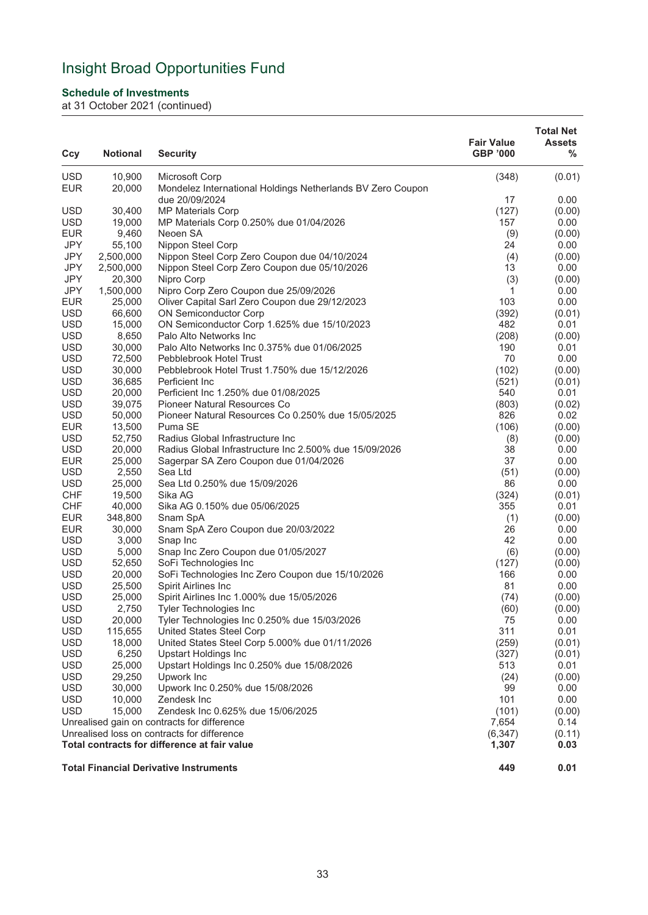# Insight Broad Opportunities Fund

**Schedule of Investments**
at 31 October 2021 (continued)

| Ccy | Notional | Security | Fair Value GBP '000 | Total Net Assets % |
|---|---|---|---|---|
| USD | 10,900 | Microsoft Corp | (348) | (0.01) |
| EUR | 20,000 | Mondelez International Holdings Netherlands BV Zero Coupon due 20/09/2024 | 17 | 0.00 |
| USD | 30,400 | MP Materials Corp | (127) | (0.00) |
| USD | 19,000 | MP Materials Corp 0.250% due 01/04/2026 | 157 | 0.00 |
| EUR | 9,460 | Neoen SA | (9) | (0.00) |
| JPY | 55,100 | Nippon Steel Corp | 24 | 0.00 |
| JPY | 2,500,000 | Nippon Steel Corp Zero Coupon due 04/10/2024 | (4) | (0.00) |
| JPY | 2,500,000 | Nippon Steel Corp Zero Coupon due 05/10/2026 | 13 | 0.00 |
| JPY | 20,300 | Nipro Corp | (3) | (0.00) |
| JPY | 1,500,000 | Nipro Corp Zero Coupon due 25/09/2026 | 1 | 0.00 |
| EUR | 25,000 | Oliver Capital Sarl Zero Coupon due 29/12/2023 | 103 | 0.00 |
| USD | 66,600 | ON Semiconductor Corp | (392) | (0.01) |
| USD | 15,000 | ON Semiconductor Corp 1.625% due 15/10/2023 | 482 | 0.01 |
| USD | 8,650 | Palo Alto Networks Inc | (208) | (0.00) |
| USD | 30,000 | Palo Alto Networks Inc 0.375% due 01/06/2025 | 190 | 0.01 |
| USD | 72,500 | Pebblebrook Hotel Trust | 70 | 0.00 |
| USD | 30,000 | Pebblebrook Hotel Trust 1.750% due 15/12/2026 | (102) | (0.00) |
| USD | 36,685 | Perficient Inc | (521) | (0.01) |
| USD | 20,000 | Perficient Inc 1.250% due 01/08/2025 | 540 | 0.01 |
| USD | 39,075 | Pioneer Natural Resources Co | (803) | (0.02) |
| USD | 50,000 | Pioneer Natural Resources Co 0.250% due 15/05/2025 | 826 | 0.02 |
| EUR | 13,500 | Puma SE | (106) | (0.00) |
| USD | 52,750 | Radius Global Infrastructure Inc | (8) | (0.00) |
| USD | 20,000 | Radius Global Infrastructure Inc 2.500% due 15/09/2026 | 38 | 0.00 |
| EUR | 25,000 | Sagerpar SA Zero Coupon due 01/04/2026 | 37 | 0.00 |
| USD | 2,550 | Sea Ltd | (51) | (0.00) |
| USD | 25,000 | Sea Ltd 0.250% due 15/09/2026 | 86 | 0.00 |
| CHF | 19,500 | Sika AG | (324) | (0.01) |
| CHF | 40,000 | Sika AG 0.150% due 05/06/2025 | 355 | 0.01 |
| EUR | 348,800 | Snam SpA | (1) | (0.00) |
| EUR | 30,000 | Snam SpA Zero Coupon due 20/03/2022 | 26 | 0.00 |
| USD | 3,000 | Snap Inc | 42 | 0.00 |
| USD | 5,000 | Snap Inc Zero Coupon due 01/05/2027 | (6) | (0.00) |
| USD | 52,650 | SoFi Technologies Inc | (127) | (0.00) |
| USD | 20,000 | SoFi Technologies Inc Zero Coupon due 15/10/2026 | 166 | 0.00 |
| USD | 25,500 | Spirit Airlines Inc | 81 | 0.00 |
| USD | 25,000 | Spirit Airlines Inc 1.000% due 15/05/2026 | (74) | (0.00) |
| USD | 2,750 | Tyler Technologies Inc | (60) | (0.00) |
| USD | 20,000 | Tyler Technologies Inc 0.250% due 15/03/2026 | 75 | 0.00 |
| USD | 115,655 | United States Steel Corp | 311 | 0.01 |
| USD | 18,000 | United States Steel Corp 5.000% due 01/11/2026 | (259) | (0.01) |
| USD | 6,250 | Upstart Holdings Inc | (327) | (0.01) |
| USD | 25,000 | Upstart Holdings Inc 0.250% due 15/08/2026 | 513 | 0.01 |
| USD | 29,250 | Upwork Inc | (24) | (0.00) |
| USD | 30,000 | Upwork Inc 0.250% due 15/08/2026 | 99 | 0.00 |
| USD | 10,000 | Zendesk Inc | 101 | 0.00 |
| USD | 15,000 | Zendesk Inc 0.625% due 15/06/2025 | (101) | (0.00) |
| Unrealised gain on contracts for difference | | | 7,654 | 0.14 |
| Unrealised loss on contracts for difference | | | (6,347) | (0.11) |
| **Total contracts for difference at fair value** | | | **1,307** | **0.03** |
| | | | | |
| **Total Financial Derivative Instruments** | | | **449** | **0.01** |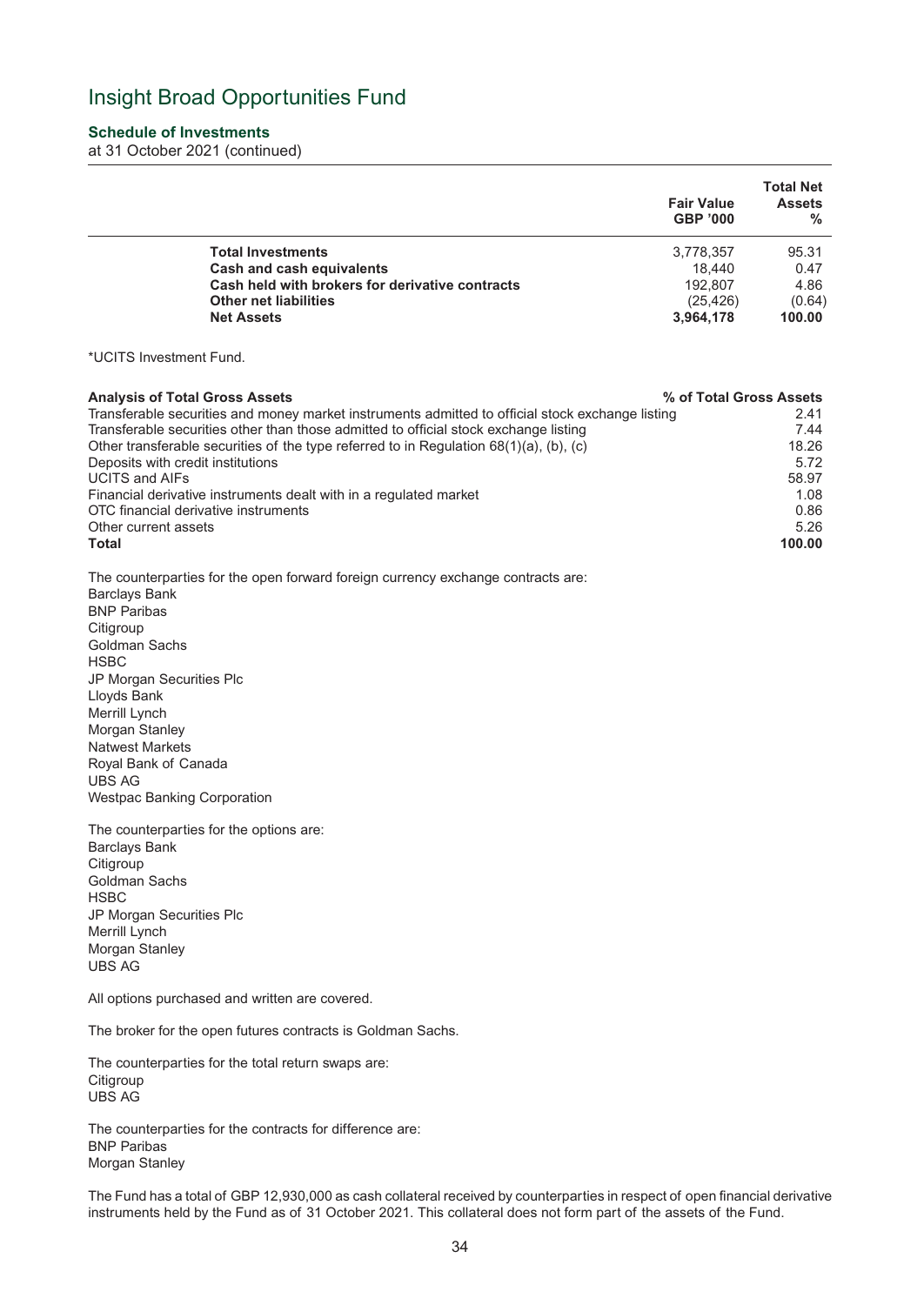# Insight Broad Opportunities Fund

## Schedule of Investments

at 31 October 2021 (continued)

| | Fair Value GBP '000 | Total Net Assets % |
|---|---|---|
| **Total Investments** | 3,778,357 | 95.31 |
| **Cash and cash equivalents** | 18,440 | 0.47 |
| **Cash held with brokers for derivative contracts** | 192,807 | 4.86 |
| **Other net liabilities** | (25,426) | (0.64) |
| **Net Assets** | **3,964,178** | **100.00** |

*UCITS Investment Fund.

| Analysis of Total Gross Assets | % of Total Gross Assets |
|---|---|
| Transferable securities and money market instruments admitted to official stock exchange listing | 2.41 |
| Transferable securities other than those admitted to official stock exchange listing | 7.44 |
| Other transferable securities of the type referred to in Regulation 68(1)(a), (b), (c) | 18.26 |
| Deposits with credit institutions | 5.72 |
| UCITS and AIFs | 58.97 |
| Financial derivative instruments dealt with in a regulated market | 1.08 |
| OTC financial derivative instruments | 0.86 |
| Other current assets | 5.26 |
| **Total** | **100.00** |

The counterparties for the open forward foreign currency exchange contracts are:
Barclays Bank
BNP Paribas
Citigroup
Goldman Sachs
HSBC
JP Morgan Securities Plc
Lloyds Bank
Merrill Lynch
Morgan Stanley
Natwest Markets
Royal Bank of Canada
UBS AG
Westpac Banking Corporation

The counterparties for the options are:
Barclays Bank
Citigroup
Goldman Sachs
HSBC
JP Morgan Securities Plc
Merrill Lynch
Morgan Stanley
UBS AG

All options purchased and written are covered.

The broker for the open futures contracts is Goldman Sachs.

The counterparties for the total return swaps are:
Citigroup
UBS AG

The counterparties for the contracts for difference are:
BNP Paribas
Morgan Stanley

The Fund has a total of GBP 12,930,000 as cash collateral received by counterparties in respect of open financial derivative instruments held by the Fund as of 31 October 2021. This collateral does not form part of the assets of the Fund.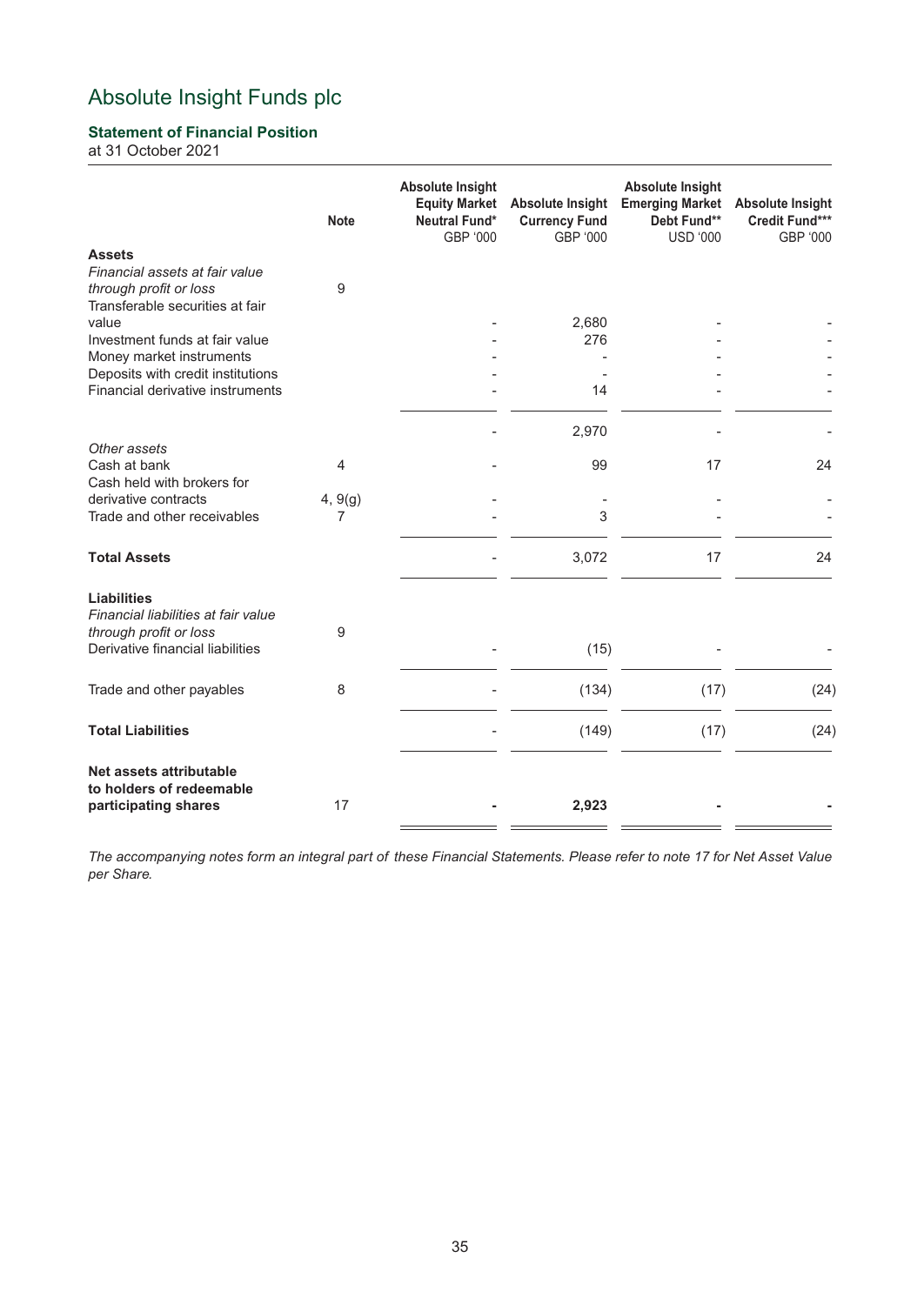# Absolute Insight Funds plc

### Statement of Financial Position

at 31 October 2021

| | Note | Absolute Insight Equity Market Neutral Fund* GBP '000 | Absolute Insight Currency Fund GBP '000 | Absolute Insight Emerging Market Debt Fund** USD '000 | Absolute Insight Credit Fund*** GBP '000 |
|---|---|---|---|---|---|
| **Assets** | | | | | |
| *Financial assets at fair value through profit or loss* | 9 | | | | |
| Transferable securities at fair value | | - | 2,680 | - | - |
| Investment funds at fair value | | - | 276 | - | - |
| Money market instruments | | - | - | - | - |
| Deposits with credit institutions | | - | - | - | - |
| Financial derivative instruments | | - | 14 | - | - |
| | | - | 2,970 | - | - |
| *Other assets* | | | | | |
| Cash at bank | 4 | - | 99 | 17 | 24 |
| Cash held with brokers for derivative contracts | 4, 9(g) | - | - | - | - |
| Trade and other receivables | 7 | - | 3 | - | - |
| **Total Assets** | | - | 3,072 | 17 | 24 |
| **Liabilities** | | | | | |
| *Financial liabilities at fair value through profit or loss* | 9 | | | | |
| Derivative financial liabilities | | - | (15) | - | - |
| Trade and other payables | 8 | - | (134) | (17) | (24) |
| **Total Liabilities** | | - | (149) | (17) | (24) |
| **Net assets attributable to holders of redeemable participating shares** | 17 | **-** | **2,923** | **-** | **-** |

*The accompanying notes form an integral part of these Financial Statements. Please refer to note 17 for Net Asset Value per Share.*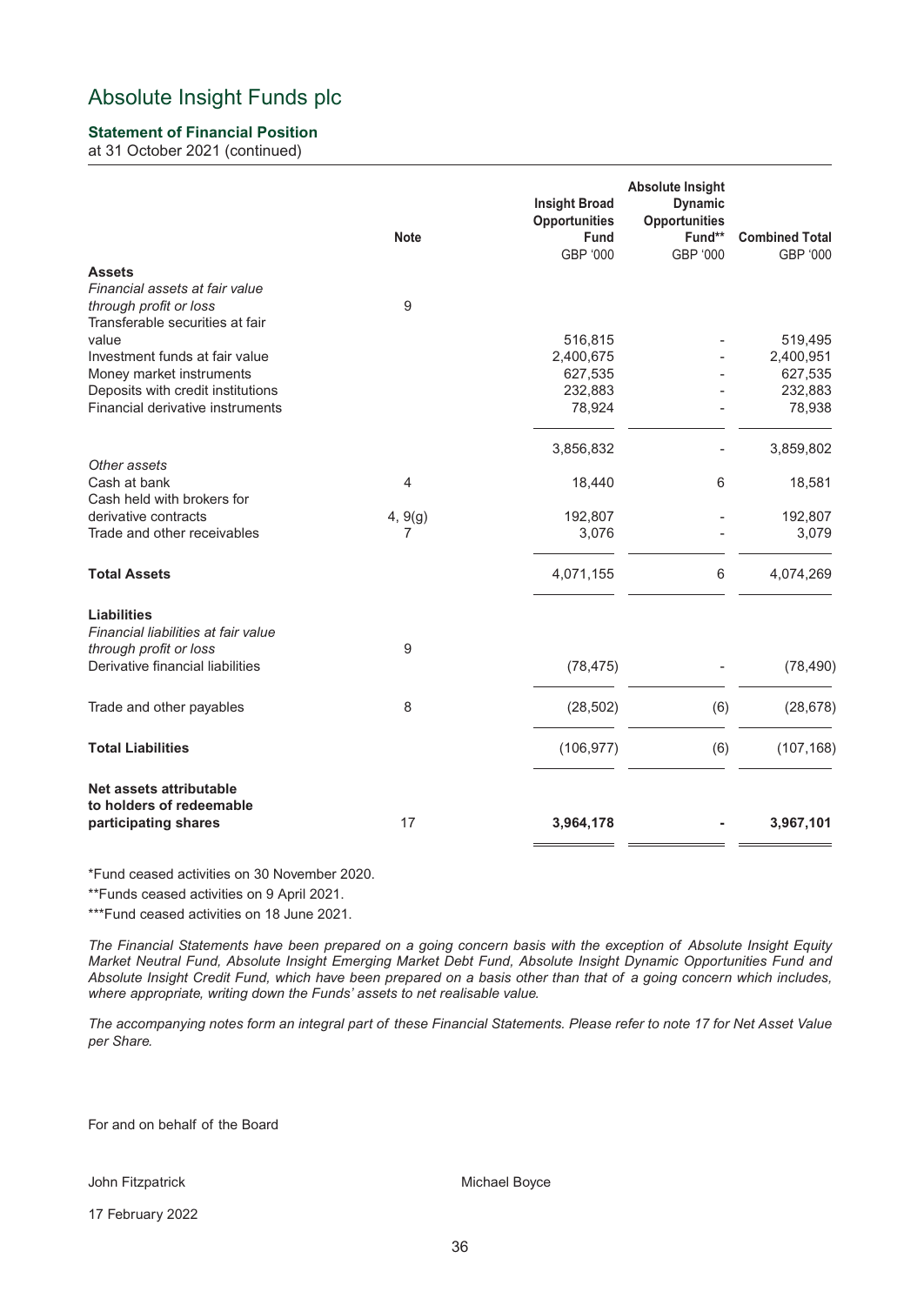# Absolute Insight Funds plc

### Statement of Financial Position

at 31 October 2021 (continued)

| | Note | Insight Broad Opportunities Fund GBP '000 | Absolute Insight Dynamic Opportunities Fund** GBP '000 | Combined Total GBP '000 |
|---|---|---|---|---|
| **Assets** | | | | |
| *Financial assets at fair value through profit or loss* | 9 | | | |
| Transferable securities at fair value | | 516,815 | - | 519,495 |
| Investment funds at fair value | | 2,400,675 | - | 2,400,951 |
| Money market instruments | | 627,535 | - | 627,535 |
| Deposits with credit institutions | | 232,883 | - | 232,883 |
| Financial derivative instruments | | 78,924 | - | 78,938 |
| | | 3,856,832 | - | 3,859,802 |
| *Other assets* | | | | |
| Cash at bank | 4 | 18,440 | 6 | 18,581 |
| Cash held with brokers for derivative contracts | 4, 9(g) | 192,807 | - | 192,807 |
| Trade and other receivables | 7 | 3,076 | - | 3,079 |
| **Total Assets** | | 4,071,155 | 6 | 4,074,269 |
| **Liabilities** | | | | |
| *Financial liabilities at fair value through profit or loss* | 9 | | | |
| Derivative financial liabilities | | (78,475) | - | (78,490) |
| Trade and other payables | 8 | (28,502) | (6) | (28,678) |
| **Total Liabilities** | | (106,977) | (6) | (107,168) |
| **Net assets attributable to holders of redeemable participating shares** | 17 | **3,964,178** | **-** | **3,967,101** |

*Fund ceased activities on 30 November 2020.

**Funds ceased activities on 9 April 2021.

***Fund ceased activities on 18 June 2021.

*The Financial Statements have been prepared on a going concern basis with the exception of Absolute Insight Equity Market Neutral Fund, Absolute Insight Emerging Market Debt Fund, Absolute Insight Dynamic Opportunities Fund and Absolute Insight Credit Fund, which have been prepared on a basis other than that of a going concern which includes, where appropriate, writing down the Funds' assets to net realisable value.*

*The accompanying notes form an integral part of these Financial Statements. Please refer to note 17 for Net Asset Value per Share.*

For and on behalf of the Board

John Fitzpatrick

Michael Boyce

17 February 2022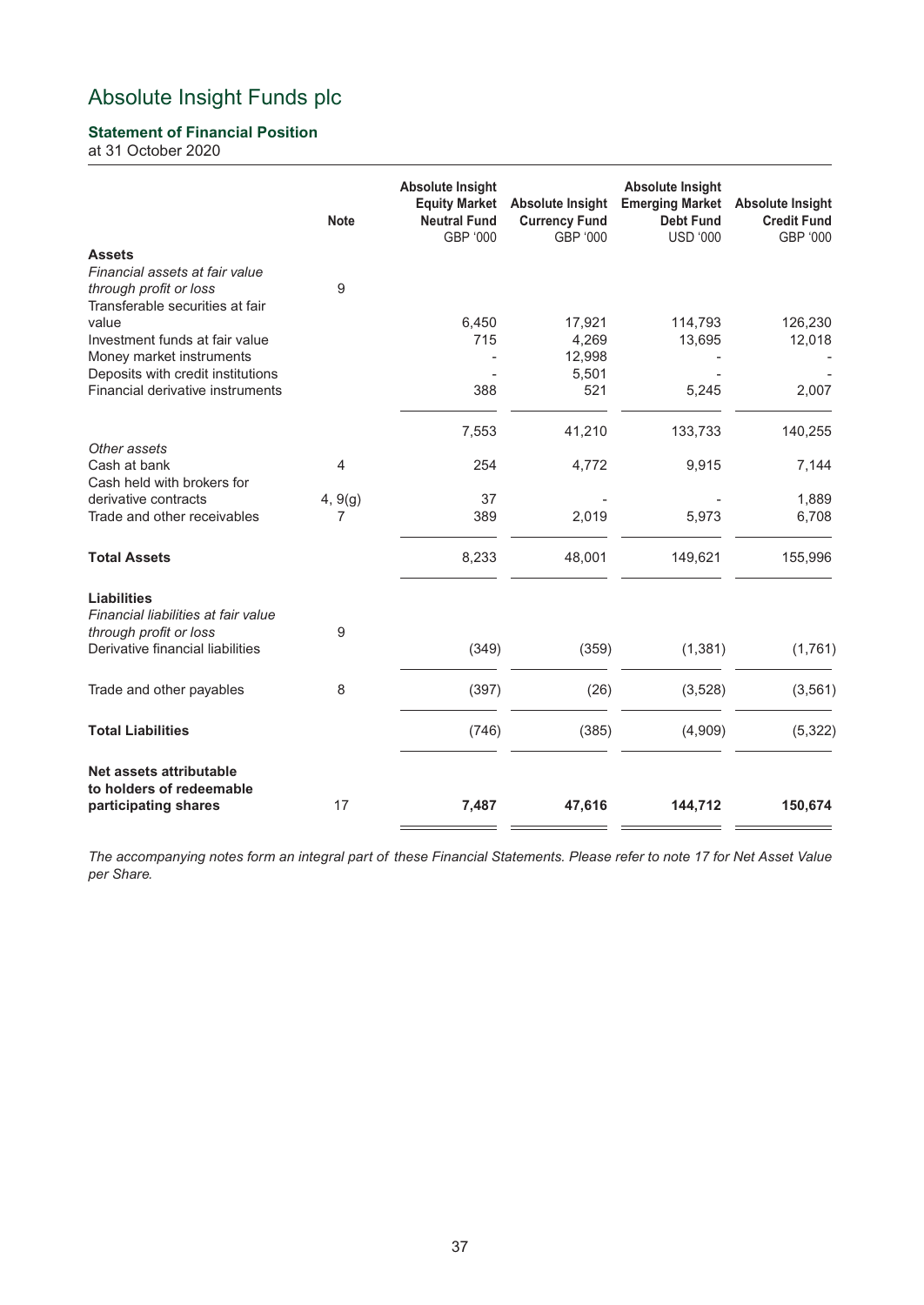# Absolute Insight Funds plc

## Statement of Financial Position

at 31 October 2020

| | Note | Absolute Insight Equity Market Neutral Fund GBP '000 | Absolute Insight Currency Fund GBP '000 | Absolute Insight Emerging Market Debt Fund USD '000 | Absolute Insight Credit Fund GBP '000 |
|---|---|---|---|---|---|
| **Assets** | | | | | |
| *Financial assets at fair value through profit or loss* | 9 | | | | |
| Transferable securities at fair value | | 6,450 | 17,921 | 114,793 | 126,230 |
| Investment funds at fair value | | 715 | 4,269 | 13,695 | 12,018 |
| Money market instruments | | - | 12,998 | - | - |
| Deposits with credit institutions | | - | 5,501 | - | - |
| Financial derivative instruments | | 388 | 521 | 5,245 | 2,007 |
| | | 7,553 | 41,210 | 133,733 | 140,255 |
| *Other assets* | | | | | |
| Cash at bank | 4 | 254 | 4,772 | 9,915 | 7,144 |
| Cash held with brokers for derivative contracts | 4, 9(g) | 37 | - | - | 1,889 |
| Trade and other receivables | 7 | 389 | 2,019 | 5,973 | 6,708 |
| **Total Assets** | | 8,233 | 48,001 | 149,621 | 155,996 |
| **Liabilities** | | | | | |
| *Financial liabilities at fair value through profit or loss* | 9 | | | | |
| Derivative financial liabilities | | (349) | (359) | (1,381) | (1,761) |
| Trade and other payables | 8 | (397) | (26) | (3,528) | (3,561) |
| **Total Liabilities** | | (746) | (385) | (4,909) | (5,322) |
| **Net assets attributable to holders of redeemable participating shares** | 17 | **7,487** | **47,616** | **144,712** | **150,674** |

*The accompanying notes form an integral part of these Financial Statements. Please refer to note 17 for Net Asset Value per Share.*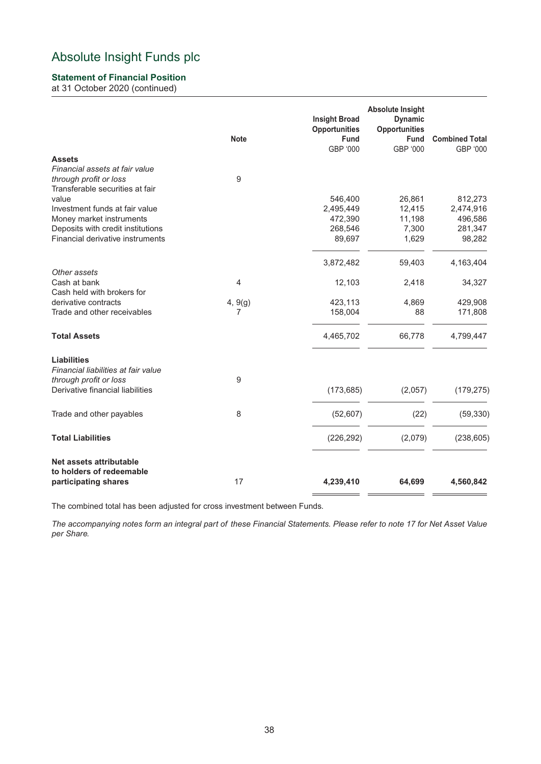# Absolute Insight Funds plc

### Statement of Financial Position

at 31 October 2020 (continued)

| | Note | Insight Broad Opportunities Fund GBP '000 | Absolute Insight Dynamic Opportunities Fund GBP '000 | Combined Total GBP '000 |
|---|---|---|---|---|
| **Assets** | | | | |
| *Financial assets at fair value through profit or loss* | 9 | | | |
| Transferable securities at fair value | | 546,400 | 26,861 | 812,273 |
| Investment funds at fair value | | 2,495,449 | 12,415 | 2,474,916 |
| Money market instruments | | 472,390 | 11,198 | 496,586 |
| Deposits with credit institutions | | 268,546 | 7,300 | 281,347 |
| Financial derivative instruments | | 89,697 | 1,629 | 98,282 |
| | | 3,872,482 | 59,403 | 4,163,404 |
| *Other assets* | | | | |
| Cash at bank | 4 | 12,103 | 2,418 | 34,327 |
| Cash held with brokers for derivative contracts | 4, 9(g) | 423,113 | 4,869 | 429,908 |
| Trade and other receivables | 7 | 158,004 | 88 | 171,808 |
| **Total Assets** | | 4,465,702 | 66,778 | 4,799,447 |
| **Liabilities** | | | | |
| *Financial liabilities at fair value through profit or loss* | 9 | | | |
| Derivative financial liabilities | | (173,685) | (2,057) | (179,275) |
| Trade and other payables | 8 | (52,607) | (22) | (59,330) |
| **Total Liabilities** | | (226,292) | (2,079) | (238,605) |
| **Net assets attributable to holders of redeemable participating shares** | 17 | **4,239,410** | **64,699** | **4,560,842** |

The combined total has been adjusted for cross investment between Funds.

*The accompanying notes form an integral part of these Financial Statements. Please refer to note 17 for Net Asset Value per Share.*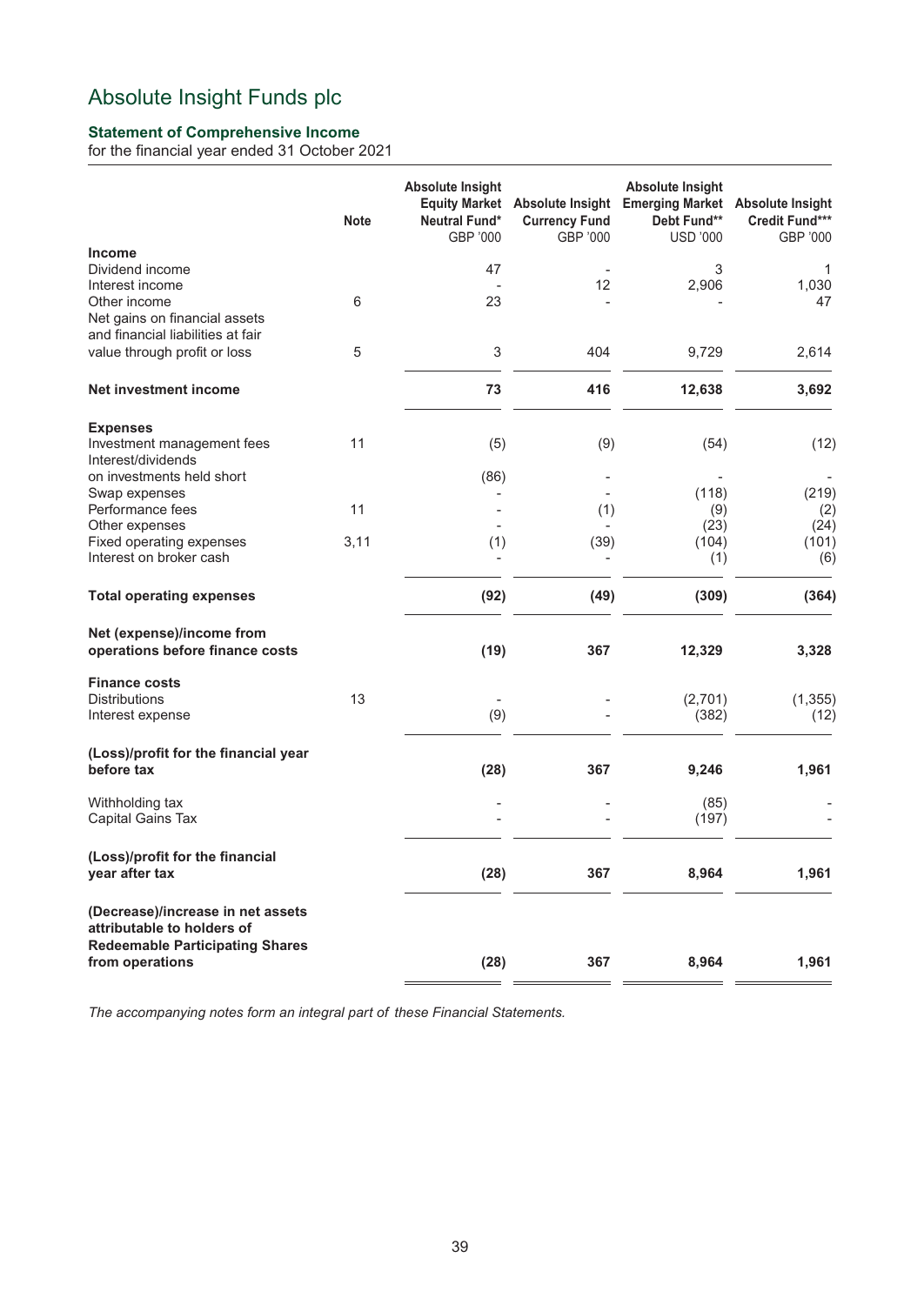# Absolute Insight Funds plc

### Statement of Comprehensive Income

for the financial year ended 31 October 2021

| | Note | Absolute Insight Equity Market Neutral Fund* GBP '000 | Absolute Insight Currency Fund GBP '000 | Absolute Insight Emerging Market Debt Fund** USD '000 | Absolute Insight Credit Fund*** GBP '000 |
|---|---|---|---|---|---|
| **Income** | | | | | |
| Dividend income | | 47 | - | 3 | 1 |
| Interest income | | - | 12 | 2,906 | 1,030 |
| Other income | 6 | 23 | - | - | 47 |
| Net gains on financial assets and financial liabilities at fair value through profit or loss | 5 | 3 | 404 | 9,729 | 2,614 |
| **Net investment income** | | **73** | **416** | **12,638** | **3,692** |
| **Expenses** | | | | | |
| Investment management fees | 11 | (5) | (9) | (54) | (12) |
| Interest/dividends on investments held short | | (86) | - | - | - |
| Swap expenses | | - | - | (118) | (219) |
| Performance fees | 11 | - | (1) | (9) | (2) |
| Other expenses | | - | - | (23) | (24) |
| Fixed operating expenses | 3,11 | (1) | (39) | (104) | (101) |
| Interest on broker cash | | - | - | (1) | (6) |
| **Total operating expenses** | | **(92)** | **(49)** | **(309)** | **(364)** |
| **Net (expense)/income from operations before finance costs** | | **(19)** | **367** | **12,329** | **3,328** |
| **Finance costs** | | | | | |
| Distributions | 13 | - | - | (2,701) | (1,355) |
| Interest expense | | (9) | - | (382) | (12) |
| **(Loss)/profit for the financial year before tax** | | **(28)** | **367** | **9,246** | **1,961** |
| Withholding tax | | - | - | (85) | - |
| Capital Gains Tax | | - | - | (197) | - |
| **(Loss)/profit for the financial year after tax** | | **(28)** | **367** | **8,964** | **1,961** |
| **(Decrease)/increase in net assets attributable to holders of Redeemable Participating Shares from operations** | | **(28)** | **367** | **8,964** | **1,961** |

*The accompanying notes form an integral part of these Financial Statements.*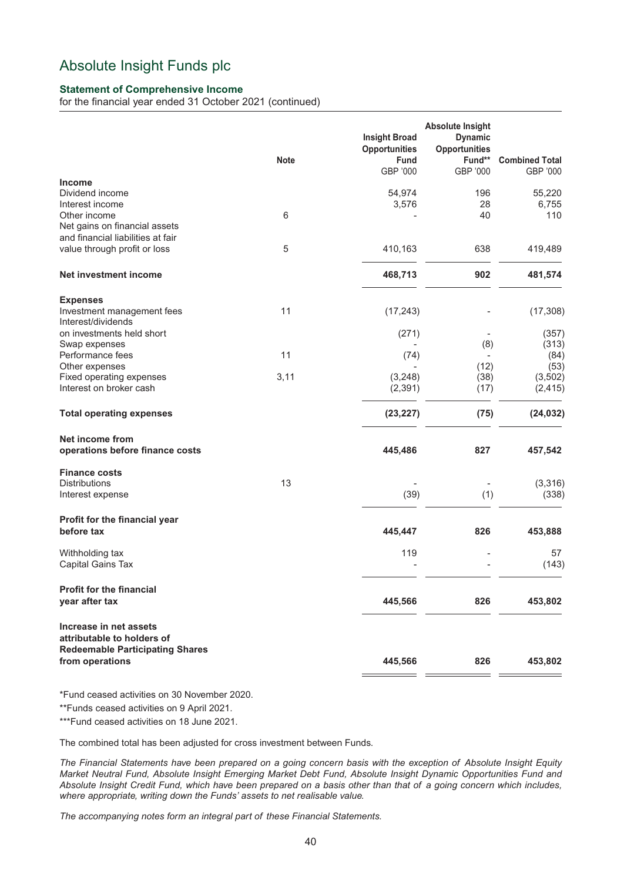# Absolute Insight Funds plc

**Statement of Comprehensive Income**
for the financial year ended 31 October 2021 (continued)

| | Note | Insight Broad Opportunities Fund GBP '000 | Absolute Insight Dynamic Opportunities Fund** GBP '000 | Combined Total GBP '000 |
|---|---|---|---|---|
| **Income** | | | | |
| Dividend income | | 54,974 | 196 | 55,220 |
| Interest income | | 3,576 | 28 | 6,755 |
| Other income | 6 | - | 40 | 110 |
| Net gains on financial assets and financial liabilities at fair value through profit or loss | 5 | 410,163 | 638 | 419,489 |
| **Net investment income** | | **468,713** | **902** | **481,574** |
| **Expenses** | | | | |
| Investment management fees | 11 | (17,243) | - | (17,308) |
| Interest/dividends on investments held short | | (271) | - | (357) |
| Swap expenses | | - | (8) | (313) |
| Performance fees | 11 | (74) | - | (84) |
| Other expenses | | - | (12) | (53) |
| Fixed operating expenses | 3,11 | (3,248) | (38) | (3,502) |
| Interest on broker cash | | (2,391) | (17) | (2,415) |
| **Total operating expenses** | | **(23,227)** | **(75)** | **(24,032)** |
| **Net income from operations before finance costs** | | **445,486** | **827** | **457,542** |
| **Finance costs** | | | | |
| Distributions | 13 | - | - | (3,316) |
| Interest expense | | (39) | (1) | (338) |
| **Profit for the financial year before tax** | | **445,447** | **826** | **453,888** |
| Withholding tax | | 119 | - | 57 |
| Capital Gains Tax | | - | - | (143) |
| **Profit for the financial year after tax** | | **445,566** | **826** | **453,802** |
| **Increase in net assets attributable to holders of Redeemable Participating Shares from operations** | | **445,566** | **826** | **453,802** |

*Fund ceased activities on 30 November 2020.

**Funds ceased activities on 9 April 2021.

***Fund ceased activities on 18 June 2021.

The combined total has been adjusted for cross investment between Funds.

*The Financial Statements have been prepared on a going concern basis with the exception of Absolute Insight Equity Market Neutral Fund, Absolute Insight Emerging Market Debt Fund, Absolute Insight Dynamic Opportunities Fund and Absolute Insight Credit Fund, which have been prepared on a basis other than that of a going concern which includes, where appropriate, writing down the Funds' assets to net realisable value.*

*The accompanying notes form an integral part of these Financial Statements.*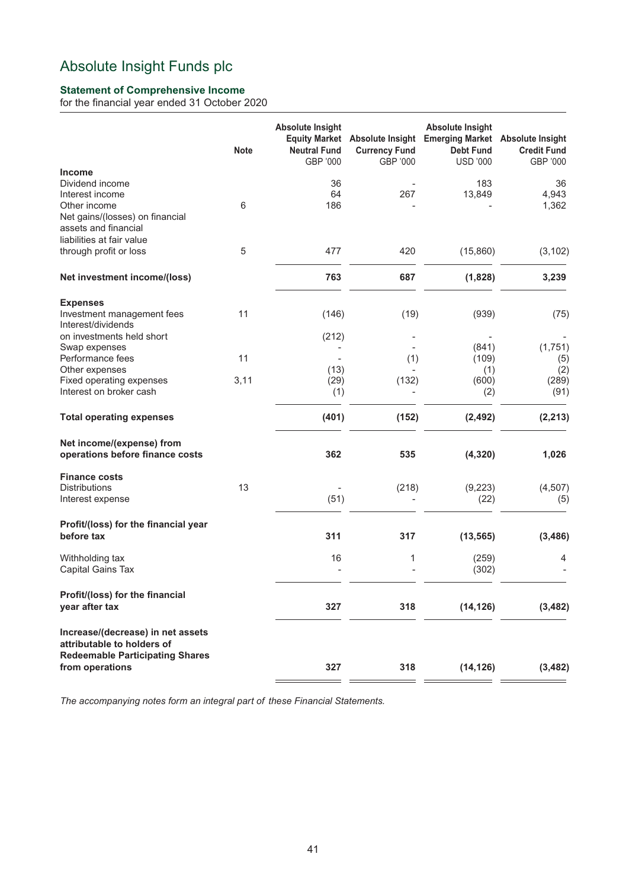# Absolute Insight Funds plc

### Statement of Comprehensive Income

for the financial year ended 31 October 2020

| | Note | Absolute Insight Equity Market Neutral Fund GBP '000 | Absolute Insight Currency Fund GBP '000 | Absolute Insight Emerging Market Debt Fund USD '000 | Absolute Insight Credit Fund GBP '000 |
|---|---|---|---|---|---|
| **Income** | | | | | |
| Dividend income | | 36 | - | 183 | 36 |
| Interest income | | 64 | 267 | 13,849 | 4,943 |
| Other income | 6 | 186 | - | - | 1,362 |
| Net gains/(losses) on financial assets and financial liabilities at fair value through profit or loss | 5 | 477 | 420 | (15,860) | (3,102) |
| **Net investment income/(loss)** | | **763** | **687** | **(1,828)** | **3,239** |
| **Expenses** | | | | | |
| Investment management fees | 11 | (146) | (19) | (939) | (75) |
| Interest/dividends on investments held short | | (212) | - | - | - |
| Swap expenses | | - | - | (841) | (1,751) |
| Performance fees | 11 | - | (1) | (109) | (5) |
| Other expenses | | (13) | - | (1) | (2) |
| Fixed operating expenses | 3,11 | (29) | (132) | (600) | (289) |
| Interest on broker cash | | (1) | - | (2) | (91) |
| **Total operating expenses** | | **(401)** | **(152)** | **(2,492)** | **(2,213)** |
| **Net income/(expense) from operations before finance costs** | | **362** | **535** | **(4,320)** | **1,026** |
| **Finance costs** | | | | | |
| Distributions | 13 | - | (218) | (9,223) | (4,507) |
| Interest expense | | (51) | - | (22) | (5) |
| **Profit/(loss) for the financial year before tax** | | **311** | **317** | **(13,565)** | **(3,486)** |
| Withholding tax | | 16 | 1 | (259) | 4 |
| Capital Gains Tax | | - | - | (302) | - |
| **Profit/(loss) for the financial year after tax** | | **327** | **318** | **(14,126)** | **(3,482)** |
| **Increase/(decrease) in net assets attributable to holders of Redeemable Participating Shares from operations** | | **327** | **318** | **(14,126)** | **(3,482)** |

*The accompanying notes form an integral part of these Financial Statements.*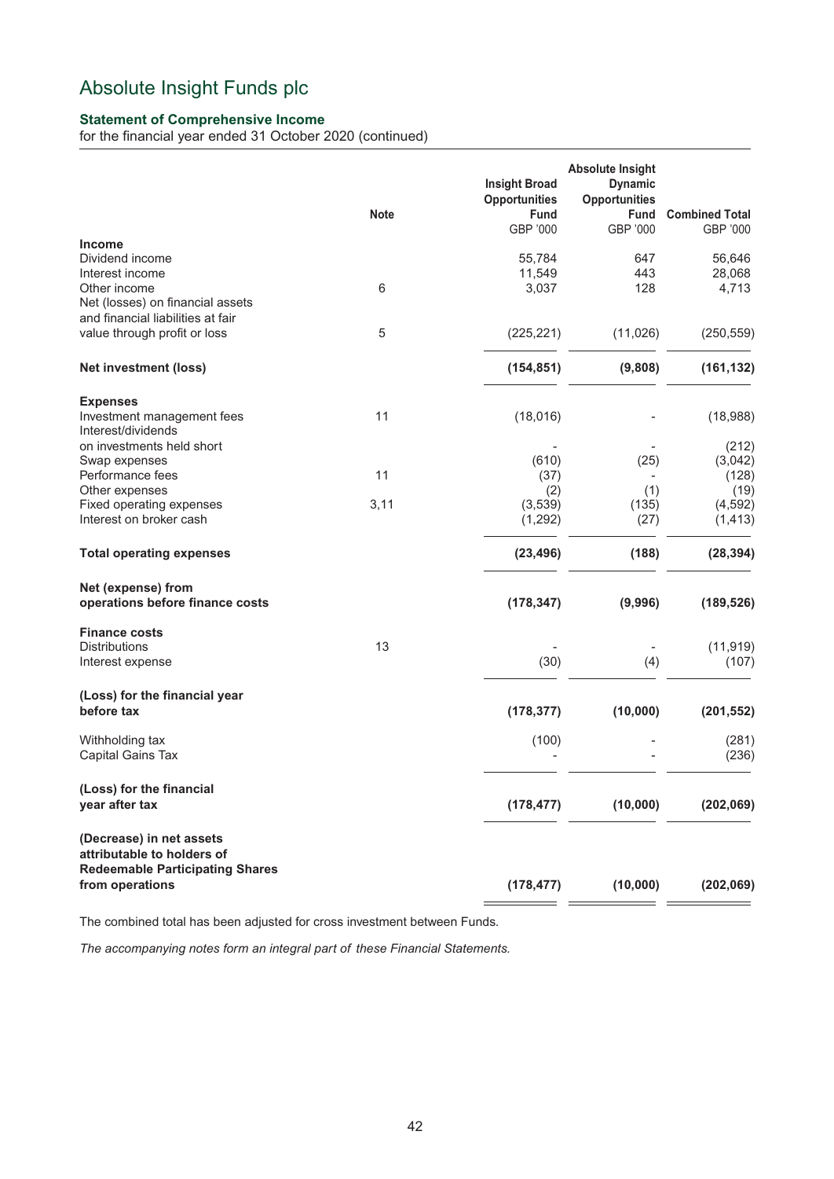# Absolute Insight Funds plc

**Statement of Comprehensive Income**
for the financial year ended 31 October 2020 (continued)

| | Note | Insight Broad Opportunities Fund GBP '000 | Absolute Insight Dynamic Opportunities Fund GBP '000 | Combined Total GBP '000 |
|---|---|---|---|---|
| **Income** | | | | |
| Dividend income | | 55,784 | 647 | 56,646 |
| Interest income | | 11,549 | 443 | 28,068 |
| Other income | 6 | 3,037 | 128 | 4,713 |
| Net (losses) on financial assets and financial liabilities at fair value through profit or loss | 5 | (225,221) | (11,026) | (250,559) |
| **Net investment (loss)** | | **(154,851)** | **(9,808)** | **(161,132)** |
| **Expenses** | | | | |
| Investment management fees | 11 | (18,016) | - | (18,988) |
| Interest/dividends on investments held short | | - | - | (212) |
| Swap expenses | | (610) | (25) | (3,042) |
| Performance fees | 11 | (37) | - | (128) |
| Other expenses | | (2) | (1) | (19) |
| Fixed operating expenses | 3,11 | (3,539) | (135) | (4,592) |
| Interest on broker cash | | (1,292) | (27) | (1,413) |
| **Total operating expenses** | | **(23,496)** | **(188)** | **(28,394)** |
| **Net (expense) from operations before finance costs** | | **(178,347)** | **(9,996)** | **(189,526)** |
| **Finance costs** | | | | |
| Distributions | 13 | - | - | (11,919) |
| Interest expense | | (30) | (4) | (107) |
| **(Loss) for the financial year before tax** | | **(178,377)** | **(10,000)** | **(201,552)** |
| Withholding tax | | (100) | - | (281) |
| Capital Gains Tax | | - | - | (236) |
| **(Loss) for the financial year after tax** | | **(178,477)** | **(10,000)** | **(202,069)** |
| **(Decrease) in net assets attributable to holders of Redeemable Participating Shares from operations** | | **(178,477)** | **(10,000)** | **(202,069)** |

The combined total has been adjusted for cross investment between Funds.

*The accompanying notes form an integral part of these Financial Statements.*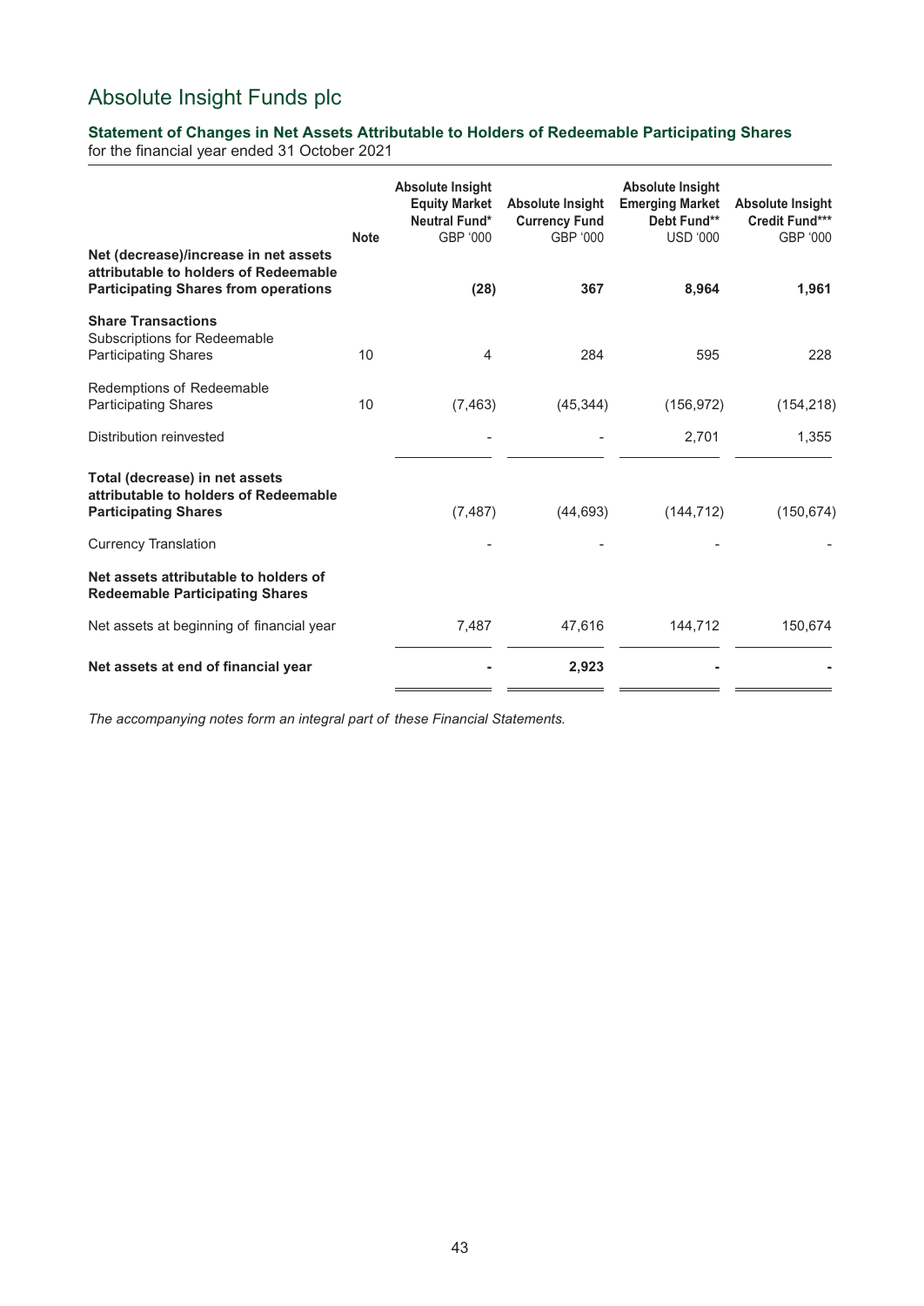# Absolute Insight Funds plc

### Statement of Changes in Net Assets Attributable to Holders of Redeemable Participating Shares

for the financial year ended 31 October 2021

| | Note | Absolute Insight Equity Market Neutral Fund* GBP '000 | Absolute Insight Currency Fund GBP '000 | Absolute Insight Emerging Market Debt Fund** USD '000 | Absolute Insight Credit Fund*** GBP '000 |
|---|---|---|---|---|---|
| **Net (decrease)/increase in net assets attributable to holders of Redeemable Participating Shares from operations** | | **(28)** | **367** | **8,964** | **1,961** |
| **Share Transactions** | | | | | |
| Subscriptions for Redeemable Participating Shares | 10 | 4 | 284 | 595 | 228 |
| Redemptions of Redeemable Participating Shares | 10 | (7,463) | (45,344) | (156,972) | (154,218) |
| Distribution reinvested | | - | - | 2,701 | 1,355 |
| **Total (decrease) in net assets attributable to holders of Redeemable Participating Shares** | | (7,487) | (44,693) | (144,712) | (150,674) |
| Currency Translation | | - | - | - | - |
| **Net assets attributable to holders of Redeemable Participating Shares** | | | | | |
| Net assets at beginning of financial year | | 7,487 | 47,616 | 144,712 | 150,674 |
| **Net assets at end of financial year** | | **-** | **2,923** | **-** | **-** |

*The accompanying notes form an integral part of these Financial Statements.*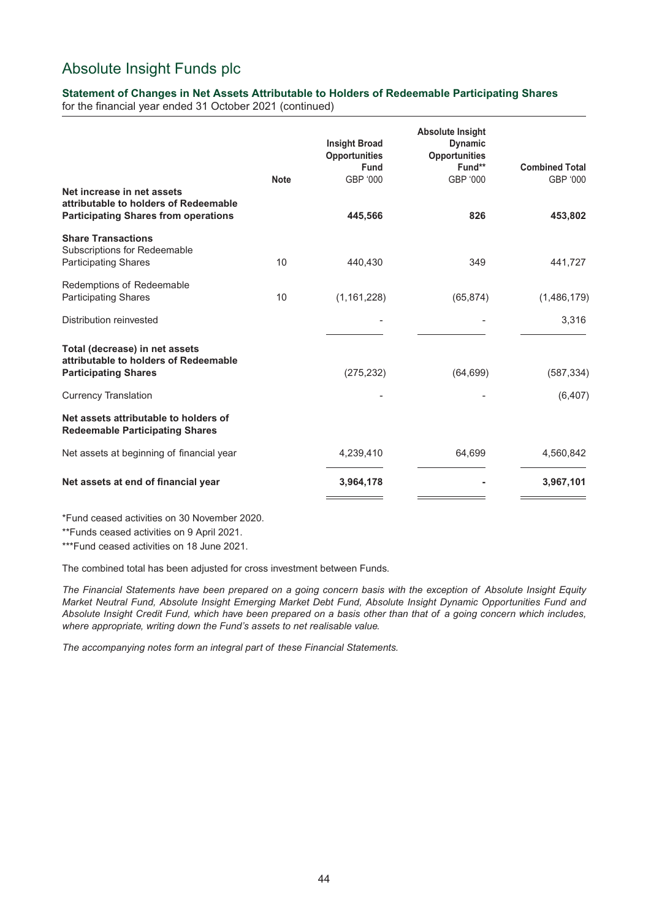# Absolute Insight Funds plc

### Statement of Changes in Net Assets Attributable to Holders of Redeemable Participating Shares

for the financial year ended 31 October 2021 (continued)

| | Note | Insight Broad Opportunities Fund GBP '000 | Absolute Insight Dynamic Opportunities Fund** GBP '000 | Combined Total GBP '000 |
|---|---|---|---|---|
| **Net increase in net assets attributable to holders of Redeemable Participating Shares from operations** | | **445,566** | **826** | **453,802** |
| **Share Transactions** | | | | |
| Subscriptions for Redeemable Participating Shares | 10 | 440,430 | 349 | 441,727 |
| Redemptions of Redeemable Participating Shares | 10 | (1,161,228) | (65,874) | (1,486,179) |
| Distribution reinvested | | - | - | 3,316 |
| **Total (decrease) in net assets attributable to holders of Redeemable Participating Shares** | | (275,232) | (64,699) | (587,334) |
| Currency Translation | | - | - | (6,407) |
| **Net assets attributable to holders of Redeemable Participating Shares** | | | | |
| Net assets at beginning of financial year | | 4,239,410 | 64,699 | 4,560,842 |
| **Net assets at end of financial year** | | **3,964,178** | **-** | **3,967,101** |

*Fund ceased activities on 30 November 2020.

**Funds ceased activities on 9 April 2021.

***Fund ceased activities on 18 June 2021.

The combined total has been adjusted for cross investment between Funds.

*The Financial Statements have been prepared on a going concern basis with the exception of Absolute Insight Equity Market Neutral Fund, Absolute Insight Emerging Market Debt Fund, Absolute Insight Dynamic Opportunities Fund and Absolute Insight Credit Fund, which have been prepared on a basis other than that of a going concern which includes, where appropriate, writing down the Fund's assets to net realisable value.*

*The accompanying notes form an integral part of these Financial Statements.*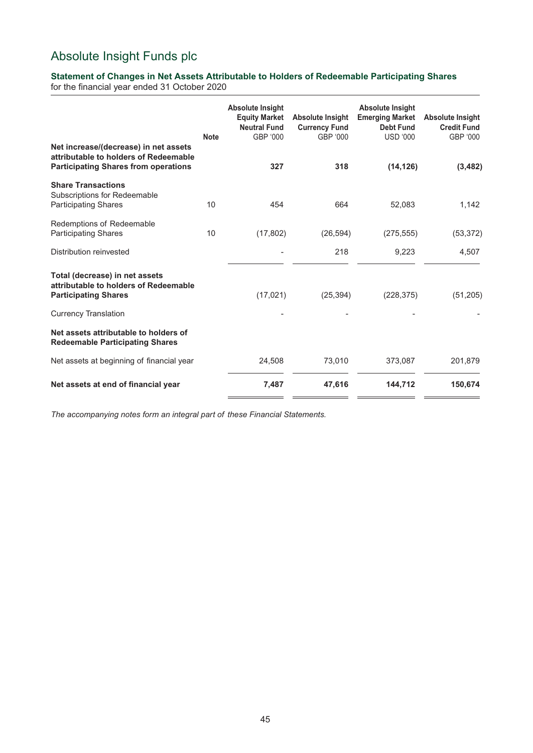# Absolute Insight Funds plc

## Statement of Changes in Net Assets Attributable to Holders of Redeemable Participating Shares

for the financial year ended 31 October 2020

| | Note | Absolute Insight Equity Market Neutral Fund GBP '000 | Absolute Insight Currency Fund GBP '000 | Absolute Insight Emerging Market Debt Fund USD '000 | Absolute Insight Credit Fund GBP '000 |
|---|---|---|---|---|---|
| **Net increase/(decrease) in net assets attributable to holders of Redeemable Participating Shares from operations** | | **327** | **318** | **(14,126)** | **(3,482)** |
| **Share Transactions** | | | | | |
| Subscriptions for Redeemable Participating Shares | 10 | 454 | 664 | 52,083 | 1,142 |
| Redemptions of Redeemable Participating Shares | 10 | (17,802) | (26,594) | (275,555) | (53,372) |
| Distribution reinvested | | - | 218 | 9,223 | 4,507 |
| **Total (decrease) in net assets attributable to holders of Redeemable Participating Shares** | | (17,021) | (25,394) | (228,375) | (51,205) |
| Currency Translation | | - | - | - | - |
| **Net assets attributable to holders of Redeemable Participating Shares** | | | | | |
| Net assets at beginning of financial year | | 24,508 | 73,010 | 373,087 | 201,879 |
| **Net assets at end of financial year** | | **7,487** | **47,616** | **144,712** | **150,674** |

*The accompanying notes form an integral part of these Financial Statements.*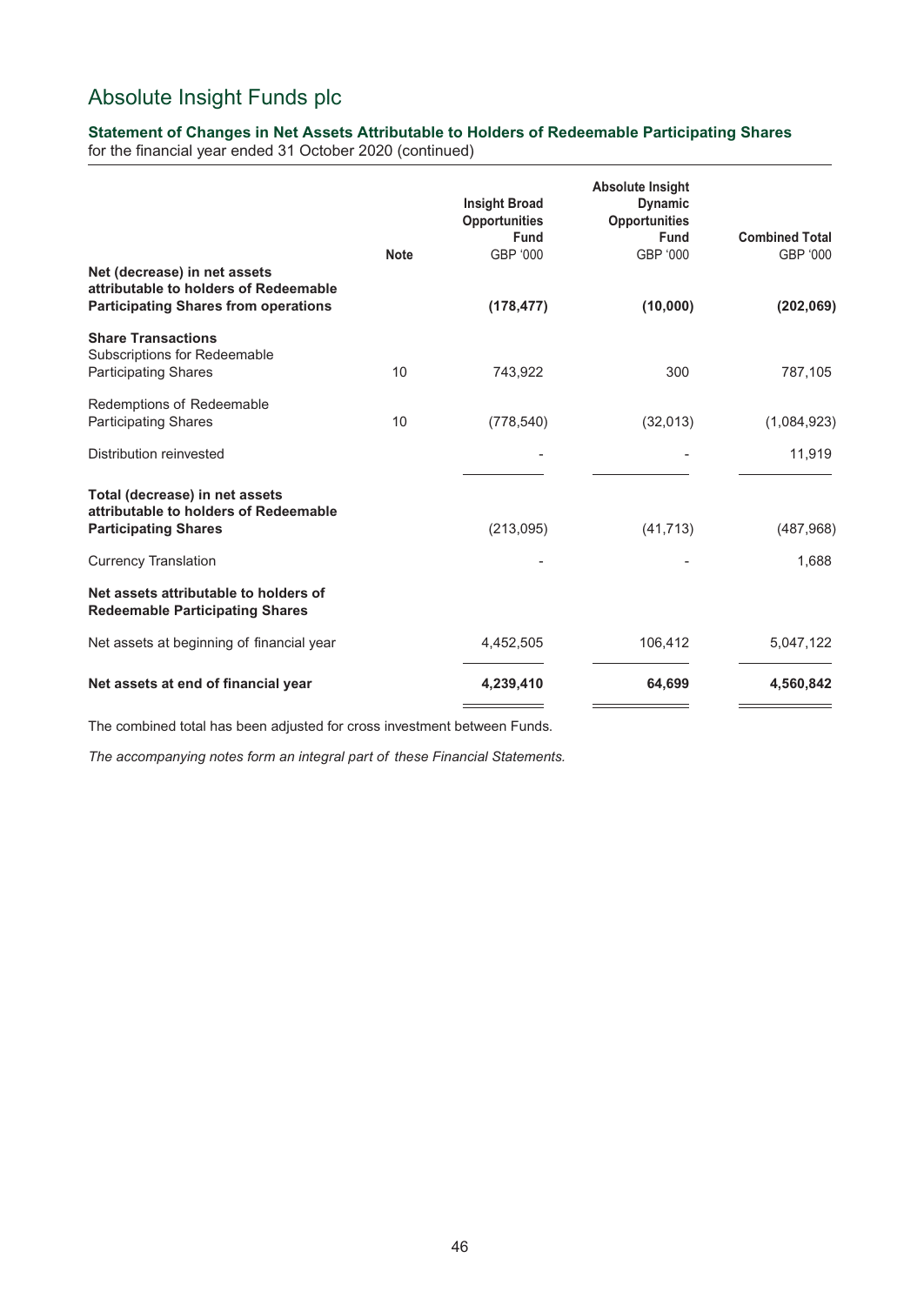# Absolute Insight Funds plc

**Statement of Changes in Net Assets Attributable to Holders of Redeemable Participating Shares**
for the financial year ended 31 October 2020 (continued)

| | Note | Insight Broad Opportunities Fund GBP '000 | Absolute Insight Dynamic Opportunities Fund GBP '000 | Combined Total GBP '000 |
|---|---|---|---|---|
| **Net (decrease) in net assets attributable to holders of Redeemable Participating Shares from operations** | | **(178,477)** | **(10,000)** | **(202,069)** |
| **Share Transactions** | | | | |
| Subscriptions for Redeemable Participating Shares | 10 | 743,922 | 300 | 787,105 |
| Redemptions of Redeemable Participating Shares | 10 | (778,540) | (32,013) | (1,084,923) |
| Distribution reinvested | | - | - | 11,919 |
| **Total (decrease) in net assets attributable to holders of Redeemable Participating Shares** | | (213,095) | (41,713) | (487,968) |
| Currency Translation | | - | - | 1,688 |
| **Net assets attributable to holders of Redeemable Participating Shares** | | | | |
| Net assets at beginning of financial year | | 4,452,505 | 106,412 | 5,047,122 |
| **Net assets at end of financial year** | | **4,239,410** | **64,699** | **4,560,842** |

The combined total has been adjusted for cross investment between Funds.

*The accompanying notes form an integral part of these Financial Statements.*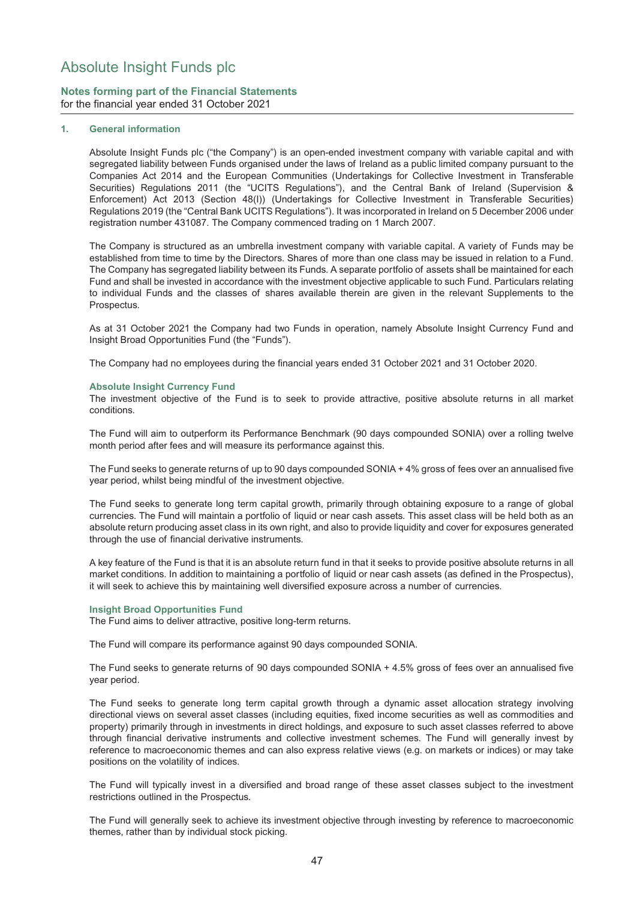# Absolute Insight Funds plc

**Notes forming part of the Financial Statements**
for the financial year ended 31 October 2021

## 1. General information

Absolute Insight Funds plc ("the Company") is an open-ended investment company with variable capital and with segregated liability between Funds organised under the laws of Ireland as a public limited company pursuant to the Companies Act 2014 and the European Communities (Undertakings for Collective Investment in Transferable Securities) Regulations 2011 (the "UCITS Regulations"), and the Central Bank of Ireland (Supervision & Enforcement) Act 2013 (Section 48(I)) (Undertakings for Collective Investment in Transferable Securities) Regulations 2019 (the "Central Bank UCITS Regulations"). It was incorporated in Ireland on 5 December 2006 under registration number 431087. The Company commenced trading on 1 March 2007.

The Company is structured as an umbrella investment company with variable capital. A variety of Funds may be established from time to time by the Directors. Shares of more than one class may be issued in relation to a Fund. The Company has segregated liability between its Funds. A separate portfolio of assets shall be maintained for each Fund and shall be invested in accordance with the investment objective applicable to such Fund. Particulars relating to individual Funds and the classes of shares available therein are given in the relevant Supplements to the Prospectus.

As at 31 October 2021 the Company had two Funds in operation, namely Absolute Insight Currency Fund and Insight Broad Opportunities Fund (the "Funds").

The Company had no employees during the financial years ended 31 October 2021 and 31 October 2020.

### Absolute Insight Currency Fund

The investment objective of the Fund is to seek to provide attractive, positive absolute returns in all market conditions.

The Fund will aim to outperform its Performance Benchmark (90 days compounded SONIA) over a rolling twelve month period after fees and will measure its performance against this.

The Fund seeks to generate returns of up to 90 days compounded SONIA + 4% gross of fees over an annualised five year period, whilst being mindful of the investment objective.

The Fund seeks to generate long term capital growth, primarily through obtaining exposure to a range of global currencies. The Fund will maintain a portfolio of liquid or near cash assets. This asset class will be held both as an absolute return producing asset class in its own right, and also to provide liquidity and cover for exposures generated through the use of financial derivative instruments.

A key feature of the Fund is that it is an absolute return fund in that it seeks to provide positive absolute returns in all market conditions. In addition to maintaining a portfolio of liquid or near cash assets (as defined in the Prospectus), it will seek to achieve this by maintaining well diversified exposure across a number of currencies.

### Insight Broad Opportunities Fund

The Fund aims to deliver attractive, positive long-term returns.

The Fund will compare its performance against 90 days compounded SONIA.

The Fund seeks to generate returns of 90 days compounded SONIA + 4.5% gross of fees over an annualised five year period.

The Fund seeks to generate long term capital growth through a dynamic asset allocation strategy involving directional views on several asset classes (including equities, fixed income securities as well as commodities and property) primarily through in investments in direct holdings, and exposure to such asset classes referred to above through financial derivative instruments and collective investment schemes. The Fund will generally invest by reference to macroeconomic themes and can also express relative views (e.g. on markets or indices) or may take positions on the volatility of indices.

The Fund will typically invest in a diversified and broad range of these asset classes subject to the investment restrictions outlined in the Prospectus.

The Fund will generally seek to achieve its investment objective through investing by reference to macroeconomic themes, rather than by individual stock picking.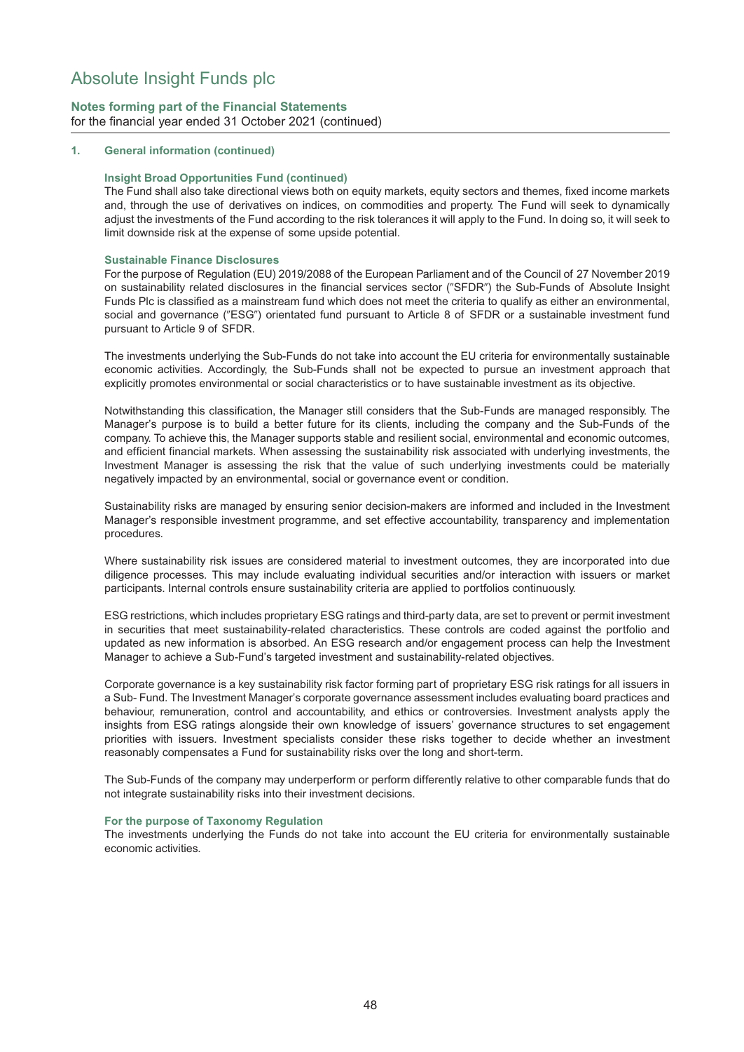## 1. General information (continued)

### Insight Broad Opportunities Fund (continued)

The Fund shall also take directional views both on equity markets, equity sectors and themes, fixed income markets and, through the use of derivatives on indices, on commodities and property. The Fund will seek to dynamically adjust the investments of the Fund according to the risk tolerances it will apply to the Fund. In doing so, it will seek to limit downside risk at the expense of some upside potential.

### Sustainable Finance Disclosures

For the purpose of Regulation (EU) 2019/2088 of the European Parliament and of the Council of 27 November 2019 on sustainability related disclosures in the financial services sector ("SFDR") the Sub-Funds of Absolute Insight Funds Plc is classified as a mainstream fund which does not meet the criteria to qualify as either an environmental, social and governance ("ESG") orientated fund pursuant to Article 8 of SFDR or a sustainable investment fund pursuant to Article 9 of SFDR.

The investments underlying the Sub-Funds do not take into account the EU criteria for environmentally sustainable economic activities. Accordingly, the Sub-Funds shall not be expected to pursue an investment approach that explicitly promotes environmental or social characteristics or to have sustainable investment as its objective.

Notwithstanding this classification, the Manager still considers that the Sub-Funds are managed responsibly. The Manager's purpose is to build a better future for its clients, including the company and the Sub-Funds of the company. To achieve this, the Manager supports stable and resilient social, environmental and economic outcomes, and efficient financial markets. When assessing the sustainability risk associated with underlying investments, the Investment Manager is assessing the risk that the value of such underlying investments could be materially negatively impacted by an environmental, social or governance event or condition.

Sustainability risks are managed by ensuring senior decision-makers are informed and included in the Investment Manager's responsible investment programme, and set effective accountability, transparency and implementation procedures.

Where sustainability risk issues are considered material to investment outcomes, they are incorporated into due diligence processes. This may include evaluating individual securities and/or interaction with issuers or market participants. Internal controls ensure sustainability criteria are applied to portfolios continuously.

ESG restrictions, which includes proprietary ESG ratings and third-party data, are set to prevent or permit investment in securities that meet sustainability-related characteristics. These controls are coded against the portfolio and updated as new information is absorbed. An ESG research and/or engagement process can help the Investment Manager to achieve a Sub-Fund's targeted investment and sustainability-related objectives.

Corporate governance is a key sustainability risk factor forming part of proprietary ESG risk ratings for all issuers in a Sub- Fund. The Investment Manager's corporate governance assessment includes evaluating board practices and behaviour, remuneration, control and accountability, and ethics or controversies. Investment analysts apply the insights from ESG ratings alongside their own knowledge of issuers' governance structures to set engagement priorities with issuers. Investment specialists consider these risks together to decide whether an investment reasonably compensates a Fund for sustainability risks over the long and short-term.

The Sub-Funds of the company may underperform or perform differently relative to other comparable funds that do not integrate sustainability risks into their investment decisions.

### For the purpose of Taxonomy Regulation

The investments underlying the Funds do not take into account the EU criteria for environmentally sustainable economic activities.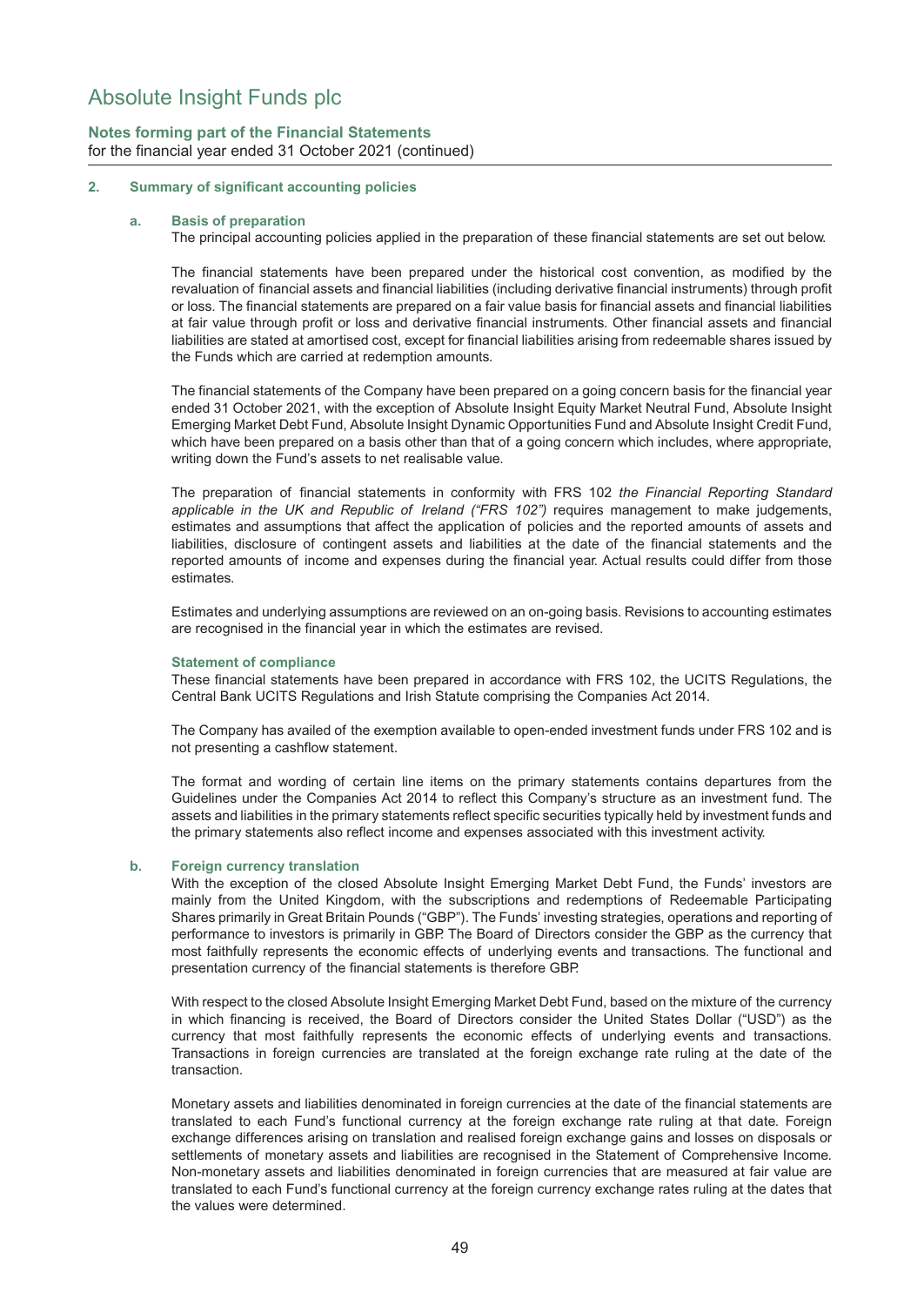# Absolute Insight Funds plc

**Notes forming part of the Financial Statements**
for the financial year ended 31 October 2021 (continued)

## 2. Summary of significant accounting policies

### a. Basis of preparation

The principal accounting policies applied in the preparation of these financial statements are set out below.

The financial statements have been prepared under the historical cost convention, as modified by the revaluation of financial assets and financial liabilities (including derivative financial instruments) through profit or loss. The financial statements are prepared on a fair value basis for financial assets and financial liabilities at fair value through profit or loss and derivative financial instruments. Other financial assets and financial liabilities are stated at amortised cost, except for financial liabilities arising from redeemable shares issued by the Funds which are carried at redemption amounts.

The financial statements of the Company have been prepared on a going concern basis for the financial year ended 31 October 2021, with the exception of Absolute Insight Equity Market Neutral Fund, Absolute Insight Emerging Market Debt Fund, Absolute Insight Dynamic Opportunities Fund and Absolute Insight Credit Fund, which have been prepared on a basis other than that of a going concern which includes, where appropriate, writing down the Fund's assets to net realisable value.

The preparation of financial statements in conformity with FRS 102 *the Financial Reporting Standard applicable in the UK and Republic of Ireland ("FRS 102")* requires management to make judgements, estimates and assumptions that affect the application of policies and the reported amounts of assets and liabilities, disclosure of contingent assets and liabilities at the date of the financial statements and the reported amounts of income and expenses during the financial year. Actual results could differ from those estimates.

Estimates and underlying assumptions are reviewed on an on-going basis. Revisions to accounting estimates are recognised in the financial year in which the estimates are revised.

**Statement of compliance**

These financial statements have been prepared in accordance with FRS 102, the UCITS Regulations, the Central Bank UCITS Regulations and Irish Statute comprising the Companies Act 2014.

The Company has availed of the exemption available to open-ended investment funds under FRS 102 and is not presenting a cashflow statement.

The format and wording of certain line items on the primary statements contains departures from the Guidelines under the Companies Act 2014 to reflect this Company's structure as an investment fund. The assets and liabilities in the primary statements reflect specific securities typically held by investment funds and the primary statements also reflect income and expenses associated with this investment activity.

### b. Foreign currency translation

With the exception of the closed Absolute Insight Emerging Market Debt Fund, the Funds' investors are mainly from the United Kingdom, with the subscriptions and redemptions of Redeemable Participating Shares primarily in Great Britain Pounds ("GBP"). The Funds' investing strategies, operations and reporting of performance to investors is primarily in GBP. The Board of Directors consider the GBP as the currency that most faithfully represents the economic effects of underlying events and transactions. The functional and presentation currency of the financial statements is therefore GBP.

With respect to the closed Absolute Insight Emerging Market Debt Fund, based on the mixture of the currency in which financing is received, the Board of Directors consider the United States Dollar ("USD") as the currency that most faithfully represents the economic effects of underlying events and transactions. Transactions in foreign currencies are translated at the foreign exchange rate ruling at the date of the transaction.

Monetary assets and liabilities denominated in foreign currencies at the date of the financial statements are translated to each Fund's functional currency at the foreign exchange rate ruling at that date. Foreign exchange differences arising on translation and realised foreign exchange gains and losses on disposals or settlements of monetary assets and liabilities are recognised in the Statement of Comprehensive Income. Non-monetary assets and liabilities denominated in foreign currencies that are measured at fair value are translated to each Fund's functional currency at the foreign currency exchange rates ruling at the dates that the values were determined.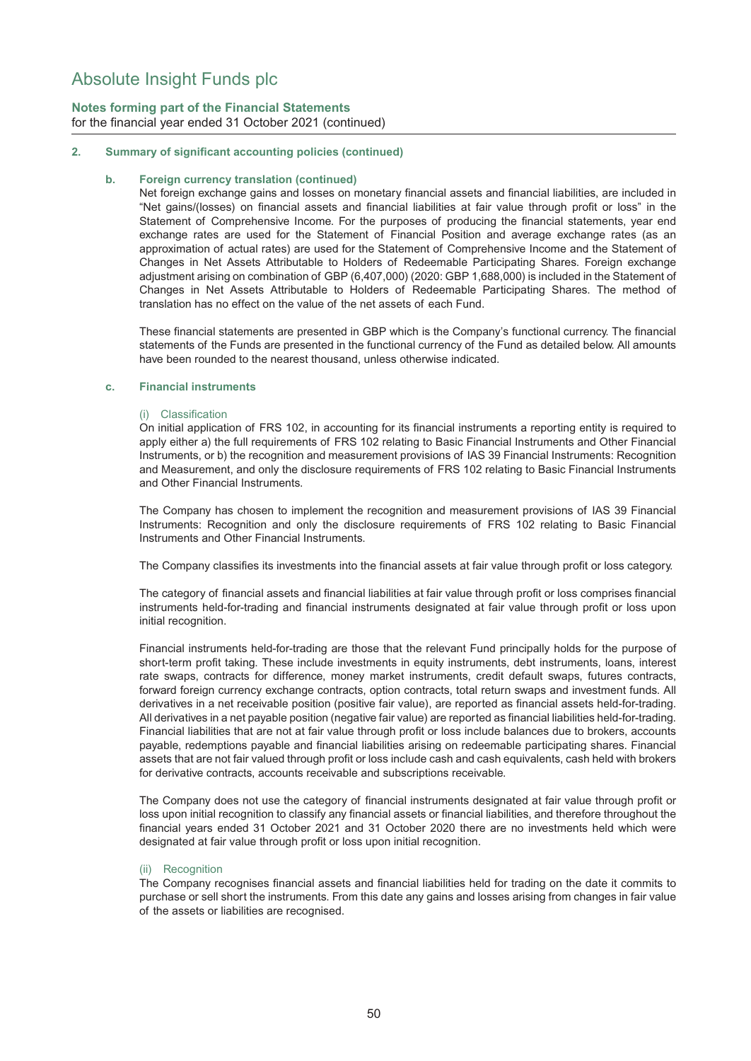## 2. Summary of significant accounting policies (continued)

### b. Foreign currency translation (continued)

Net foreign exchange gains and losses on monetary financial assets and financial liabilities, are included in "Net gains/(losses) on financial assets and financial liabilities at fair value through profit or loss" in the Statement of Comprehensive Income. For the purposes of producing the financial statements, year end exchange rates are used for the Statement of Financial Position and average exchange rates (as an approximation of actual rates) are used for the Statement of Comprehensive Income and the Statement of Changes in Net Assets Attributable to Holders of Redeemable Participating Shares. Foreign exchange adjustment arising on combination of GBP (6,407,000) (2020: GBP 1,688,000) is included in the Statement of Changes in Net Assets Attributable to Holders of Redeemable Participating Shares. The method of translation has no effect on the value of the net assets of each Fund.

These financial statements are presented in GBP which is the Company's functional currency. The financial statements of the Funds are presented in the functional currency of the Fund as detailed below. All amounts have been rounded to the nearest thousand, unless otherwise indicated.

### c. Financial instruments

#### (i) Classification

On initial application of FRS 102, in accounting for its financial instruments a reporting entity is required to apply either a) the full requirements of FRS 102 relating to Basic Financial Instruments and Other Financial Instruments, or b) the recognition and measurement provisions of IAS 39 Financial Instruments: Recognition and Measurement, and only the disclosure requirements of FRS 102 relating to Basic Financial Instruments and Other Financial Instruments.

The Company has chosen to implement the recognition and measurement provisions of IAS 39 Financial Instruments: Recognition and only the disclosure requirements of FRS 102 relating to Basic Financial Instruments and Other Financial Instruments.

The Company classifies its investments into the financial assets at fair value through profit or loss category.

The category of financial assets and financial liabilities at fair value through profit or loss comprises financial instruments held-for-trading and financial instruments designated at fair value through profit or loss upon initial recognition.

Financial instruments held-for-trading are those that the relevant Fund principally holds for the purpose of short-term profit taking. These include investments in equity instruments, debt instruments, loans, interest rate swaps, contracts for difference, money market instruments, credit default swaps, futures contracts, forward foreign currency exchange contracts, option contracts, total return swaps and investment funds. All derivatives in a net receivable position (positive fair value), are reported as financial assets held-for-trading. All derivatives in a net payable position (negative fair value) are reported as financial liabilities held-for-trading. Financial liabilities that are not at fair value through profit or loss include balances due to brokers, accounts payable, redemptions payable and financial liabilities arising on redeemable participating shares. Financial assets that are not fair valued through profit or loss include cash and cash equivalents, cash held with brokers for derivative contracts, accounts receivable and subscriptions receivable.

The Company does not use the category of financial instruments designated at fair value through profit or loss upon initial recognition to classify any financial assets or financial liabilities, and therefore throughout the financial years ended 31 October 2021 and 31 October 2020 there are no investments held which were designated at fair value through profit or loss upon initial recognition.

#### (ii) Recognition

The Company recognises financial assets and financial liabilities held for trading on the date it commits to purchase or sell short the instruments. From this date any gains and losses arising from changes in fair value of the assets or liabilities are recognised.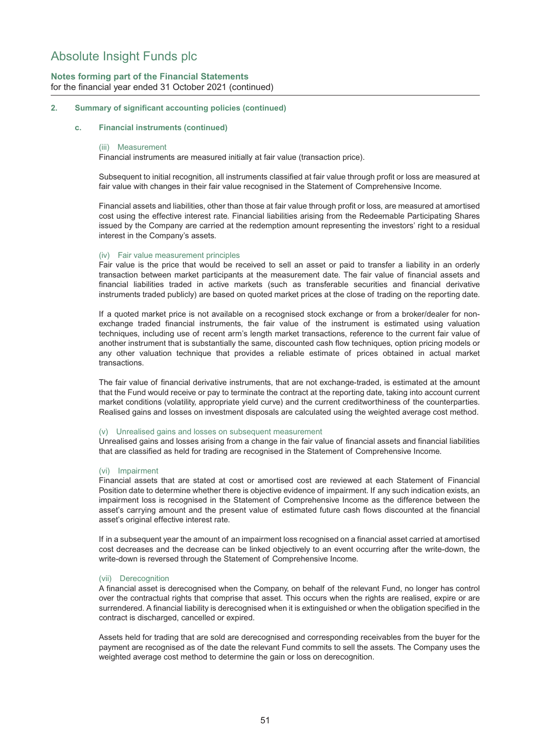# Absolute Insight Funds plc

**Notes forming part of the Financial Statements**
for the financial year ended 31 October 2021 (continued)

## 2. Summary of significant accounting policies (continued)

### c. Financial instruments (continued)

#### (iii) Measurement

Financial instruments are measured initially at fair value (transaction price).

Subsequent to initial recognition, all instruments classified at fair value through profit or loss are measured at fair value with changes in their fair value recognised in the Statement of Comprehensive Income.

Financial assets and liabilities, other than those at fair value through profit or loss, are measured at amortised cost using the effective interest rate. Financial liabilities arising from the Redeemable Participating Shares issued by the Company are carried at the redemption amount representing the investors' right to a residual interest in the Company's assets.

#### (iv) Fair value measurement principles

Fair value is the price that would be received to sell an asset or paid to transfer a liability in an orderly transaction between market participants at the measurement date. The fair value of financial assets and financial liabilities traded in active markets (such as transferable securities and financial derivative instruments traded publicly) are based on quoted market prices at the close of trading on the reporting date.

If a quoted market price is not available on a recognised stock exchange or from a broker/dealer for non-exchange traded financial instruments, the fair value of the instrument is estimated using valuation techniques, including use of recent arm's length market transactions, reference to the current fair value of another instrument that is substantially the same, discounted cash flow techniques, option pricing models or any other valuation technique that provides a reliable estimate of prices obtained in actual market transactions.

The fair value of financial derivative instruments, that are not exchange-traded, is estimated at the amount that the Fund would receive or pay to terminate the contract at the reporting date, taking into account current market conditions (volatility, appropriate yield curve) and the current creditworthiness of the counterparties. Realised gains and losses on investment disposals are calculated using the weighted average cost method.

#### (v) Unrealised gains and losses on subsequent measurement

Unrealised gains and losses arising from a change in the fair value of financial assets and financial liabilities that are classified as held for trading are recognised in the Statement of Comprehensive Income.

#### (vi) Impairment

Financial assets that are stated at cost or amortised cost are reviewed at each Statement of Financial Position date to determine whether there is objective evidence of impairment. If any such indication exists, an impairment loss is recognised in the Statement of Comprehensive Income as the difference between the asset's carrying amount and the present value of estimated future cash flows discounted at the financial asset's original effective interest rate.

If in a subsequent year the amount of an impairment loss recognised on a financial asset carried at amortised cost decreases and the decrease can be linked objectively to an event occurring after the write-down, the write-down is reversed through the Statement of Comprehensive Income.

#### (vii) Derecognition

A financial asset is derecognised when the Company, on behalf of the relevant Fund, no longer has control over the contractual rights that comprise that asset. This occurs when the rights are realised, expire or are surrendered. A financial liability is derecognised when it is extinguished or when the obligation specified in the contract is discharged, cancelled or expired.

Assets held for trading that are sold are derecognised and corresponding receivables from the buyer for the payment are recognised as of the date the relevant Fund commits to sell the assets. The Company uses the weighted average cost method to determine the gain or loss on derecognition.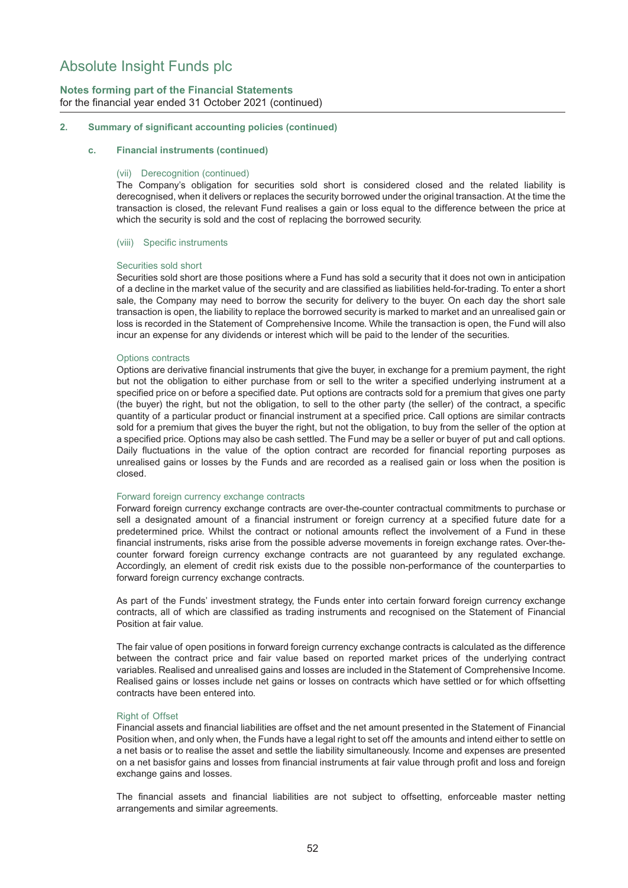## 2. Summary of significant accounting policies (continued)

### c. Financial instruments (continued)

#### (vii) Derecognition (continued)

The Company's obligation for securities sold short is considered closed and the related liability is derecognised, when it delivers or replaces the security borrowed under the original transaction. At the time the transaction is closed, the relevant Fund realises a gain or loss equal to the difference between the price at which the security is sold and the cost of replacing the borrowed security.

#### (viii) Specific instruments

**Securities sold short**

Securities sold short are those positions where a Fund has sold a security that it does not own in anticipation of a decline in the market value of the security and are classified as liabilities held-for-trading. To enter a short sale, the Company may need to borrow the security for delivery to the buyer. On each day the short sale transaction is open, the liability to replace the borrowed security is marked to market and an unrealised gain or loss is recorded in the Statement of Comprehensive Income. While the transaction is open, the Fund will also incur an expense for any dividends or interest which will be paid to the lender of the securities.

**Options contracts**

Options are derivative financial instruments that give the buyer, in exchange for a premium payment, the right but not the obligation to either purchase from or sell to the writer a specified underlying instrument at a specified price on or before a specified date. Put options are contracts sold for a premium that gives one party (the buyer) the right, but not the obligation, to sell to the other party (the seller) of the contract, a specific quantity of a particular product or financial instrument at a specified price. Call options are similar contracts sold for a premium that gives the buyer the right, but not the obligation, to buy from the seller of the option at a specified price. Options may also be cash settled. The Fund may be a seller or buyer of put and call options. Daily fluctuations in the value of the option contract are recorded for financial reporting purposes as unrealised gains or losses by the Funds and are recorded as a realised gain or loss when the position is closed.

**Forward foreign currency exchange contracts**

Forward foreign currency exchange contracts are over-the-counter contractual commitments to purchase or sell a designated amount of a financial instrument or foreign currency at a specified future date for a predetermined price. Whilst the contract or notional amounts reflect the involvement of a Fund in these financial instruments, risks arise from the possible adverse movements in foreign exchange rates. Over-the-counter forward foreign currency exchange contracts are not guaranteed by any regulated exchange. Accordingly, an element of credit risk exists due to the possible non-performance of the counterparties to forward foreign currency exchange contracts.

As part of the Funds' investment strategy, the Funds enter into certain forward foreign currency exchange contracts, all of which are classified as trading instruments and recognised on the Statement of Financial Position at fair value.

The fair value of open positions in forward foreign currency exchange contracts is calculated as the difference between the contract price and fair value based on reported market prices of the underlying contract variables. Realised and unrealised gains and losses are included in the Statement of Comprehensive Income. Realised gains or losses include net gains or losses on contracts which have settled or for which offsetting contracts have been entered into.

**Right of Offset**

Financial assets and financial liabilities are offset and the net amount presented in the Statement of Financial Position when, and only when, the Funds have a legal right to set off the amounts and intend either to settle on a net basis or to realise the asset and settle the liability simultaneously. Income and expenses are presented on a net basisfor gains and losses from financial instruments at fair value through profit and loss and foreign exchange gains and losses.

The financial assets and financial liabilities are not subject to offsetting, enforceable master netting arrangements and similar agreements.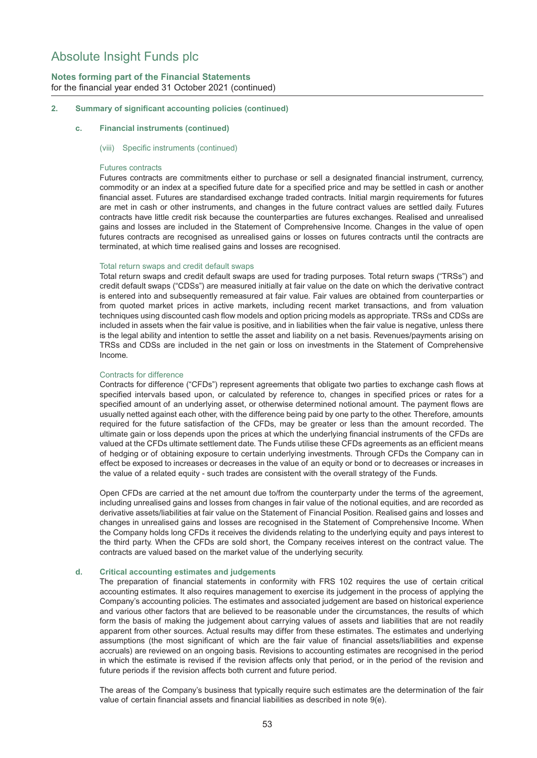## 2. Summary of significant accounting policies (continued)

### c. Financial instruments (continued)

#### (viii) Specific instruments (continued)

##### Futures contracts

Futures contracts are commitments either to purchase or sell a designated financial instrument, currency, commodity or an index at a specified future date for a specified price and may be settled in cash or another financial asset. Futures are standardised exchange traded contracts. Initial margin requirements for futures are met in cash or other instruments, and changes in the future contract values are settled daily. Futures contracts have little credit risk because the counterparties are futures exchanges. Realised and unrealised gains and losses are included in the Statement of Comprehensive Income. Changes in the value of open futures contracts are recognised as unrealised gains or losses on futures contracts until the contracts are terminated, at which time realised gains and losses are recognised.

##### Total return swaps and credit default swaps

Total return swaps and credit default swaps are used for trading purposes. Total return swaps ("TRSs") and credit default swaps ("CDSs") are measured initially at fair value on the date on which the derivative contract is entered into and subsequently remeasured at fair value. Fair values are obtained from counterparties or from quoted market prices in active markets, including recent market transactions, and from valuation techniques using discounted cash flow models and option pricing models as appropriate. TRSs and CDSs are included in assets when the fair value is positive, and in liabilities when the fair value is negative, unless there is the legal ability and intention to settle the asset and liability on a net basis. Revenues/payments arising on TRSs and CDSs are included in the net gain or loss on investments in the Statement of Comprehensive Income.

##### Contracts for difference

Contracts for difference ("CFDs") represent agreements that obligate two parties to exchange cash flows at specified intervals based upon, or calculated by reference to, changes in specified prices or rates for a specified amount of an underlying asset, or otherwise determined notional amount. The payment flows are usually netted against each other, with the difference being paid by one party to the other. Therefore, amounts required for the future satisfaction of the CFDs, may be greater or less than the amount recorded. The ultimate gain or loss depends upon the prices at which the underlying financial instruments of the CFDs are valued at the CFDs ultimate settlement date. The Funds utilise these CFDs agreements as an efficient means of hedging or of obtaining exposure to certain underlying investments. Through CFDs the Company can in effect be exposed to increases or decreases in the value of an equity or bond or to decreases or increases in the value of a related equity - such trades are consistent with the overall strategy of the Funds.

Open CFDs are carried at the net amount due to/from the counterparty under the terms of the agreement, including unrealised gains and losses from changes in fair value of the notional equities, and are recorded as derivative assets/liabilities at fair value on the Statement of Financial Position. Realised gains and losses and changes in unrealised gains and losses are recognised in the Statement of Comprehensive Income. When the Company holds long CFDs it receives the dividends relating to the underlying equity and pays interest to the third party. When the CFDs are sold short, the Company receives interest on the contract value. The contracts are valued based on the market value of the underlying security.

### d. Critical accounting estimates and judgements

The preparation of financial statements in conformity with FRS 102 requires the use of certain critical accounting estimates. It also requires management to exercise its judgement in the process of applying the Company's accounting policies. The estimates and associated judgement are based on historical experience and various other factors that are believed to be reasonable under the circumstances, the results of which form the basis of making the judgement about carrying values of assets and liabilities that are not readily apparent from other sources. Actual results may differ from these estimates. The estimates and underlying assumptions (the most significant of which are the fair value of financial assets/liabilities and expense accruals) are reviewed on an ongoing basis. Revisions to accounting estimates are recognised in the period in which the estimate is revised if the revision affects only that period, or in the period of the revision and future periods if the revision affects both current and future period.

The areas of the Company's business that typically require such estimates are the determination of the fair value of certain financial assets and financial liabilities as described in note 9(e).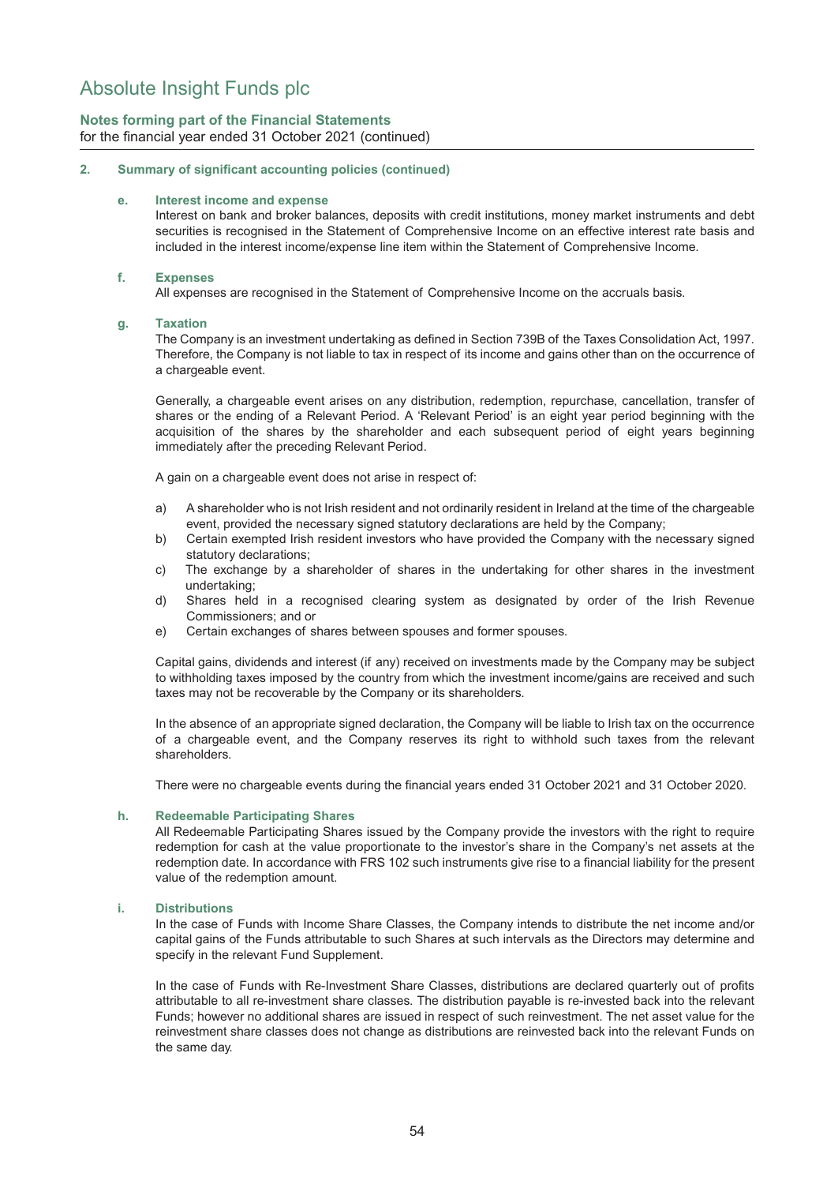# Absolute Insight Funds plc

**Notes forming part of the Financial Statements**
for the financial year ended 31 October 2021 (continued)

## 2. Summary of significant accounting policies (continued)

### e. Interest income and expense

Interest on bank and broker balances, deposits with credit institutions, money market instruments and debt securities is recognised in the Statement of Comprehensive Income on an effective interest rate basis and included in the interest income/expense line item within the Statement of Comprehensive Income.

### f. Expenses

All expenses are recognised in the Statement of Comprehensive Income on the accruals basis.

### g. Taxation

The Company is an investment undertaking as defined in Section 739B of the Taxes Consolidation Act, 1997. Therefore, the Company is not liable to tax in respect of its income and gains other than on the occurrence of a chargeable event.

Generally, a chargeable event arises on any distribution, redemption, repurchase, cancellation, transfer of shares or the ending of a Relevant Period. A 'Relevant Period' is an eight year period beginning with the acquisition of the shares by the shareholder and each subsequent period of eight years beginning immediately after the preceding Relevant Period.

A gain on a chargeable event does not arise in respect of:

a) A shareholder who is not Irish resident and not ordinarily resident in Ireland at the time of the chargeable event, provided the necessary signed statutory declarations are held by the Company;
b) Certain exempted Irish resident investors who have provided the Company with the necessary signed statutory declarations;
c) The exchange by a shareholder of shares in the undertaking for other shares in the investment undertaking;
d) Shares held in a recognised clearing system as designated by order of the Irish Revenue Commissioners; and or
e) Certain exchanges of shares between spouses and former spouses.

Capital gains, dividends and interest (if any) received on investments made by the Company may be subject to withholding taxes imposed by the country from which the investment income/gains are received and such taxes may not be recoverable by the Company or its shareholders.

In the absence of an appropriate signed declaration, the Company will be liable to Irish tax on the occurrence of a chargeable event, and the Company reserves its right to withhold such taxes from the relevant shareholders.

There were no chargeable events during the financial years ended 31 October 2021 and 31 October 2020.

### h. Redeemable Participating Shares

All Redeemable Participating Shares issued by the Company provide the investors with the right to require redemption for cash at the value proportionate to the investor's share in the Company's net assets at the redemption date. In accordance with FRS 102 such instruments give rise to a financial liability for the present value of the redemption amount.

### i. Distributions

In the case of Funds with Income Share Classes, the Company intends to distribute the net income and/or capital gains of the Funds attributable to such Shares at such intervals as the Directors may determine and specify in the relevant Fund Supplement.

In the case of Funds with Re-Investment Share Classes, distributions are declared quarterly out of profits attributable to all re-investment share classes. The distribution payable is re-invested back into the relevant Funds; however no additional shares are issued in respect of such reinvestment. The net asset value for the reinvestment share classes does not change as distributions are reinvested back into the relevant Funds on the same day.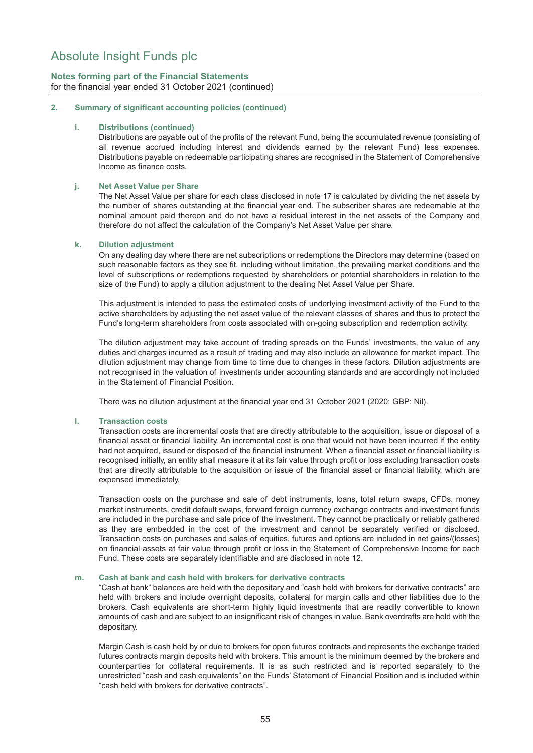# Absolute Insight Funds plc

## Notes forming part of the Financial Statements

for the financial year ended 31 October 2021 (continued)

### 2. Summary of significant accounting policies (continued)

#### i. Distributions (continued)

Distributions are payable out of the profits of the relevant Fund, being the accumulated revenue (consisting of all revenue accrued including interest and dividends earned by the relevant Fund) less expenses. Distributions payable on redeemable participating shares are recognised in the Statement of Comprehensive Income as finance costs.

#### j. Net Asset Value per Share

The Net Asset Value per share for each class disclosed in note 17 is calculated by dividing the net assets by the number of shares outstanding at the financial year end. The subscriber shares are redeemable at the nominal amount paid thereon and do not have a residual interest in the net assets of the Company and therefore do not affect the calculation of the Company's Net Asset Value per share.

#### k. Dilution adjustment

On any dealing day where there are net subscriptions or redemptions the Directors may determine (based on such reasonable factors as they see fit, including without limitation, the prevailing market conditions and the level of subscriptions or redemptions requested by shareholders or potential shareholders in relation to the size of the Fund) to apply a dilution adjustment to the dealing Net Asset Value per Share.

This adjustment is intended to pass the estimated costs of underlying investment activity of the Fund to the active shareholders by adjusting the net asset value of the relevant classes of shares and thus to protect the Fund's long-term shareholders from costs associated with on-going subscription and redemption activity.

The dilution adjustment may take account of trading spreads on the Funds' investments, the value of any duties and charges incurred as a result of trading and may also include an allowance for market impact. The dilution adjustment may change from time to time due to changes in these factors. Dilution adjustments are not recognised in the valuation of investments under accounting standards and are accordingly not included in the Statement of Financial Position.

There was no dilution adjustment at the financial year end 31 October 2021 (2020: GBP: Nil).

#### l. Transaction costs

Transaction costs are incremental costs that are directly attributable to the acquisition, issue or disposal of a financial asset or financial liability. An incremental cost is one that would not have been incurred if the entity had not acquired, issued or disposed of the financial instrument. When a financial asset or financial liability is recognised initially, an entity shall measure it at its fair value through profit or loss excluding transaction costs that are directly attributable to the acquisition or issue of the financial asset or financial liability, which are expensed immediately.

Transaction costs on the purchase and sale of debt instruments, loans, total return swaps, CFDs, money market instruments, credit default swaps, forward foreign currency exchange contracts and investment funds are included in the purchase and sale price of the investment. They cannot be practically or reliably gathered as they are embedded in the cost of the investment and cannot be separately verified or disclosed. Transaction costs on purchases and sales of equities, futures and options are included in net gains/(losses) on financial assets at fair value through profit or loss in the Statement of Comprehensive Income for each Fund. These costs are separately identifiable and are disclosed in note 12.

#### m. Cash at bank and cash held with brokers for derivative contracts

"Cash at bank" balances are held with the depositary and "cash held with brokers for derivative contracts" are held with brokers and include overnight deposits, collateral for margin calls and other liabilities due to the brokers. Cash equivalents are short-term highly liquid investments that are readily convertible to known amounts of cash and are subject to an insignificant risk of changes in value. Bank overdrafts are held with the depositary.

Margin Cash is cash held by or due to brokers for open futures contracts and represents the exchange traded futures contracts margin deposits held with brokers. This amount is the minimum deemed by the brokers and counterparties for collateral requirements. It is as such restricted and is reported separately to the unrestricted "cash and cash equivalents" on the Funds' Statement of Financial Position and is included within "cash held with brokers for derivative contracts".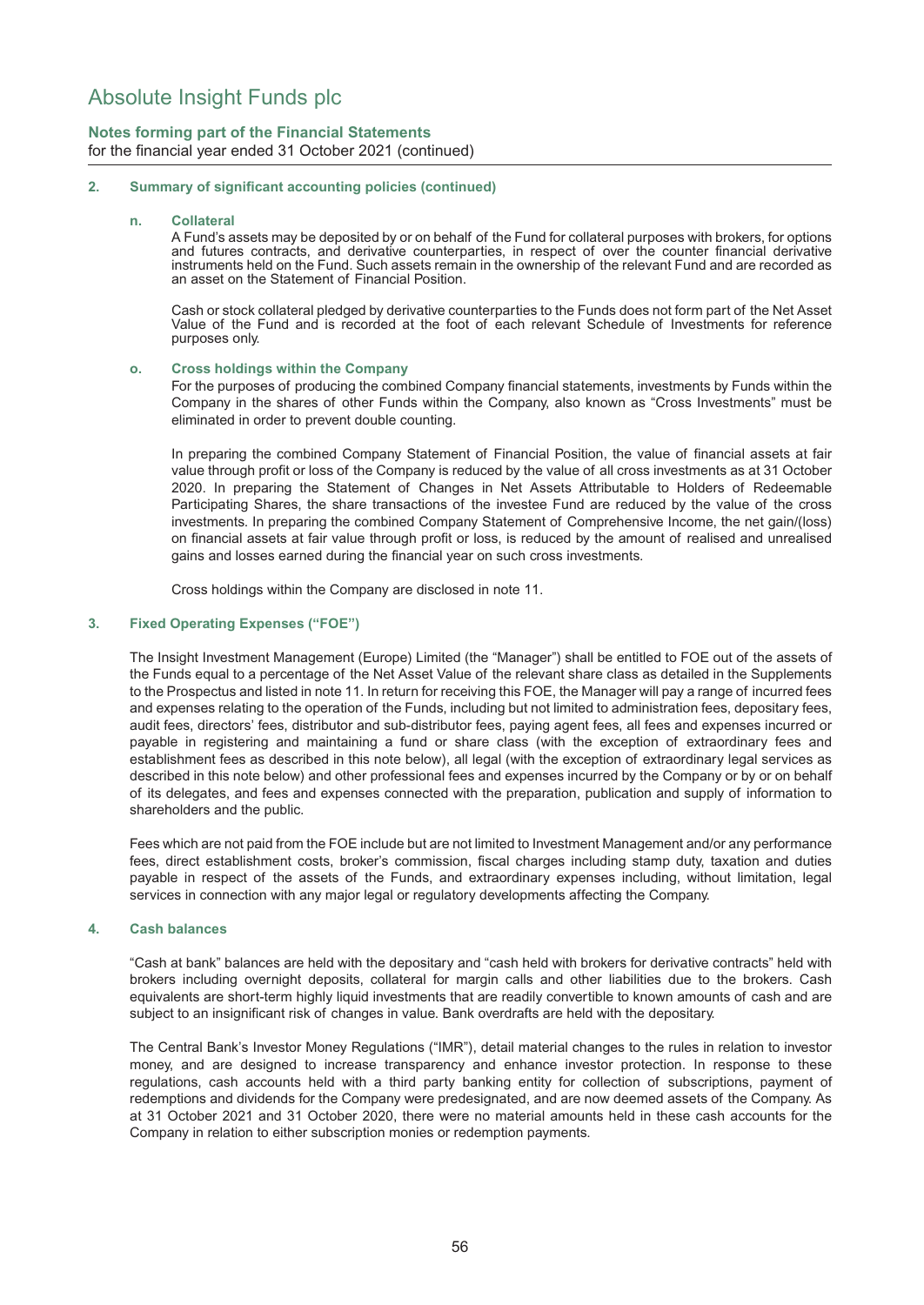## 2. Summary of significant accounting policies (continued)

### n. Collateral

A Fund's assets may be deposited by or on behalf of the Fund for collateral purposes with brokers, for options and futures contracts, and derivative counterparties, in respect of over the counter financial derivative instruments held on the Fund. Such assets remain in the ownership of the relevant Fund and are recorded as an asset on the Statement of Financial Position.

Cash or stock collateral pledged by derivative counterparties to the Funds does not form part of the Net Asset Value of the Fund and is recorded at the foot of each relevant Schedule of Investments for reference purposes only.

### o. Cross holdings within the Company

For the purposes of producing the combined Company financial statements, investments by Funds within the Company in the shares of other Funds within the Company, also known as "Cross Investments" must be eliminated in order to prevent double counting.

In preparing the combined Company Statement of Financial Position, the value of financial assets at fair value through profit or loss of the Company is reduced by the value of all cross investments as at 31 October 2020. In preparing the Statement of Changes in Net Assets Attributable to Holders of Redeemable Participating Shares, the share transactions of the investee Fund are reduced by the value of the cross investments. In preparing the combined Company Statement of Comprehensive Income, the net gain/(loss) on financial assets at fair value through profit or loss, is reduced by the amount of realised and unrealised gains and losses earned during the financial year on such cross investments.

Cross holdings within the Company are disclosed in note 11.

## 3. Fixed Operating Expenses ("FOE")

The Insight Investment Management (Europe) Limited (the "Manager") shall be entitled to FOE out of the assets of the Funds equal to a percentage of the Net Asset Value of the relevant share class as detailed in the Supplements to the Prospectus and listed in note 11. In return for receiving this FOE, the Manager will pay a range of incurred fees and expenses relating to the operation of the Funds, including but not limited to administration fees, depositary fees, audit fees, directors' fees, distributor and sub-distributor fees, paying agent fees, all fees and expenses incurred or payable in registering and maintaining a fund or share class (with the exception of extraordinary fees and establishment fees as described in this note below), all legal (with the exception of extraordinary legal services as described in this note below) and other professional fees and expenses incurred by the Company or by or on behalf of its delegates, and fees and expenses connected with the preparation, publication and supply of information to shareholders and the public.

Fees which are not paid from the FOE include but are not limited to Investment Management and/or any performance fees, direct establishment costs, broker's commission, fiscal charges including stamp duty, taxation and duties payable in respect of the assets of the Funds, and extraordinary expenses including, without limitation, legal services in connection with any major legal or regulatory developments affecting the Company.

## 4. Cash balances

"Cash at bank" balances are held with the depositary and "cash held with brokers for derivative contracts" held with brokers including overnight deposits, collateral for margin calls and other liabilities due to the brokers. Cash equivalents are short-term highly liquid investments that are readily convertible to known amounts of cash and are subject to an insignificant risk of changes in value. Bank overdrafts are held with the depositary.

The Central Bank's Investor Money Regulations ("IMR"), detail material changes to the rules in relation to investor money, and are designed to increase transparency and enhance investor protection. In response to these regulations, cash accounts held with a third party banking entity for collection of subscriptions, payment of redemptions and dividends for the Company were predesignated, and are now deemed assets of the Company. As at 31 October 2021 and 31 October 2020, there were no material amounts held in these cash accounts for the Company in relation to either subscription monies or redemption payments.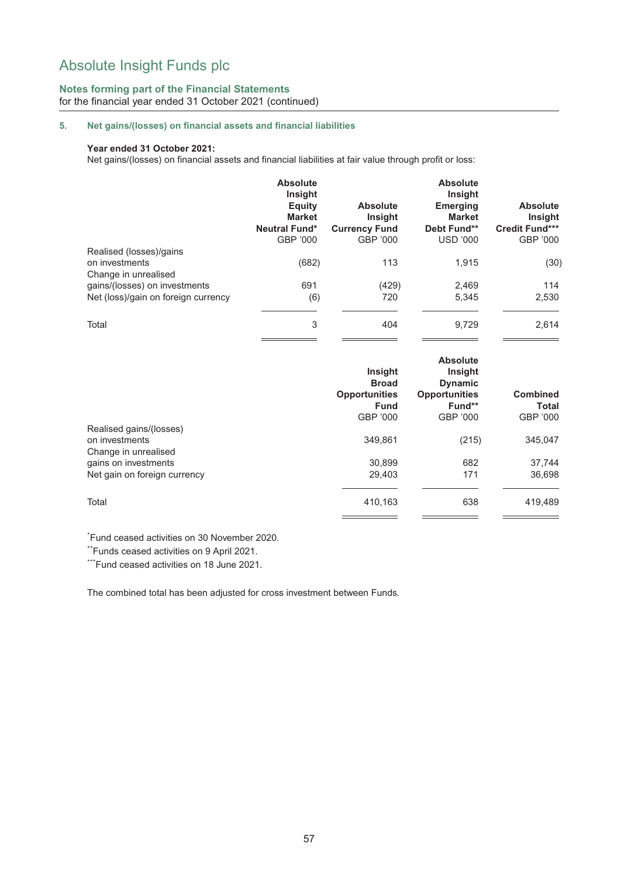# Absolute Insight Funds plc

**Notes forming part of the Financial Statements**
for the financial year ended 31 October 2021 (continued)

## 5. Net gains/(losses) on financial assets and financial liabilities

**Year ended 31 October 2021:**
Net gains/(losses) on financial assets and financial liabilities at fair value through profit or loss:

| | Absolute Insight Equity Market Neutral Fund* GBP '000 | Absolute Insight Currency Fund GBP '000 | Absolute Insight Emerging Market Debt Fund** USD '000 | Absolute Insight Credit Fund*** GBP '000 |
|---|---|---|---|---|
| Realised (losses)/gains on investments | (682) | 113 | 1,915 | (30) |
| Change in unrealised gains/(losses) on investments | 691 | (429) | 2,469 | 114 |
| Net (loss)/gain on foreign currency | (6) | 720 | 5,345 | 2,530 |
| Total | 3 | 404 | 9,729 | 2,614 |

| | Insight Broad Opportunities Fund GBP '000 | Absolute Insight Dynamic Opportunities Fund** GBP '000 | Combined Total GBP '000 |
|---|---|---|---|
| Realised gains/(losses) on investments | 349,861 | (215) | 345,047 |
| Change in unrealised gains on investments | 30,899 | 682 | 37,744 |
| Net gain on foreign currency | 29,403 | 171 | 36,698 |
| Total | 410,163 | 638 | 419,489 |

*Fund ceased activities on 30 November 2020.
**Funds ceased activities on 9 April 2021.
***Fund ceased activities on 18 June 2021.

The combined total has been adjusted for cross investment between Funds.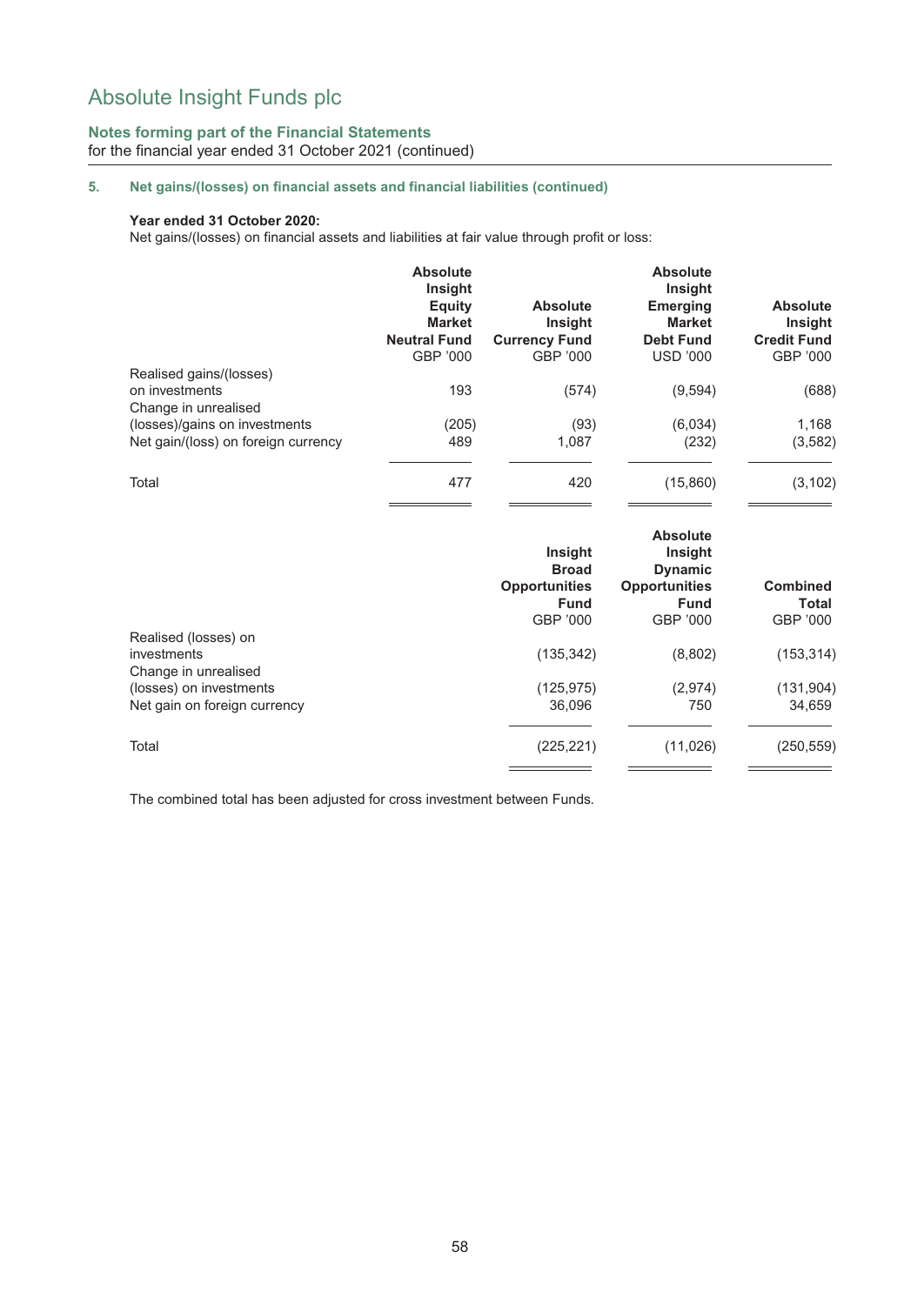# Absolute Insight Funds plc

## Notes forming part of the Financial Statements

for the financial year ended 31 October 2021 (continued)

### 5. Net gains/(losses) on financial assets and financial liabilities (continued)

**Year ended 31 October 2020:**

Net gains/(losses) on financial assets and liabilities at fair value through profit or loss:

| | Absolute Insight Equity Market Neutral Fund GBP '000 | Absolute Insight Currency Fund GBP '000 | Absolute Insight Emerging Market Debt Fund USD '000 | Absolute Insight Credit Fund GBP '000 |
|---|---|---|---|---|
| Realised gains/(losses) on investments | 193 | (574) | (9,594) | (688) |
| Change in unrealised (losses)/gains on investments | (205) | (93) | (6,034) | 1,168 |
| Net gain/(loss) on foreign currency | 489 | 1,087 | (232) | (3,582) |
| Total | 477 | 420 | (15,860) | (3,102) |

| | Insight Broad Opportunities Fund GBP '000 | Absolute Insight Dynamic Opportunities Fund GBP '000 | Combined Total GBP '000 |
|---|---|---|---|
| Realised (losses) on investments | (135,342) | (8,802) | (153,314) |
| Change in unrealised (losses) on investments | (125,975) | (2,974) | (131,904) |
| Net gain on foreign currency | 36,096 | 750 | 34,659 |
| Total | (225,221) | (11,026) | (250,559) |

The combined total has been adjusted for cross investment between Funds.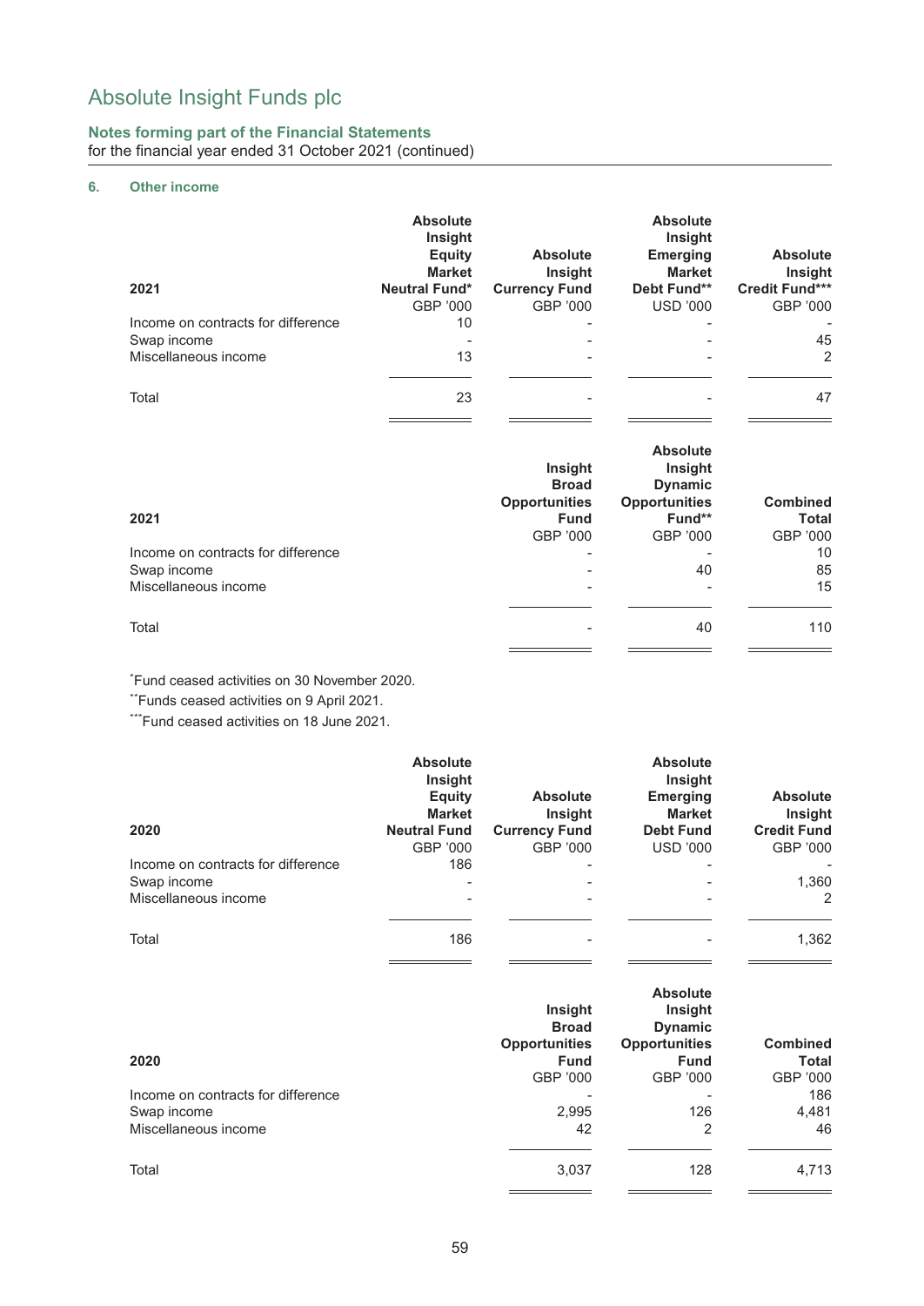# Absolute Insight Funds plc

## Notes forming part of the Financial Statements

for the financial year ended 31 October 2021 (continued)

### 6. Other income

| 2021 | Absolute Insight Equity Market Neutral Fund* GBP '000 | Absolute Insight Currency Fund GBP '000 | Absolute Insight Emerging Market Debt Fund** USD '000 | Absolute Insight Credit Fund*** GBP '000 |
|---|---|---|---|---|
| Income on contracts for difference | 10 | - | - | - |
| Swap income | - | - | - | 45 |
| Miscellaneous income | 13 | - | - | 2 |
| Total | 23 | - | - | 47 |

| 2021 | Insight Broad Opportunities Fund GBP '000 | Absolute Insight Dynamic Opportunities Fund** GBP '000 | Combined Total GBP '000 |
|---|---|---|---|
| Income on contracts for difference | - | - | 10 |
| Swap income | - | 40 | 85 |
| Miscellaneous income | - | - | 15 |
| Total | - | 40 | 110 |

*Fund ceased activities on 30 November 2020.

**Funds ceased activities on 9 April 2021.

***Fund ceased activities on 18 June 2021.

| 2020 | Absolute Insight Equity Market Neutral Fund GBP '000 | Absolute Insight Currency Fund GBP '000 | Absolute Insight Emerging Market Debt Fund USD '000 | Absolute Insight Credit Fund GBP '000 |
|---|---|---|---|---|
| Income on contracts for difference | 186 | - | - | - |
| Swap income | - | - | - | 1,360 |
| Miscellaneous income | - | - | - | 2 |
| Total | 186 | - | - | 1,362 |

| 2020 | Insight Broad Opportunities Fund GBP '000 | Absolute Insight Dynamic Opportunities Fund GBP '000 | Combined Total GBP '000 |
|---|---|---|---|
| Income on contracts for difference | - | - | 186 |
| Swap income | 2,995 | 126 | 4,481 |
| Miscellaneous income | 42 | 2 | 46 |
| Total | 3,037 | 128 | 4,713 |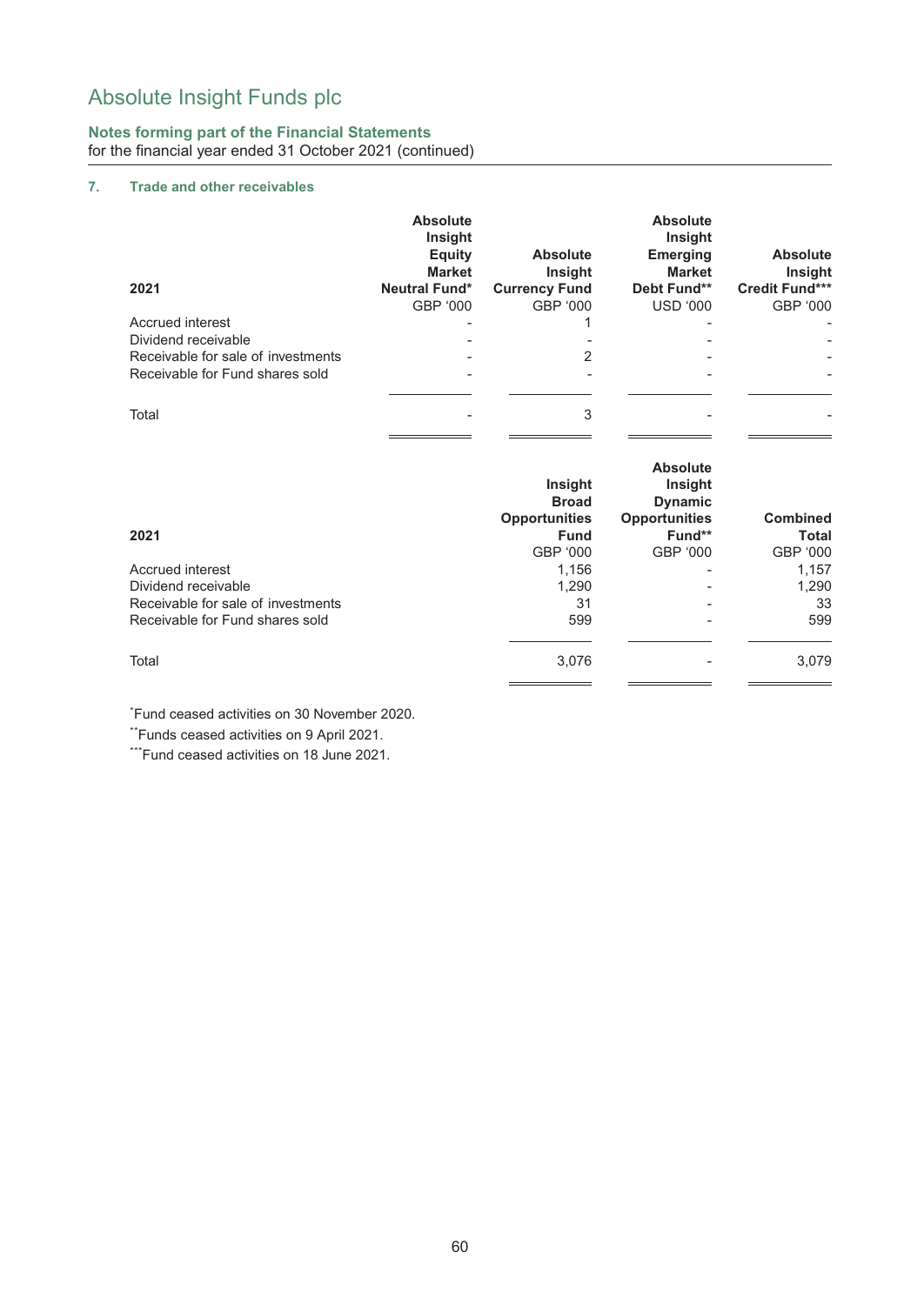# Absolute Insight Funds plc

**Notes forming part of the Financial Statements**
for the financial year ended 31 October 2021 (continued)

### 7. Trade and other receivables

| 2021 | Absolute Insight Equity Market Neutral Fund* | Absolute Insight Currency Fund | Absolute Insight Emerging Market Debt Fund** | Absolute Insight Credit Fund*** |
|---|---|---|---|---|
| | GBP '000 | GBP '000 | USD '000 | GBP '000 |
| Accrued interest | - | 1 | - | - |
| Dividend receivable | - | - | - | - |
| Receivable for sale of investments | - | 2 | - | - |
| Receivable for Fund shares sold | - | - | - | - |
| Total | - | 3 | - | - |

| 2021 | Insight Broad Opportunities Fund | Absolute Insight Dynamic Opportunities Fund** | Combined Total |
|---|---|---|---|
| | GBP '000 | GBP '000 | GBP '000 |
| Accrued interest | 1,156 | - | 1,157 |
| Dividend receivable | 1,290 | - | 1,290 |
| Receivable for sale of investments | 31 | - | 33 |
| Receivable for Fund shares sold | 599 | - | 599 |
| Total | 3,076 | - | 3,079 |

*Fund ceased activities on 30 November 2020.

**Funds ceased activities on 9 April 2021.

***Fund ceased activities on 18 June 2021.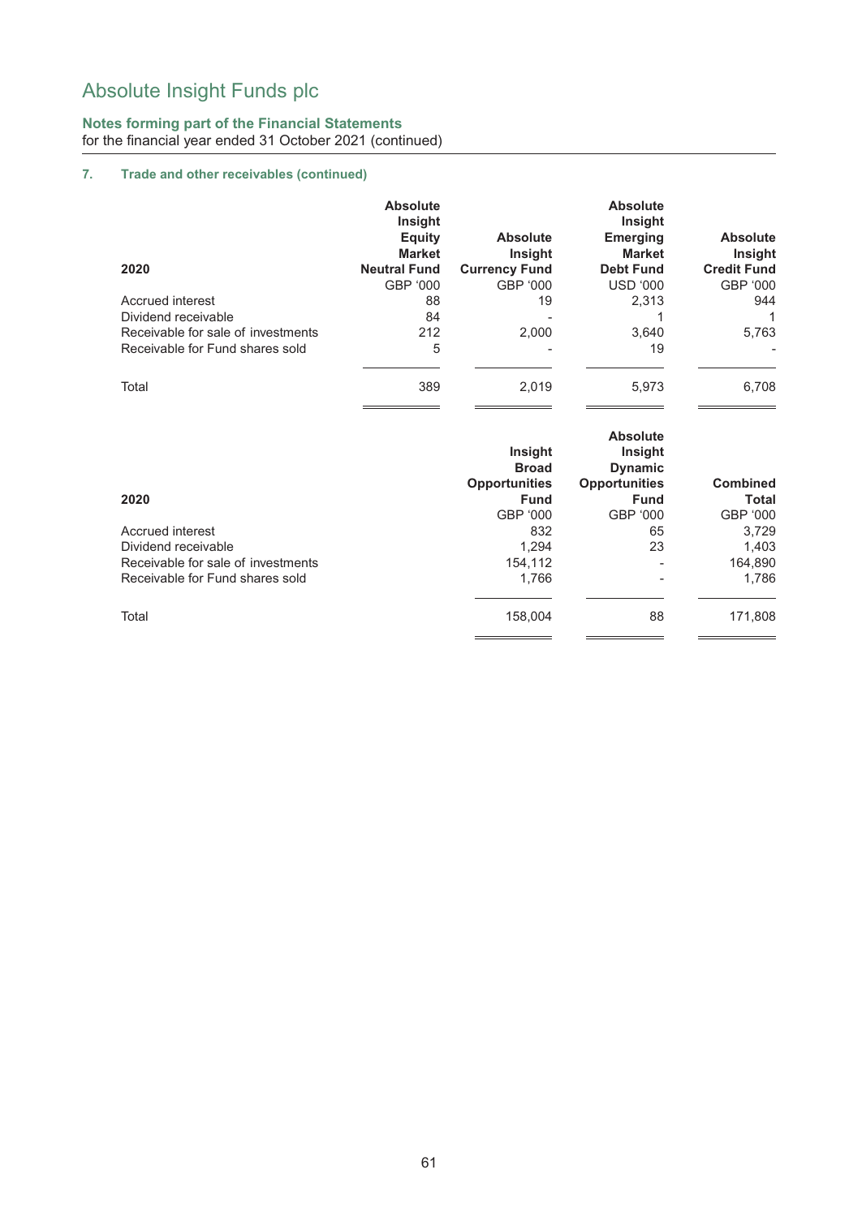# Absolute Insight Funds plc

**Notes forming part of the Financial Statements**
for the financial year ended 31 October 2021 (continued)

## 7. Trade and other receivables (continued)

| 2020 | Absolute Insight Equity Market Neutral Fund | Absolute Insight Currency Fund | Absolute Insight Emerging Market Debt Fund | Absolute Insight Credit Fund |
|---|---|---|---|---|
| | GBP '000 | GBP '000 | USD '000 | GBP '000 |
| Accrued interest | 88 | 19 | 2,313 | 944 |
| Dividend receivable | 84 | - | 1 | 1 |
| Receivable for sale of investments | 212 | 2,000 | 3,640 | 5,763 |
| Receivable for Fund shares sold | 5 | - | 19 | - |
| Total | 389 | 2,019 | 5,973 | 6,708 |

| 2020 | Insight Broad Opportunities Fund | Absolute Insight Dynamic Opportunities Fund | Combined Total |
|---|---|---|---|
| | GBP '000 | GBP '000 | GBP '000 |
| Accrued interest | 832 | 65 | 3,729 |
| Dividend receivable | 1,294 | 23 | 1,403 |
| Receivable for sale of investments | 154,112 | - | 164,890 |
| Receivable for Fund shares sold | 1,766 | - | 1,786 |
| Total | 158,004 | 88 | 171,808 |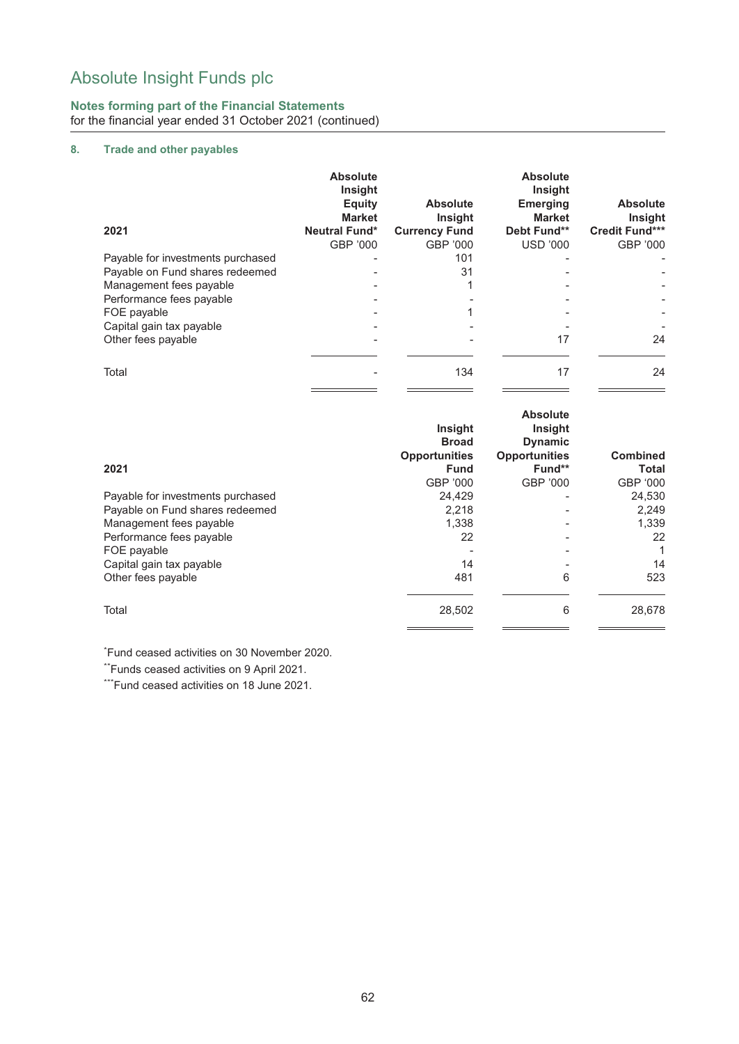# Absolute Insight Funds plc

**Notes forming part of the Financial Statements**
for the financial year ended 31 October 2021 (continued)

## 8. Trade and other payables

| 2021 | Absolute Insight Equity Market Neutral Fund* | Absolute Insight Currency Fund | Absolute Insight Emerging Market Debt Fund** | Absolute Insight Credit Fund*** |
|---|---|---|---|---|
| | GBP '000 | GBP '000 | USD '000 | GBP '000 |
| Payable for investments purchased | - | 101 | - | - |
| Payable on Fund shares redeemed | - | 31 | - | - |
| Management fees payable | - | 1 | - | - |
| Performance fees payable | - | - | - | - |
| FOE payable | - | 1 | - | - |
| Capital gain tax payable | - | - | - | - |
| Other fees payable | - | - | 17 | 24 |
| Total | - | 134 | 17 | 24 |

| 2021 | Insight Broad Opportunities Fund | Absolute Insight Dynamic Opportunities Fund** | Combined Total |
|---|---|---|---|
| | GBP '000 | GBP '000 | GBP '000 |
| Payable for investments purchased | 24,429 | - | 24,530 |
| Payable on Fund shares redeemed | 2,218 | - | 2,249 |
| Management fees payable | 1,338 | - | 1,339 |
| Performance fees payable | 22 | - | 22 |
| FOE payable | - | - | 1 |
| Capital gain tax payable | 14 | - | 14 |
| Other fees payable | 481 | 6 | 523 |
| Total | 28,502 | 6 | 28,678 |

*Fund ceased activities on 30 November 2020.

**Funds ceased activities on 9 April 2021.

***Fund ceased activities on 18 June 2021.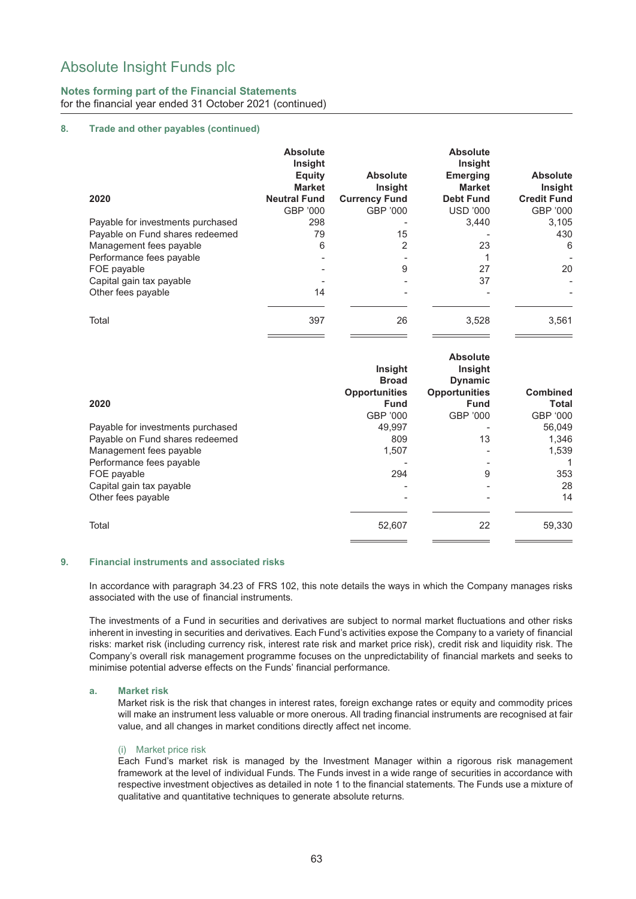### 8. Trade and other payables (continued)

| 2020 | Absolute Insight Equity Market Neutral Fund | Absolute Insight Currency Fund | Absolute Insight Emerging Market Debt Fund | Absolute Insight Credit Fund |
|---|---|---|---|---|
| | GBP '000 | GBP '000 | USD '000 | GBP '000 |
| Payable for investments purchased | 298 | - | 3,440 | 3,105 |
| Payable on Fund shares redeemed | 79 | 15 | - | 430 |
| Management fees payable | 6 | 2 | 23 | 6 |
| Performance fees payable | - | - | 1 | - |
| FOE payable | - | 9 | 27 | 20 |
| Capital gain tax payable | - | - | 37 | - |
| Other fees payable | 14 | - | - | - |
| Total | 397 | 26 | 3,528 | 3,561 |

| 2020 | Insight Broad Opportunities Fund | Absolute Insight Dynamic Opportunities Fund | Combined Total |
|---|---|---|---|
| | GBP '000 | GBP '000 | GBP '000 |
| Payable for investments purchased | 49,997 | - | 56,049 |
| Payable on Fund shares redeemed | 809 | 13 | 1,346 |
| Management fees payable | 1,507 | - | 1,539 |
| Performance fees payable | - | - | 1 |
| FOE payable | 294 | 9 | 353 |
| Capital gain tax payable | - | - | 28 |
| Other fees payable | - | - | 14 |
| Total | 52,607 | 22 | 59,330 |

### 9. Financial instruments and associated risks

In accordance with paragraph 34.23 of FRS 102, this note details the ways in which the Company manages risks associated with the use of financial instruments.

The investments of a Fund in securities and derivatives are subject to normal market fluctuations and other risks inherent in investing in securities and derivatives. Each Fund's activities expose the Company to a variety of financial risks: market risk (including currency risk, interest rate risk and market price risk), credit risk and liquidity risk. The Company's overall risk management programme focuses on the unpredictability of financial markets and seeks to minimise potential adverse effects on the Funds' financial performance.

#### a. Market risk

Market risk is the risk that changes in interest rates, foreign exchange rates or equity and commodity prices will make an instrument less valuable or more onerous. All trading financial instruments are recognised at fair value, and all changes in market conditions directly affect net income.

##### (i) Market price risk

Each Fund's market risk is managed by the Investment Manager within a rigorous risk management framework at the level of individual Funds. The Funds invest in a wide range of securities in accordance with respective investment objectives as detailed in note 1 to the financial statements. The Funds use a mixture of qualitative and quantitative techniques to generate absolute returns.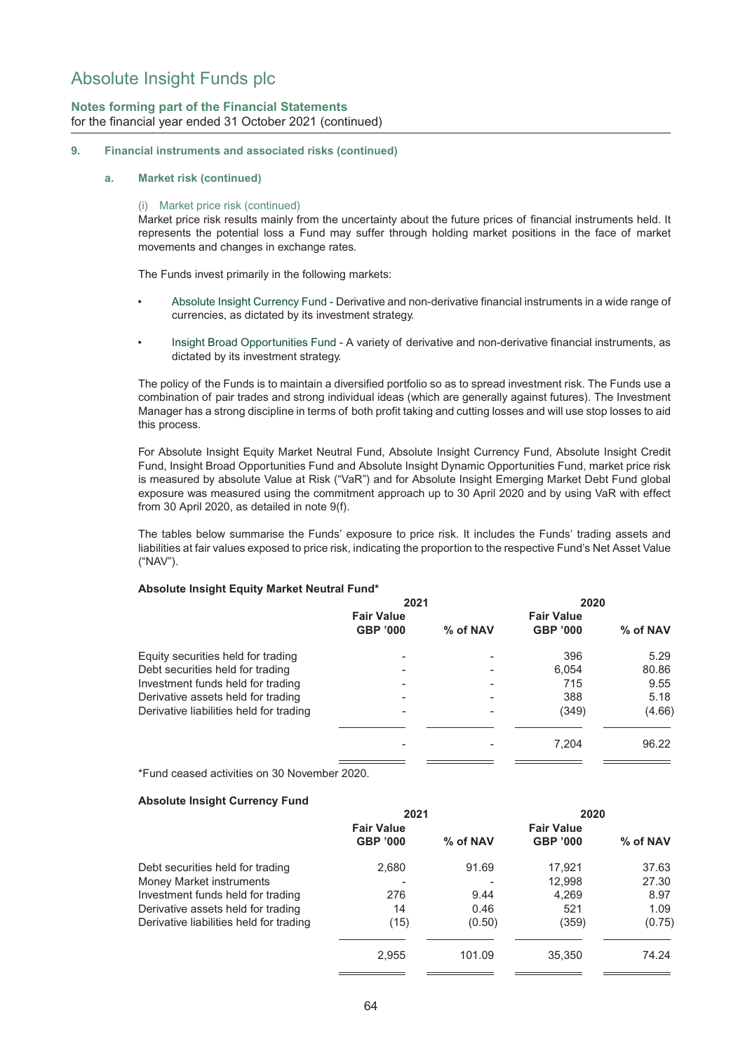# Absolute Insight Funds plc

**Notes forming part of the Financial Statements**
for the financial year ended 31 October 2021 (continued)

## 9. Financial instruments and associated risks (continued)

### a. Market risk (continued)

(i) Market price risk (continued)

Market price risk results mainly from the uncertainty about the future prices of financial instruments held. It represents the potential loss a Fund may suffer through holding market positions in the face of market movements and changes in exchange rates.

The Funds invest primarily in the following markets:

- Absolute Insight Currency Fund - Derivative and non-derivative financial instruments in a wide range of currencies, as dictated by its investment strategy.
- Insight Broad Opportunities Fund - A variety of derivative and non-derivative financial instruments, as dictated by its investment strategy.

The policy of the Funds is to maintain a diversified portfolio so as to spread investment risk. The Funds use a combination of pair trades and strong individual ideas (which are generally against futures). The Investment Manager has a strong discipline in terms of both profit taking and cutting losses and will use stop losses to aid this process.

For Absolute Insight Equity Market Neutral Fund, Absolute Insight Currency Fund, Absolute Insight Credit Fund, Insight Broad Opportunities Fund and Absolute Insight Dynamic Opportunities Fund, market price risk is measured by absolute Value at Risk ("VaR") and for Absolute Insight Emerging Market Debt Fund global exposure was measured using the commitment approach up to 30 April 2020 and by using VaR with effect from 30 April 2020, as detailed in note 9(f).

The tables below summarise the Funds' exposure to price risk. It includes the Funds' trading assets and liabilities at fair values exposed to price risk, indicating the proportion to the respective Fund's Net Asset Value ("NAV").

**Absolute Insight Equity Market Neutral Fund***

| | 2021 | | 2020 | |
|---|---|---|---|---|
| | **Fair Value GBP '000** | **% of NAV** | **Fair Value GBP '000** | **% of NAV** |
| Equity securities held for trading | - | - | 396 | 5.29 |
| Debt securities held for trading | - | - | 6,054 | 80.86 |
| Investment funds held for trading | - | - | 715 | 9.55 |
| Derivative assets held for trading | - | - | 388 | 5.18 |
| Derivative liabilities held for trading | - | - | (349) | (4.66) |
| | - | - | 7,204 | 96.22 |

*Fund ceased activities on 30 November 2020.

**Absolute Insight Currency Fund**

| | 2021 | | 2020 | |
|---|---|---|---|---|
| | **Fair Value GBP '000** | **% of NAV** | **Fair Value GBP '000** | **% of NAV** |
| Debt securities held for trading | 2,680 | 91.69 | 17,921 | 37.63 |
| Money Market instruments | - | - | 12,998 | 27.30 |
| Investment funds held for trading | 276 | 9.44 | 4,269 | 8.97 |
| Derivative assets held for trading | 14 | 0.46 | 521 | 1.09 |
| Derivative liabilities held for trading | (15) | (0.50) | (359) | (0.75) |
| | 2,955 | 101.09 | 35,350 | 74.24 |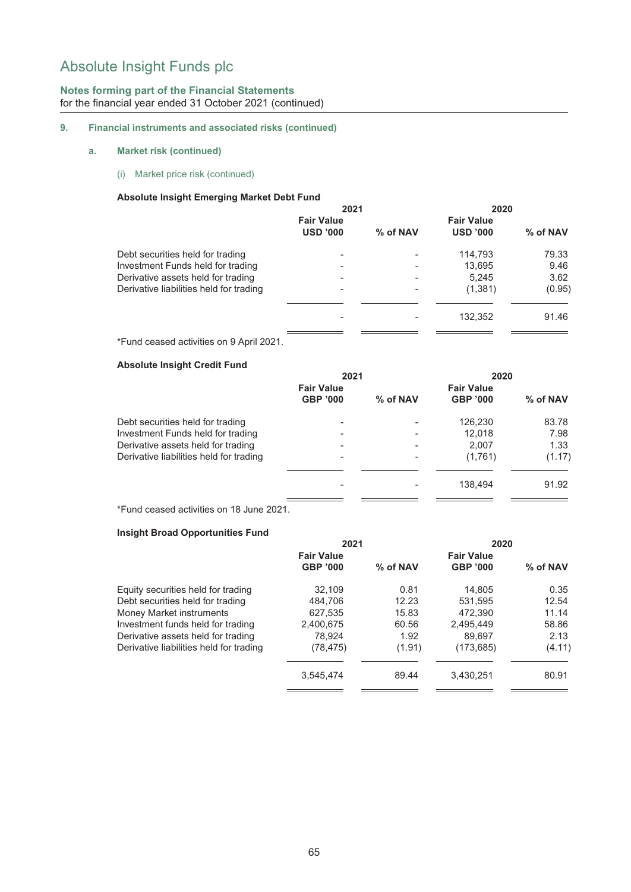# Absolute Insight Funds plc

**Notes forming part of the Financial Statements**
for the financial year ended 31 October 2021 (continued)

## 9. Financial instruments and associated risks (continued)

### a. Market risk (continued)

(i) Market price risk (continued)

**Absolute Insight Emerging Market Debt Fund**

| | 2021 | | 2020 | |
|---|---|---|---|---|
| | **Fair Value USD '000** | **% of NAV** | **Fair Value USD '000** | **% of NAV** |
| Debt securities held for trading | - | - | 114,793 | 79.33 |
| Investment Funds held for trading | - | - | 13,695 | 9.46 |
| Derivative assets held for trading | - | - | 5,245 | 3.62 |
| Derivative liabilities held for trading | - | - | (1,381) | (0.95) |
| | - | - | 132,352 | 91.46 |

*Fund ceased activities on 9 April 2021.

**Absolute Insight Credit Fund**

| | 2021 | | 2020 | |
|---|---|---|---|---|
| | **Fair Value GBP '000** | **% of NAV** | **Fair Value GBP '000** | **% of NAV** |
| Debt securities held for trading | - | - | 126,230 | 83.78 |
| Investment Funds held for trading | - | - | 12,018 | 7.98 |
| Derivative assets held for trading | - | - | 2,007 | 1.33 |
| Derivative liabilities held for trading | - | - | (1,761) | (1.17) |
| | - | - | 138,494 | 91.92 |

*Fund ceased activities on 18 June 2021.

**Insight Broad Opportunities Fund**

| | 2021 | | 2020 | |
|---|---|---|---|---|
| | **Fair Value GBP '000** | **% of NAV** | **Fair Value GBP '000** | **% of NAV** |
| Equity securities held for trading | 32,109 | 0.81 | 14,805 | 0.35 |
| Debt securities held for trading | 484,706 | 12.23 | 531,595 | 12.54 |
| Money Market instruments | 627,535 | 15.83 | 472,390 | 11.14 |
| Investment funds held for trading | 2,400,675 | 60.56 | 2,495,449 | 58.86 |
| Derivative assets held for trading | 78,924 | 1.92 | 89,697 | 2.13 |
| Derivative liabilities held for trading | (78,475) | (1.91) | (173,685) | (4.11) |
| | 3,545,474 | 89.44 | 3,430,251 | 80.91 |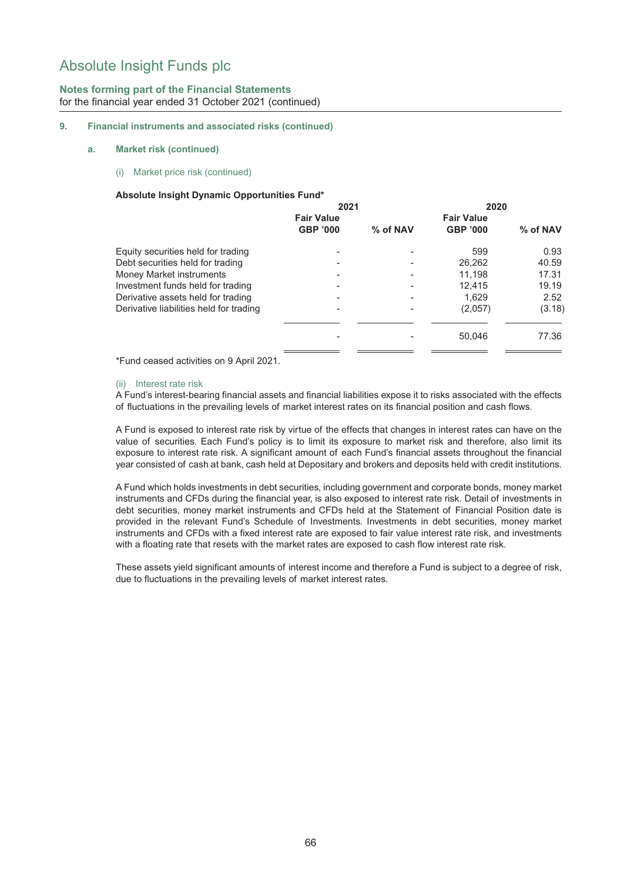# Absolute Insight Funds plc

**Notes forming part of the Financial Statements**
for the financial year ended 31 October 2021 (continued)

## 9. Financial instruments and associated risks (continued)

### a. Market risk (continued)

#### (i) Market price risk (continued)

**Absolute Insight Dynamic Opportunities Fund***

| | 2021 | | 2020 | |
|---|---|---|---|---|
| | **Fair Value GBP '000** | **% of NAV** | **Fair Value GBP '000** | **% of NAV** |
| Equity securities held for trading | - | - | 599 | 0.93 |
| Debt securities held for trading | - | - | 26,262 | 40.59 |
| Money Market instruments | - | - | 11,198 | 17.31 |
| Investment funds held for trading | - | - | 12,415 | 19.19 |
| Derivative assets held for trading | - | - | 1,629 | 2.52 |
| Derivative liabilities held for trading | - | - | (2,057) | (3.18) |
| | - | - | 50,046 | 77.36 |

*Fund ceased activities on 9 April 2021.

#### (ii) Interest rate risk

A Fund's interest-bearing financial assets and financial liabilities expose it to risks associated with the effects of fluctuations in the prevailing levels of market interest rates on its financial position and cash flows.

A Fund is exposed to interest rate risk by virtue of the effects that changes in interest rates can have on the value of securities. Each Fund's policy is to limit its exposure to market risk and therefore, also limit its exposure to interest rate risk. A significant amount of each Fund's financial assets throughout the financial year consisted of cash at bank, cash held at Depositary and brokers and deposits held with credit institutions.

A Fund which holds investments in debt securities, including government and corporate bonds, money market instruments and CFDs during the financial year, is also exposed to interest rate risk. Detail of investments in debt securities, money market instruments and CFDs held at the Statement of Financial Position date is provided in the relevant Fund's Schedule of Investments. Investments in debt securities, money market instruments and CFDs with a fixed interest rate are exposed to fair value interest rate risk, and investments with a floating rate that resets with the market rates are exposed to cash flow interest rate risk.

These assets yield significant amounts of interest income and therefore a Fund is subject to a degree of risk, due to fluctuations in the prevailing levels of market interest rates.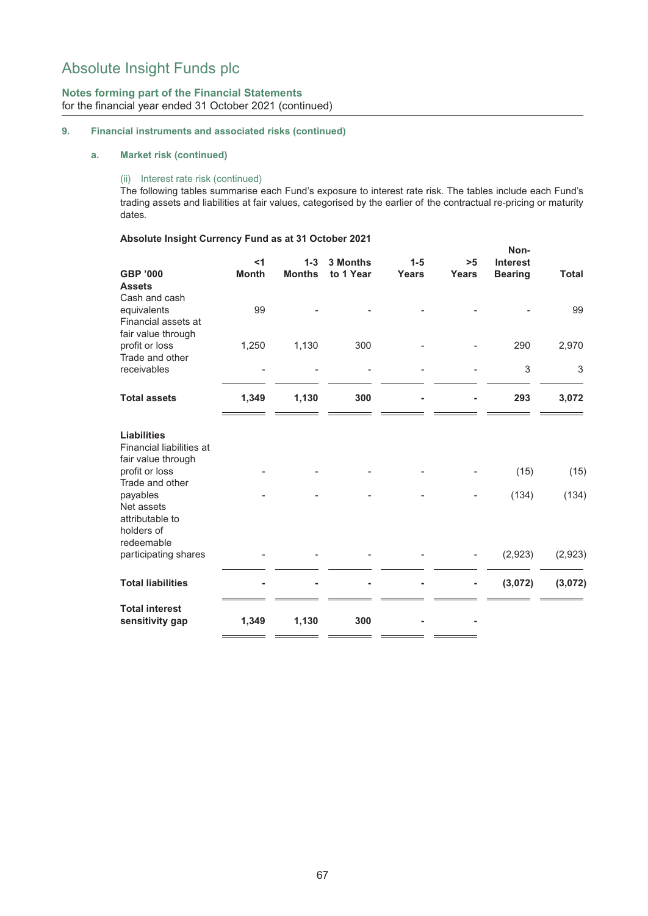# Absolute Insight Funds plc

**Notes forming part of the Financial Statements**
for the financial year ended 31 October 2021 (continued)

## 9. Financial instruments and associated risks (continued)

### a. Market risk (continued)

(ii) Interest rate risk (continued)

The following tables summarise each Fund's exposure to interest rate risk. The tables include each Fund's trading assets and liabilities at fair values, categorised by the earlier of the contractual re-pricing or maturity dates.

**Absolute Insight Currency Fund as at 31 October 2021**

| GBP '000 | <1 Month | 1-3 Months | 3 Months to 1 Year | 1-5 Years | >5 Years | Non-Interest Bearing | Total |
|---|---|---|---|---|---|---|---|
| **Assets** | | | | | | | |
| Cash and cash equivalents | 99 | - | - | - | - | - | 99 |
| Financial assets at fair value through profit or loss | 1,250 | 1,130 | 300 | - | - | 290 | 2,970 |
| Trade and other receivables | - | - | - | - | - | 3 | 3 |
| **Total assets** | **1,349** | **1,130** | **300** | **-** | **-** | **293** | **3,072** |
| **Liabilities** | | | | | | | |
| Financial liabilities at fair value through profit or loss | - | - | - | - | - | (15) | (15) |
| Trade and other payables | - | - | - | - | - | (134) | (134) |
| Net assets attributable to holders of redeemable participating shares | - | - | - | - | - | (2,923) | (2,923) |
| **Total liabilities** | **-** | **-** | **-** | **-** | **-** | **(3,072)** | **(3,072)** |
| **Total interest sensitivity gap** | **1,349** | **1,130** | **300** | **-** | **-** | | |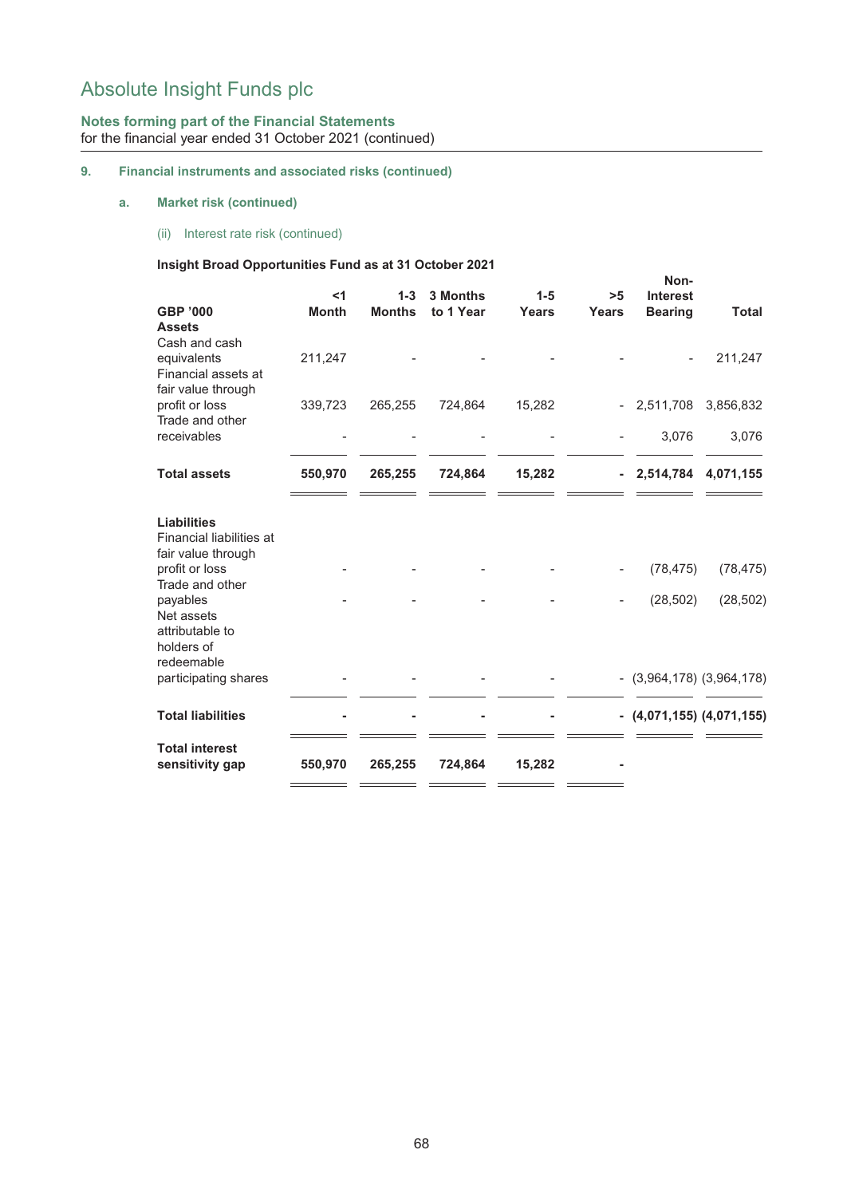# Absolute Insight Funds plc

**Notes forming part of the Financial Statements**
for the financial year ended 31 October 2021 (continued)

## 9. Financial instruments and associated risks (continued)

### a. Market risk (continued)

(ii) Interest rate risk (continued)

**Insight Broad Opportunities Fund as at 31 October 2021**

| GBP '000 | <1 Month | 1-3 Months | 3 Months to 1 Year | 1-5 Years | >5 Years | Non-Interest Bearing | Total |
|---|---|---|---|---|---|---|---|
| **Assets** | | | | | | | |
| Cash and cash equivalents | 211,247 | - | - | - | - | - | 211,247 |
| Financial assets at fair value through profit or loss | 339,723 | 265,255 | 724,864 | 15,282 | - | 2,511,708 | 3,856,832 |
| Trade and other receivables | - | - | - | - | - | 3,076 | 3,076 |
| **Total assets** | **550,970** | **265,255** | **724,864** | **15,282** | **-** | **2,514,784** | **4,071,155** |
| **Liabilities** | | | | | | | |
| Financial liabilities at fair value through profit or loss | - | - | - | - | - | (78,475) | (78,475) |
| Trade and other payables | - | - | - | - | - | (28,502) | (28,502) |
| Net assets attributable to holders of redeemable participating shares | - | - | - | - | - | (3,964,178) | (3,964,178) |
| **Total liabilities** | **-** | **-** | **-** | **-** | **-** | **(4,071,155)** | **(4,071,155)** |
| **Total interest sensitivity gap** | **550,970** | **265,255** | **724,864** | **15,282** | **-** | | |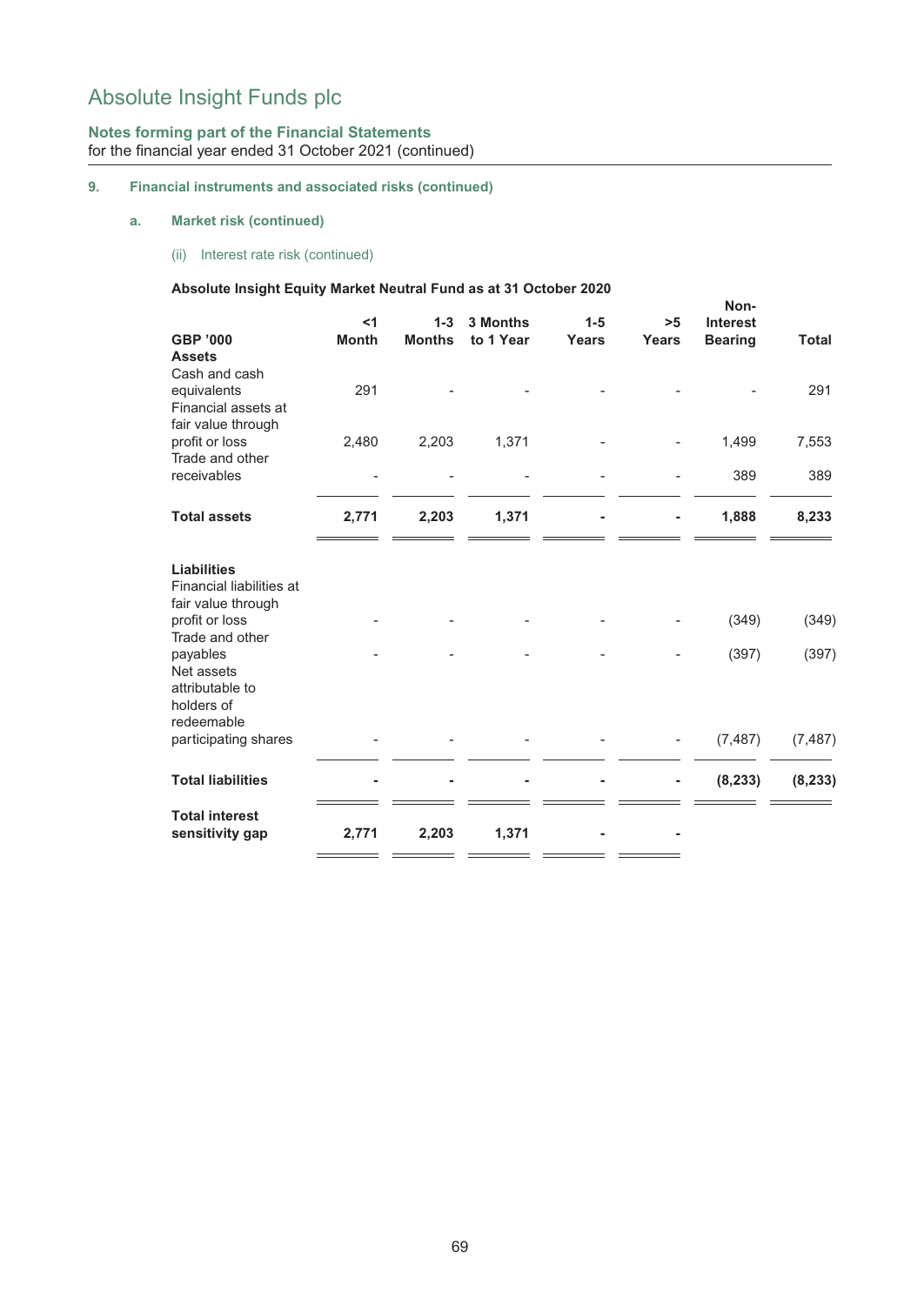# Absolute Insight Funds plc

**Notes forming part of the Financial Statements**
for the financial year ended 31 October 2021 (continued)

**9. Financial instruments and associated risks (continued)**

**a. Market risk (continued)**

(ii) Interest rate risk (continued)

**Absolute Insight Equity Market Neutral Fund as at 31 October 2020**

| GBP '000 | <1 Month | 1-3 Months | 3 Months to 1 Year | 1-5 Years | >5 Years | Non-Interest Bearing | Total |
|---|---|---|---|---|---|---|---|
| **Assets** | | | | | | | |
| Cash and cash equivalents | 291 | - | - | - | - | - | 291 |
| Financial assets at fair value through profit or loss | 2,480 | 2,203 | 1,371 | - | - | 1,499 | 7,553 |
| Trade and other receivables | - | - | - | - | - | 389 | 389 |
| **Total assets** | **2,771** | **2,203** | **1,371** | **-** | **-** | **1,888** | **8,233** |
| **Liabilities** | | | | | | | |
| Financial liabilities at fair value through profit or loss | - | - | - | - | - | (349) | (349) |
| Trade and other payables | - | - | - | - | - | (397) | (397) |
| Net assets attributable to holders of redeemable participating shares | - | - | - | - | - | (7,487) | (7,487) |
| **Total liabilities** | **-** | **-** | **-** | **-** | **-** | **(8,233)** | **(8,233)** |
| **Total interest sensitivity gap** | **2,771** | **2,203** | **1,371** | **-** | **-** | | |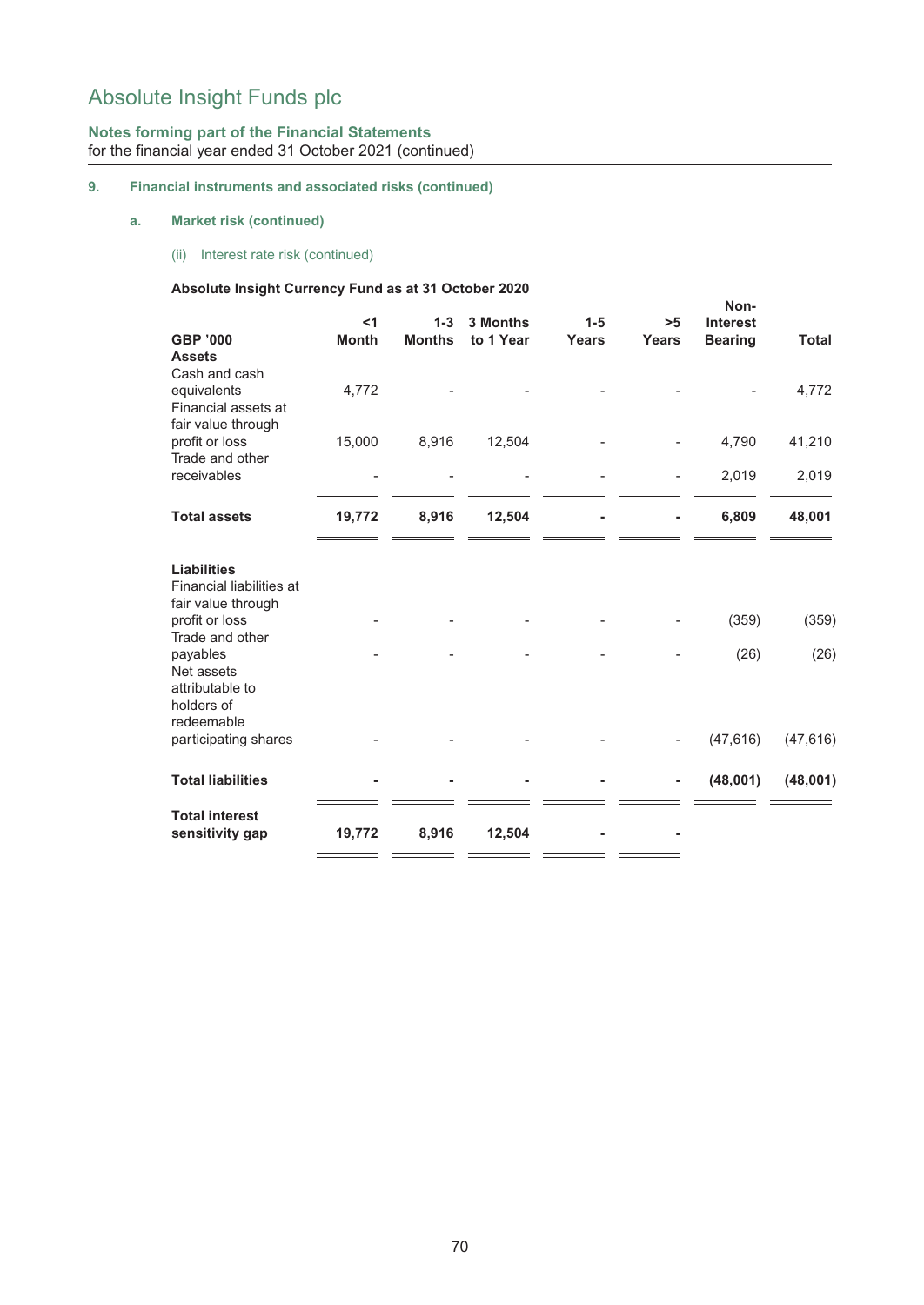# Absolute Insight Funds plc

**Notes forming part of the Financial Statements**
for the financial year ended 31 October 2021 (continued)

**9. Financial instruments and associated risks (continued)**

**a. Market risk (continued)**

(ii) Interest rate risk (continued)

**Absolute Insight Currency Fund as at 31 October 2020**

| GBP '000 | <1 Month | 1-3 Months | 3 Months to 1 Year | 1-5 Years | >5 Years | Non-Interest Bearing | Total |
|---|---|---|---|---|---|---|---|
| **Assets** | | | | | | | |
| Cash and cash equivalents | 4,772 | - | - | - | - | - | 4,772 |
| Financial assets at fair value through profit or loss | 15,000 | 8,916 | 12,504 | - | - | 4,790 | 41,210 |
| Trade and other receivables | - | - | - | - | - | 2,019 | 2,019 |
| **Total assets** | **19,772** | **8,916** | **12,504** | **-** | **-** | **6,809** | **48,001** |
| **Liabilities** | | | | | | | |
| Financial liabilities at fair value through profit or loss | - | - | - | - | - | (359) | (359) |
| Trade and other payables | - | - | - | - | - | (26) | (26) |
| Net assets attributable to holders of redeemable participating shares | - | - | - | - | - | (47,616) | (47,616) |
| **Total liabilities** | **-** | **-** | **-** | **-** | **-** | **(48,001)** | **(48,001)** |
| **Total interest sensitivity gap** | **19,772** | **8,916** | **12,504** | **-** | **-** | | |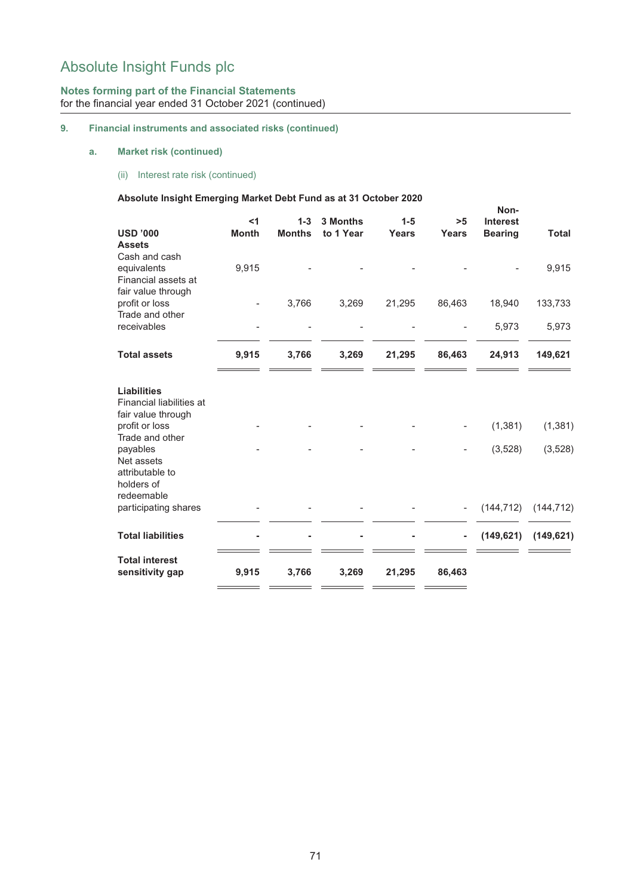# Absolute Insight Funds plc

**Notes forming part of the Financial Statements**
for the financial year ended 31 October 2021 (continued)

## 9. Financial instruments and associated risks (continued)

### a. Market risk (continued)

(ii) Interest rate risk (continued)

**Absolute Insight Emerging Market Debt Fund as at 31 October 2020**

| USD '000 | <1 Month | 1-3 Months | 3 Months to 1 Year | 1-5 Years | >5 Years | Non-Interest Bearing | Total |
|---|---|---|---|---|---|---|---|
| **Assets** | | | | | | | |
| Cash and cash equivalents | 9,915 | - | - | - | - | - | 9,915 |
| Financial assets at fair value through profit or loss | - | 3,766 | 3,269 | 21,295 | 86,463 | 18,940 | 133,733 |
| Trade and other receivables | - | - | - | - | - | 5,973 | 5,973 |
| **Total assets** | **9,915** | **3,766** | **3,269** | **21,295** | **86,463** | **24,913** | **149,621** |
| **Liabilities** | | | | | | | |
| Financial liabilities at fair value through profit or loss | - | - | - | - | - | (1,381) | (1,381) |
| Trade and other payables | - | - | - | - | - | (3,528) | (3,528) |
| Net assets attributable to holders of redeemable participating shares | - | - | - | - | - | (144,712) | (144,712) |
| **Total liabilities** | **-** | **-** | **-** | **-** | **-** | **(149,621)** | **(149,621)** |
| **Total interest sensitivity gap** | **9,915** | **3,766** | **3,269** | **21,295** | **86,463** | | |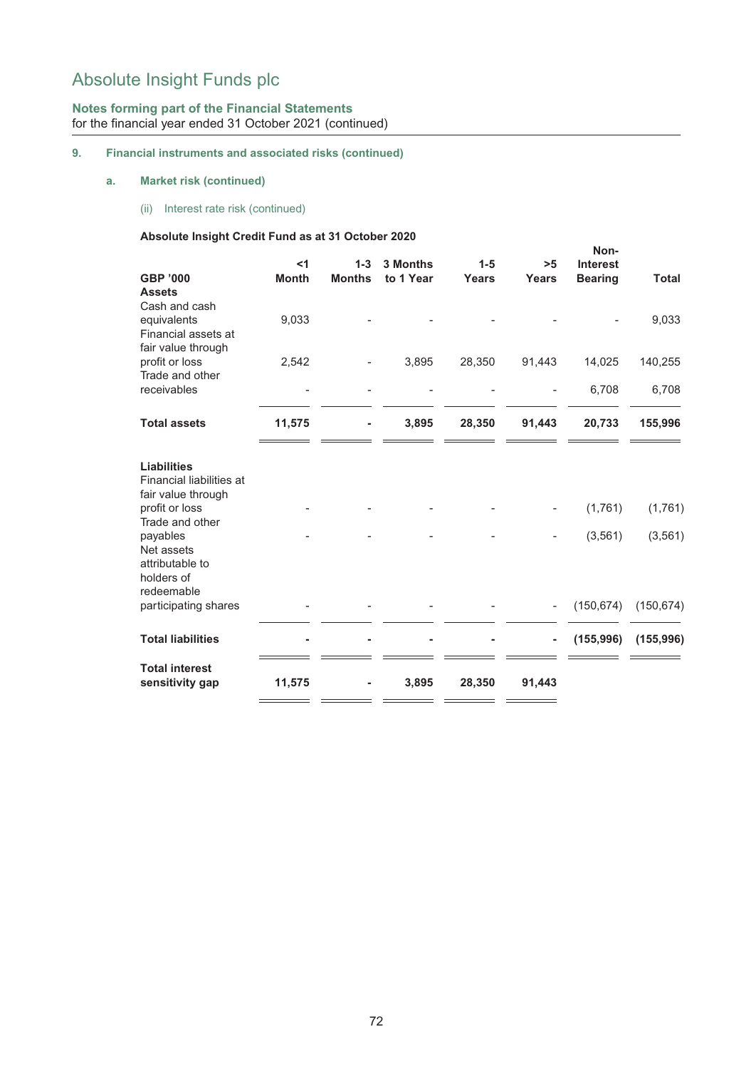# Absolute Insight Funds plc

**Notes forming part of the Financial Statements**
for the financial year ended 31 October 2021 (continued)

## 9. Financial instruments and associated risks (continued)

### a. Market risk (continued)

(ii) Interest rate risk (continued)

**Absolute Insight Credit Fund as at 31 October 2020**

| GBP '000 | <1 Month | 1-3 Months | 3 Months to 1 Year | 1-5 Years | >5 Years | Non-Interest Bearing | Total |
|---|---|---|---|---|---|---|---|
| **Assets** | | | | | | | |
| Cash and cash equivalents | 9,033 | - | - | - | - | - | 9,033 |
| Financial assets at fair value through profit or loss | 2,542 | - | 3,895 | 28,350 | 91,443 | 14,025 | 140,255 |
| Trade and other receivables | - | - | - | - | - | 6,708 | 6,708 |
| **Total assets** | **11,575** | **-** | **3,895** | **28,350** | **91,443** | **20,733** | **155,996** |
| **Liabilities** | | | | | | | |
| Financial liabilities at fair value through profit or loss | - | - | - | - | - | (1,761) | (1,761) |
| Trade and other payables | - | - | - | - | - | (3,561) | (3,561) |
| Net assets attributable to holders of redeemable participating shares | - | - | - | - | - | (150,674) | (150,674) |
| **Total liabilities** | **-** | **-** | **-** | **-** | **-** | **(155,996)** | **(155,996)** |
| **Total interest sensitivity gap** | **11,575** | **-** | **3,895** | **28,350** | **91,443** | | |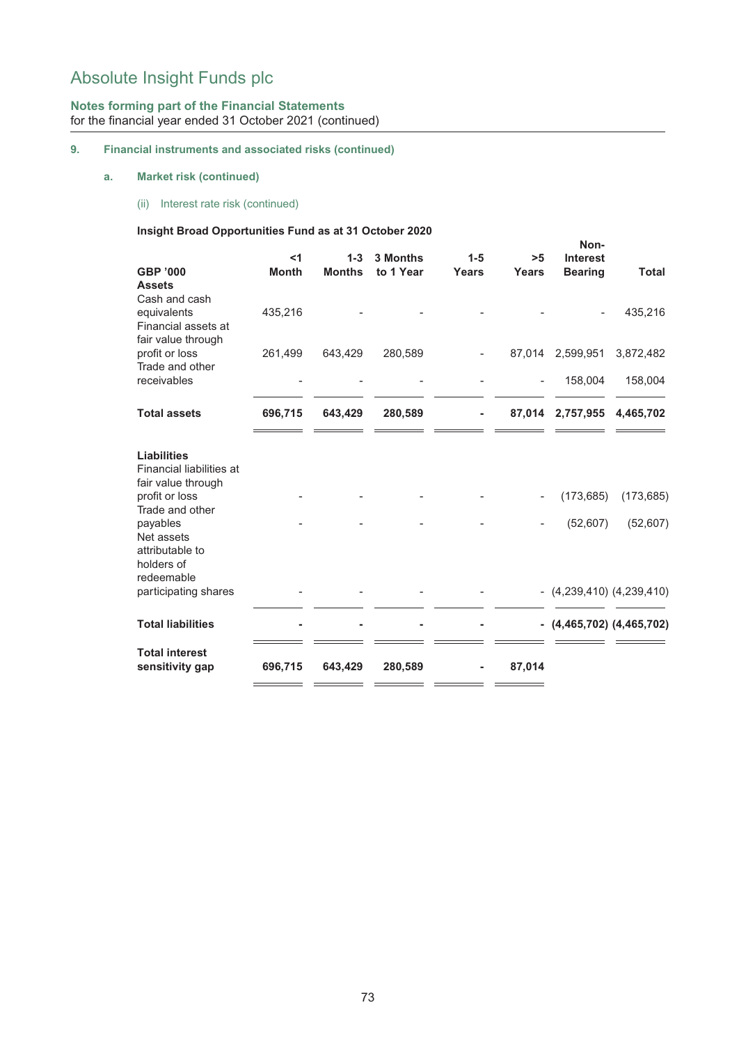# Absolute Insight Funds plc

**Notes forming part of the Financial Statements**
for the financial year ended 31 October 2021 (continued)

## 9. Financial instruments and associated risks (continued)

### a. Market risk (continued)

(ii) Interest rate risk (continued)

**Insight Broad Opportunities Fund as at 31 October 2020**

| GBP '000 | <1 Month | 1-3 Months | 3 Months to 1 Year | 1-5 Years | >5 Years | Non-Interest Bearing | Total |
|---|---|---|---|---|---|---|---|
| **Assets** | | | | | | | |
| Cash and cash equivalents | 435,216 | - | - | - | - | - | 435,216 |
| Financial assets at fair value through profit or loss | 261,499 | 643,429 | 280,589 | - | 87,014 | 2,599,951 | 3,872,482 |
| Trade and other receivables | - | - | - | - | - | 158,004 | 158,004 |
| **Total assets** | **696,715** | **643,429** | **280,589** | **-** | **87,014** | **2,757,955** | **4,465,702** |
| **Liabilities** | | | | | | | |
| Financial liabilities at fair value through profit or loss | - | - | - | - | - | (173,685) | (173,685) |
| Trade and other payables | - | - | - | - | - | (52,607) | (52,607) |
| Net assets attributable to holders of redeemable participating shares | - | - | - | - | - | (4,239,410) | (4,239,410) |
| **Total liabilities** | **-** | **-** | **-** | **-** | **-** | **(4,465,702)** | **(4,465,702)** |
| **Total interest sensitivity gap** | **696,715** | **643,429** | **280,589** | **-** | **87,014** | | |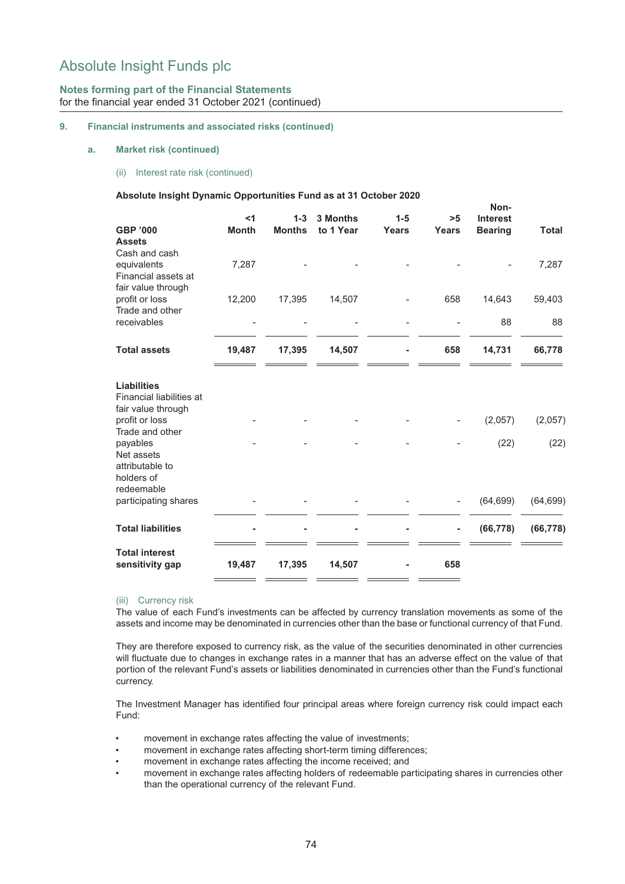## Absolute Insight Funds plc

**Notes forming part of the Financial Statements**
for the financial year ended 31 October 2021 (continued)

**9. Financial instruments and associated risks (continued)**

**a. Market risk (continued)**

(ii) Interest rate risk (continued)

**Absolute Insight Dynamic Opportunities Fund as at 31 October 2020**

| GBP '000 | <1 Month | 1-3 Months | 3 Months to 1 Year | 1-5 Years | >5 Years | Non-Interest Bearing | Total |
|---|---|---|---|---|---|---|---|
| **Assets** | | | | | | | |
| Cash and cash equivalents | 7,287 | - | - | - | - | - | 7,287 |
| Financial assets at fair value through profit or loss | 12,200 | 17,395 | 14,507 | - | 658 | 14,643 | 59,403 |
| Trade and other receivables | - | - | - | - | - | 88 | 88 |
| **Total assets** | **19,487** | **17,395** | **14,507** | **-** | **658** | **14,731** | **66,778** |
| **Liabilities** | | | | | | | |
| Financial liabilities at fair value through profit or loss | - | - | - | - | - | (2,057) | (2,057) |
| Trade and other payables | - | - | - | - | - | (22) | (22) |
| Net assets attributable to holders of redeemable participating shares | - | - | - | - | - | (64,699) | (64,699) |
| **Total liabilities** | **-** | **-** | **-** | **-** | **-** | **(66,778)** | **(66,778)** |
| **Total interest sensitivity gap** | **19,487** | **17,395** | **14,507** | **-** | **658** | | |

(iii) Currency risk

The value of each Fund's investments can be affected by currency translation movements as some of the assets and income may be denominated in currencies other than the base or functional currency of that Fund.

They are therefore exposed to currency risk, as the value of the securities denominated in other currencies will fluctuate due to changes in exchange rates in a manner that has an adverse effect on the value of that portion of the relevant Fund's assets or liabilities denominated in currencies other than the Fund's functional currency.

The Investment Manager has identified four principal areas where foreign currency risk could impact each Fund:

- movement in exchange rates affecting the value of investments;
- movement in exchange rates affecting short-term timing differences;
- movement in exchange rates affecting the income received; and
- movement in exchange rates affecting holders of redeemable participating shares in currencies other than the operational currency of the relevant Fund.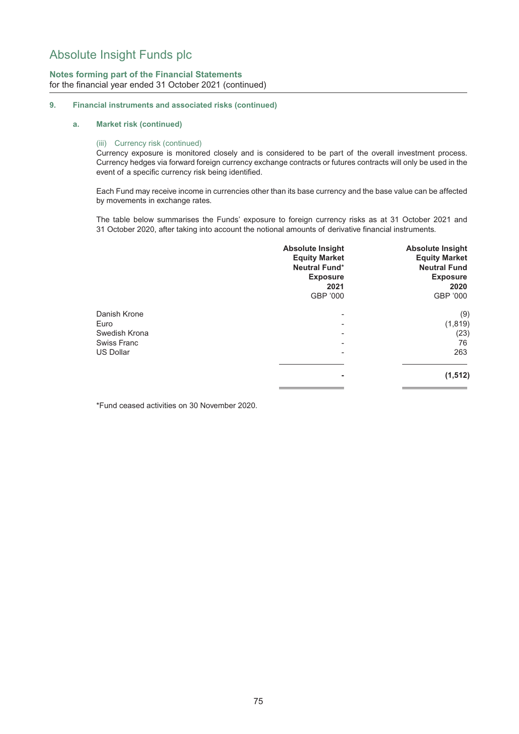## Notes forming part of the Financial Statements

for the financial year ended 31 October 2021 (continued)

### 9. Financial instruments and associated risks (continued)

#### a. Market risk (continued)

(iii) Currency risk (continued)

Currency exposure is monitored closely and is considered to be part of the overall investment process. Currency hedges via forward foreign currency exchange contracts or futures contracts will only be used in the event of a specific currency risk being identified.

Each Fund may receive income in currencies other than its base currency and the base value can be affected by movements in exchange rates.

The table below summarises the Funds' exposure to foreign currency risks as at 31 October 2021 and 31 October 2020, after taking into account the notional amounts of derivative financial instruments.

| | **Absolute Insight Equity Market Neutral Fund* Exposure 2021** GBP '000 | **Absolute Insight Equity Market Neutral Fund Exposure 2020** GBP '000 |
|---|---|---|
| Danish Krone | - | (9) |
| Euro | - | (1,819) |
| Swedish Krona | - | (23) |
| Swiss Franc | - | 76 |
| US Dollar | - | 263 |
| | **-** | **(1,512)** |

*Fund ceased activities on 30 November 2020.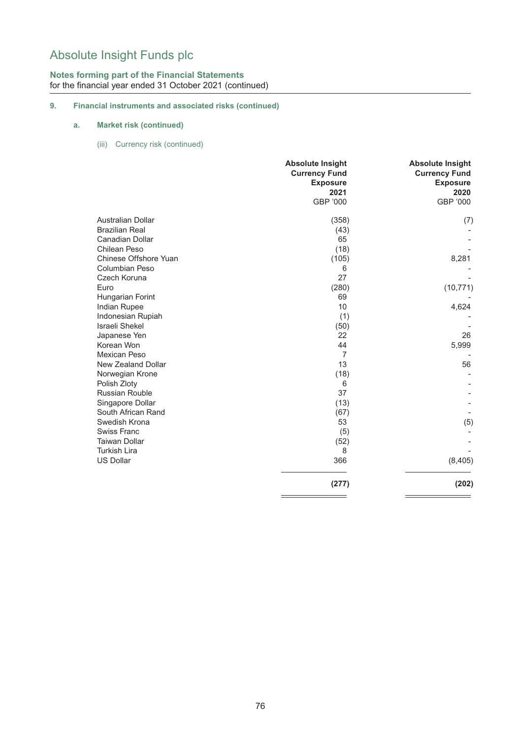# Absolute Insight Funds plc

**Notes forming part of the Financial Statements**
for the financial year ended 31 October 2021 (continued)

## 9. Financial instruments and associated risks (continued)

### a. Market risk (continued)

(iii) Currency risk (continued)

| | Absolute Insight Currency Fund Exposure 2021 GBP '000 | Absolute Insight Currency Fund Exposure 2020 GBP '000 |
|---|---|---|
| Australian Dollar | (358) | (7) |
| Brazilian Real | (43) | - |
| Canadian Dollar | 65 | - |
| Chilean Peso | (18) | - |
| Chinese Offshore Yuan | (105) | 8,281 |
| Columbian Peso | 6 | - |
| Czech Koruna | 27 | - |
| Euro | (280) | (10,771) |
| Hungarian Forint | 69 | - |
| Indian Rupee | 10 | 4,624 |
| Indonesian Rupiah | (1) | - |
| Israeli Shekel | (50) | - |
| Japanese Yen | 22 | 26 |
| Korean Won | 44 | 5,999 |
| Mexican Peso | 7 | - |
| New Zealand Dollar | 13 | 56 |
| Norwegian Krone | (18) | - |
| Polish Zloty | 6 | - |
| Russian Rouble | 37 | - |
| Singapore Dollar | (13) | - |
| South African Rand | (67) | - |
| Swedish Krona | 53 | (5) |
| Swiss Franc | (5) | - |
| Taiwan Dollar | (52) | - |
| Turkish Lira | 8 | - |
| US Dollar | 366 | (8,405) |
| | **(277)** | **(202)** |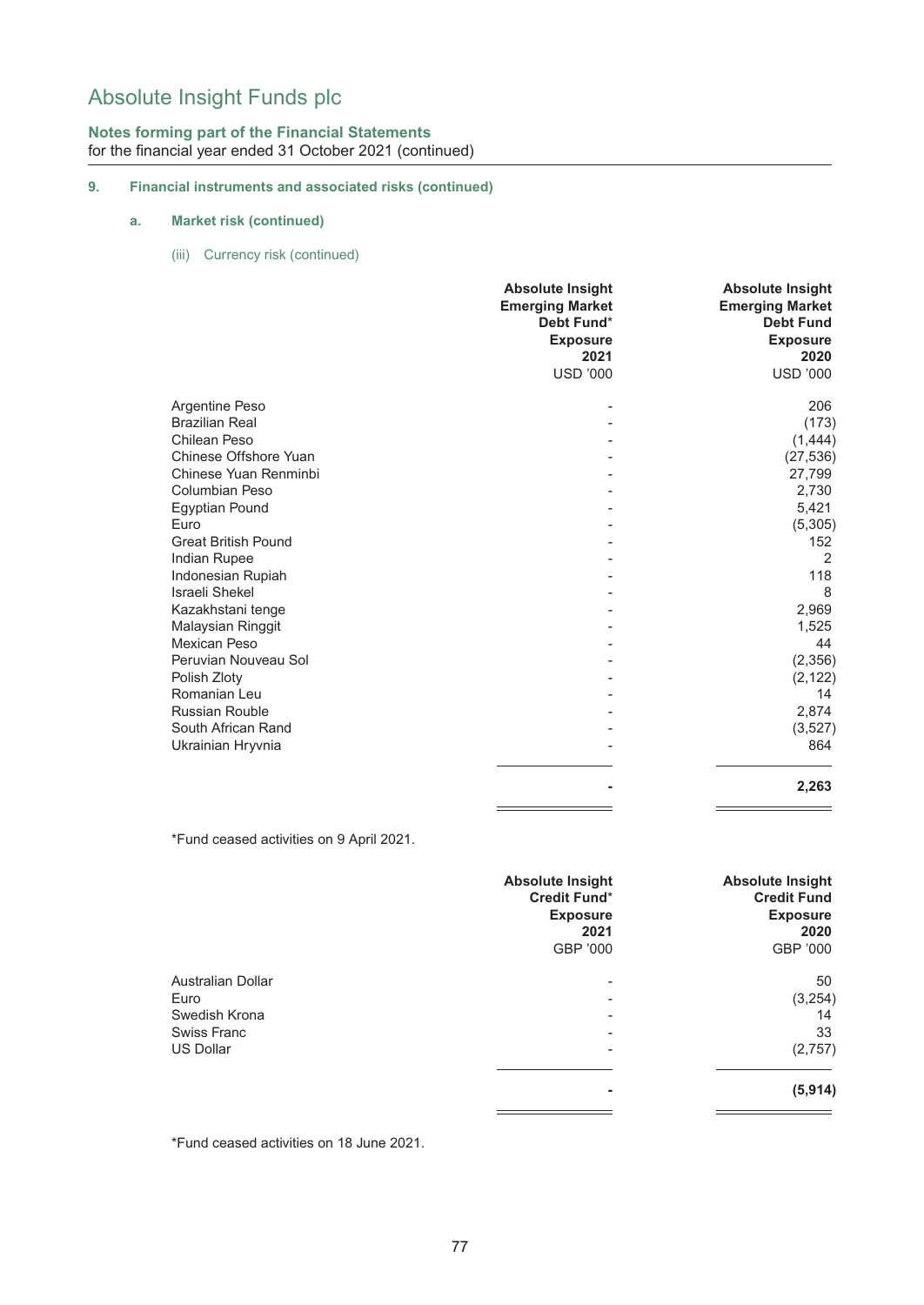# Absolute Insight Funds plc

**Notes forming part of the Financial Statements**
for the financial year ended 31 October 2021 (continued)

### 9. Financial instruments and associated risks (continued)

#### a. Market risk (continued)

(iii) Currency risk (continued)

| | Absolute Insight Emerging Market Debt Fund* Exposure 2021 USD '000 | Absolute Insight Emerging Market Debt Fund Exposure 2020 USD '000 |
|---|---|---|
| Argentine Peso | - | 206 |
| Brazilian Real | - | (173) |
| Chilean Peso | - | (1,444) |
| Chinese Offshore Yuan | - | (27,536) |
| Chinese Yuan Renminbi | - | 27,799 |
| Columbian Peso | - | 2,730 |
| Egyptian Pound | - | 5,421 |
| Euro | - | (5,305) |
| Great British Pound | - | 152 |
| Indian Rupee | - | 2 |
| Indonesian Rupiah | - | 118 |
| Israeli Shekel | - | 8 |
| Kazakhstani tenge | - | 2,969 |
| Malaysian Ringgit | - | 1,525 |
| Mexican Peso | - | 44 |
| Peruvian Nouveau Sol | - | (2,356) |
| Polish Zloty | - | (2,122) |
| Romanian Leu | - | 14 |
| Russian Rouble | - | 2,874 |
| South African Rand | - | (3,527) |
| Ukrainian Hryvnia | - | 864 |
| | **-** | **2,263** |

*Fund ceased activities on 9 April 2021.

| | Absolute Insight Credit Fund* Exposure 2021 GBP '000 | Absolute Insight Credit Fund Exposure 2020 GBP '000 |
|---|---|---|
| Australian Dollar | - | 50 |
| Euro | - | (3,254) |
| Swedish Krona | - | 14 |
| Swiss Franc | - | 33 |
| US Dollar | - | (2,757) |
| | **-** | **(5,914)** |

*Fund ceased activities on 18 June 2021.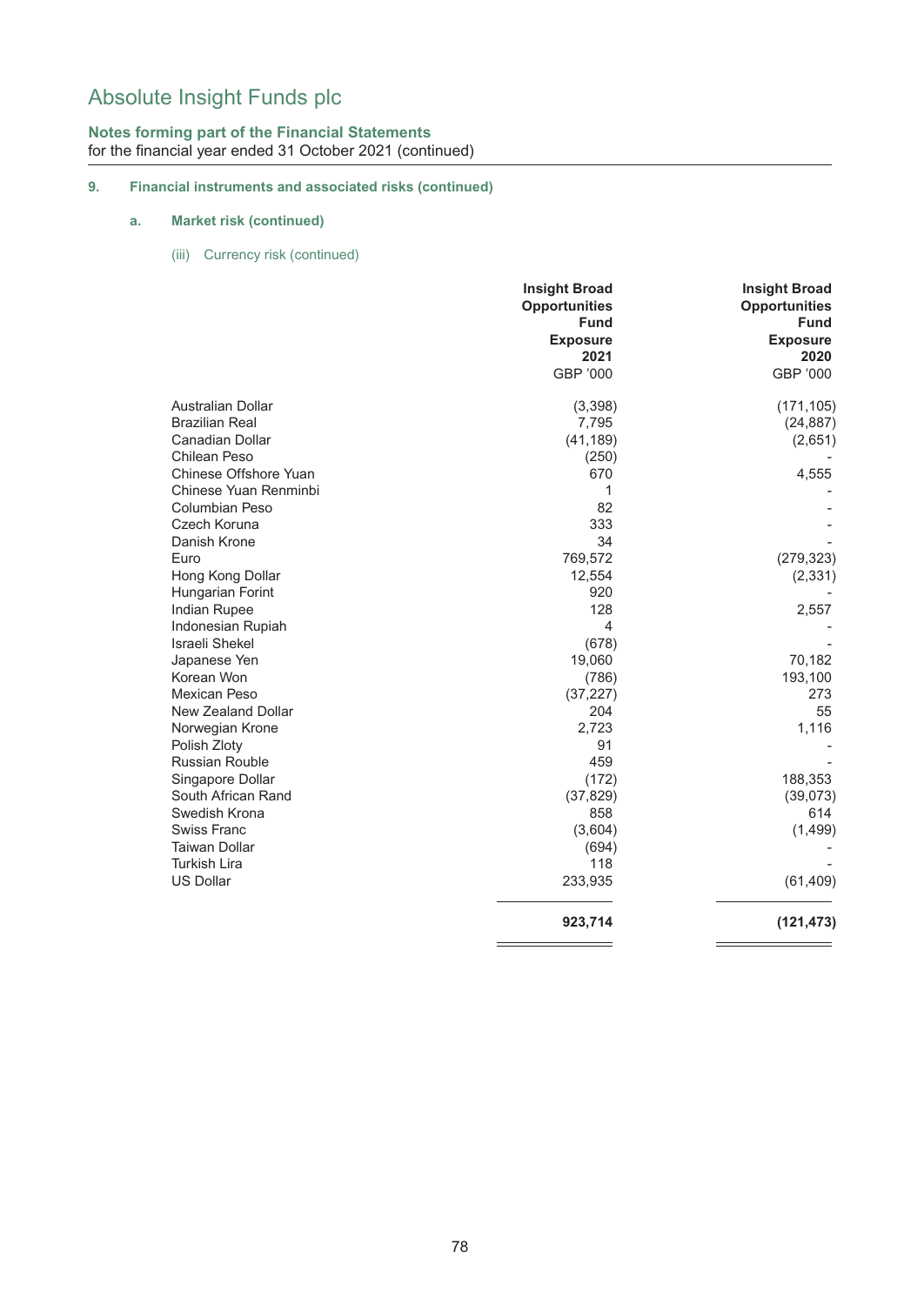# Absolute Insight Funds plc

**Notes forming part of the Financial Statements**
for the financial year ended 31 October 2021 (continued)

## 9. Financial instruments and associated risks (continued)

### a. Market risk (continued)

(iii) Currency risk (continued)

| | Insight Broad Opportunities Fund Exposure 2021 GBP '000 | Insight Broad Opportunities Fund Exposure 2020 GBP '000 |
|---|---|---|
| Australian Dollar | (3,398) | (171,105) |
| Brazilian Real | 7,795 | (24,887) |
| Canadian Dollar | (41,189) | (2,651) |
| Chilean Peso | (250) | - |
| Chinese Offshore Yuan | 670 | 4,555 |
| Chinese Yuan Renminbi | 1 | - |
| Columbian Peso | 82 | - |
| Czech Koruna | 333 | - |
| Danish Krone | 34 | - |
| Euro | 769,572 | (279,323) |
| Hong Kong Dollar | 12,554 | (2,331) |
| Hungarian Forint | 920 | - |
| Indian Rupee | 128 | 2,557 |
| Indonesian Rupiah | 4 | - |
| Israeli Shekel | (678) | - |
| Japanese Yen | 19,060 | 70,182 |
| Korean Won | (786) | 193,100 |
| Mexican Peso | (37,227) | 273 |
| New Zealand Dollar | 204 | 55 |
| Norwegian Krone | 2,723 | 1,116 |
| Polish Zloty | 91 | - |
| Russian Rouble | 459 | - |
| Singapore Dollar | (172) | 188,353 |
| South African Rand | (37,829) | (39,073) |
| Swedish Krona | 858 | 614 |
| Swiss Franc | (3,604) | (1,499) |
| Taiwan Dollar | (694) | - |
| Turkish Lira | 118 | - |
| US Dollar | 233,935 | (61,409) |
| | **923,714** | **(121,473)** |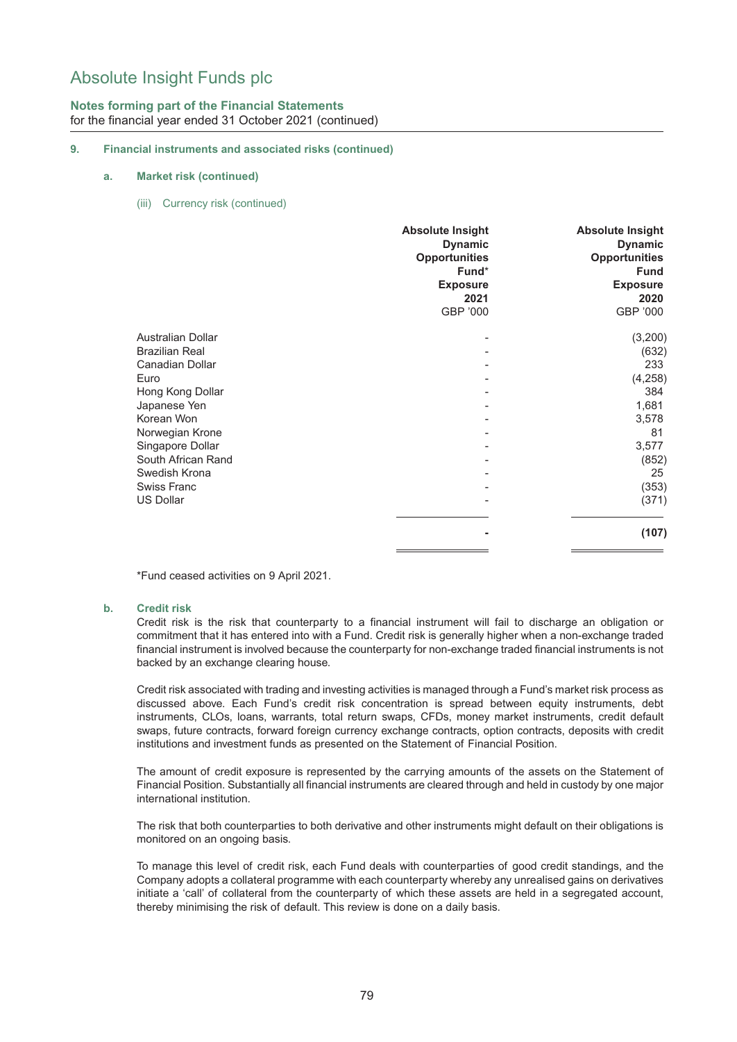# Absolute Insight Funds plc

**Notes forming part of the Financial Statements**
for the financial year ended 31 October 2021 (continued)

**9. Financial instruments and associated risks (continued)**

**a. Market risk (continued)**

(iii) Currency risk (continued)

| | Absolute Insight Dynamic Opportunities Fund* Exposure 2021 GBP '000 | Absolute Insight Dynamic Opportunities Fund Exposure 2020 GBP '000 |
|---|---|---|
| Australian Dollar | - | (3,200) |
| Brazilian Real | - | (632) |
| Canadian Dollar | - | 233 |
| Euro | - | (4,258) |
| Hong Kong Dollar | - | 384 |
| Japanese Yen | - | 1,681 |
| Korean Won | - | 3,578 |
| Norwegian Krone | - | 81 |
| Singapore Dollar | - | 3,577 |
| South African Rand | - | (852) |
| Swedish Krona | - | 25 |
| Swiss Franc | - | (353) |
| US Dollar | - | (371) |
| | **-** | **(107)** |

*Fund ceased activities on 9 April 2021.

**b. Credit risk**

Credit risk is the risk that counterparty to a financial instrument will fail to discharge an obligation or commitment that it has entered into with a Fund. Credit risk is generally higher when a non-exchange traded financial instrument is involved because the counterparty for non-exchange traded financial instruments is not backed by an exchange clearing house.

Credit risk associated with trading and investing activities is managed through a Fund's market risk process as discussed above. Each Fund's credit risk concentration is spread between equity instruments, debt instruments, CLOs, loans, warrants, total return swaps, CFDs, money market instruments, credit default swaps, future contracts, forward foreign currency exchange contracts, option contracts, deposits with credit institutions and investment funds as presented on the Statement of Financial Position.

The amount of credit exposure is represented by the carrying amounts of the assets on the Statement of Financial Position. Substantially all financial instruments are cleared through and held in custody by one major international institution.

The risk that both counterparties to both derivative and other instruments might default on their obligations is monitored on an ongoing basis.

To manage this level of credit risk, each Fund deals with counterparties of good credit standings, and the Company adopts a collateral programme with each counterparty whereby any unrealised gains on derivatives initiate a 'call' of collateral from the counterparty of which these assets are held in a segregated account, thereby minimising the risk of default. This review is done on a daily basis.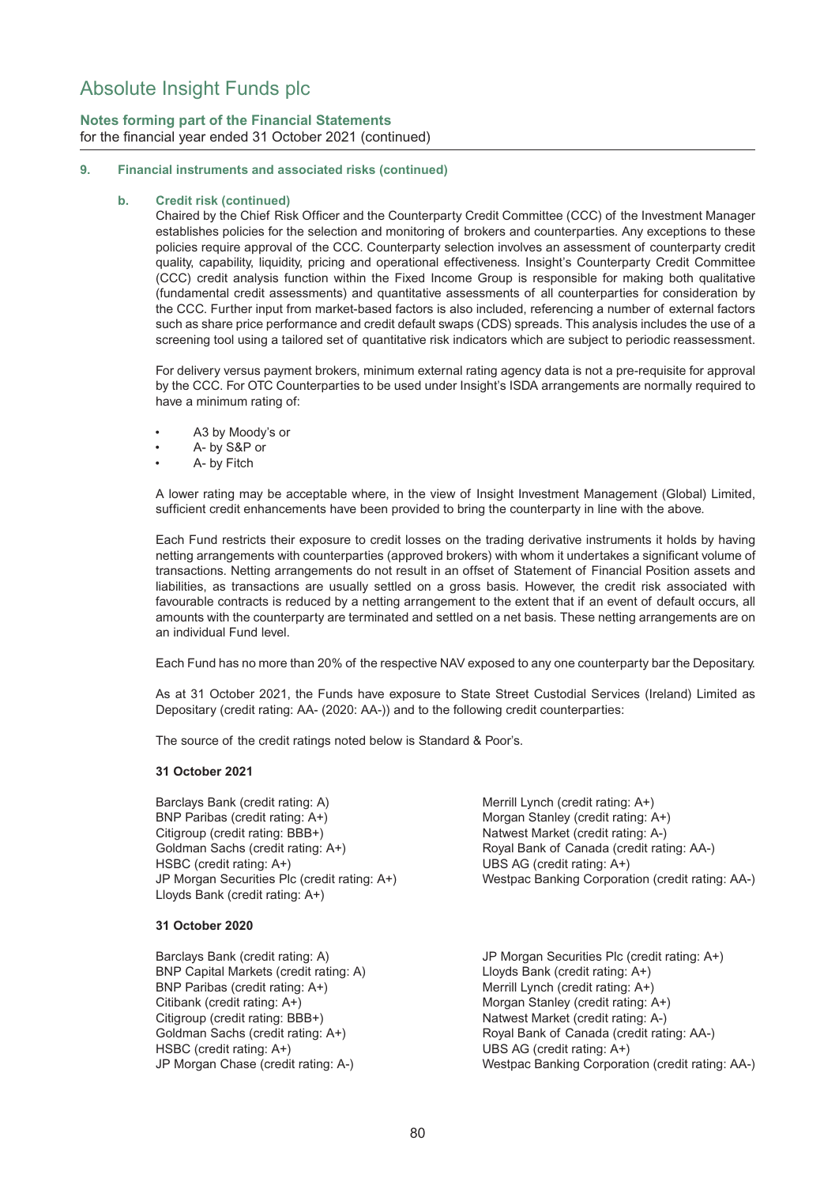# Absolute Insight Funds plc

**Notes forming part of the Financial Statements**
for the financial year ended 31 October 2021 (continued)

**9. Financial instruments and associated risks (continued)**

**b. Credit risk (continued)**

Chaired by the Chief Risk Officer and the Counterparty Credit Committee (CCC) of the Investment Manager establishes policies for the selection and monitoring of brokers and counterparties. Any exceptions to these policies require approval of the CCC. Counterparty selection involves an assessment of counterparty credit quality, capability, liquidity, pricing and operational effectiveness. Insight's Counterparty Credit Committee (CCC) credit analysis function within the Fixed Income Group is responsible for making both qualitative (fundamental credit assessments) and quantitative assessments of all counterparties for consideration by the CCC. Further input from market-based factors is also included, referencing a number of external factors such as share price performance and credit default swaps (CDS) spreads. This analysis includes the use of a screening tool using a tailored set of quantitative risk indicators which are subject to periodic reassessment.

For delivery versus payment brokers, minimum external rating agency data is not a pre-requisite for approval by the CCC. For OTC Counterparties to be used under Insight's ISDA arrangements are normally required to have a minimum rating of:

- A3 by Moody's or
- A- by S&P or
- A- by Fitch

A lower rating may be acceptable where, in the view of Insight Investment Management (Global) Limited, sufficient credit enhancements have been provided to bring the counterparty in line with the above.

Each Fund restricts their exposure to credit losses on the trading derivative instruments it holds by having netting arrangements with counterparties (approved brokers) with whom it undertakes a significant volume of transactions. Netting arrangements do not result in an offset of Statement of Financial Position assets and liabilities, as transactions are usually settled on a gross basis. However, the credit risk associated with favourable contracts is reduced by a netting arrangement to the extent that if an event of default occurs, all amounts with the counterparty are terminated and settled on a net basis. These netting arrangements are on an individual Fund level.

Each Fund has no more than 20% of the respective NAV exposed to any one counterparty bar the Depositary.

As at 31 October 2021, the Funds have exposure to State Street Custodial Services (Ireland) Limited as Depositary (credit rating: AA- (2020: AA-)) and to the following credit counterparties:

The source of the credit ratings noted below is Standard & Poor's.

**31 October 2021**

Barclays Bank (credit rating: A)
BNP Paribas (credit rating: A+)
Citigroup (credit rating: BBB+)
Goldman Sachs (credit rating: A+)
HSBC (credit rating: A+)
JP Morgan Securities Plc (credit rating: A+)
Lloyds Bank (credit rating: A+)
Merrill Lynch (credit rating: A+)
Morgan Stanley (credit rating: A+)
Natwest Market (credit rating: A-)
Royal Bank of Canada (credit rating: AA-)
UBS AG (credit rating: A+)
Westpac Banking Corporation (credit rating: AA-)

**31 October 2020**

Barclays Bank (credit rating: A)
BNP Capital Markets (credit rating: A)
BNP Paribas (credit rating: A+)
Citibank (credit rating: A+)
Citigroup (credit rating: BBB+)
Goldman Sachs (credit rating: A+)
HSBC (credit rating: A+)
JP Morgan Chase (credit rating: A-)
JP Morgan Securities Plc (credit rating: A+)
Lloyds Bank (credit rating: A+)
Merrill Lynch (credit rating: A+)
Morgan Stanley (credit rating: A+)
Natwest Market (credit rating: A-)
Royal Bank of Canada (credit rating: AA-)
UBS AG (credit rating: A+)
Westpac Banking Corporation (credit rating: AA-)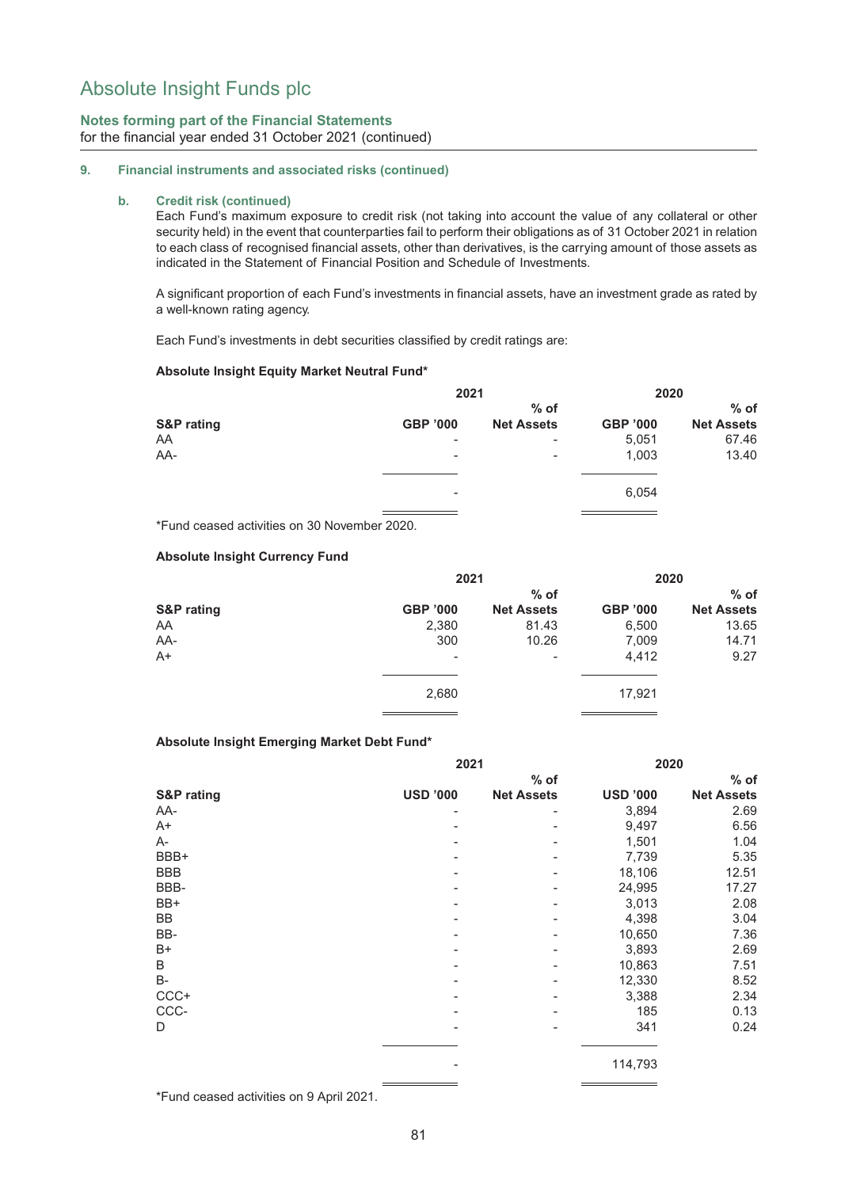# Absolute Insight Funds plc

**Notes forming part of the Financial Statements**
for the financial year ended 31 October 2021 (continued)

## 9. Financial instruments and associated risks (continued)

### b. Credit risk (continued)

Each Fund's maximum exposure to credit risk (not taking into account the value of any collateral or other security held) in the event that counterparties fail to perform their obligations as of 31 October 2021 in relation to each class of recognised financial assets, other than derivatives, is the carrying amount of those assets as indicated in the Statement of Financial Position and Schedule of Investments.

A significant proportion of each Fund's investments in financial assets, have an investment grade as rated by a well-known rating agency.

Each Fund's investments in debt securities classified by credit ratings are:

**Absolute Insight Equity Market Neutral Fund***

| | 2021 | | 2020 | |
|---|---|---|---|---|
| **S&P rating** | **GBP '000** | **% of Net Assets** | **GBP '000** | **% of Net Assets** |
| AA | - | - | 5,051 | 67.46 |
| AA- | - | - | 1,003 | 13.40 |
| | - | | 6,054 | |

*Fund ceased activities on 30 November 2020.

**Absolute Insight Currency Fund**

| | 2021 | | 2020 | |
|---|---|---|---|---|
| **S&P rating** | **GBP '000** | **% of Net Assets** | **GBP '000** | **% of Net Assets** |
| AA | 2,380 | 81.43 | 6,500 | 13.65 |
| AA- | 300 | 10.26 | 7,009 | 14.71 |
| A+ | - | - | 4,412 | 9.27 |
| | 2,680 | | 17,921 | |

**Absolute Insight Emerging Market Debt Fund***

| | 2021 | | 2020 | |
|---|---|---|---|---|
| **S&P rating** | **USD '000** | **% of Net Assets** | **USD '000** | **% of Net Assets** |
| AA- | - | - | 3,894 | 2.69 |
| A+ | - | - | 9,497 | 6.56 |
| A- | - | - | 1,501 | 1.04 |
| BBB+ | - | - | 7,739 | 5.35 |
| BBB | - | - | 18,106 | 12.51 |
| BBB- | - | - | 24,995 | 17.27 |
| BB+ | - | - | 3,013 | 2.08 |
| BB | - | - | 4,398 | 3.04 |
| BB- | - | - | 10,650 | 7.36 |
| B+ | - | - | 3,893 | 2.69 |
| B | - | - | 10,863 | 7.51 |
| B- | - | - | 12,330 | 8.52 |
| CCC+ | - | - | 3,388 | 2.34 |
| CCC- | - | - | 185 | 0.13 |
| D | - | - | 341 | 0.24 |
| | - | | 114,793 | |

*Fund ceased activities on 9 April 2021.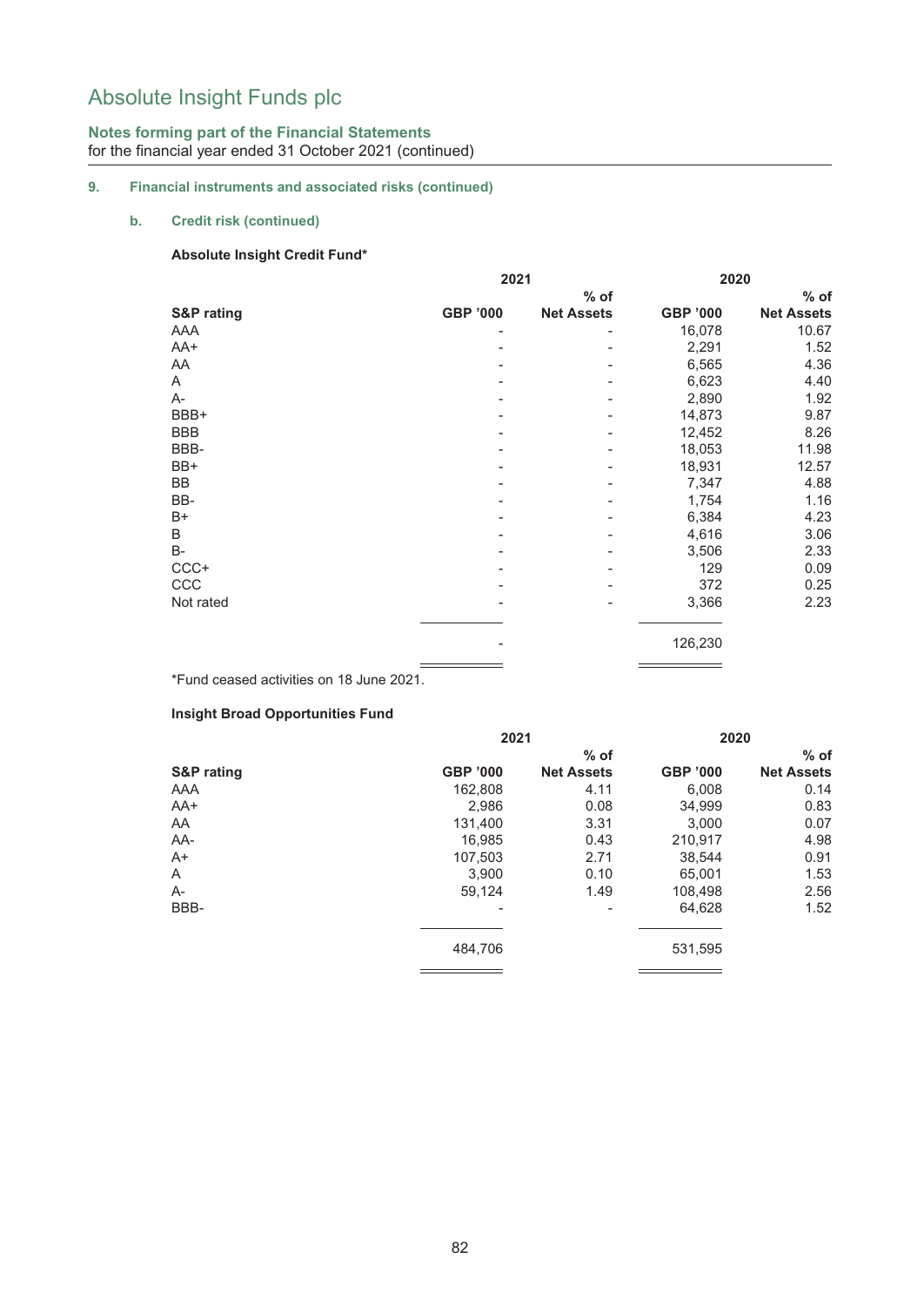# Absolute Insight Funds plc

**Notes forming part of the Financial Statements**
for the financial year ended 31 October 2021 (continued)

## 9. Financial instruments and associated risks (continued)

### b. Credit risk (continued)

**Absolute Insight Credit Fund***

| S&P rating | 2021 GBP '000 | 2021 % of Net Assets | 2020 GBP '000 | 2020 % of Net Assets |
|---|---|---|---|---|
| AAA | - | - | 16,078 | 10.67 |
| AA+ | - | - | 2,291 | 1.52 |
| AA | - | - | 6,565 | 4.36 |
| A | - | - | 6,623 | 4.40 |
| A- | - | - | 2,890 | 1.92 |
| BBB+ | - | - | 14,873 | 9.87 |
| BBB | - | - | 12,452 | 8.26 |
| BBB- | - | - | 18,053 | 11.98 |
| BB+ | - | - | 18,931 | 12.57 |
| BB | - | - | 7,347 | 4.88 |
| BB- | - | - | 1,754 | 1.16 |
| B+ | - | - | 6,384 | 4.23 |
| B | - | - | 4,616 | 3.06 |
| B- | - | - | 3,506 | 2.33 |
| CCC+ | - | - | 129 | 0.09 |
| CCC | - | - | 372 | 0.25 |
| Not rated | - | - | 3,366 | 2.23 |
| | - | | 126,230 | |

*Fund ceased activities on 18 June 2021.

**Insight Broad Opportunities Fund**

| S&P rating | 2021 GBP '000 | 2021 % of Net Assets | 2020 GBP '000 | 2020 % of Net Assets |
|---|---|---|---|---|
| AAA | 162,808 | 4.11 | 6,008 | 0.14 |
| AA+ | 2,986 | 0.08 | 34,999 | 0.83 |
| AA | 131,400 | 3.31 | 3,000 | 0.07 |
| AA- | 16,985 | 0.43 | 210,917 | 4.98 |
| A+ | 107,503 | 2.71 | 38,544 | 0.91 |
| A | 3,900 | 0.10 | 65,001 | 1.53 |
| A- | 59,124 | 1.49 | 108,498 | 2.56 |
| BBB- | - | - | 64,628 | 1.52 |
| | 484,706 | | 531,595 | |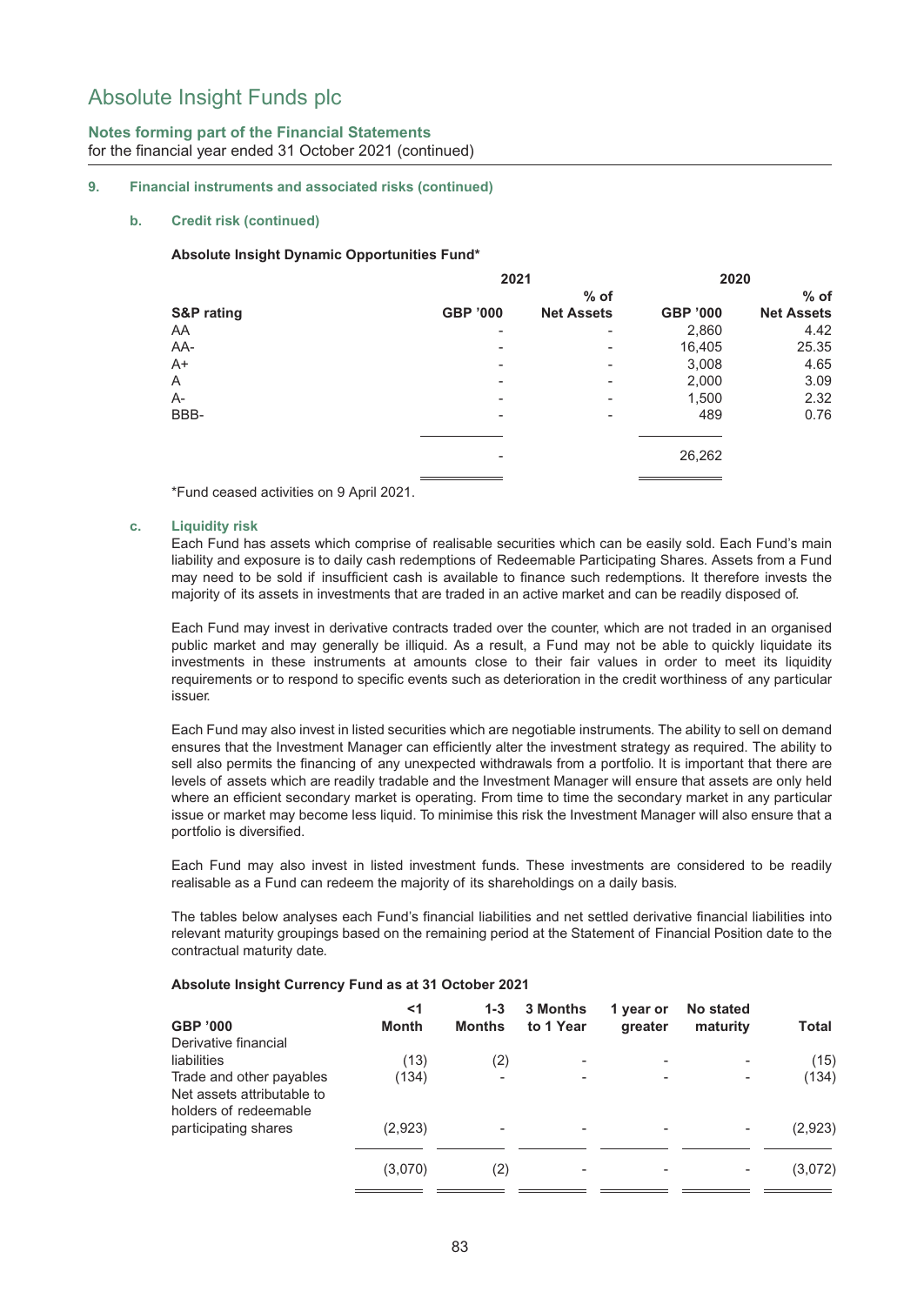## Notes forming part of the Financial Statements
for the financial year ended 31 October 2021 (continued)

### 9. Financial instruments and associated risks (continued)

#### b. Credit risk (continued)

**Absolute Insight Dynamic Opportunities Fund***

| | 2021 | | 2020 | |
|---|---|---|---|---|
| **S&P rating** | **GBP '000** | **% of Net Assets** | **GBP '000** | **% of Net Assets** |
| AA | - | - | 2,860 | 4.42 |
| AA- | - | - | 16,405 | 25.35 |
| A+ | - | - | 3,008 | 4.65 |
| A | - | - | 2,000 | 3.09 |
| A- | - | - | 1,500 | 2.32 |
| BBB- | - | - | 489 | 0.76 |
| | - | | 26,262 | |

*Fund ceased activities on 9 April 2021.

#### c. Liquidity risk

Each Fund has assets which comprise of realisable securities which can be easily sold. Each Fund's main liability and exposure is to daily cash redemptions of Redeemable Participating Shares. Assets from a Fund may need to be sold if insufficient cash is available to finance such redemptions. It therefore invests the majority of its assets in investments that are traded in an active market and can be readily disposed of.

Each Fund may invest in derivative contracts traded over the counter, which are not traded in an organised public market and may generally be illiquid. As a result, a Fund may not be able to quickly liquidate its investments in these instruments at amounts close to their fair values in order to meet its liquidity requirements or to respond to specific events such as deterioration in the credit worthiness of any particular issuer.

Each Fund may also invest in listed securities which are negotiable instruments. The ability to sell on demand ensures that the Investment Manager can efficiently alter the investment strategy as required. The ability to sell also permits the financing of any unexpected withdrawals from a portfolio. It is important that there are levels of assets which are readily tradable and the Investment Manager will ensure that assets are only held where an efficient secondary market is operating. From time to time the secondary market in any particular issue or market may become less liquid. To minimise this risk the Investment Manager will also ensure that a portfolio is diversified.

Each Fund may also invest in listed investment funds. These investments are considered to be readily realisable as a Fund can redeem the majority of its shareholdings on a daily basis.

The tables below analyses each Fund's financial liabilities and net settled derivative financial liabilities into relevant maturity groupings based on the remaining period at the Statement of Financial Position date to the contractual maturity date.

**Absolute Insight Currency Fund as at 31 October 2021**

| GBP '000 | <1 Month | 1-3 Months | 3 Months to 1 Year | 1 year or greater | No stated maturity | Total |
|---|---|---|---|---|---|---|
| Derivative financial liabilities | (13) | (2) | - | - | - | (15) |
| Trade and other payables | (134) | - | - | - | - | (134) |
| Net assets attributable to holders of redeemable participating shares | (2,923) | - | - | - | - | (2,923) |
| | (3,070) | (2) | - | - | - | (3,072) |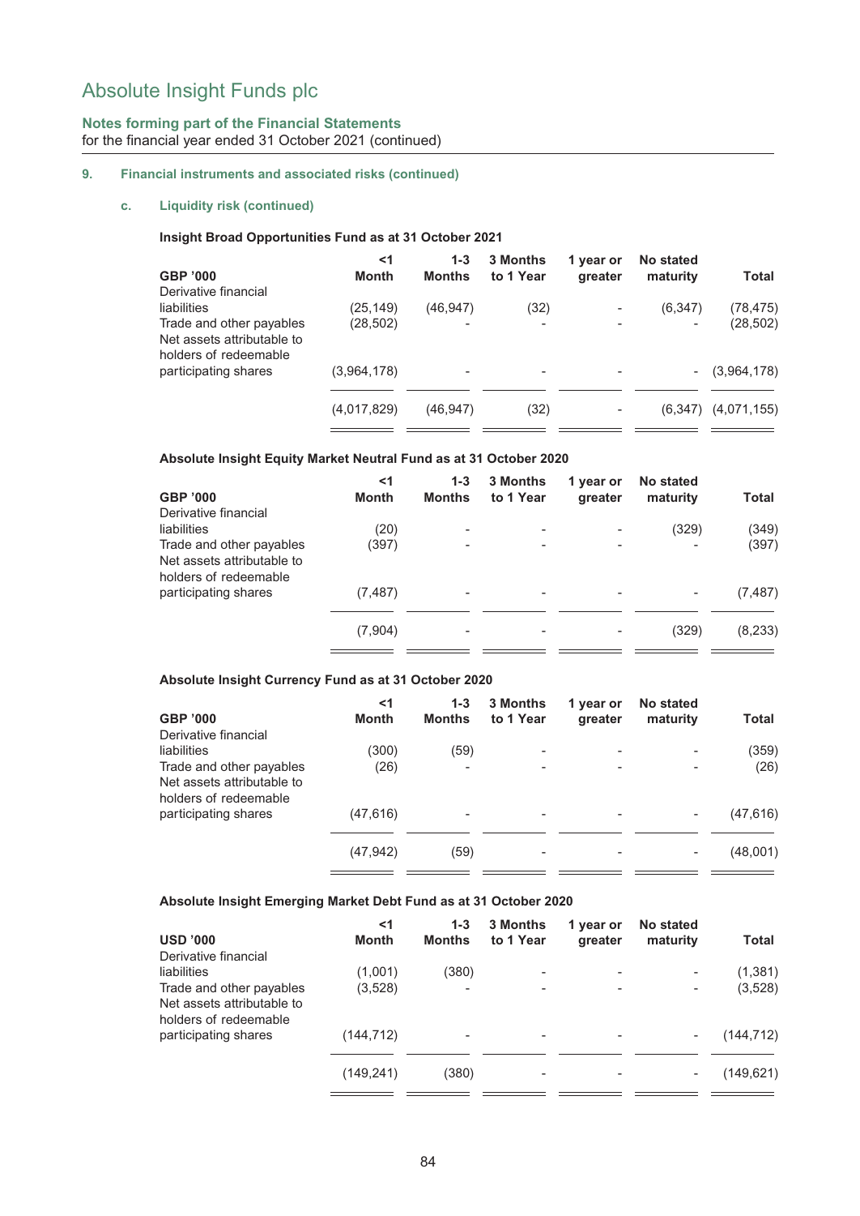# Absolute Insight Funds plc

**Notes forming part of the Financial Statements**
for the financial year ended 31 October 2021 (continued)

## 9. Financial instruments and associated risks (continued)

### c. Liquidity risk (continued)

**Insight Broad Opportunities Fund as at 31 October 2021**

| GBP '000 | <1 Month | 1-3 Months | 3 Months to 1 Year | 1 year or greater | No stated maturity | Total |
|---|---|---|---|---|---|---|
| Derivative financial liabilities | (25,149) | (46,947) | (32) | - | (6,347) | (78,475) |
| Trade and other payables | (28,502) | - | - | - | - | (28,502) |
| Net assets attributable to holders of redeemable participating shares | (3,964,178) | - | - | - | - | (3,964,178) |
| | (4,017,829) | (46,947) | (32) | - | (6,347) | (4,071,155) |

**Absolute Insight Equity Market Neutral Fund as at 31 October 2020**

| GBP '000 | <1 Month | 1-3 Months | 3 Months to 1 Year | 1 year or greater | No stated maturity | Total |
|---|---|---|---|---|---|---|
| Derivative financial liabilities | (20) | - | - | - | (329) | (349) |
| Trade and other payables | (397) | - | - | - | - | (397) |
| Net assets attributable to holders of redeemable participating shares | (7,487) | - | - | - | - | (7,487) |
| | (7,904) | - | - | - | (329) | (8,233) |

**Absolute Insight Currency Fund as at 31 October 2020**

| GBP '000 | <1 Month | 1-3 Months | 3 Months to 1 Year | 1 year or greater | No stated maturity | Total |
|---|---|---|---|---|---|---|
| Derivative financial liabilities | (300) | (59) | - | - | - | (359) |
| Trade and other payables | (26) | - | - | - | - | (26) |
| Net assets attributable to holders of redeemable participating shares | (47,616) | - | - | - | - | (47,616) |
| | (47,942) | (59) | - | - | - | (48,001) |

**Absolute Insight Emerging Market Debt Fund as at 31 October 2020**

| USD '000 | <1 Month | 1-3 Months | 3 Months to 1 Year | 1 year or greater | No stated maturity | Total |
|---|---|---|---|---|---|---|
| Derivative financial liabilities | (1,001) | (380) | - | - | - | (1,381) |
| Trade and other payables | (3,528) | - | - | - | - | (3,528) |
| Net assets attributable to holders of redeemable participating shares | (144,712) | - | - | - | - | (144,712) |
| | (149,241) | (380) | - | - | - | (149,621) |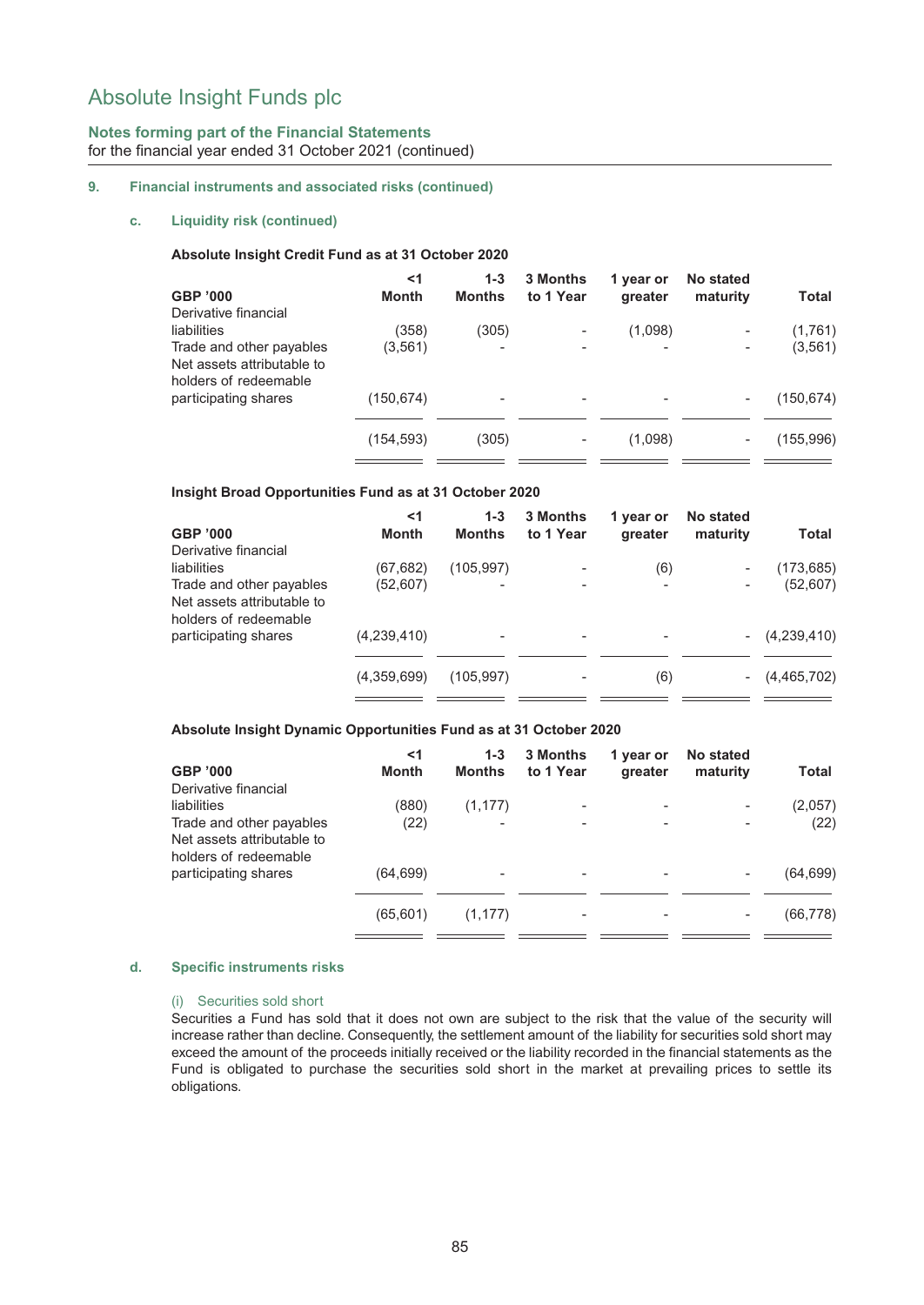## Notes forming part of the Financial Statements
for the financial year ended 31 October 2021 (continued)

### 9. Financial instruments and associated risks (continued)

#### c. Liquidity risk (continued)

**Absolute Insight Credit Fund as at 31 October 2020**

| GBP '000 | <1 Month | 1-3 Months | 3 Months to 1 Year | 1 year or greater | No stated maturity | Total |
|---|---|---|---|---|---|---|
| Derivative financial liabilities | (358) | (305) | - | (1,098) | - | (1,761) |
| Trade and other payables | (3,561) | - | - | - | - | (3,561) |
| Net assets attributable to holders of redeemable participating shares | (150,674) | - | - | - | - | (150,674) |
| | (154,593) | (305) | - | (1,098) | - | (155,996) |

**Insight Broad Opportunities Fund as at 31 October 2020**

| GBP '000 | <1 Month | 1-3 Months | 3 Months to 1 Year | 1 year or greater | No stated maturity | Total |
|---|---|---|---|---|---|---|
| Derivative financial liabilities | (67,682) | (105,997) | - | (6) | - | (173,685) |
| Trade and other payables | (52,607) | - | - | - | - | (52,607) |
| Net assets attributable to holders of redeemable participating shares | (4,239,410) | - | - | - | - | (4,239,410) |
| | (4,359,699) | (105,997) | - | (6) | - | (4,465,702) |

**Absolute Insight Dynamic Opportunities Fund as at 31 October 2020**

| GBP '000 | <1 Month | 1-3 Months | 3 Months to 1 Year | 1 year or greater | No stated maturity | Total |
|---|---|---|---|---|---|---|
| Derivative financial liabilities | (880) | (1,177) | - | - | - | (2,057) |
| Trade and other payables | (22) | - | - | - | - | (22) |
| Net assets attributable to holders of redeemable participating shares | (64,699) | - | - | - | - | (64,699) |
| | (65,601) | (1,177) | - | - | - | (66,778) |

#### d. Specific instruments risks

(i) Securities sold short

Securities a Fund has sold that it does not own are subject to the risk that the value of the security will increase rather than decline. Consequently, the settlement amount of the liability for securities sold short may exceed the amount of the proceeds initially received or the liability recorded in the financial statements as the Fund is obligated to purchase the securities sold short in the market at prevailing prices to settle its obligations.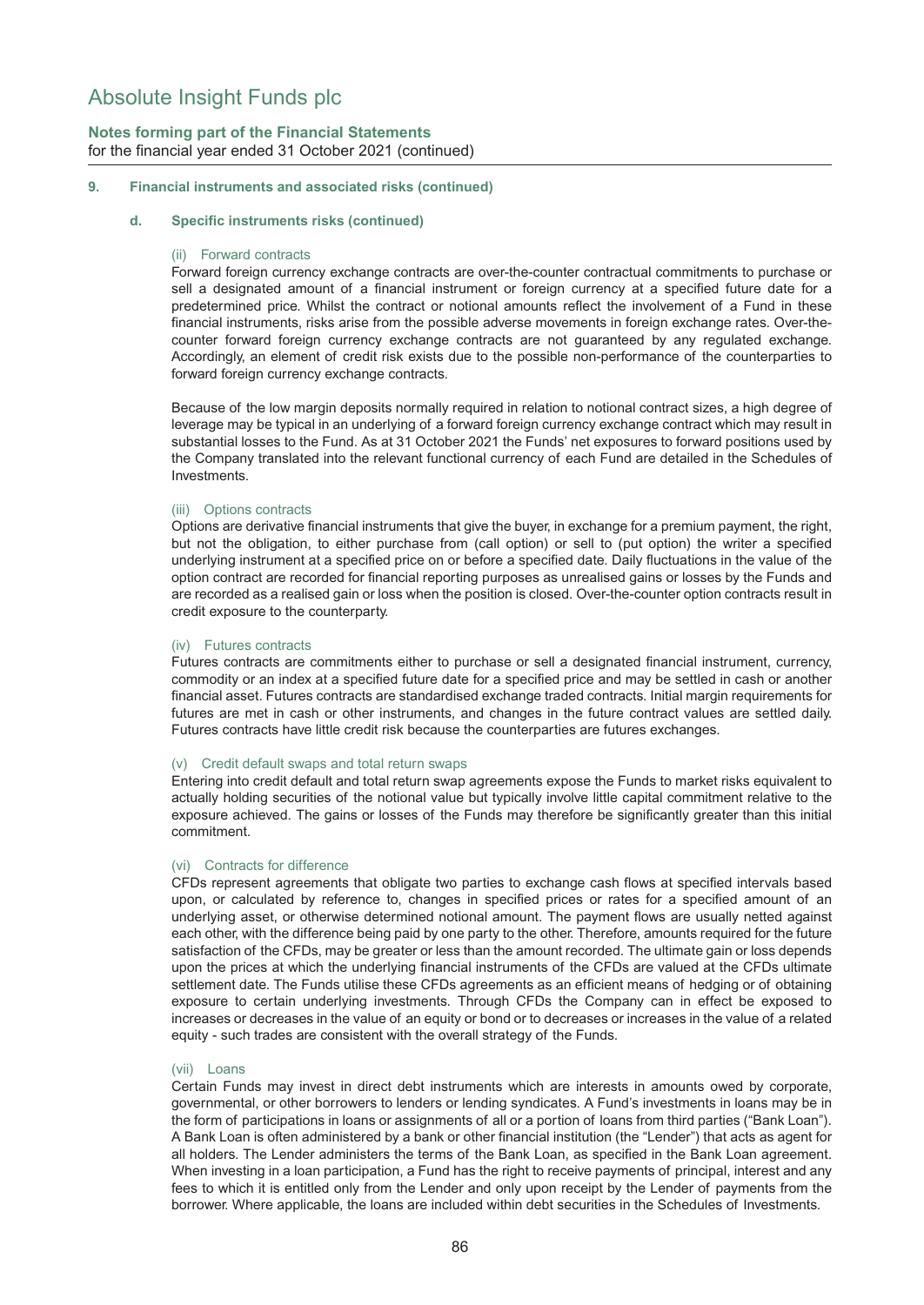# Absolute Insight Funds plc

**Notes forming part of the Financial Statements**
for the financial year ended 31 October 2021 (continued)

## 9. Financial instruments and associated risks (continued)

### d. Specific instruments risks (continued)

#### (ii) Forward contracts

Forward foreign currency exchange contracts are over-the-counter contractual commitments to purchase or sell a designated amount of a financial instrument or foreign currency at a specified future date for a predetermined price. Whilst the contract or notional amounts reflect the involvement of a Fund in these financial instruments, risks arise from the possible adverse movements in foreign exchange rates. Over-the-counter forward foreign currency exchange contracts are not guaranteed by any regulated exchange. Accordingly, an element of credit risk exists due to the possible non-performance of the counterparties to forward foreign currency exchange contracts.

Because of the low margin deposits normally required in relation to notional contract sizes, a high degree of leverage may be typical in an underlying of a forward foreign currency exchange contract which may result in substantial losses to the Fund. As at 31 October 2021 the Funds' net exposures to forward positions used by the Company translated into the relevant functional currency of each Fund are detailed in the Schedules of Investments.

#### (iii) Options contracts

Options are derivative financial instruments that give the buyer, in exchange for a premium payment, the right, but not the obligation, to either purchase from (call option) or sell to (put option) the writer a specified underlying instrument at a specified price on or before a specified date. Daily fluctuations in the value of the option contract are recorded for financial reporting purposes as unrealised gains or losses by the Funds and are recorded as a realised gain or loss when the position is closed. Over-the-counter option contracts result in credit exposure to the counterparty.

#### (iv) Futures contracts

Futures contracts are commitments either to purchase or sell a designated financial instrument, currency, commodity or an index at a specified future date for a specified price and may be settled in cash or another financial asset. Futures contracts are standardised exchange traded contracts. Initial margin requirements for futures are met in cash or other instruments, and changes in the future contract values are settled daily. Futures contracts have little credit risk because the counterparties are futures exchanges.

#### (v) Credit default swaps and total return swaps

Entering into credit default and total return swap agreements expose the Funds to market risks equivalent to actually holding securities of the notional value but typically involve little capital commitment relative to the exposure achieved. The gains or losses of the Funds may therefore be significantly greater than this initial commitment.

#### (vi) Contracts for difference

CFDs represent agreements that obligate two parties to exchange cash flows at specified intervals based upon, or calculated by reference to, changes in specified prices or rates for a specified amount of an underlying asset, or otherwise determined notional amount. The payment flows are usually netted against each other, with the difference being paid by one party to the other. Therefore, amounts required for the future satisfaction of the CFDs, may be greater or less than the amount recorded. The ultimate gain or loss depends upon the prices at which the underlying financial instruments of the CFDs are valued at the CFDs ultimate settlement date. The Funds utilise these CFDs agreements as an efficient means of hedging or of obtaining exposure to certain underlying investments. Through CFDs the Company can in effect be exposed to increases or decreases in the value of an equity or bond or to decreases or increases in the value of a related equity - such trades are consistent with the overall strategy of the Funds.

#### (vii) Loans

Certain Funds may invest in direct debt instruments which are interests in amounts owed by corporate, governmental, or other borrowers to lenders or lending syndicates. A Fund's investments in loans may be in the form of participations in loans or assignments of all or a portion of loans from third parties ("Bank Loan"). A Bank Loan is often administered by a bank or other financial institution (the "Lender") that acts as agent for all holders. The Lender administers the terms of the Bank Loan, as specified in the Bank Loan agreement. When investing in a loan participation, a Fund has the right to receive payments of principal, interest and any fees to which it is entitled only from the Lender and only upon receipt by the Lender of payments from the borrower. Where applicable, the loans are included within debt securities in the Schedules of Investments.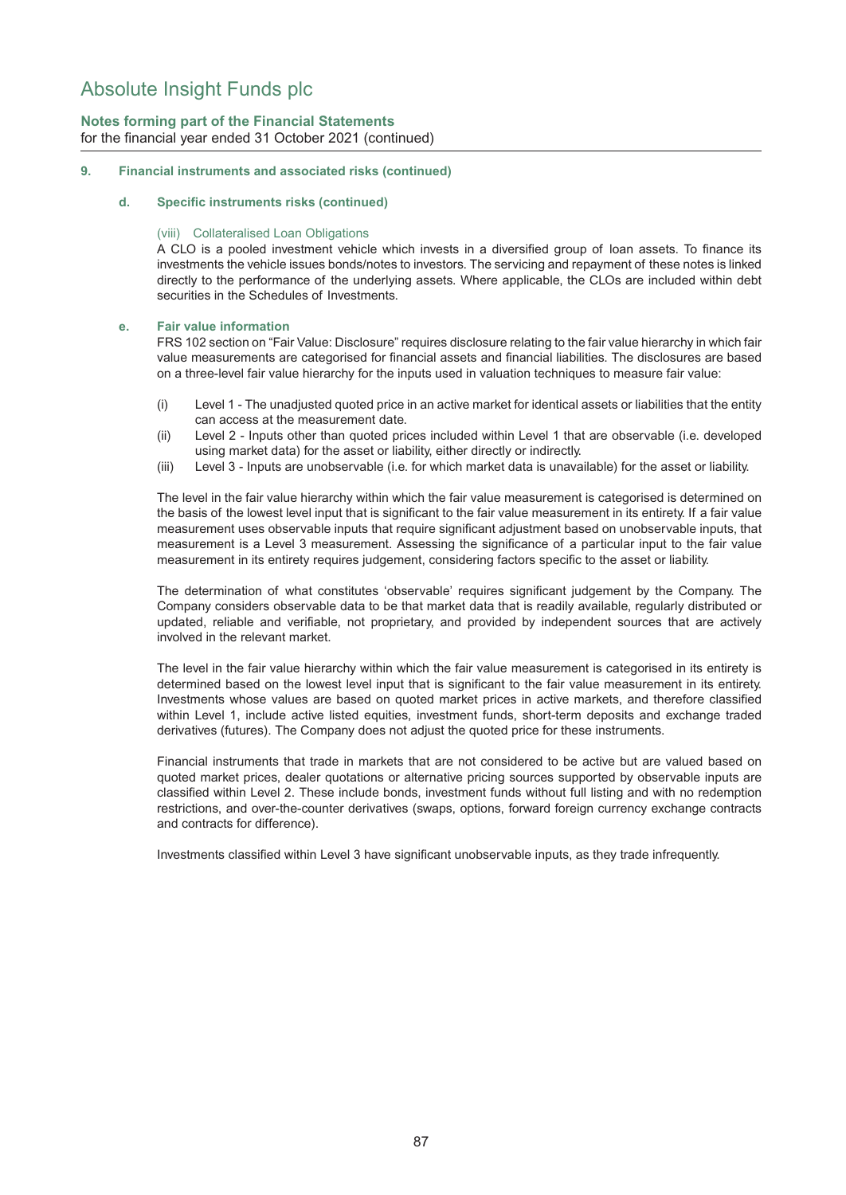### 9. Financial instruments and associated risks (continued)

#### d. Specific instruments risks (continued)

(viii) Collateralised Loan Obligations

A CLO is a pooled investment vehicle which invests in a diversified group of loan assets. To finance its investments the vehicle issues bonds/notes to investors. The servicing and repayment of these notes is linked directly to the performance of the underlying assets. Where applicable, the CLOs are included within debt securities in the Schedules of Investments.

#### e. Fair value information

FRS 102 section on "Fair Value: Disclosure" requires disclosure relating to the fair value hierarchy in which fair value measurements are categorised for financial assets and financial liabilities. The disclosures are based on a three-level fair value hierarchy for the inputs used in valuation techniques to measure fair value:

(i) Level 1 - The unadjusted quoted price in an active market for identical assets or liabilities that the entity can access at the measurement date.

(ii) Level 2 - Inputs other than quoted prices included within Level 1 that are observable (i.e. developed using market data) for the asset or liability, either directly or indirectly.

(iii) Level 3 - Inputs are unobservable (i.e. for which market data is unavailable) for the asset or liability.

The level in the fair value hierarchy within which the fair value measurement is categorised is determined on the basis of the lowest level input that is significant to the fair value measurement in its entirety. If a fair value measurement uses observable inputs that require significant adjustment based on unobservable inputs, that measurement is a Level 3 measurement. Assessing the significance of a particular input to the fair value measurement in its entirety requires judgement, considering factors specific to the asset or liability.

The determination of what constitutes 'observable' requires significant judgement by the Company. The Company considers observable data to be that market data that is readily available, regularly distributed or updated, reliable and verifiable, not proprietary, and provided by independent sources that are actively involved in the relevant market.

The level in the fair value hierarchy within which the fair value measurement is categorised in its entirety is determined based on the lowest level input that is significant to the fair value measurement in its entirety. Investments whose values are based on quoted market prices in active markets, and therefore classified within Level 1, include active listed equities, investment funds, short-term deposits and exchange traded derivatives (futures). The Company does not adjust the quoted price for these instruments.

Financial instruments that trade in markets that are not considered to be active but are valued based on quoted market prices, dealer quotations or alternative pricing sources supported by observable inputs are classified within Level 2. These include bonds, investment funds without full listing and with no redemption restrictions, and over-the-counter derivatives (swaps, options, forward foreign currency exchange contracts and contracts for difference).

Investments classified within Level 3 have significant unobservable inputs, as they trade infrequently.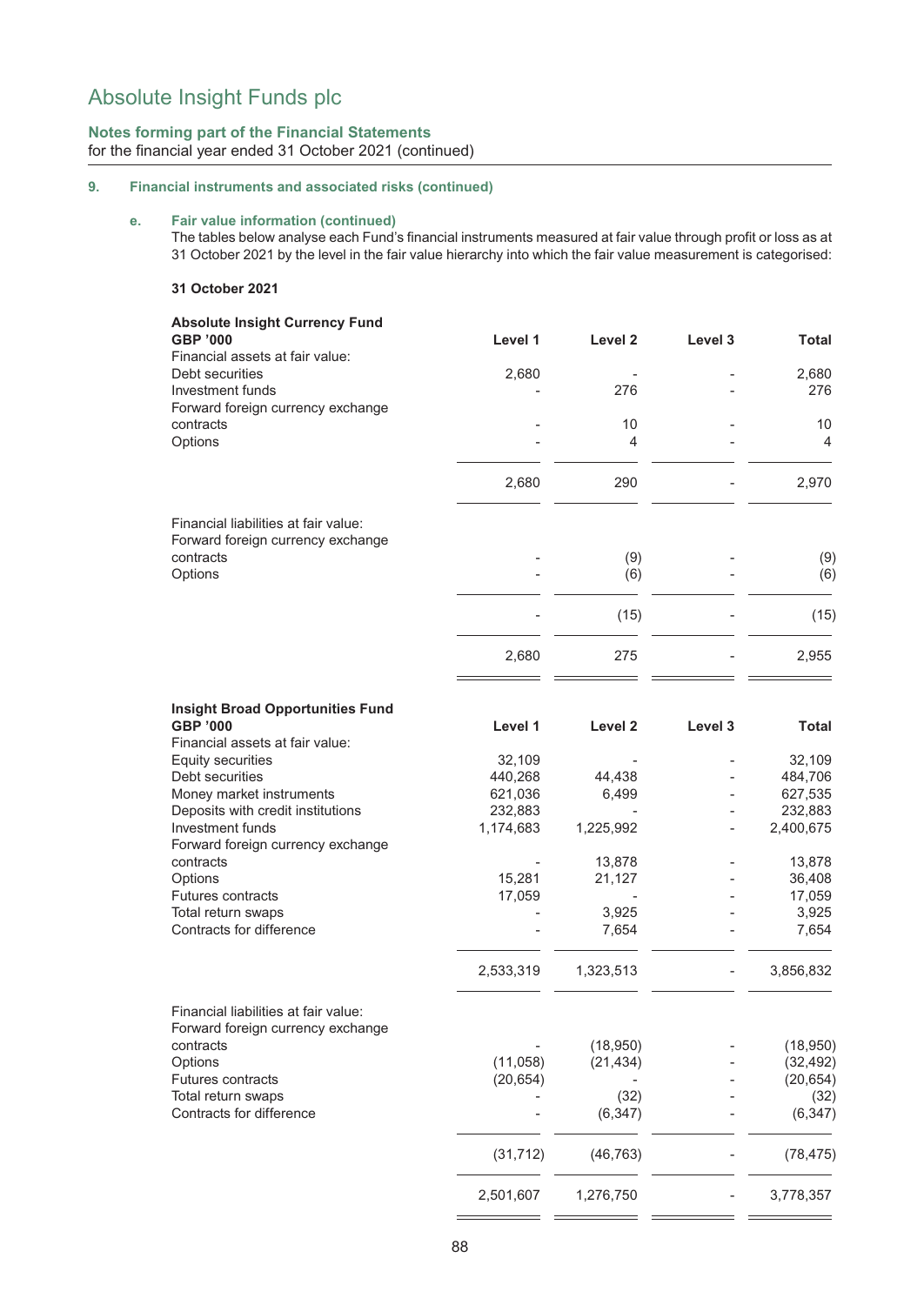# Absolute Insight Funds plc

**Notes forming part of the Financial Statements**
for the financial year ended 31 October 2021 (continued)

## 9. Financial instruments and associated risks (continued)

### e. Fair value information (continued)

The tables below analyse each Fund's financial instruments measured at fair value through profit or loss as at 31 October 2021 by the level in the fair value hierarchy into which the fair value measurement is categorised:

**31 October 2021**

| **Absolute Insight Currency Fund GBP '000** | **Level 1** | **Level 2** | **Level 3** | **Total** |
|---|---|---|---|---|
| Financial assets at fair value: | | | | |
| Debt securities | 2,680 | - | - | 2,680 |
| Investment funds | - | 276 | - | 276 |
| Forward foreign currency exchange contracts | - | 10 | - | 10 |
| Options | - | 4 | - | 4 |
| | 2,680 | 290 | - | 2,970 |
| Financial liabilities at fair value: | | | | |
| Forward foreign currency exchange contracts | - | (9) | - | (9) |
| Options | - | (6) | - | (6) |
| | - | (15) | - | (15) |
| | 2,680 | 275 | - | 2,955 |

| **Insight Broad Opportunities Fund GBP '000** | **Level 1** | **Level 2** | **Level 3** | **Total** |
|---|---|---|---|---|
| Financial assets at fair value: | | | | |
| Equity securities | 32,109 | - | - | 32,109 |
| Debt securities | 440,268 | 44,438 | - | 484,706 |
| Money market instruments | 621,036 | 6,499 | - | 627,535 |
| Deposits with credit institutions | 232,883 | - | - | 232,883 |
| Investment funds | 1,174,683 | 1,225,992 | - | 2,400,675 |
| Forward foreign currency exchange contracts | - | 13,878 | - | 13,878 |
| Options | 15,281 | 21,127 | - | 36,408 |
| Futures contracts | 17,059 | - | - | 17,059 |
| Total return swaps | - | 3,925 | - | 3,925 |
| Contracts for difference | - | 7,654 | - | 7,654 |
| | 2,533,319 | 1,323,513 | - | 3,856,832 |
| Financial liabilities at fair value: | | | | |
| Forward foreign currency exchange contracts | - | (18,950) | - | (18,950) |
| Options | (11,058) | (21,434) | - | (32,492) |
| Futures contracts | (20,654) | - | - | (20,654) |
| Total return swaps | - | (32) | - | (32) |
| Contracts for difference | - | (6,347) | - | (6,347) |
| | (31,712) | (46,763) | - | (78,475) |
| | 2,501,607 | 1,276,750 | - | 3,778,357 |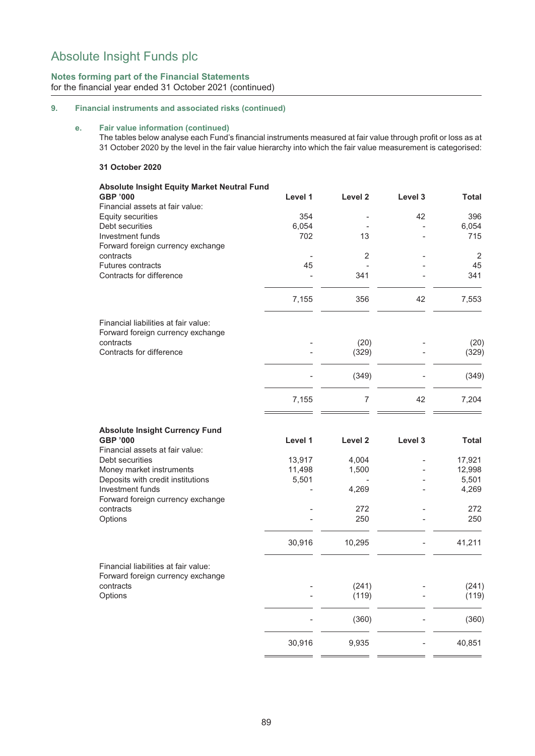# Absolute Insight Funds plc

**Notes forming part of the Financial Statements**
for the financial year ended 31 October 2021 (continued)

## 9. Financial instruments and associated risks (continued)

### e. Fair value information (continued)

The tables below analyse each Fund's financial instruments measured at fair value through profit or loss as at 31 October 2020 by the level in the fair value hierarchy into which the fair value measurement is categorised:

**31 October 2020**

| **Absolute Insight Equity Market Neutral Fund GBP '000** | **Level 1** | **Level 2** | **Level 3** | **Total** |
|---|---|---|---|---|
| Financial assets at fair value: | | | | |
| Equity securities | 354 | - | 42 | 396 |
| Debt securities | 6,054 | - | - | 6,054 |
| Investment funds | 702 | 13 | - | 715 |
| Forward foreign currency exchange contracts | - | 2 | - | 2 |
| Futures contracts | 45 | - | - | 45 |
| Contracts for difference | - | 341 | - | 341 |
| | 7,155 | 356 | 42 | 7,553 |
| Financial liabilities at fair value: | | | | |
| Forward foreign currency exchange contracts | - | (20) | - | (20) |
| Contracts for difference | - | (329) | - | (329) |
| | - | (349) | - | (349) |
| | 7,155 | 7 | 42 | 7,204 |

| **Absolute Insight Currency Fund GBP '000** | **Level 1** | **Level 2** | **Level 3** | **Total** |
|---|---|---|---|---|
| Financial assets at fair value: | | | | |
| Debt securities | 13,917 | 4,004 | - | 17,921 |
| Money market instruments | 11,498 | 1,500 | - | 12,998 |
| Deposits with credit institutions | 5,501 | - | - | 5,501 |
| Investment funds | - | 4,269 | - | 4,269 |
| Forward foreign currency exchange contracts | - | 272 | - | 272 |
| Options | - | 250 | - | 250 |
| | 30,916 | 10,295 | - | 41,211 |
| Financial liabilities at fair value: | | | | |
| Forward foreign currency exchange contracts | - | (241) | - | (241) |
| Options | - | (119) | - | (119) |
| | - | (360) | - | (360) |
| | 30,916 | 9,935 | - | 40,851 |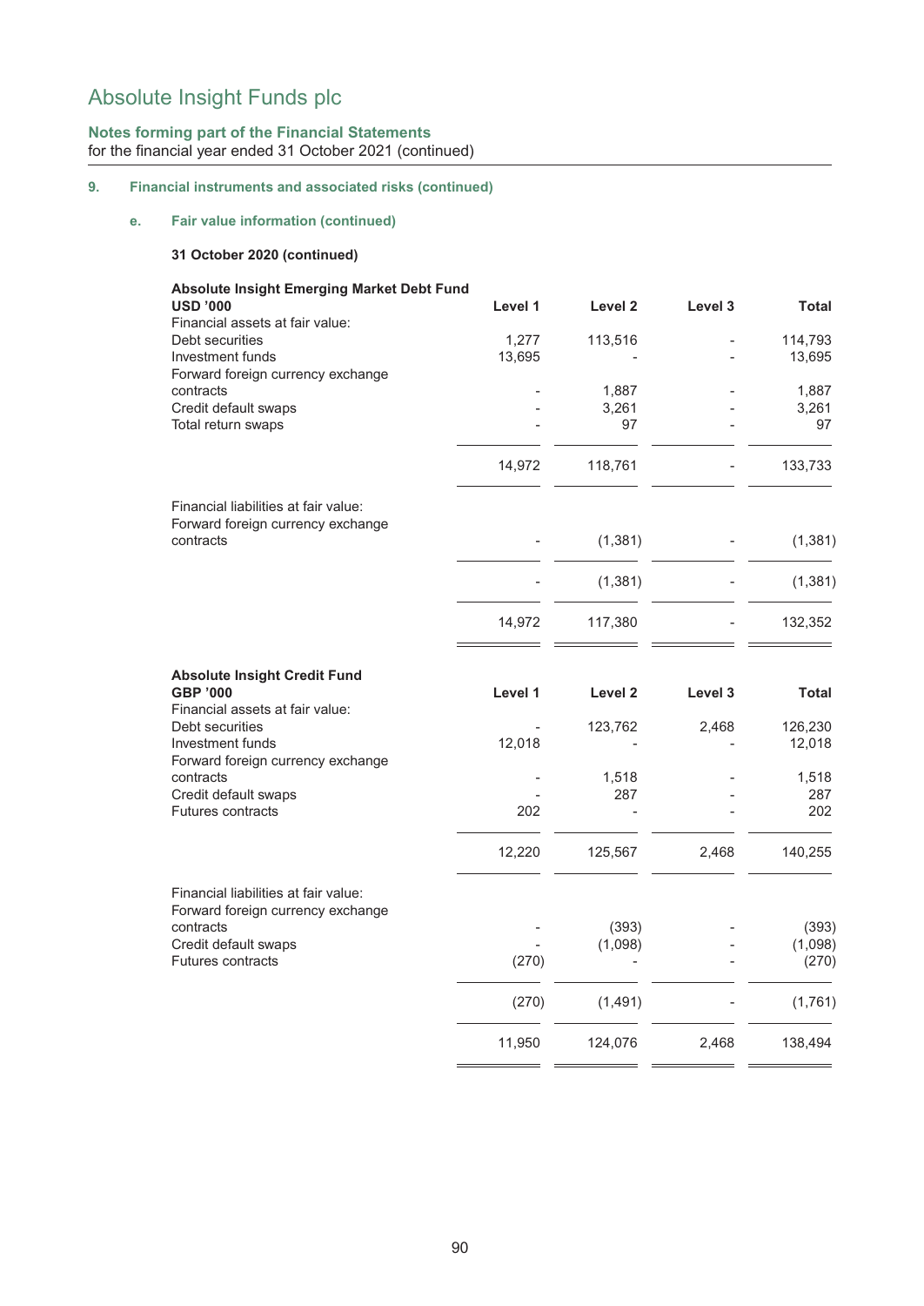# Absolute Insight Funds plc

**Notes forming part of the Financial Statements**
for the financial year ended 31 October 2020 (continued)

## 9. Financial instruments and associated risks (continued)

### e. Fair value information (continued)

**31 October 2020 (continued)**

**Absolute Insight Emerging Market Debt Fund**

| USD '000 | Level 1 | Level 2 | Level 3 | Total |
|---|---|---|---|---|
| Financial assets at fair value: | | | | |
| Debt securities | 1,277 | 113,516 | - | 114,793 |
| Investment funds | 13,695 | - | - | 13,695 |
| Forward foreign currency exchange contracts | - | 1,887 | - | 1,887 |
| Credit default swaps | - | 3,261 | - | 3,261 |
| Total return swaps | - | 97 | - | 97 |
| | 14,972 | 118,761 | - | 133,733 |
| Financial liabilities at fair value: | | | | |
| Forward foreign currency exchange contracts | - | (1,381) | - | (1,381) |
| | - | (1,381) | - | (1,381) |
| | 14,972 | 117,380 | - | 132,352 |

**Absolute Insight Credit Fund**

| GBP '000 | Level 1 | Level 2 | Level 3 | Total |
|---|---|---|---|---|
| Financial assets at fair value: | | | | |
| Debt securities | - | 123,762 | 2,468 | 126,230 |
| Investment funds | 12,018 | - | - | 12,018 |
| Forward foreign currency exchange contracts | - | 1,518 | - | 1,518 |
| Credit default swaps | - | 287 | - | 287 |
| Futures contracts | 202 | - | - | 202 |
| | 12,220 | 125,567 | 2,468 | 140,255 |
| Financial liabilities at fair value: | | | | |
| Forward foreign currency exchange contracts | - | (393) | - | (393) |
| Credit default swaps | - | (1,098) | - | (1,098) |
| Futures contracts | (270) | - | - | (270) |
| | (270) | (1,491) | - | (1,761) |
| | 11,950 | 124,076 | 2,468 | 138,494 |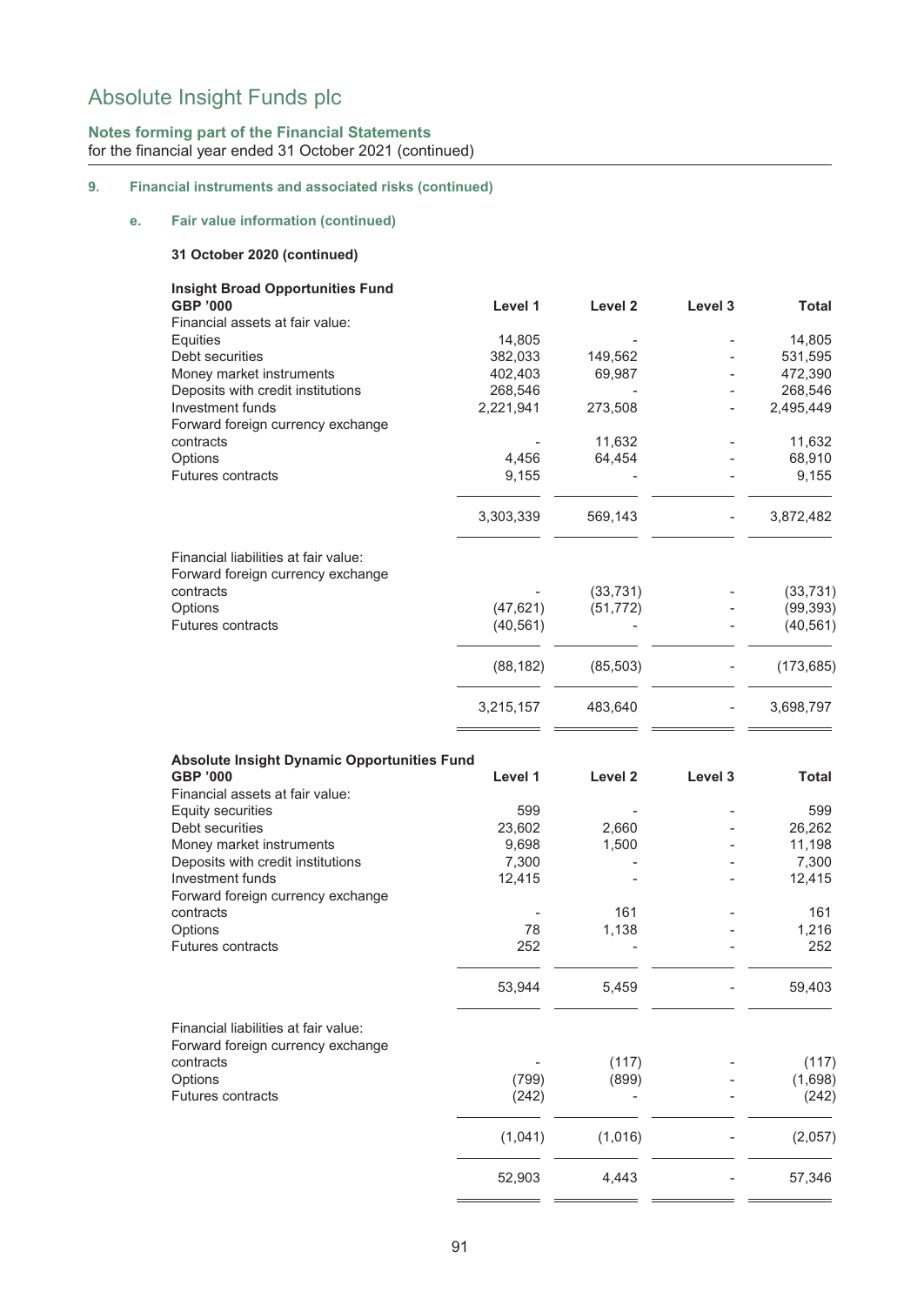# Absolute Insight Funds plc

**Notes forming part of the Financial Statements**
for the financial year ended 31 October 2021 (continued)

## 9. Financial instruments and associated risks (continued)

### e. Fair value information (continued)

**31 October 2020 (continued)**

| **Insight Broad Opportunities Fund** **GBP '000** | **Level 1** | **Level 2** | **Level 3** | **Total** |
|---|---|---|---|---|
| Financial assets at fair value: | | | | |
| Equities | 14,805 | - | - | 14,805 |
| Debt securities | 382,033 | 149,562 | - | 531,595 |
| Money market instruments | 402,403 | 69,987 | - | 472,390 |
| Deposits with credit institutions | 268,546 | - | - | 268,546 |
| Investment funds | 2,221,941 | 273,508 | - | 2,495,449 |
| Forward foreign currency exchange contracts | - | 11,632 | - | 11,632 |
| Options | 4,456 | 64,454 | - | 68,910 |
| Futures contracts | 9,155 | - | - | 9,155 |
| | 3,303,339 | 569,143 | - | 3,872,482 |
| Financial liabilities at fair value: | | | | |
| Forward foreign currency exchange contracts | - | (33,731) | - | (33,731) |
| Options | (47,621) | (51,772) | - | (99,393) |
| Futures contracts | (40,561) | - | - | (40,561) |
| | (88,182) | (85,503) | - | (173,685) |
| | 3,215,157 | 483,640 | - | 3,698,797 |

| **Absolute Insight Dynamic Opportunities Fund** **GBP '000** | **Level 1** | **Level 2** | **Level 3** | **Total** |
|---|---|---|---|---|
| Financial assets at fair value: | | | | |
| Equity securities | 599 | - | - | 599 |
| Debt securities | 23,602 | 2,660 | - | 26,262 |
| Money market instruments | 9,698 | 1,500 | - | 11,198 |
| Deposits with credit institutions | 7,300 | - | - | 7,300 |
| Investment funds | 12,415 | - | - | 12,415 |
| Forward foreign currency exchange contracts | - | 161 | - | 161 |
| Options | 78 | 1,138 | - | 1,216 |
| Futures contracts | 252 | - | - | 252 |
| | 53,944 | 5,459 | - | 59,403 |
| Financial liabilities at fair value: | | | | |
| Forward foreign currency exchange contracts | - | (117) | - | (117) |
| Options | (799) | (899) | - | (1,698) |
| Futures contracts | (242) | - | - | (242) |
| | (1,041) | (1,016) | - | (2,057) |
| | 52,903 | 4,443 | - | 57,346 |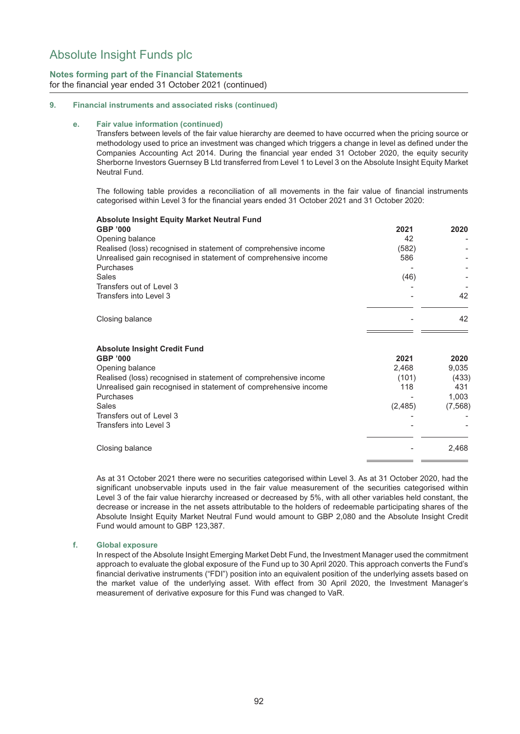# Absolute Insight Funds plc

**Notes forming part of the Financial Statements**
for the financial year ended 31 October 2021 (continued)

## 9. Financial instruments and associated risks (continued)

### e. Fair value information (continued)

Transfers between levels of the fair value hierarchy are deemed to have occurred when the pricing source or methodology used to price an investment was changed which triggers a change in level as defined under the Companies Accounting Act 2014. During the financial year ended 31 October 2020, the equity security Sherborne Investors Guernsey B Ltd transferred from Level 1 to Level 3 on the Absolute Insight Equity Market Neutral Fund.

The following table provides a reconciliation of all movements in the fair value of financial instruments categorised within Level 3 for the financial years ended 31 October 2021 and 31 October 2020:

**Absolute Insight Equity Market Neutral Fund**

| GBP '000 | 2021 | 2020 |
|---|---|---|
| Opening balance | 42 | - |
| Realised (loss) recognised in statement of comprehensive income | (582) | - |
| Unrealised gain recognised in statement of comprehensive income | 586 | - |
| Purchases | - | - |
| Sales | (46) | - |
| Transfers out of Level 3 | - | - |
| Transfers into Level 3 | - | 42 |
| Closing balance | - | 42 |

**Absolute Insight Credit Fund**

| GBP '000 | 2021 | 2020 |
|---|---|---|
| Opening balance | 2,468 | 9,035 |
| Realised (loss) recognised in statement of comprehensive income | (101) | (433) |
| Unrealised gain recognised in statement of comprehensive income | 118 | 431 |
| Purchases | - | 1,003 |
| Sales | (2,485) | (7,568) |
| Transfers out of Level 3 | - | - |
| Transfers into Level 3 | - | - |
| Closing balance | - | 2,468 |

As at 31 October 2021 there were no securities categorised within Level 3. As at 31 October 2020, had the significant unobservable inputs used in the fair value measurement of the securities categorised within Level 3 of the fair value hierarchy increased or decreased by 5%, with all other variables held constant, the decrease or increase in the net assets attributable to the holders of redeemable participating shares of the Absolute Insight Equity Market Neutral Fund would amount to GBP 2,080 and the Absolute Insight Credit Fund would amount to GBP 123,387.

### f. Global exposure

In respect of the Absolute Insight Emerging Market Debt Fund, the Investment Manager used the commitment approach to evaluate the global exposure of the Fund up to 30 April 2020. This approach converts the Fund's financial derivative instruments ("FDI") position into an equivalent position of the underlying assets based on the market value of the underlying asset. With effect from 30 April 2020, the Investment Manager's measurement of derivative exposure for this Fund was changed to VaR.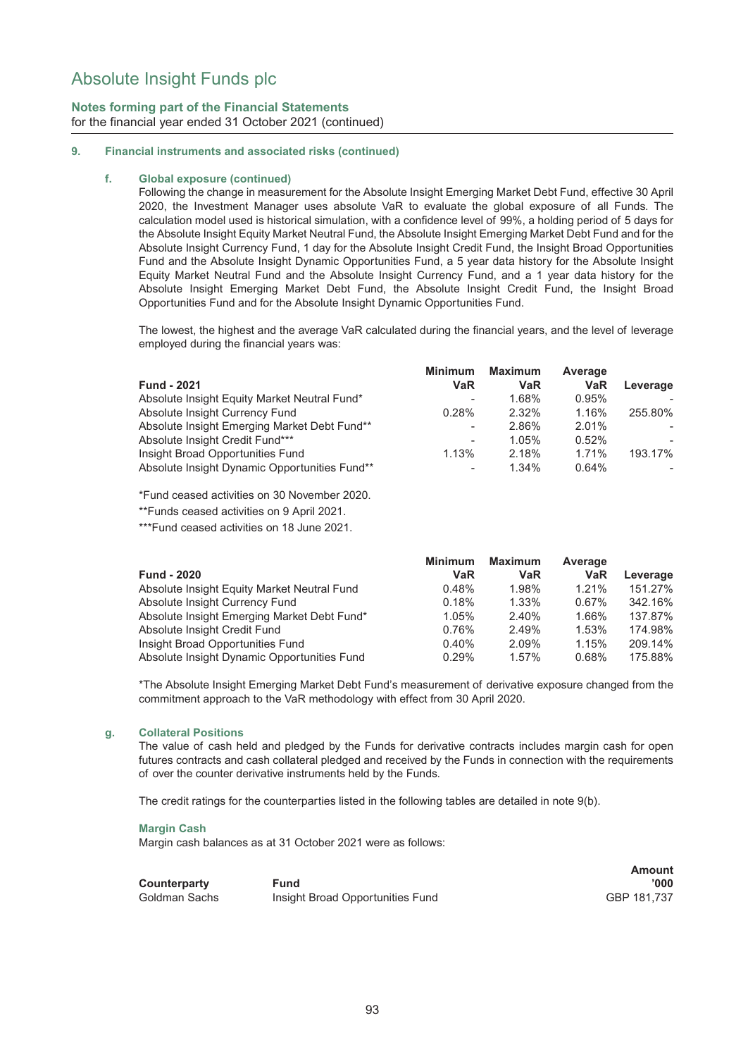**Notes forming part of the Financial Statements**
for the financial year ended 31 October 2021 (continued)

**9. Financial instruments and associated risks (continued)**

**f. Global exposure (continued)**

Following the change in measurement for the Absolute Insight Emerging Market Debt Fund, effective 30 April 2020, the Investment Manager uses absolute VaR to evaluate the global exposure of all Funds. The calculation model used is historical simulation, with a confidence level of 99%, a holding period of 5 days for the Absolute Insight Equity Market Neutral Fund, the Absolute Insight Emerging Market Debt Fund and for the Absolute Insight Currency Fund, 1 day for the Absolute Insight Credit Fund, the Insight Broad Opportunities Fund and the Absolute Insight Dynamic Opportunities Fund, a 5 year data history for the Absolute Insight Equity Market Neutral Fund and the Absolute Insight Currency Fund, and a 1 year data history for the Absolute Insight Emerging Market Debt Fund, the Absolute Insight Credit Fund, the Insight Broad Opportunities Fund and for the Absolute Insight Dynamic Opportunities Fund.

The lowest, the highest and the average VaR calculated during the financial years, and the level of leverage employed during the financial years was:

| Fund - 2021 | Minimum VaR | Maximum VaR | Average VaR | Leverage |
|---|---|---|---|---|
| Absolute Insight Equity Market Neutral Fund* | - | 1.68% | 0.95% | - |
| Absolute Insight Currency Fund | 0.28% | 2.32% | 1.16% | 255.80% |
| Absolute Insight Emerging Market Debt Fund** | - | 2.86% | 2.01% | - |
| Absolute Insight Credit Fund*** | - | 1.05% | 0.52% | - |
| Insight Broad Opportunities Fund | 1.13% | 2.18% | 1.71% | 193.17% |
| Absolute Insight Dynamic Opportunities Fund** | - | 1.34% | 0.64% | - |

*Fund ceased activities on 30 November 2020.

**Funds ceased activities on 9 April 2021.

***Fund ceased activities on 18 June 2021.

| Fund - 2020 | Minimum VaR | Maximum VaR | Average VaR | Leverage |
|---|---|---|---|---|
| Absolute Insight Equity Market Neutral Fund | 0.48% | 1.98% | 1.21% | 151.27% |
| Absolute Insight Currency Fund | 0.18% | 1.33% | 0.67% | 342.16% |
| Absolute Insight Emerging Market Debt Fund* | 1.05% | 2.40% | 1.66% | 137.87% |
| Absolute Insight Credit Fund | 0.76% | 2.49% | 1.53% | 174.98% |
| Insight Broad Opportunities Fund | 0.40% | 2.09% | 1.15% | 209.14% |
| Absolute Insight Dynamic Opportunities Fund | 0.29% | 1.57% | 0.68% | 175.88% |

*The Absolute Insight Emerging Market Debt Fund's measurement of derivative exposure changed from the commitment approach to the VaR methodology with effect from 30 April 2020.

**g. Collateral Positions**

The value of cash held and pledged by the Funds for derivative contracts includes margin cash for open futures contracts and cash collateral pledged and received by the Funds in connection with the requirements of over the counter derivative instruments held by the Funds.

The credit ratings for the counterparties listed in the following tables are detailed in note 9(b).

**Margin Cash**

Margin cash balances as at 31 October 2021 were as follows:

| Counterparty | Fund | Amount '000 |
|---|---|---|
| Goldman Sachs | Insight Broad Opportunities Fund | GBP 181,737 |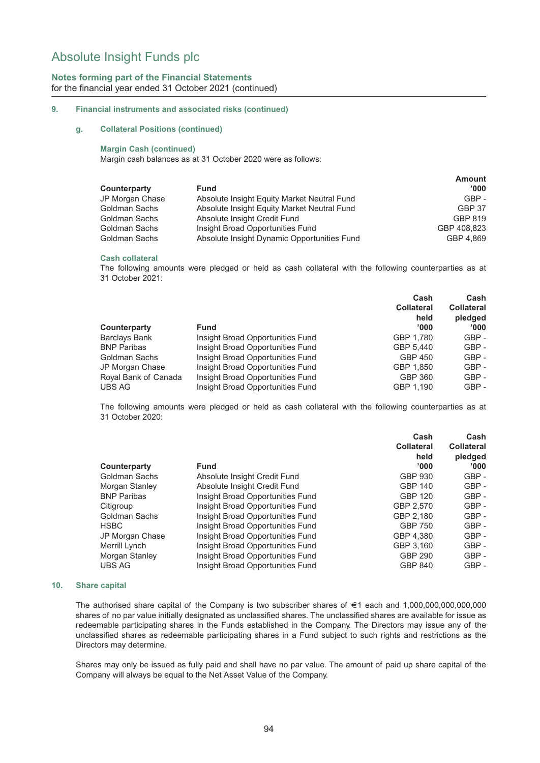## 9. Financial instruments and associated risks (continued)

### g. Collateral Positions (continued)

**Margin Cash (continued)**

Margin cash balances as at 31 October 2020 were as follows:

| Counterparty | Fund | Amount '000 |
|---|---|---|
| JP Morgan Chase | Absolute Insight Equity Market Neutral Fund | GBP - |
| Goldman Sachs | Absolute Insight Equity Market Neutral Fund | GBP 37 |
| Goldman Sachs | Absolute Insight Credit Fund | GBP 819 |
| Goldman Sachs | Insight Broad Opportunities Fund | GBP 408,823 |
| Goldman Sachs | Absolute Insight Dynamic Opportunities Fund | GBP 4,869 |

**Cash collateral**

The following amounts were pledged or held as cash collateral with the following counterparties as at 31 October 2021:

| Counterparty | Fund | Cash Collateral held '000 | Cash Collateral pledged '000 |
|---|---|---|---|
| Barclays Bank | Insight Broad Opportunities Fund | GBP 1,780 | GBP - |
| BNP Paribas | Insight Broad Opportunities Fund | GBP 5,440 | GBP - |
| Goldman Sachs | Insight Broad Opportunities Fund | GBP 450 | GBP - |
| JP Morgan Chase | Insight Broad Opportunities Fund | GBP 1,850 | GBP - |
| Royal Bank of Canada | Insight Broad Opportunities Fund | GBP 360 | GBP - |
| UBS AG | Insight Broad Opportunities Fund | GBP 1,190 | GBP - |

The following amounts were pledged or held as cash collateral with the following counterparties as at 31 October 2020:

| Counterparty | Fund | Cash Collateral held '000 | Cash Collateral pledged '000 |
|---|---|---|---|
| Goldman Sachs | Absolute Insight Credit Fund | GBP 930 | GBP - |
| Morgan Stanley | Absolute Insight Credit Fund | GBP 140 | GBP - |
| BNP Paribas | Insight Broad Opportunities Fund | GBP 120 | GBP - |
| Citigroup | Insight Broad Opportunities Fund | GBP 2,570 | GBP - |
| Goldman Sachs | Insight Broad Opportunities Fund | GBP 2,180 | GBP - |
| HSBC | Insight Broad Opportunities Fund | GBP 750 | GBP - |
| JP Morgan Chase | Insight Broad Opportunities Fund | GBP 4,380 | GBP - |
| Merrill Lynch | Insight Broad Opportunities Fund | GBP 3,160 | GBP - |
| Morgan Stanley | Insight Broad Opportunities Fund | GBP 290 | GBP - |
| UBS AG | Insight Broad Opportunities Fund | GBP 840 | GBP - |

## 10. Share capital

The authorised share capital of the Company is two subscriber shares of €1 each and 1,000,000,000,000,000 shares of no par value initially designated as unclassified shares. The unclassified shares are available for issue as redeemable participating shares in the Funds established in the Company. The Directors may issue any of the unclassified shares as redeemable participating shares in a Fund subject to such rights and restrictions as the Directors may determine.

Shares may only be issued as fully paid and shall have no par value. The amount of paid up share capital of the Company will always be equal to the Net Asset Value of the Company.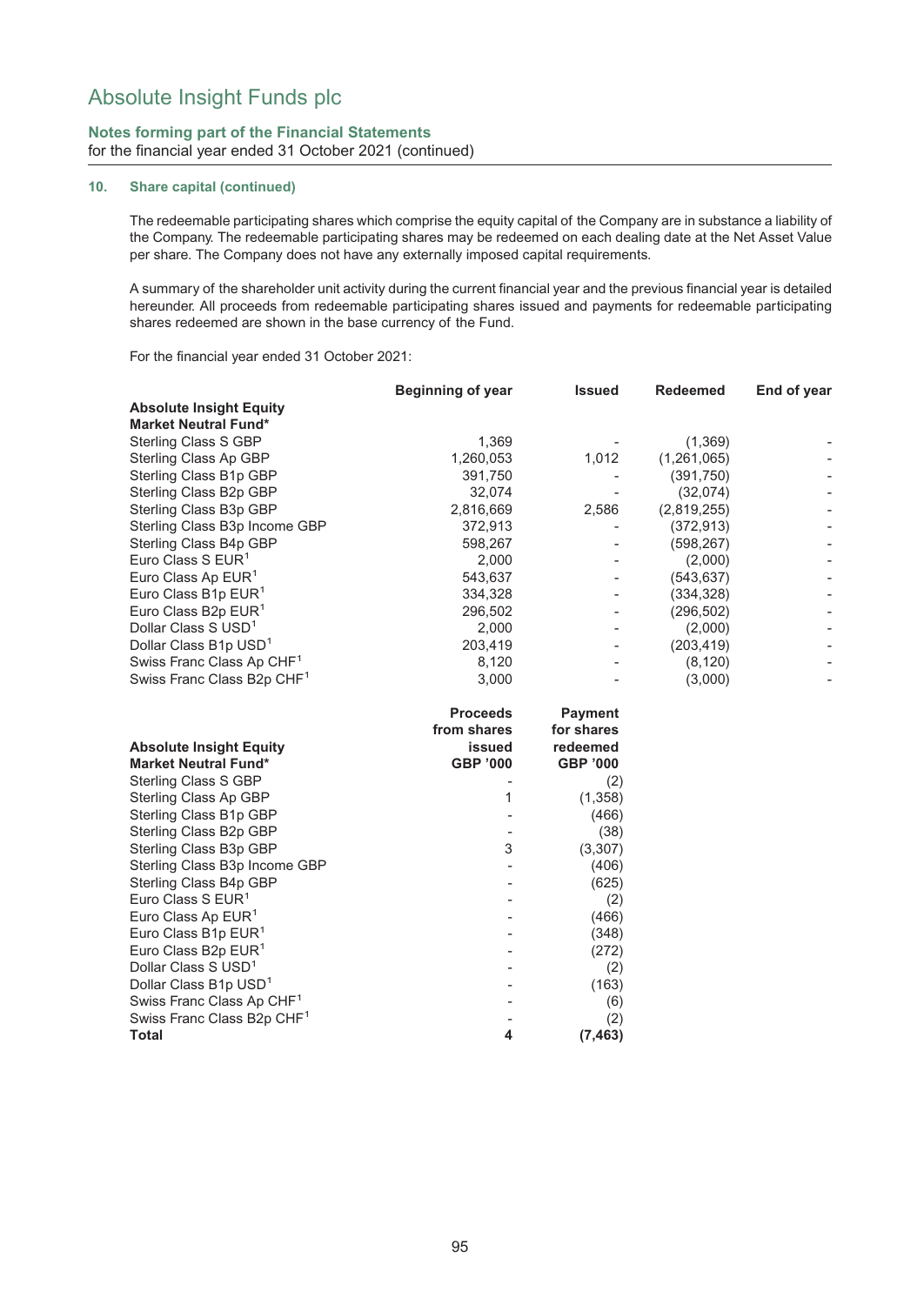# Absolute Insight Funds plc

**Notes forming part of the Financial Statements**
for the financial year ended 31 October 2021 (continued)

### 10. Share capital (continued)

The redeemable participating shares which comprise the equity capital of the Company are in substance a liability of the Company. The redeemable participating shares may be redeemed on each dealing date at the Net Asset Value per share. The Company does not have any externally imposed capital requirements.

A summary of the shareholder unit activity during the current financial year and the previous financial year is detailed hereunder. All proceeds from redeemable participating shares issued and payments for redeemable participating shares redeemed are shown in the base currency of the Fund.

For the financial year ended 31 October 2021:

| **Absolute Insight Equity Market Neutral Fund*** | **Beginning of year** | **Issued** | **Redeemed** | **End of year** |
|---|---|---|---|---|
| Sterling Class S GBP | 1,369 | - | (1,369) | - |
| Sterling Class Ap GBP | 1,260,053 | 1,012 | (1,261,065) | - |
| Sterling Class B1p GBP | 391,750 | - | (391,750) | - |
| Sterling Class B2p GBP | 32,074 | - | (32,074) | - |
| Sterling Class B3p GBP | 2,816,669 | 2,586 | (2,819,255) | - |
| Sterling Class B3p Income GBP | 372,913 | - | (372,913) | - |
| Sterling Class B4p GBP | 598,267 | - | (598,267) | - |
| Euro Class S EUR[1] | 2,000 | - | (2,000) | - |
| Euro Class Ap EUR[1] | 543,637 | - | (543,637) | - |
| Euro Class B1p EUR[1] | 334,328 | - | (334,328) | - |
| Euro Class B2p EUR[1] | 296,502 | - | (296,502) | - |
| Dollar Class S USD[1] | 2,000 | - | (2,000) | - |
| Dollar Class B1p USD[1] | 203,419 | - | (203,419) | - |
| Swiss Franc Class Ap CHF[1] | 8,120 | - | (8,120) | - |
| Swiss Franc Class B2p CHF[1] | 3,000 | - | (3,000) | - |

| **Absolute Insight Equity Market Neutral Fund*** | **Proceeds from shares issued GBP '000** | **Payment for shares redeemed GBP '000** |
|---|---|---|
| Sterling Class S GBP | - | (2) |
| Sterling Class Ap GBP | 1 | (1,358) |
| Sterling Class B1p GBP | - | (466) |
| Sterling Class B2p GBP | - | (38) |
| Sterling Class B3p GBP | 3 | (3,307) |
| Sterling Class B3p Income GBP | - | (406) |
| Sterling Class B4p GBP | - | (625) |
| Euro Class S EUR[1] | - | (2) |
| Euro Class Ap EUR[1] | - | (466) |
| Euro Class B1p EUR[1] | - | (348) |
| Euro Class B2p EUR[1] | - | (272) |
| Dollar Class S USD[1] | - | (2) |
| Dollar Class B1p USD[1] | - | (163) |
| Swiss Franc Class Ap CHF[1] | - | (6) |
| Swiss Franc Class B2p CHF[1] | - | (2) |
| **Total** | **4** | **(7,463)** |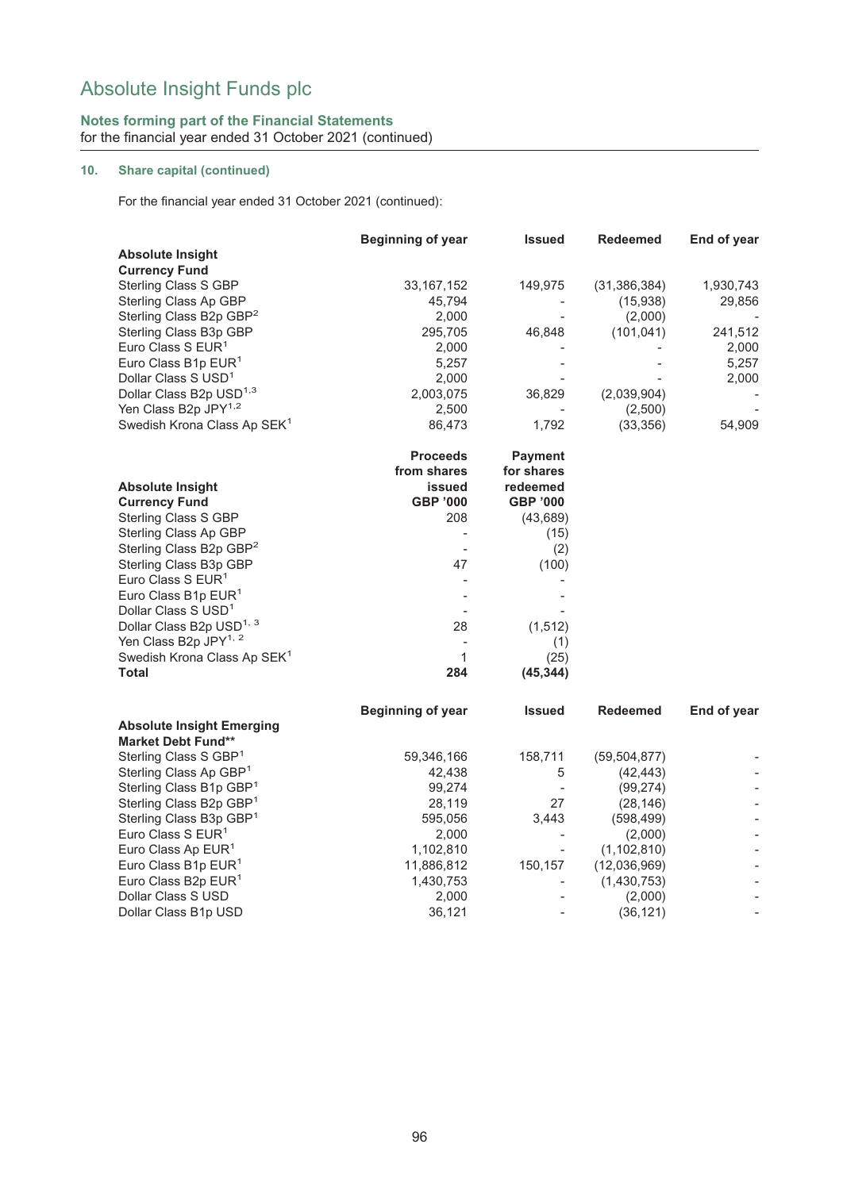# Absolute Insight Funds plc

## Notes forming part of the Financial Statements
for the financial year ended 31 October 2021 (continued)

### 10. Share capital (continued)

For the financial year ended 31 October 2021 (continued):

| Absolute Insight Currency Fund | Beginning of year | Issued | Redeemed | End of year |
|---|---|---|---|---|
| Sterling Class S GBP | 33,167,152 | 149,975 | (31,386,384) | 1,930,743 |
| Sterling Class Ap GBP | 45,794 | - | (15,938) | 29,856 |
| Sterling Class B2p GBP[2] | 2,000 | - | (2,000) | - |
| Sterling Class B3p GBP | 295,705 | 46,848 | (101,041) | 241,512 |
| Euro Class S EUR[1] | 2,000 | - | - | 2,000 |
| Euro Class B1p EUR[1] | 5,257 | - | - | 5,257 |
| Dollar Class S USD[1] | 2,000 | - | - | 2,000 |
| Dollar Class B2p USD[1,3] | 2,003,075 | 36,829 | (2,039,904) | - |
| Yen Class B2p JPY[1,2] | 2,500 | - | (2,500) | - |
| Swedish Krona Class Ap SEK[1] | 86,473 | 1,792 | (33,356) | 54,909 |

| Absolute Insight Currency Fund | Proceeds from shares issued GBP '000 | Payment for shares redeemed GBP '000 |
|---|---|---|
| Sterling Class S GBP | 208 | (43,689) |
| Sterling Class Ap GBP | - | (15) |
| Sterling Class B2p GBP[2] | - | (2) |
| Sterling Class B3p GBP | 47 | (100) |
| Euro Class S EUR[1] | - | - |
| Euro Class B1p EUR[1] | - | - |
| Dollar Class S USD[1] | - | - |
| Dollar Class B2p USD[1, 3] | 28 | (1,512) |
| Yen Class B2p JPY[1, 2] | - | (1) |
| Swedish Krona Class Ap SEK[1] | 1 | (25) |
| **Total** | **284** | **(45,344)** |

| Absolute Insight Emerging Market Debt Fund** | Beginning of year | Issued | Redeemed | End of year |
|---|---|---|---|---|
| Sterling Class S GBP[1] | 59,346,166 | 158,711 | (59,504,877) | - |
| Sterling Class Ap GBP[1] | 42,438 | 5 | (42,443) | - |
| Sterling Class B1p GBP[1] | 99,274 | - | (99,274) | - |
| Sterling Class B2p GBP[1] | 28,119 | 27 | (28,146) | - |
| Sterling Class B3p GBP[1] | 595,056 | 3,443 | (598,499) | - |
| Euro Class S EUR[1] | 2,000 | - | (2,000) | - |
| Euro Class Ap EUR[1] | 1,102,810 | - | (1,102,810) | - |
| Euro Class B1p EUR[1] | 11,886,812 | 150,157 | (12,036,969) | - |
| Euro Class B2p EUR[1] | 1,430,753 | - | (1,430,753) | - |
| Dollar Class S USD | 2,000 | - | (2,000) | - |
| Dollar Class B1p USD | 36,121 | - | (36,121) | - |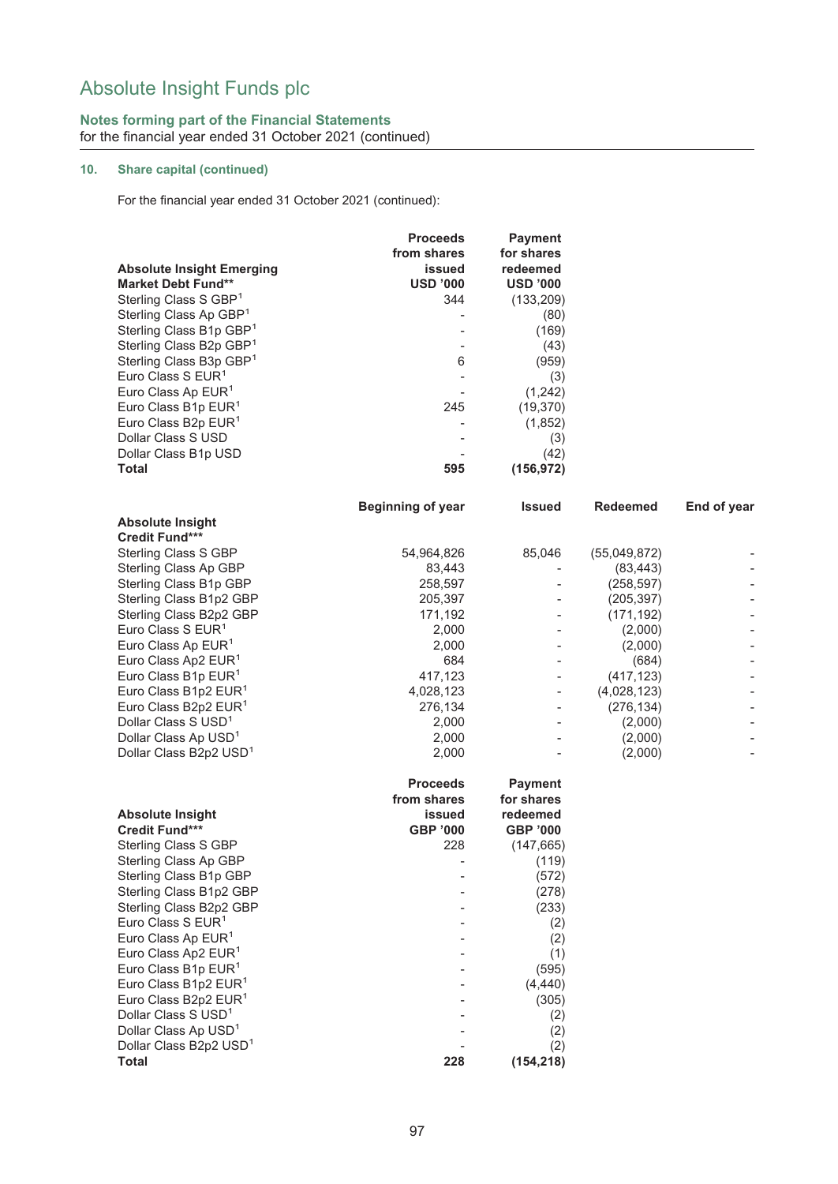# Absolute Insight Funds plc

**Notes forming part of the Financial Statements**
for the financial year ended 31 October 2021 (continued)

### 10. Share capital (continued)

For the financial year ended 31 October 2021 (continued):

| Absolute Insight Emerging Market Debt Fund** | Proceeds from shares issued USD '000 | Payment for shares redeemed USD '000 |
|---|---|---|
| Sterling Class S GBP[1] | 344 | (133,209) |
| Sterling Class Ap GBP[1] | - | (80) |
| Sterling Class B1p GBP[1] | - | (169) |
| Sterling Class B2p GBP[1] | - | (43) |
| Sterling Class B3p GBP[1] | 6 | (959) |
| Euro Class S EUR[1] | - | (3) |
| Euro Class Ap EUR[1] | - | (1,242) |
| Euro Class B1p EUR[1] | 245 | (19,370) |
| Euro Class B2p EUR[1] | - | (1,852) |
| Dollar Class S USD | - | (3) |
| Dollar Class B1p USD | - | (42) |
| **Total** | **595** | **(156,972)** |

| Absolute Insight Credit Fund*** | Beginning of year | Issued | Redeemed | End of year |
|---|---|---|---|---|
| Sterling Class S GBP | 54,964,826 | 85,046 | (55,049,872) | - |
| Sterling Class Ap GBP | 83,443 | - | (83,443) | - |
| Sterling Class B1p GBP | 258,597 | - | (258,597) | - |
| Sterling Class B1p2 GBP | 205,397 | - | (205,397) | - |
| Sterling Class B2p2 GBP | 171,192 | - | (171,192) | - |
| Euro Class S EUR[1] | 2,000 | - | (2,000) | - |
| Euro Class Ap EUR[1] | 2,000 | - | (2,000) | - |
| Euro Class Ap2 EUR[1] | 684 | - | (684) | - |
| Euro Class B1p EUR[1] | 417,123 | - | (417,123) | - |
| Euro Class B1p2 EUR[1] | 4,028,123 | - | (4,028,123) | - |
| Euro Class B2p2 EUR[1] | 276,134 | - | (276,134) | - |
| Dollar Class S USD[1] | 2,000 | - | (2,000) | - |
| Dollar Class Ap USD[1] | 2,000 | - | (2,000) | - |
| Dollar Class B2p2 USD[1] | 2,000 | - | (2,000) | - |

| Absolute Insight Credit Fund*** | Proceeds from shares issued GBP '000 | Payment for shares redeemed GBP '000 |
|---|---|---|
| Sterling Class S GBP | 228 | (147,665) |
| Sterling Class Ap GBP | - | (119) |
| Sterling Class B1p GBP | - | (572) |
| Sterling Class B1p2 GBP | - | (278) |
| Sterling Class B2p2 GBP | - | (233) |
| Euro Class S EUR[1] | - | (2) |
| Euro Class Ap EUR[1] | - | (2) |
| Euro Class Ap2 EUR[1] | - | (1) |
| Euro Class B1p EUR[1] | - | (595) |
| Euro Class B1p2 EUR[1] | - | (4,440) |
| Euro Class B2p2 EUR[1] | - | (305) |
| Dollar Class S USD[1] | - | (2) |
| Dollar Class Ap USD[1] | - | (2) |
| Dollar Class B2p2 USD[1] | - | (2) |
| **Total** | **228** | **(154,218)** |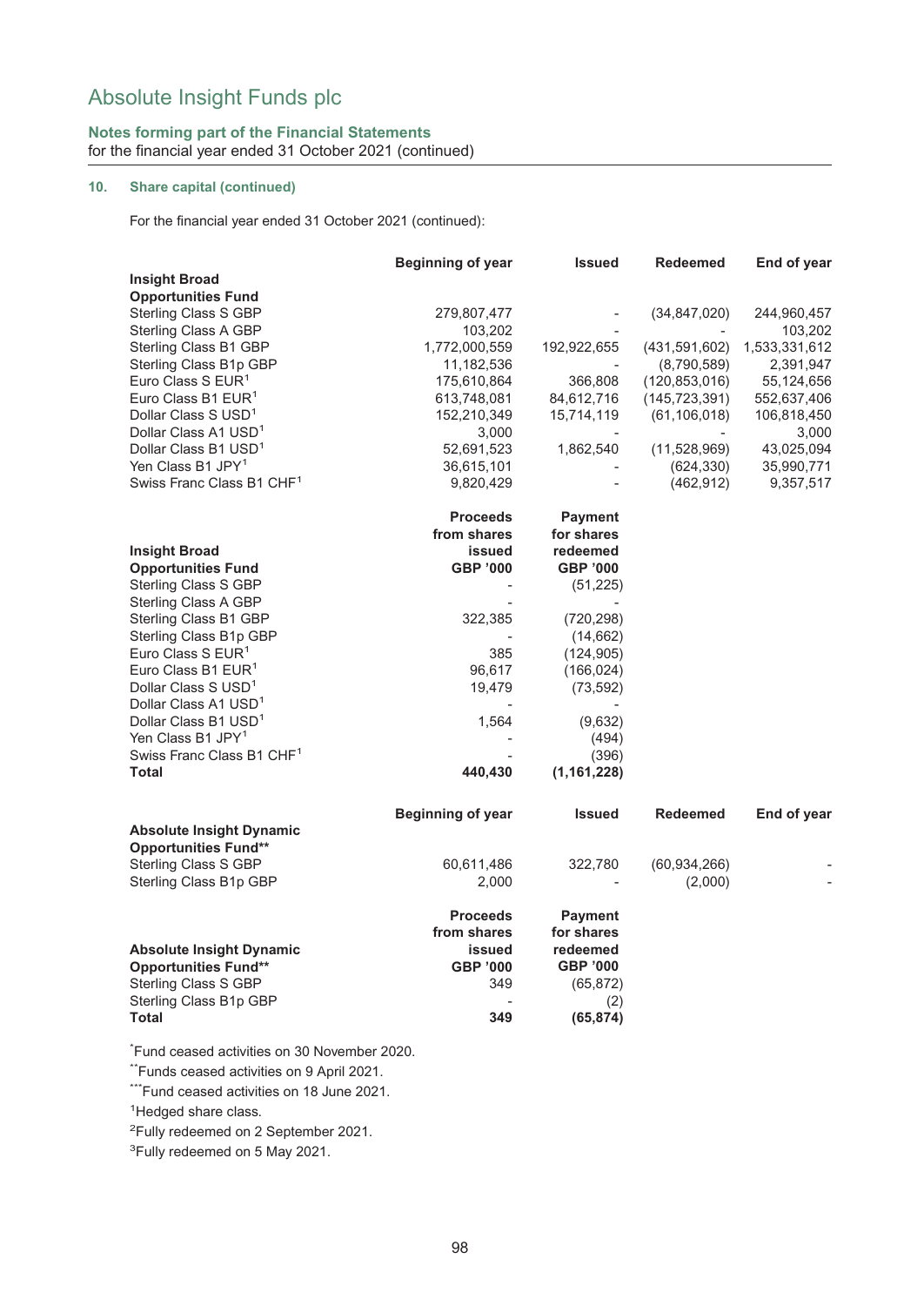# Absolute Insight Funds plc

## Notes forming part of the Financial Statements

for the financial year ended 31 October 2021 (continued)

### 10. Share capital (continued)

For the financial year ended 31 October 2021 (continued):

| Insight Broad Opportunities Fund | Beginning of year | Issued | Redeemed | End of year |
|---|---|---|---|---|
| Sterling Class S GBP | 279,807,477 | - | (34,847,020) | 244,960,457 |
| Sterling Class A GBP | 103,202 | - | - | 103,202 |
| Sterling Class B1 GBP | 1,772,000,559 | 192,922,655 | (431,591,602) | 1,533,331,612 |
| Sterling Class B1p GBP | 11,182,536 | - | (8,790,589) | 2,391,947 |
| Euro Class S EUR[1] | 175,610,864 | 366,808 | (120,853,016) | 55,124,656 |
| Euro Class B1 EUR[1] | 613,748,081 | 84,612,716 | (145,723,391) | 552,637,406 |
| Dollar Class S USD[1] | 152,210,349 | 15,714,119 | (61,106,018) | 106,818,450 |
| Dollar Class A1 USD[1] | 3,000 | - | - | 3,000 |
| Dollar Class B1 USD[1] | 52,691,523 | 1,862,540 | (11,528,969) | 43,025,094 |
| Yen Class B1 JPY[1] | 36,615,101 | - | (624,330) | 35,990,771 |
| Swiss Franc Class B1 CHF[1] | 9,820,429 | - | (462,912) | 9,357,517 |

| Insight Broad Opportunities Fund | Proceeds from shares issued GBP '000 | Payment for shares redeemed GBP '000 |
|---|---|---|
| Sterling Class S GBP | - | (51,225) |
| Sterling Class A GBP | - | - |
| Sterling Class B1 GBP | 322,385 | (720,298) |
| Sterling Class B1p GBP | - | (14,662) |
| Euro Class S EUR[1] | 385 | (124,905) |
| Euro Class B1 EUR[1] | 96,617 | (166,024) |
| Dollar Class S USD[1] | 19,479 | (73,592) |
| Dollar Class A1 USD[1] | - | - |
| Dollar Class B1 USD[1] | 1,564 | (9,632) |
| Yen Class B1 JPY[1] | - | (494) |
| Swiss Franc Class B1 CHF[1] | - | (396) |
| **Total** | **440,430** | **(1,161,228)** |

| Absolute Insight Dynamic Opportunities Fund** | Beginning of year | Issued | Redeemed | End of year |
|---|---|---|---|---|
| Sterling Class S GBP | 60,611,486 | 322,780 | (60,934,266) | - |
| Sterling Class B1p GBP | 2,000 | - | (2,000) | - |

| Absolute Insight Dynamic Opportunities Fund** | Proceeds from shares issued GBP '000 | Payment for shares redeemed GBP '000 |
|---|---|---|
| Sterling Class S GBP | 349 | (65,872) |
| Sterling Class B1p GBP | - | (2) |
| **Total** | **349** | **(65,874)** |

*Fund ceased activities on 30 November 2020.

**Funds ceased activities on 9 April 2021.

***Fund ceased activities on 18 June 2021.

[1]Hedged share class.

[2]Fully redeemed on 2 September 2021.

[3]Fully redeemed on 5 May 2021.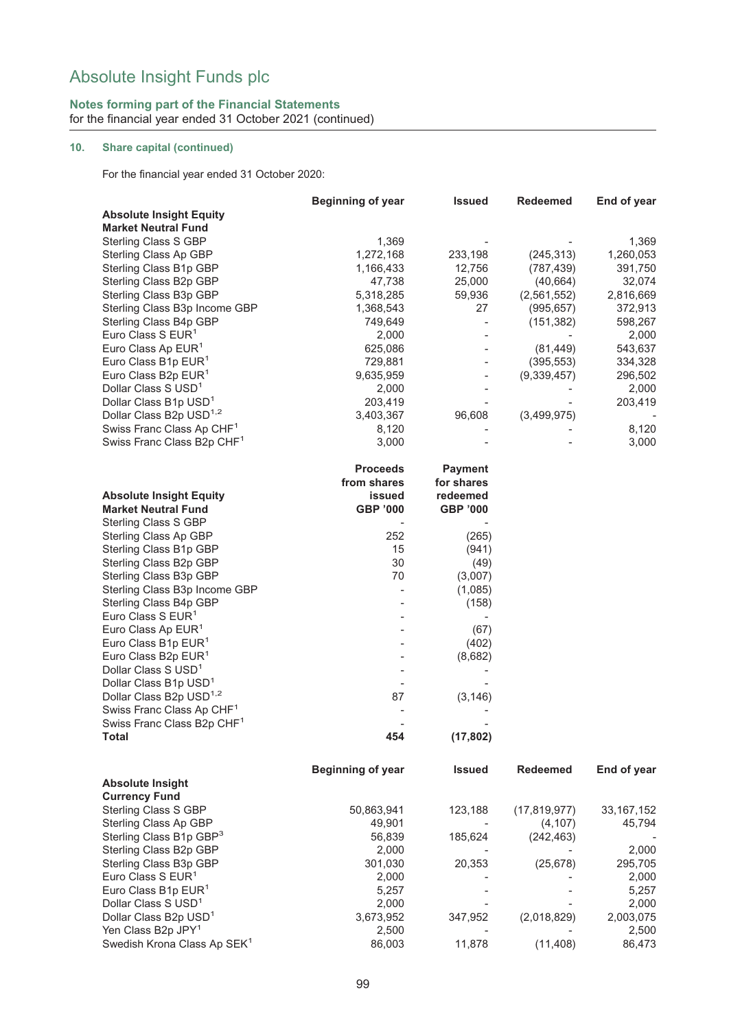# Absolute Insight Funds plc

**Notes forming part of the Financial Statements**
for the financial year ended 31 October 2021 (continued)

## 10. Share capital (continued)

For the financial year ended 31 October 2020:

| Absolute Insight Equity Market Neutral Fund | Beginning of year | Issued | Redeemed | End of year |
|---|---|---|---|---|
| Sterling Class S GBP | 1,369 | - | - | 1,369 |
| Sterling Class Ap GBP | 1,272,168 | 233,198 | (245,313) | 1,260,053 |
| Sterling Class B1p GBP | 1,166,433 | 12,756 | (787,439) | 391,750 |
| Sterling Class B2p GBP | 47,738 | 25,000 | (40,664) | 32,074 |
| Sterling Class B3p GBP | 5,318,285 | 59,936 | (2,561,552) | 2,816,669 |
| Sterling Class B3p Income GBP | 1,368,543 | 27 | (995,657) | 372,913 |
| Sterling Class B4p GBP | 749,649 | - | (151,382) | 598,267 |
| Euro Class S EUR[1] | 2,000 | - | - | 2,000 |
| Euro Class Ap EUR[1] | 625,086 | - | (81,449) | 543,637 |
| Euro Class B1p EUR[1] | 729,881 | - | (395,553) | 334,328 |
| Euro Class B2p EUR[1] | 9,635,959 | - | (9,339,457) | 296,502 |
| Dollar Class S USD[1] | 2,000 | - | - | 2,000 |
| Dollar Class B1p USD[1] | 203,419 | - | - | 203,419 |
| Dollar Class B2p USD[1,2] | 3,403,367 | 96,608 | (3,499,975) | - |
| Swiss Franc Class Ap CHF[1] | 8,120 | - | - | 8,120 |
| Swiss Franc Class B2p CHF[1] | 3,000 | - | - | 3,000 |

| Absolute Insight Equity Market Neutral Fund | Proceeds from shares issued GBP '000 | Payment for shares redeemed GBP '000 |
|---|---|---|
| Sterling Class S GBP | - | - |
| Sterling Class Ap GBP | 252 | (265) |
| Sterling Class B1p GBP | 15 | (941) |
| Sterling Class B2p GBP | 30 | (49) |
| Sterling Class B3p GBP | 70 | (3,007) |
| Sterling Class B3p Income GBP | - | (1,085) |
| Sterling Class B4p GBP | - | (158) |
| Euro Class S EUR[1] | - | - |
| Euro Class Ap EUR[1] | - | (67) |
| Euro Class B1p EUR[1] | - | (402) |
| Euro Class B2p EUR[1] | - | (8,682) |
| Dollar Class S USD[1] | - | - |
| Dollar Class B1p USD[1] | - | - |
| Dollar Class B2p USD[1,2] | 87 | (3,146) |
| Swiss Franc Class Ap CHF[1] | - | - |
| Swiss Franc Class B2p CHF[1] | - | - |
| **Total** | **454** | **(17,802)** |

| Absolute Insight Currency Fund | Beginning of year | Issued | Redeemed | End of year |
|---|---|---|---|---|
| Sterling Class S GBP | 50,863,941 | 123,188 | (17,819,977) | 33,167,152 |
| Sterling Class Ap GBP | 49,901 | - | (4,107) | 45,794 |
| Sterling Class B1p GBP[3] | 56,839 | 185,624 | (242,463) | - |
| Sterling Class B2p GBP | 2,000 | - | - | 2,000 |
| Sterling Class B3p GBP | 301,030 | 20,353 | (25,678) | 295,705 |
| Euro Class S EUR[1] | 2,000 | - | - | 2,000 |
| Euro Class B1p EUR[1] | 5,257 | - | - | 5,257 |
| Dollar Class S USD[1] | 2,000 | - | - | 2,000 |
| Dollar Class B2p USD[1] | 3,673,952 | 347,952 | (2,018,829) | 2,003,075 |
| Yen Class B2p JPY[1] | 2,500 | - | - | 2,500 |
| Swedish Krona Class Ap SEK[1] | 86,003 | 11,878 | (11,408) | 86,473 |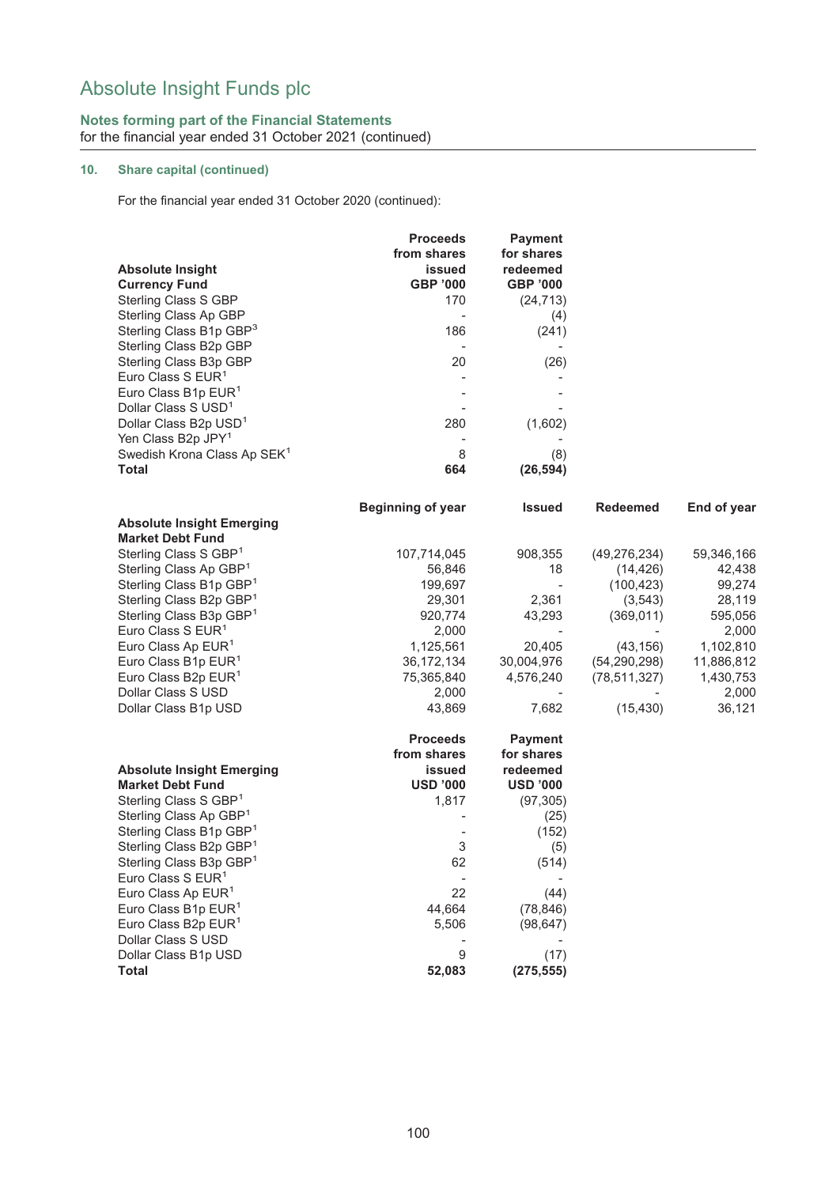# Absolute Insight Funds plc

**Notes forming part of the Financial Statements**
for the financial year ended 31 October 2021 (continued)

## 10. Share capital (continued)

For the financial year ended 31 October 2020 (continued):

| Absolute Insight Currency Fund | Proceeds from shares issued GBP '000 | Payment for shares redeemed GBP '000 |
|---|---|---|
| Sterling Class S GBP | 170 | (24,713) |
| Sterling Class Ap GBP | - | (4) |
| Sterling Class B1p GBP[3] | 186 | (241) |
| Sterling Class B2p GBP | - | - |
| Sterling Class B3p GBP | 20 | (26) |
| Euro Class S EUR[1] | - | - |
| Euro Class B1p EUR[1] | - | - |
| Dollar Class S USD[1] | - | - |
| Dollar Class B2p USD[1] | 280 | (1,602) |
| Yen Class B2p JPY[1] | - | - |
| Swedish Krona Class Ap SEK[1] | 8 | (8) |
| **Total** | **664** | **(26,594)** |

| Absolute Insight Emerging Market Debt Fund | Beginning of year | Issued | Redeemed | End of year |
|---|---|---|---|---|
| Sterling Class S GBP[1] | 107,714,045 | 908,355 | (49,276,234) | 59,346,166 |
| Sterling Class Ap GBP[1] | 56,846 | 18 | (14,426) | 42,438 |
| Sterling Class B1p GBP[1] | 199,697 | - | (100,423) | 99,274 |
| Sterling Class B2p GBP[1] | 29,301 | 2,361 | (3,543) | 28,119 |
| Sterling Class B3p GBP[1] | 920,774 | 43,293 | (369,011) | 595,056 |
| Euro Class S EUR[1] | 2,000 | - | - | 2,000 |
| Euro Class Ap EUR[1] | 1,125,561 | 20,405 | (43,156) | 1,102,810 |
| Euro Class B1p EUR[1] | 36,172,134 | 30,004,976 | (54,290,298) | 11,886,812 |
| Euro Class B2p EUR[1] | 75,365,840 | 4,576,240 | (78,511,327) | 1,430,753 |
| Dollar Class S USD | 2,000 | - | - | 2,000 |
| Dollar Class B1p USD | 43,869 | 7,682 | (15,430) | 36,121 |

| Absolute Insight Emerging Market Debt Fund | Proceeds from shares issued USD '000 | Payment for shares redeemed USD '000 |
|---|---|---|
| Sterling Class S GBP[1] | 1,817 | (97,305) |
| Sterling Class Ap GBP[1] | - | (25) |
| Sterling Class B1p GBP[1] | - | (152) |
| Sterling Class B2p GBP[1] | 3 | (5) |
| Sterling Class B3p GBP[1] | 62 | (514) |
| Euro Class S EUR[1] | - | - |
| Euro Class Ap EUR[1] | 22 | (44) |
| Euro Class B1p EUR[1] | 44,664 | (78,846) |
| Euro Class B2p EUR[1] | 5,506 | (98,647) |
| Dollar Class S USD | - | - |
| Dollar Class B1p USD | 9 | (17) |
| **Total** | **52,083** | **(275,555)** |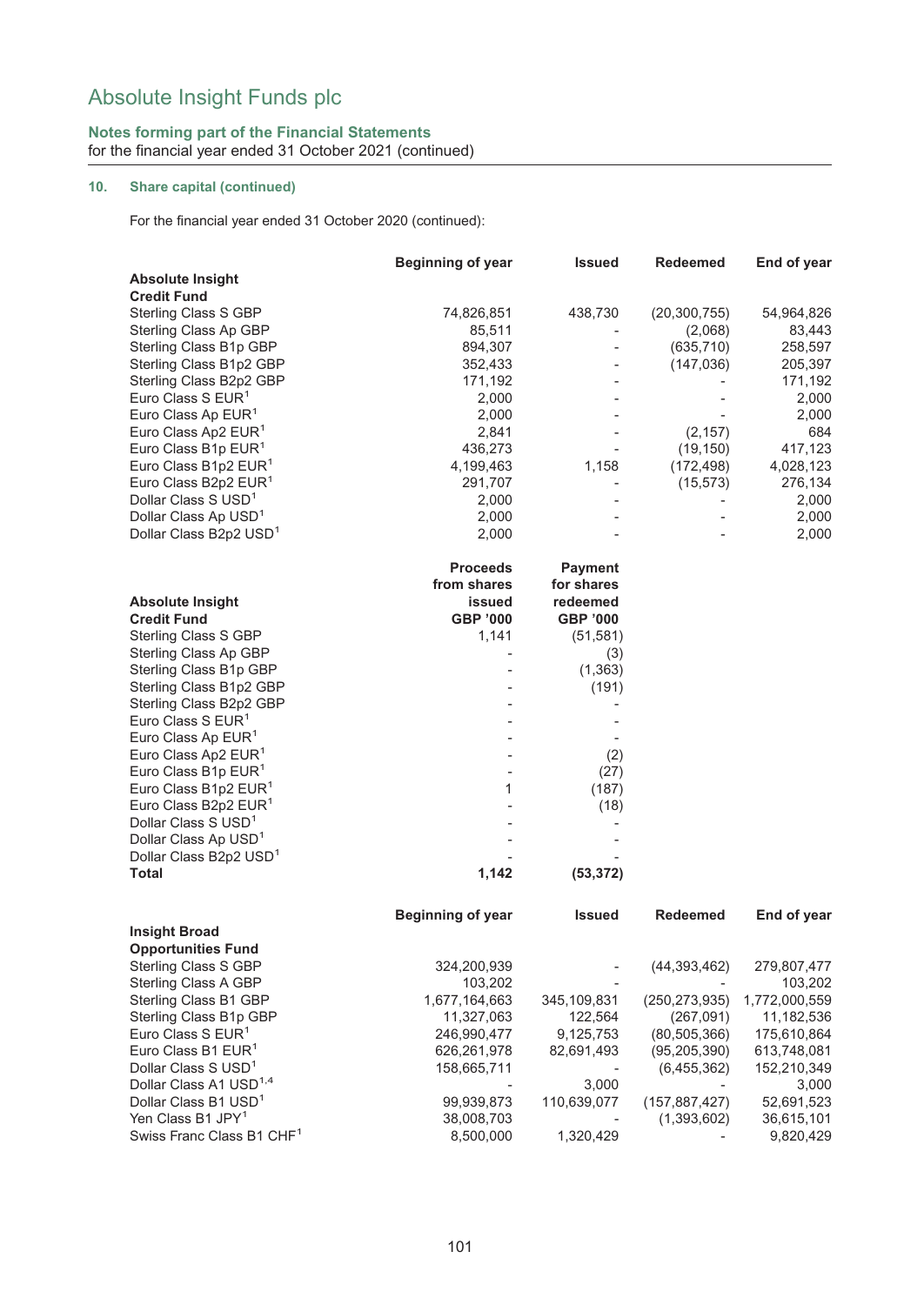# Absolute Insight Funds plc

**Notes forming part of the Financial Statements**
for the financial year ended 31 October 2021 (continued)

## 10. Share capital (continued)

For the financial year ended 31 October 2020 (continued):

| Absolute Insight Credit Fund | Beginning of year | Issued | Redeemed | End of year |
|---|---|---|---|---|
| Sterling Class S GBP | 74,826,851 | 438,730 | (20,300,755) | 54,964,826 |
| Sterling Class Ap GBP | 85,511 | - | (2,068) | 83,443 |
| Sterling Class B1p GBP | 894,307 | - | (635,710) | 258,597 |
| Sterling Class B1p2 GBP | 352,433 | - | (147,036) | 205,397 |
| Sterling Class B2p2 GBP | 171,192 | - | - | 171,192 |
| Euro Class S EUR[1] | 2,000 | - | - | 2,000 |
| Euro Class Ap EUR[1] | 2,000 | - | - | 2,000 |
| Euro Class Ap2 EUR[1] | 2,841 | - | (2,157) | 684 |
| Euro Class B1p EUR[1] | 436,273 | - | (19,150) | 417,123 |
| Euro Class B1p2 EUR[1] | 4,199,463 | 1,158 | (172,498) | 4,028,123 |
| Euro Class B2p2 EUR[1] | 291,707 | - | (15,573) | 276,134 |
| Dollar Class S USD[1] | 2,000 | - | - | 2,000 |
| Dollar Class Ap USD[1] | 2,000 | - | - | 2,000 |
| Dollar Class B2p2 USD[1] | 2,000 | - | - | 2,000 |

| Absolute Insight Credit Fund | Proceeds from shares issued GBP '000 | Payment for shares redeemed GBP '000 |
|---|---|---|
| Sterling Class S GBP | 1,141 | (51,581) |
| Sterling Class Ap GBP | - | (3) |
| Sterling Class B1p GBP | - | (1,363) |
| Sterling Class B1p2 GBP | - | (191) |
| Sterling Class B2p2 GBP | - | - |
| Euro Class S EUR[1] | - | - |
| Euro Class Ap EUR[1] | - | - |
| Euro Class Ap2 EUR[1] | - | (2) |
| Euro Class B1p EUR[1] | - | (27) |
| Euro Class B1p2 EUR[1] | 1 | (187) |
| Euro Class B2p2 EUR[1] | - | (18) |
| Dollar Class S USD[1] | - | - |
| Dollar Class Ap USD[1] | - | - |
| Dollar Class B2p2 USD[1] | - | - |
| **Total** | **1,142** | **(53,372)** |

| Insight Broad Opportunities Fund | Beginning of year | Issued | Redeemed | End of year |
|---|---|---|---|---|
| Sterling Class S GBP | 324,200,939 | - | (44,393,462) | 279,807,477 |
| Sterling Class A GBP | 103,202 | - | - | 103,202 |
| Sterling Class B1 GBP | 1,677,164,663 | 345,109,831 | (250,273,935) | 1,772,000,559 |
| Sterling Class B1p GBP | 11,327,063 | 122,564 | (267,091) | 11,182,536 |
| Euro Class S EUR[1] | 246,990,477 | 9,125,753 | (80,505,366) | 175,610,864 |
| Euro Class B1 EUR[1] | 626,261,978 | 82,691,493 | (95,205,390) | 613,748,081 |
| Dollar Class S USD[1] | 158,665,711 | - | (6,455,362) | 152,210,349 |
| Dollar Class A1 USD[1,4] | - | 3,000 | - | 3,000 |
| Dollar Class B1 USD[1] | 99,939,873 | 110,639,077 | (157,887,427) | 52,691,523 |
| Yen Class B1 JPY[1] | 38,008,703 | - | (1,393,602) | 36,615,101 |
| Swiss Franc Class B1 CHF[1] | 8,500,000 | 1,320,429 | - | 9,820,429 |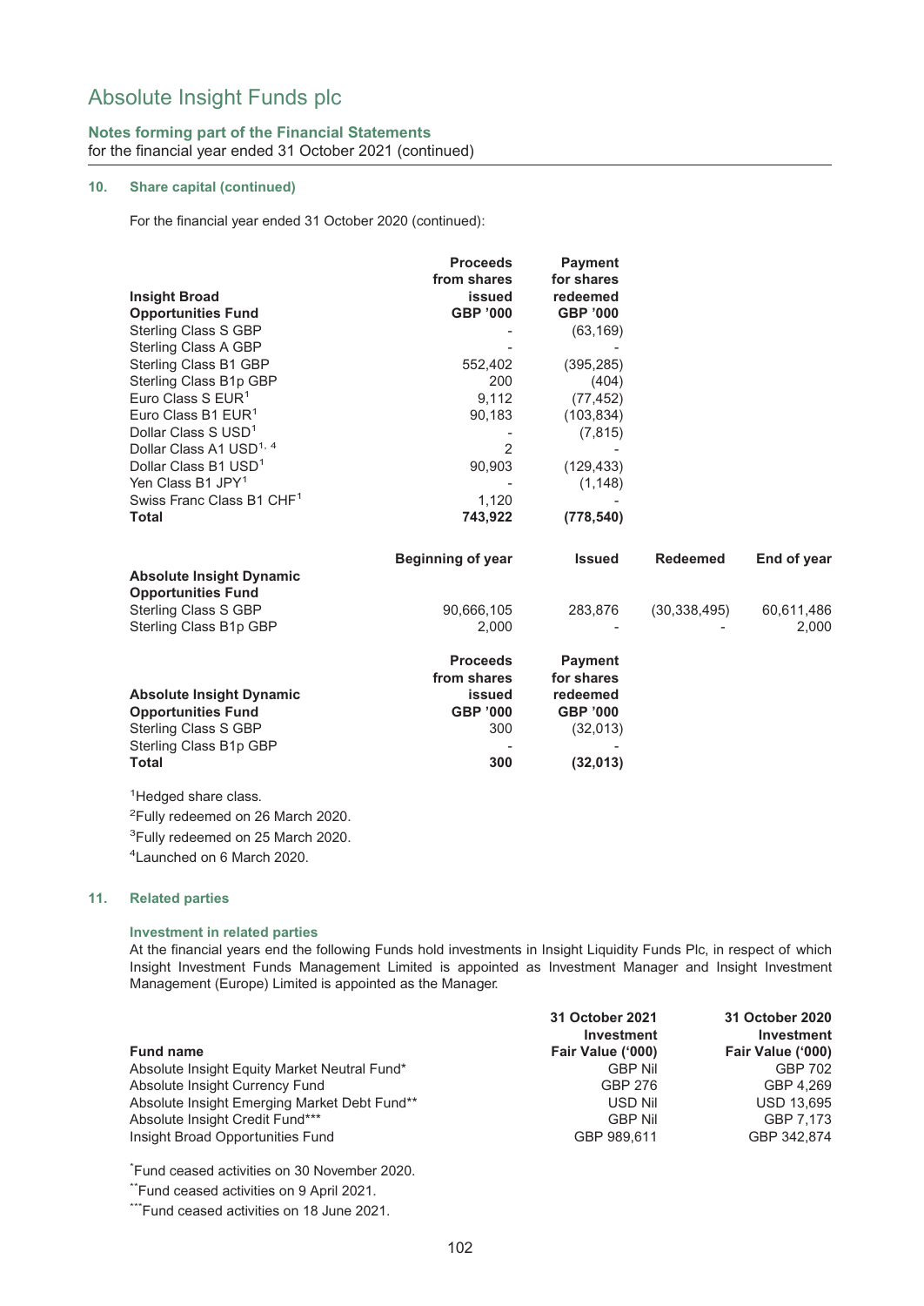# Absolute Insight Funds plc

**Notes forming part of the Financial Statements**
for the financial year ended 31 October 2021 (continued)

## 10. Share capital (continued)

For the financial year ended 31 October 2020 (continued):

| Insight Broad Opportunities Fund | Proceeds from shares issued GBP '000 | Payment for shares redeemed GBP '000 |
|---|---|---|
| Sterling Class S GBP | - | (63,169) |
| Sterling Class A GBP | - | - |
| Sterling Class B1 GBP | 552,402 | (395,285) |
| Sterling Class B1p GBP | 200 | (404) |
| Euro Class S EUR[1] | 9,112 | (77,452) |
| Euro Class B1 EUR[1] | 90,183 | (103,834) |
| Dollar Class S USD[1] | - | (7,815) |
| Dollar Class A1 USD[1, 4] | 2 | - |
| Dollar Class B1 USD[1] | 90,903 | (129,433) |
| Yen Class B1 JPY[1] | - | (1,148) |
| Swiss Franc Class B1 CHF[1] | 1,120 | - |
| **Total** | **743,922** | **(778,540)** |

| Absolute Insight Dynamic Opportunities Fund | Beginning of year | Issued | Redeemed | End of year |
|---|---|---|---|---|
| Sterling Class S GBP | 90,666,105 | 283,876 | (30,338,495) | 60,611,486 |
| Sterling Class B1p GBP | 2,000 | - | - | 2,000 |

| Absolute Insight Dynamic Opportunities Fund | Proceeds from shares issued GBP '000 | Payment for shares redeemed GBP '000 |
|---|---|---|
| Sterling Class S GBP | 300 | (32,013) |
| Sterling Class B1p GBP | - | - |
| **Total** | **300** | **(32,013)** |

[1]Hedged share class.
[2]Fully redeemed on 26 March 2020.
[3]Fully redeemed on 25 March 2020.
[4]Launched on 6 March 2020.

## 11. Related parties

### Investment in related parties

At the financial years end the following Funds hold investments in Insight Liquidity Funds Plc, in respect of which Insight Investment Funds Management Limited is appointed as Investment Manager and Insight Investment Management (Europe) Limited is appointed as the Manager.

| Fund name | 31 October 2021 Investment Fair Value ('000) | 31 October 2020 Investment Fair Value ('000) |
|---|---|---|
| Absolute Insight Equity Market Neutral Fund* | GBP Nil | GBP 702 |
| Absolute Insight Currency Fund | GBP 276 | GBP 4,269 |
| Absolute Insight Emerging Market Debt Fund** | USD Nil | USD 13,695 |
| Absolute Insight Credit Fund*** | GBP Nil | GBP 7,173 |
| Insight Broad Opportunities Fund | GBP 989,611 | GBP 342,874 |

*Fund ceased activities on 30 November 2020.
**Fund ceased activities on 9 April 2021.
***Fund ceased activities on 18 June 2021.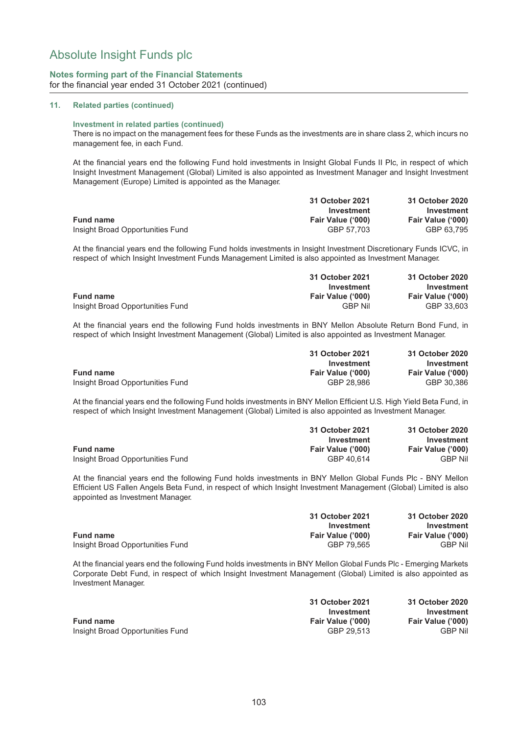**Notes forming part of the Financial Statements**
for the financial year ended 31 October 2021 (continued)

### 11. Related parties (continued)

**Investment in related parties (continued)**

There is no impact on the management fees for these Funds as the investments are in share class 2, which incurs no management fee, in each Fund.

At the financial years end the following Fund hold investments in Insight Global Funds II Plc, in respect of which Insight Investment Management (Global) Limited is also appointed as Investment Manager and Insight Investment Management (Europe) Limited is appointed as the Manager.

| Fund name | 31 October 2021 Investment Fair Value ('000) | 31 October 2020 Investment Fair Value ('000) |
|---|---|---|
| Insight Broad Opportunities Fund | GBP 57,703 | GBP 63,795 |

At the financial years end the following Fund holds investments in Insight Investment Discretionary Funds ICVC, in respect of which Insight Investment Funds Management Limited is also appointed as Investment Manager.

| Fund name | 31 October 2021 Investment Fair Value ('000) | 31 October 2020 Investment Fair Value ('000) |
|---|---|---|
| Insight Broad Opportunities Fund | GBP Nil | GBP 33,603 |

At the financial years end the following Fund holds investments in BNY Mellon Absolute Return Bond Fund, in respect of which Insight Investment Management (Global) Limited is also appointed as Investment Manager.

| Fund name | 31 October 2021 Investment Fair Value ('000) | 31 October 2020 Investment Fair Value ('000) |
|---|---|---|
| Insight Broad Opportunities Fund | GBP 28,986 | GBP 30,386 |

At the financial years end the following Fund holds investments in BNY Mellon Efficient U.S. High Yield Beta Fund, in respect of which Insight Investment Management (Global) Limited is also appointed as Investment Manager.

| Fund name | 31 October 2021 Investment Fair Value ('000) | 31 October 2020 Investment Fair Value ('000) |
|---|---|---|
| Insight Broad Opportunities Fund | GBP 40,614 | GBP Nil |

At the financial years end the following Fund holds investments in BNY Mellon Global Funds Plc - BNY Mellon Efficient US Fallen Angels Beta Fund, in respect of which Insight Investment Management (Global) Limited is also appointed as Investment Manager.

| Fund name | 31 October 2021 Investment Fair Value ('000) | 31 October 2020 Investment Fair Value ('000) |
|---|---|---|
| Insight Broad Opportunities Fund | GBP 79,565 | GBP Nil |

At the financial years end the following Fund holds investments in BNY Mellon Global Funds Plc - Emerging Markets Corporate Debt Fund, in respect of which Insight Investment Management (Global) Limited is also appointed as Investment Manager.

| Fund name | 31 October 2021 Investment Fair Value ('000) | 31 October 2020 Investment Fair Value ('000) |
|---|---|---|
| Insight Broad Opportunities Fund | GBP 29,513 | GBP Nil |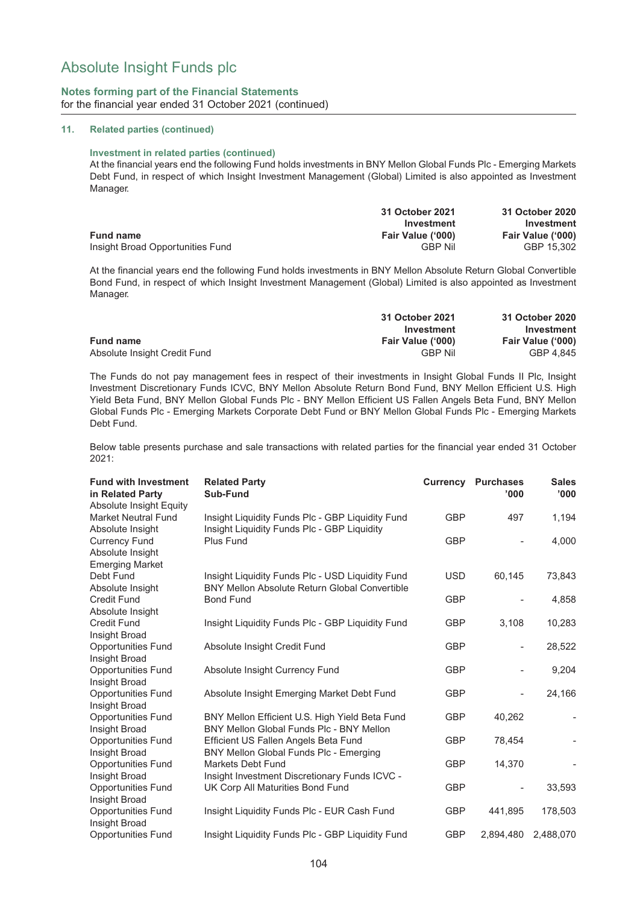### 11. Related parties (continued)

#### Investment in related parties (continued)

At the financial years end the following Fund holds investments in BNY Mellon Global Funds Plc - Emerging Markets Debt Fund, in respect of which Insight Investment Management (Global) Limited is also appointed as Investment Manager.

| Fund name | 31 October 2021 Investment Fair Value ('000) | 31 October 2020 Investment Fair Value ('000) |
|---|---|---|
| Insight Broad Opportunities Fund | GBP Nil | GBP 15,302 |

At the financial years end the following Fund holds investments in BNY Mellon Absolute Return Global Convertible Bond Fund, in respect of which Insight Investment Management (Global) Limited is also appointed as Investment Manager.

| Fund name | 31 October 2021 Investment Fair Value ('000) | 31 October 2020 Investment Fair Value ('000) |
|---|---|---|
| Absolute Insight Credit Fund | GBP Nil | GBP 4,845 |

The Funds do not pay management fees in respect of their investments in Insight Global Funds II Plc, Insight Investment Discretionary Funds ICVC, BNY Mellon Absolute Return Bond Fund, BNY Mellon Efficient U.S. High Yield Beta Fund, BNY Mellon Global Funds Plc - BNY Mellon Efficient US Fallen Angels Beta Fund, BNY Mellon Global Funds Plc - Emerging Markets Corporate Debt Fund or BNY Mellon Global Funds Plc - Emerging Markets Debt Fund.

Below table presents purchase and sale transactions with related parties for the financial year ended 31 October 2021:

| Fund with Investment in Related Party | Related Party Sub-Fund | Currency | Purchases '000 | Sales '000 |
|---|---|---|---|---|
| Absolute Insight Equity Market Neutral Fund | Insight Liquidity Funds Plc - GBP Liquidity Fund | GBP | 497 | 1,194 |
| Absolute Insight Currency Fund | Insight Liquidity Funds Plc - GBP Liquidity Plus Fund | GBP | - | 4,000 |
| Absolute Insight Emerging Market Debt Fund | Insight Liquidity Funds Plc - USD Liquidity Fund | USD | 60,145 | 73,843 |
| Absolute Insight Credit Fund | BNY Mellon Absolute Return Global Convertible Bond Fund | GBP | - | 4,858 |
| Absolute Insight Credit Fund | Insight Liquidity Funds Plc - GBP Liquidity Fund | GBP | 3,108 | 10,283 |
| Insight Broad Opportunities Fund | Absolute Insight Credit Fund | GBP | - | 28,522 |
| Insight Broad Opportunities Fund | Absolute Insight Currency Fund | GBP | - | 9,204 |
| Insight Broad Opportunities Fund | Absolute Insight Emerging Market Debt Fund | GBP | - | 24,166 |
| Insight Broad Opportunities Fund | BNY Mellon Efficient U.S. High Yield Beta Fund | GBP | 40,262 | - |
| Insight Broad Opportunities Fund | BNY Mellon Global Funds Plc - BNY Mellon Efficient US Fallen Angels Beta Fund | GBP | 78,454 | - |
| Insight Broad Opportunities Fund | BNY Mellon Global Funds Plc - Emerging Markets Debt Fund | GBP | 14,370 | - |
| Insight Broad Opportunities Fund | Insight Investment Discretionary Funds ICVC - UK Corp All Maturities Bond Fund | GBP | - | 33,593 |
| Insight Broad Opportunities Fund | Insight Liquidity Funds Plc - EUR Cash Fund | GBP | 441,895 | 178,503 |
| Insight Broad Opportunities Fund | Insight Liquidity Funds Plc - GBP Liquidity Fund | GBP | 2,894,480 | 2,488,070 |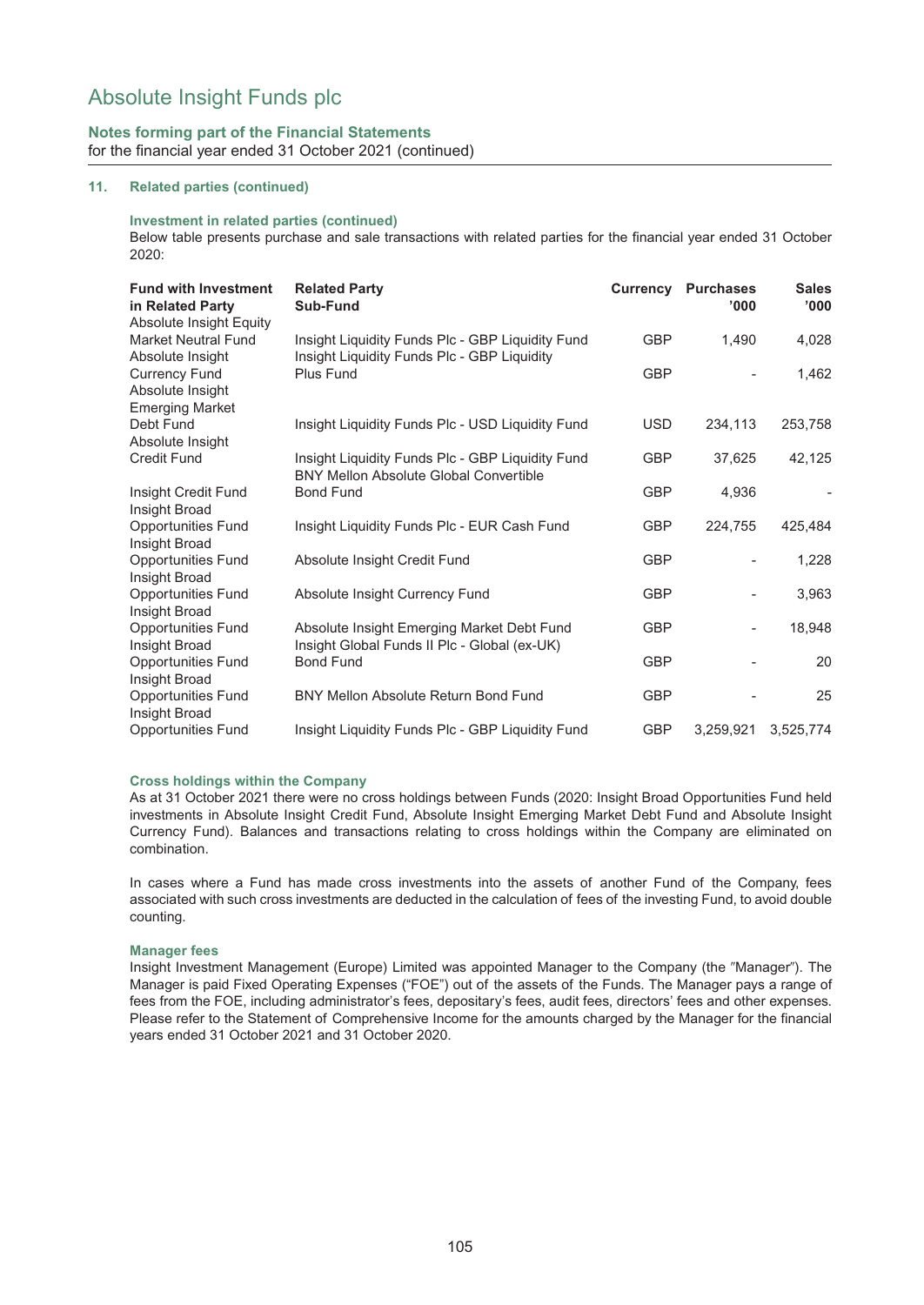# Absolute Insight Funds plc

**Notes forming part of the Financial Statements**
for the financial year ended 31 October 2021 (continued)

## 11. Related parties (continued)

### Investment in related parties (continued)

Below table presents purchase and sale transactions with related parties for the financial year ended 31 October 2020:

| Fund with Investment in Related Party | Related Party Sub-Fund | Currency | Purchases '000 | Sales '000 |
|---|---|---|---|---|
| Absolute Insight Equity Market Neutral Fund | Insight Liquidity Funds Plc - GBP Liquidity Fund | GBP | 1,490 | 4,028 |
| Absolute Insight Currency Fund | Insight Liquidity Funds Plc - GBP Liquidity Plus Fund | GBP | - | 1,462 |
| Absolute Insight Emerging Market Debt Fund | Insight Liquidity Funds Plc - USD Liquidity Fund | USD | 234,113 | 253,758 |
| Absolute Insight Credit Fund | Insight Liquidity Funds Plc - GBP Liquidity Fund | GBP | 37,625 | 42,125 |
| Insight Credit Fund | BNY Mellon Absolute Global Convertible Bond Fund | GBP | 4,936 | - |
| Insight Broad Opportunities Fund | Insight Liquidity Funds Plc - EUR Cash Fund | GBP | 224,755 | 425,484 |
| Insight Broad Opportunities Fund | Absolute Insight Credit Fund | GBP | - | 1,228 |
| Insight Broad Opportunities Fund | Absolute Insight Currency Fund | GBP | - | 3,963 |
| Insight Broad Opportunities Fund | Absolute Insight Emerging Market Debt Fund | GBP | - | 18,948 |
| Insight Broad Opportunities Fund | Insight Global Funds II Plc - Global (ex-UK) Bond Fund | GBP | - | 20 |
| Insight Broad Opportunities Fund | BNY Mellon Absolute Return Bond Fund | GBP | - | 25 |
| Insight Broad Opportunities Fund | Insight Liquidity Funds Plc - GBP Liquidity Fund | GBP | 3,259,921 | 3,525,774 |

### Cross holdings within the Company

As at 31 October 2021 there were no cross holdings between Funds (2020: Insight Broad Opportunities Fund held investments in Absolute Insight Credit Fund, Absolute Insight Emerging Market Debt Fund and Absolute Insight Currency Fund). Balances and transactions relating to cross holdings within the Company are eliminated on combination.

In cases where a Fund has made cross investments into the assets of another Fund of the Company, fees associated with such cross investments are deducted in the calculation of fees of the investing Fund, to avoid double counting.

### Manager fees

Insight Investment Management (Europe) Limited was appointed Manager to the Company (the "Manager"). The Manager is paid Fixed Operating Expenses ("FOE") out of the assets of the Funds. The Manager pays a range of fees from the FOE, including administrator's fees, depositary's fees, audit fees, directors' fees and other expenses. Please refer to the Statement of Comprehensive Income for the amounts charged by the Manager for the financial years ended 31 October 2021 and 31 October 2020.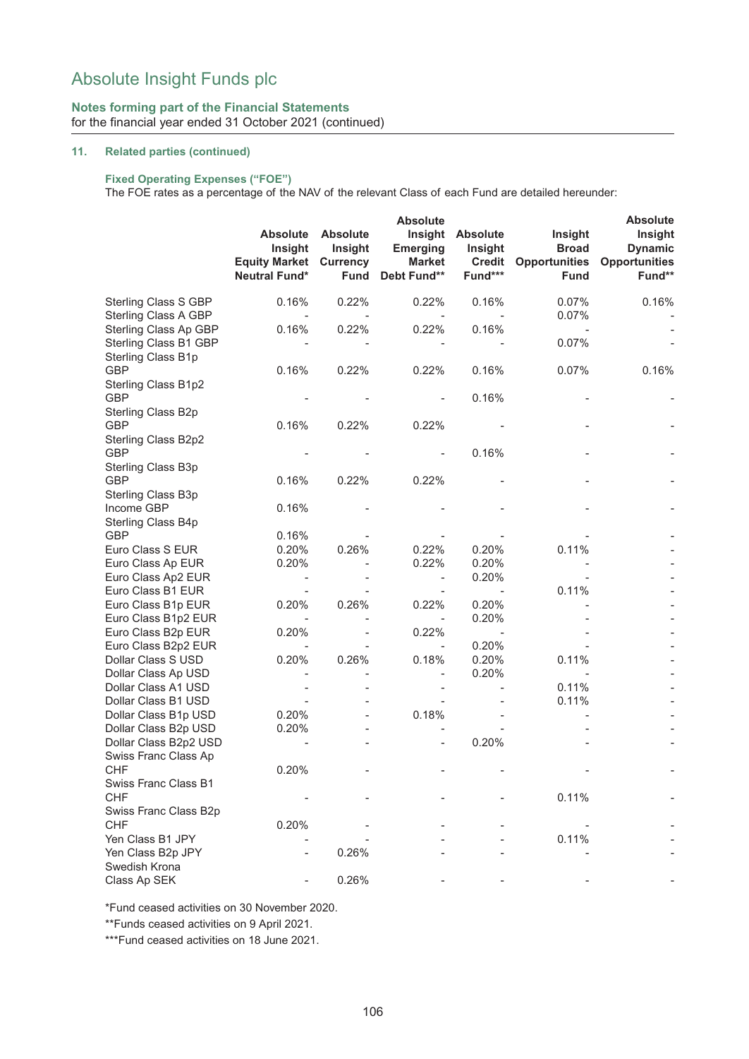# Absolute Insight Funds plc

**Notes forming part of the Financial Statements**
for the financial year ended 31 October 2021 (continued)

## 11. Related parties (continued)

**Fixed Operating Expenses ("FOE")**

The FOE rates as a percentage of the NAV of the relevant Class of each Fund are detailed hereunder:

| | Absolute Insight Equity Market Neutral Fund* | Absolute Insight Currency Fund | Absolute Insight Emerging Market Debt Fund** | Absolute Insight Credit Fund*** | Insight Broad Opportunities Fund | Absolute Insight Dynamic Opportunities Fund** |
|---|---|---|---|---|---|---|
| Sterling Class S GBP | 0.16% | 0.22% | 0.22% | 0.16% | 0.07% | 0.16% |
| Sterling Class A GBP | - | - | - | - | 0.07% | - |
| Sterling Class Ap GBP | 0.16% | 0.22% | 0.22% | 0.16% | - | - |
| Sterling Class B1 GBP | - | - | - | - | 0.07% | - |
| Sterling Class B1p GBP | 0.16% | 0.22% | 0.22% | 0.16% | 0.07% | 0.16% |
| Sterling Class B1p2 GBP | - | - | - | 0.16% | - | - |
| Sterling Class B2p GBP | 0.16% | 0.22% | 0.22% | - | - | - |
| Sterling Class B2p2 GBP | - | - | - | 0.16% | - | - |
| Sterling Class B3p GBP | 0.16% | 0.22% | 0.22% | - | - | - |
| Sterling Class B3p Income GBP | 0.16% | - | - | - | - | - |
| Sterling Class B4p GBP | 0.16% | - | - | - | - | - |
| Euro Class S EUR | 0.20% | 0.26% | 0.22% | 0.20% | 0.11% | - |
| Euro Class Ap EUR | 0.20% | - | 0.22% | 0.20% | - | - |
| Euro Class Ap2 EUR | - | - | - | 0.20% | - | - |
| Euro Class B1 EUR | - | - | - | - | 0.11% | - |
| Euro Class B1p EUR | 0.20% | 0.26% | 0.22% | 0.20% | - | - |
| Euro Class B1p2 EUR | - | - | - | 0.20% | - | - |
| Euro Class B2p EUR | 0.20% | - | 0.22% | - | - | - |
| Euro Class B2p2 EUR | - | - | - | 0.20% | - | - |
| Dollar Class S USD | 0.20% | 0.26% | 0.18% | 0.20% | 0.11% | - |
| Dollar Class Ap USD | - | - | - | 0.20% | - | - |
| Dollar Class A1 USD | - | - | - | - | 0.11% | - |
| Dollar Class B1 USD | - | - | - | - | 0.11% | - |
| Dollar Class B1p USD | 0.20% | - | 0.18% | - | - | - |
| Dollar Class B2p USD | 0.20% | - | - | - | - | - |
| Dollar Class B2p2 USD | - | - | - | 0.20% | - | - |
| Swiss Franc Class Ap CHF | 0.20% | - | - | - | - | - |
| Swiss Franc Class B1 CHF | - | - | - | - | 0.11% | - |
| Swiss Franc Class B2p CHF | 0.20% | - | - | - | - | - |
| Yen Class B1 JPY | - | - | - | - | 0.11% | - |
| Yen Class B2p JPY | - | 0.26% | - | - | - | - |
| Swedish Krona Class Ap SEK | - | 0.26% | - | - | - | - |

*Fund ceased activities on 30 November 2020.

**Funds ceased activities on 9 April 2021.

***Fund ceased activities on 18 June 2021.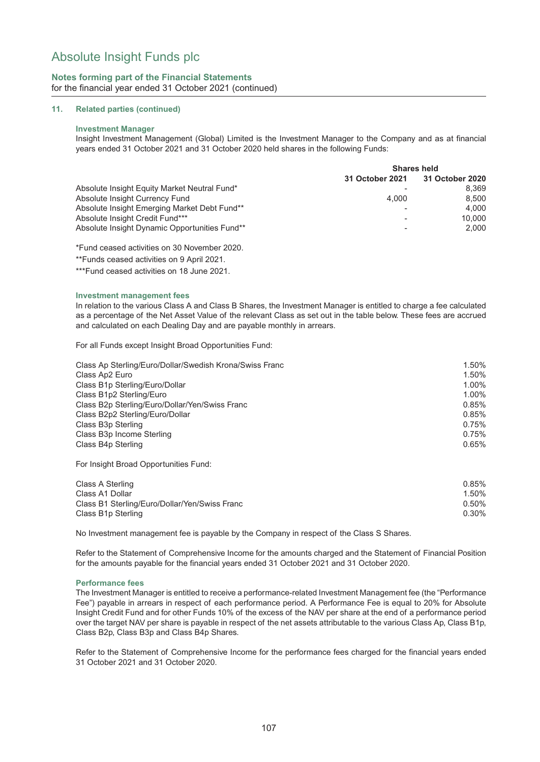# Absolute Insight Funds plc

## Notes forming part of the Financial Statements

for the financial year ended 31 October 2021 (continued)

### 11. Related parties (continued)

#### Investment Manager

Insight Investment Management (Global) Limited is the Investment Manager to the Company and as at financial years ended 31 October 2021 and 31 October 2020 held shares in the following Funds:

| | Shares held | |
|---|---|---|
| | 31 October 2021 | 31 October 2020 |
| Absolute Insight Equity Market Neutral Fund* | - | 8,369 |
| Absolute Insight Currency Fund | 4,000 | 8,500 |
| Absolute Insight Emerging Market Debt Fund** | - | 4,000 |
| Absolute Insight Credit Fund*** | - | 10,000 |
| Absolute Insight Dynamic Opportunities Fund** | - | 2,000 |

*Fund ceased activities on 30 November 2020.

**Funds ceased activities on 9 April 2021.

***Fund ceased activities on 18 June 2021.

#### Investment management fees

In relation to the various Class A and Class B Shares, the Investment Manager is entitled to charge a fee calculated as a percentage of the Net Asset Value of the relevant Class as set out in the table below. These fees are accrued and calculated on each Dealing Day and are payable monthly in arrears.

For all Funds except Insight Broad Opportunities Fund:

| | |
|---|---|
| Class Ap Sterling/Euro/Dollar/Swedish Krona/Swiss Franc | 1.50% |
| Class Ap2 Euro | 1.50% |
| Class B1p Sterling/Euro/Dollar | 1.00% |
| Class B1p2 Sterling/Euro | 1.00% |
| Class B2p Sterling/Euro/Dollar/Yen/Swiss Franc | 0.85% |
| Class B2p2 Sterling/Euro/Dollar | 0.85% |
| Class B3p Sterling | 0.75% |
| Class B3p Income Sterling | 0.75% |
| Class B4p Sterling | 0.65% |

For Insight Broad Opportunities Fund:

| | |
|---|---|
| Class A Sterling | 0.85% |
| Class A1 Dollar | 1.50% |
| Class B1 Sterling/Euro/Dollar/Yen/Swiss Franc | 0.50% |
| Class B1p Sterling | 0.30% |

No Investment management fee is payable by the Company in respect of the Class S Shares.

Refer to the Statement of Comprehensive Income for the amounts charged and the Statement of Financial Position for the amounts payable for the financial years ended 31 October 2021 and 31 October 2020.

#### Performance fees

The Investment Manager is entitled to receive a performance-related Investment Management fee (the "Performance Fee") payable in arrears in respect of each performance period. A Performance Fee is equal to 20% for Absolute Insight Credit Fund and for other Funds 10% of the excess of the NAV per share at the end of a performance period over the target NAV per share is payable in respect of the net assets attributable to the various Class Ap, Class B1p, Class B2p, Class B3p and Class B4p Shares.

Refer to the Statement of Comprehensive Income for the performance fees charged for the financial years ended 31 October 2021 and 31 October 2020.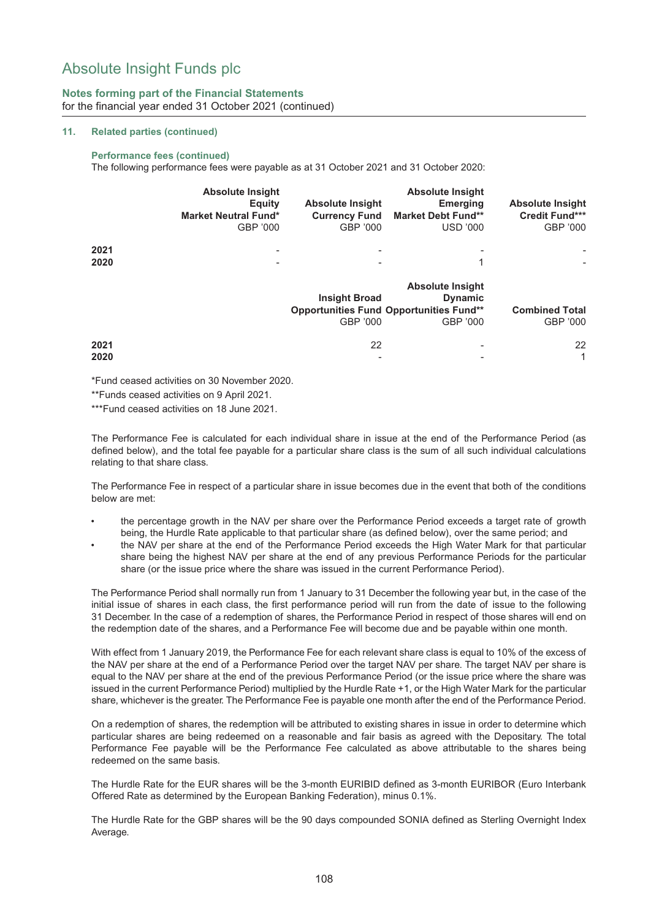## Notes forming part of the Financial Statements
for the financial year ended 31 October 2021 (continued)

### 11. Related parties (continued)

#### Performance fees (continued)

The following performance fees were payable as at 31 October 2021 and 31 October 2020:

| | Absolute Insight Equity Market Neutral Fund* GBP '000 | Absolute Insight Currency Fund GBP '000 | Absolute Insight Emerging Market Debt Fund** USD '000 | Absolute Insight Credit Fund*** GBP '000 |
|---|---|---|---|---|
| 2021 | - | - | - | - |
| 2020 | - | - | 1 | - |

| | Insight Broad Opportunities Fund GBP '000 | Absolute Insight Dynamic Opportunities Fund** GBP '000 | Combined Total GBP '000 |
|---|---|---|---|
| 2021 | 22 | - | 22 |
| 2020 | - | - | 1 |

*Fund ceased activities on 30 November 2020.

**Funds ceased activities on 9 April 2021.

***Fund ceased activities on 18 June 2021.

The Performance Fee is calculated for each individual share in issue at the end of the Performance Period (as defined below), and the total fee payable for a particular share class is the sum of all such individual calculations relating to that share class.

The Performance Fee in respect of a particular share in issue becomes due in the event that both of the conditions below are met:

- the percentage growth in the NAV per share over the Performance Period exceeds a target rate of growth being, the Hurdle Rate applicable to that particular share (as defined below), over the same period; and
- the NAV per share at the end of the Performance Period exceeds the High Water Mark for that particular share being the highest NAV per share at the end of any previous Performance Periods for the particular share (or the issue price where the share was issued in the current Performance Period).

The Performance Period shall normally run from 1 January to 31 December the following year but, in the case of the initial issue of shares in each class, the first performance period will run from the date of issue to the following 31 December. In the case of a redemption of shares, the Performance Period in respect of those shares will end on the redemption date of the shares, and a Performance Fee will become due and be payable within one month.

With effect from 1 January 2019, the Performance Fee for each relevant share class is equal to 10% of the excess of the NAV per share at the end of a Performance Period over the target NAV per share. The target NAV per share is equal to the NAV per share at the end of the previous Performance Period (or the issue price where the share was issued in the current Performance Period) multiplied by the Hurdle Rate +1, or the High Water Mark for the particular share, whichever is the greater. The Performance Fee is payable one month after the end of the Performance Period.

On a redemption of shares, the redemption will be attributed to existing shares in issue in order to determine which particular shares are being redeemed on a reasonable and fair basis as agreed with the Depositary. The total Performance Fee payable will be the Performance Fee calculated as above attributable to the shares being redeemed on the same basis.

The Hurdle Rate for the EUR shares will be the 3-month EURIBID defined as 3-month EURIBOR (Euro Interbank Offered Rate as determined by the European Banking Federation), minus 0.1%.

The Hurdle Rate for the GBP shares will be the 90 days compounded SONIA defined as Sterling Overnight Index Average.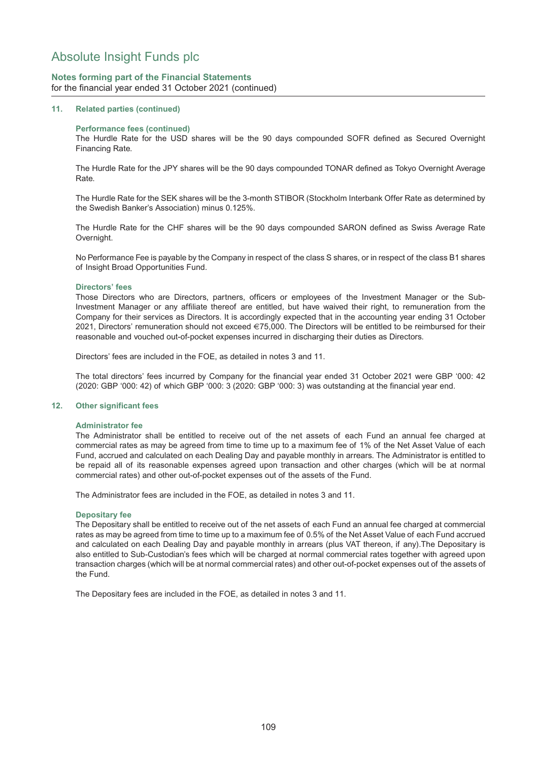## 11. Related parties (continued)

### Performance fees (continued)

The Hurdle Rate for the USD shares will be the 90 days compounded SOFR defined as Secured Overnight Financing Rate.

The Hurdle Rate for the JPY shares will be the 90 days compounded TONAR defined as Tokyo Overnight Average Rate.

The Hurdle Rate for the SEK shares will be the 3-month STIBOR (Stockholm Interbank Offer Rate as determined by the Swedish Banker's Association) minus 0.125%.

The Hurdle Rate for the CHF shares will be the 90 days compounded SARON defined as Swiss Average Rate Overnight.

No Performance Fee is payable by the Company in respect of the class S shares, or in respect of the class B1 shares of Insight Broad Opportunities Fund.

### Directors' fees

Those Directors who are Directors, partners, officers or employees of the Investment Manager or the Sub-Investment Manager or any affiliate thereof are entitled, but have waived their right, to remuneration from the Company for their services as Directors. It is accordingly expected that in the accounting year ending 31 October 2021, Directors' remuneration should not exceed €75,000. The Directors will be entitled to be reimbursed for their reasonable and vouched out-of-pocket expenses incurred in discharging their duties as Directors.

Directors' fees are included in the FOE, as detailed in notes 3 and 11.

The total directors' fees incurred by Company for the financial year ended 31 October 2021 were GBP '000: 42 (2020: GBP '000: 42) of which GBP '000: 3 (2020: GBP '000: 3) was outstanding at the financial year end.

## 12. Other significant fees

### Administrator fee

The Administrator shall be entitled to receive out of the net assets of each Fund an annual fee charged at commercial rates as may be agreed from time to time up to a maximum fee of 1% of the Net Asset Value of each Fund, accrued and calculated on each Dealing Day and payable monthly in arrears. The Administrator is entitled to be repaid all of its reasonable expenses agreed upon transaction and other charges (which will be at normal commercial rates) and other out-of-pocket expenses out of the assets of the Fund.

The Administrator fees are included in the FOE, as detailed in notes 3 and 11.

### Depositary fee

The Depositary shall be entitled to receive out of the net assets of each Fund an annual fee charged at commercial rates as may be agreed from time to time up to a maximum fee of 0.5% of the Net Asset Value of each Fund accrued and calculated on each Dealing Day and payable monthly in arrears (plus VAT thereon, if any).The Depositary is also entitled to Sub-Custodian's fees which will be charged at normal commercial rates together with agreed upon transaction charges (which will be at normal commercial rates) and other out-of-pocket expenses out of the assets of the Fund.

The Depositary fees are included in the FOE, as detailed in notes 3 and 11.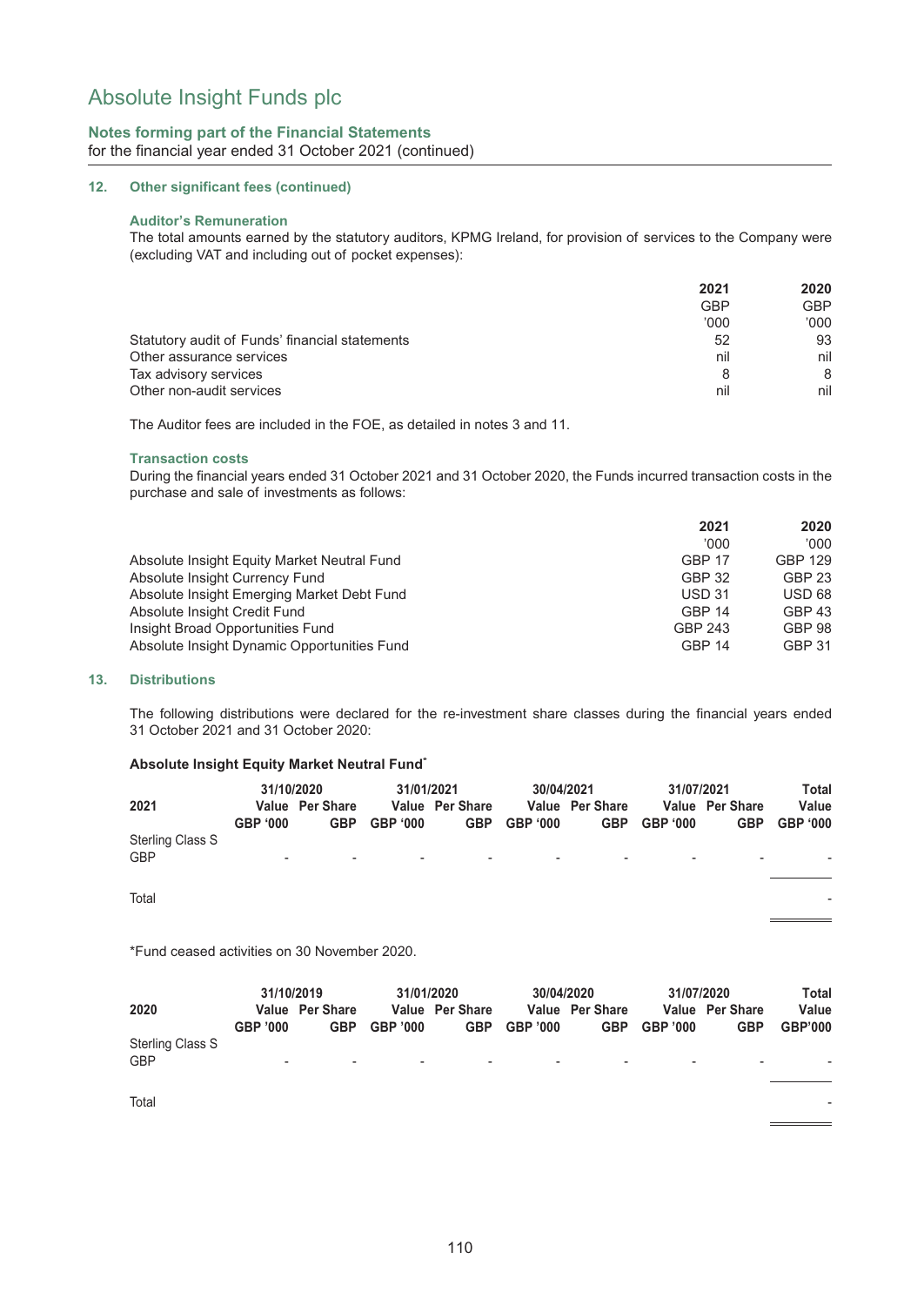# Absolute Insight Funds plc

## Notes forming part of the Financial Statements
for the financial year ended 31 October 2021 (continued)

### 12. Other significant fees (continued)

**Auditor's Remuneration**

The total amounts earned by the statutory auditors, KPMG Ireland, for provision of services to the Company were (excluding VAT and including out of pocket expenses):

| | 2021 GBP '000 | 2020 GBP '000 |
|---|---|---|
| Statutory audit of Funds' financial statements | 52 | 93 |
| Other assurance services | nil | nil |
| Tax advisory services | 8 | 8 |
| Other non-audit services | nil | nil |

The Auditor fees are included in the FOE, as detailed in notes 3 and 11.

**Transaction costs**

During the financial years ended 31 October 2021 and 31 October 2020, the Funds incurred transaction costs in the purchase and sale of investments as follows:

| | 2021 '000 | 2020 '000 |
|---|---|---|
| Absolute Insight Equity Market Neutral Fund | GBP 17 | GBP 129 |
| Absolute Insight Currency Fund | GBP 32 | GBP 23 |
| Absolute Insight Emerging Market Debt Fund | USD 31 | USD 68 |
| Absolute Insight Credit Fund | GBP 14 | GBP 43 |
| Insight Broad Opportunities Fund | GBP 243 | GBP 98 |
| Absolute Insight Dynamic Opportunities Fund | GBP 14 | GBP 31 |

### 13. Distributions

The following distributions were declared for the re-investment share classes during the financial years ended 31 October 2021 and 31 October 2020:

**Absolute Insight Equity Market Neutral Fund***

| 2021 | 31/10/2020 | | 31/01/2021 | | 30/04/2021 | | 31/07/2021 | | Total |
|---|---|---|---|---|---|---|---|---|---|
| | Value GBP '000 | Per Share GBP | Value GBP '000 | Per Share GBP | Value GBP '000 | Per Share GBP | Value GBP '000 | Per Share GBP | Value GBP '000 |
| Sterling Class S GBP | - | - | - | - | - | - | - | - | - |
| Total | | | | | | | | | - |

*Fund ceased activities on 30 November 2020.

| 2020 | 31/10/2019 | | 31/01/2020 | | 30/04/2020 | | 31/07/2020 | | Total |
|---|---|---|---|---|---|---|---|---|---|
| | Value GBP '000 | Per Share GBP | Value GBP '000 | Per Share GBP | Value GBP '000 | Per Share GBP | Value GBP '000 | Per Share GBP | Value GBP'000 |
| Sterling Class S GBP | - | - | - | - | - | - | - | - | - |
| Total | | | | | | | | | - |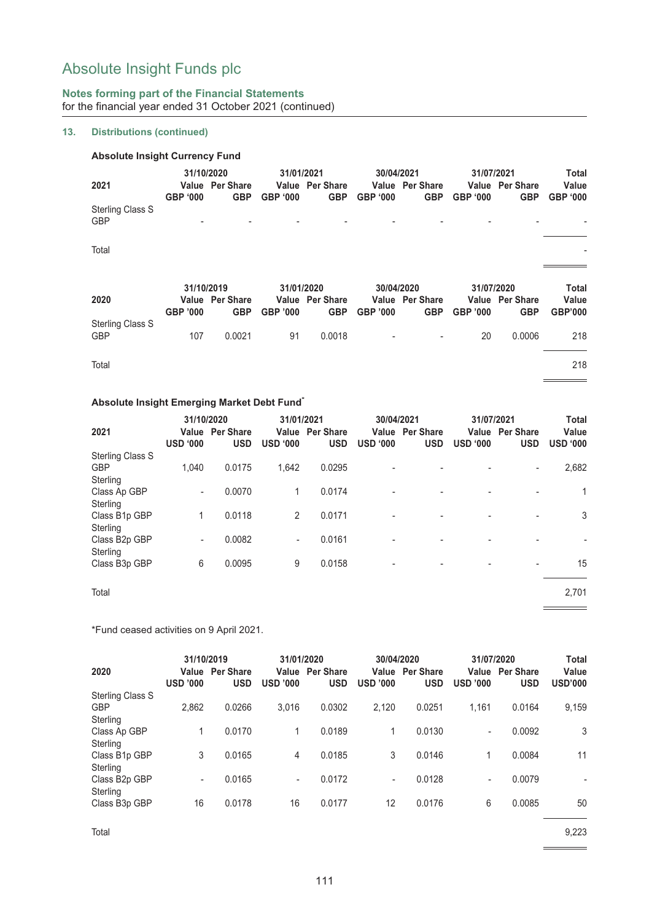# Absolute Insight Funds plc

## Notes forming part of the Financial Statements

for the financial year ended 31 October 2021 (continued)

### 13. Distributions (continued)

**Absolute Insight Currency Fund**

| 2021 | 31/10/2020 Value GBP '000 | 31/10/2020 Per Share GBP | 31/01/2021 Value GBP '000 | 31/01/2021 Per Share GBP | 30/04/2021 Value GBP '000 | 30/04/2021 Per Share GBP | 31/07/2021 Value GBP '000 | 31/07/2021 Per Share GBP | Total Value GBP '000 |
|---|---|---|---|---|---|---|---|---|---|
| Sterling Class S GBP | - | - | - | - | - | - | - | - | - |
| Total | | | | | | | | | - |

| 2020 | 31/10/2019 Value GBP '000 | 31/10/2019 Per Share GBP | 31/01/2020 Value GBP '000 | 31/01/2020 Per Share GBP | 30/04/2020 Value GBP '000 | 30/04/2020 Per Share GBP | 31/07/2020 Value GBP '000 | 31/07/2020 Per Share GBP | Total Value GBP'000 |
|---|---|---|---|---|---|---|---|---|---|
| Sterling Class S GBP | 107 | 0.0021 | 91 | 0.0018 | - | - | 20 | 0.0006 | 218 |
| Total | | | | | | | | | 218 |

**Absolute Insight Emerging Market Debt Fund***

| 2021 | 31/10/2020 Value USD '000 | 31/10/2020 Per Share USD | 31/01/2021 Value USD '000 | 31/01/2021 Per Share USD | 30/04/2021 Value USD '000 | 30/04/2021 Per Share USD | 31/07/2021 Value USD '000 | 31/07/2021 Per Share USD | Total Value USD '000 |
|---|---|---|---|---|---|---|---|---|---|
| Sterling Class S GBP | 1,040 | 0.0175 | 1,642 | 0.0295 | - | - | - | - | 2,682 |
| Sterling Class Ap GBP | - | 0.0070 | 1 | 0.0174 | - | - | - | - | 1 |
| Sterling Class B1p GBP | 1 | 0.0118 | 2 | 0.0171 | - | - | - | - | 3 |
| Sterling Class B2p GBP | - | 0.0082 | - | 0.0161 | - | - | - | - | - |
| Sterling Class B3p GBP | 6 | 0.0095 | 9 | 0.0158 | - | - | - | - | 15 |
| Total | | | | | | | | | 2,701 |

*Fund ceased activities on 9 April 2021.

| 2020 | 31/10/2019 Value USD '000 | 31/10/2019 Per Share USD | 31/01/2020 Value USD '000 | 31/01/2020 Per Share USD | 30/04/2020 Value USD '000 | 30/04/2020 Per Share USD | 31/07/2020 Value USD '000 | 31/07/2020 Per Share USD | Total Value USD'000 |
|---|---|---|---|---|---|---|---|---|---|
| Sterling Class S GBP | 2,862 | 0.0266 | 3,016 | 0.0302 | 2,120 | 0.0251 | 1,161 | 0.0164 | 9,159 |
| Sterling Class Ap GBP | 1 | 0.0170 | 1 | 0.0189 | 1 | 0.0130 | - | 0.0092 | 3 |
| Sterling Class B1p GBP | 3 | 0.0165 | 4 | 0.0185 | 3 | 0.0146 | 1 | 0.0084 | 11 |
| Sterling Class B2p GBP | - | 0.0165 | - | 0.0172 | - | 0.0128 | - | 0.0079 | - |
| Sterling Class B3p GBP | 16 | 0.0178 | 16 | 0.0177 | 12 | 0.0176 | 6 | 0.0085 | 50 |
| Total | | | | | | | | | 9,223 |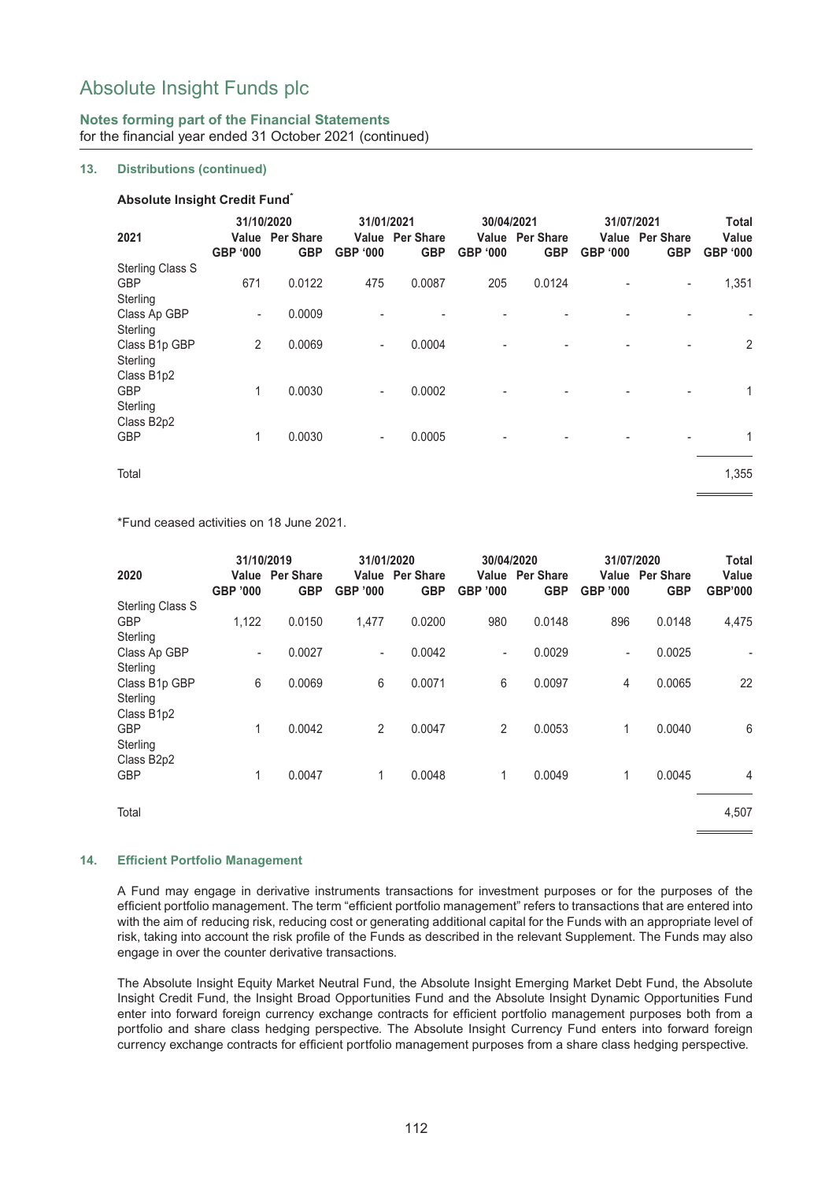# Absolute Insight Funds plc

**Notes forming part of the Financial Statements**
for the financial year ended 31 October 2021 (continued)

## 13. Distributions (continued)

**Absolute Insight Credit Fund***

| 2021 | 31/10/2020 Value GBP '000 | 31/10/2020 Per Share GBP | 31/01/2021 Value GBP '000 | 31/01/2021 Per Share GBP | 30/04/2021 Value GBP '000 | 30/04/2021 Per Share GBP | 31/07/2021 Value GBP '000 | 31/07/2021 Per Share GBP | Total Value GBP '000 |
|---|---|---|---|---|---|---|---|---|---|
| Sterling Class S GBP | 671 | 0.0122 | 475 | 0.0087 | 205 | 0.0124 | - | - | 1,351 |
| Sterling Class Ap GBP | - | 0.0009 | - | - | - | - | - | - | - |
| Sterling Class B1p GBP | 2 | 0.0069 | - | 0.0004 | - | - | - | - | 2 |
| Sterling Class B1p2 GBP | 1 | 0.0030 | - | 0.0002 | - | - | - | - | 1 |
| Sterling Class B2p2 GBP | 1 | 0.0030 | - | 0.0005 | - | - | - | - | 1 |
| Total | | | | | | | | | 1,355 |

*Fund ceased activities on 18 June 2021.

| 2020 | 31/10/2019 Value GBP '000 | 31/10/2019 Per Share GBP | 31/01/2020 Value GBP '000 | 31/01/2020 Per Share GBP | 30/04/2020 Value GBP '000 | 30/04/2020 Per Share GBP | 31/07/2020 Value GBP '000 | 31/07/2020 Per Share GBP | Total Value GBP'000 |
|---|---|---|---|---|---|---|---|---|---|
| Sterling Class S GBP | 1,122 | 0.0150 | 1,477 | 0.0200 | 980 | 0.0148 | 896 | 0.0148 | 4,475 |
| Sterling Class Ap GBP | - | 0.0027 | - | 0.0042 | - | 0.0029 | - | 0.0025 | - |
| Sterling Class B1p GBP | 6 | 0.0069 | 6 | 0.0071 | 6 | 0.0097 | 4 | 0.0065 | 22 |
| Sterling Class B1p2 GBP | 1 | 0.0042 | 2 | 0.0047 | 2 | 0.0053 | 1 | 0.0040 | 6 |
| Sterling Class B2p2 GBP | 1 | 0.0047 | 1 | 0.0048 | 1 | 0.0049 | 1 | 0.0045 | 4 |
| Total | | | | | | | | | 4,507 |

## 14. Efficient Portfolio Management

A Fund may engage in derivative instruments transactions for investment purposes or for the purposes of the efficient portfolio management. The term "efficient portfolio management" refers to transactions that are entered into with the aim of reducing risk, reducing cost or generating additional capital for the Funds with an appropriate level of risk, taking into account the risk profile of the Funds as described in the relevant Supplement. The Funds may also engage in over the counter derivative transactions.

The Absolute Insight Equity Market Neutral Fund, the Absolute Insight Emerging Market Debt Fund, the Absolute Insight Credit Fund, the Insight Broad Opportunities Fund and the Absolute Insight Dynamic Opportunities Fund enter into forward foreign currency exchange contracts for efficient portfolio management purposes both from a portfolio and share class hedging perspective. The Absolute Insight Currency Fund enters into forward foreign currency exchange contracts for efficient portfolio management purposes from a share class hedging perspective.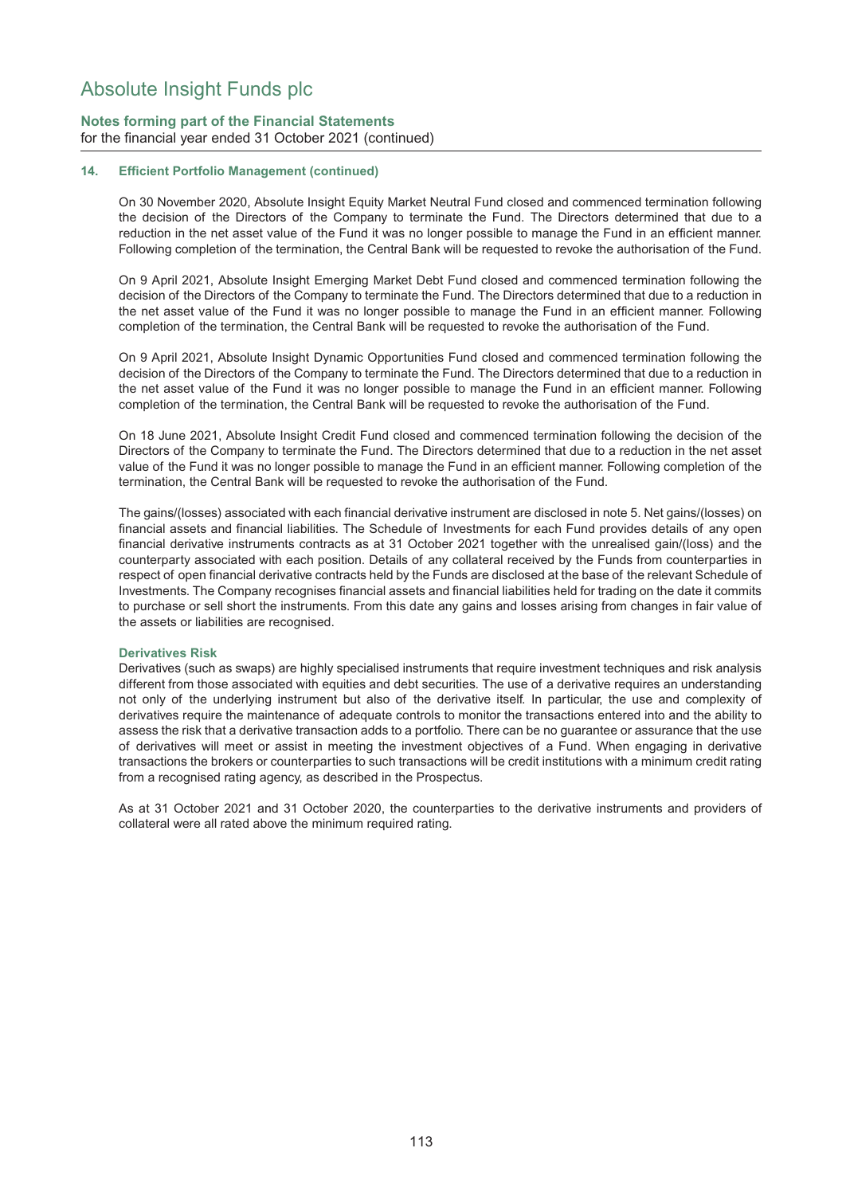### 14. Efficient Portfolio Management (continued)

On 30 November 2020, Absolute Insight Equity Market Neutral Fund closed and commenced termination following the decision of the Directors of the Company to terminate the Fund. The Directors determined that due to a reduction in the net asset value of the Fund it was no longer possible to manage the Fund in an efficient manner. Following completion of the termination, the Central Bank will be requested to revoke the authorisation of the Fund.

On 9 April 2021, Absolute Insight Emerging Market Debt Fund closed and commenced termination following the decision of the Directors of the Company to terminate the Fund. The Directors determined that due to a reduction in the net asset value of the Fund it was no longer possible to manage the Fund in an efficient manner. Following completion of the termination, the Central Bank will be requested to revoke the authorisation of the Fund.

On 9 April 2021, Absolute Insight Dynamic Opportunities Fund closed and commenced termination following the decision of the Directors of the Company to terminate the Fund. The Directors determined that due to a reduction in the net asset value of the Fund it was no longer possible to manage the Fund in an efficient manner. Following completion of the termination, the Central Bank will be requested to revoke the authorisation of the Fund.

On 18 June 2021, Absolute Insight Credit Fund closed and commenced termination following the decision of the Directors of the Company to terminate the Fund. The Directors determined that due to a reduction in the net asset value of the Fund it was no longer possible to manage the Fund in an efficient manner. Following completion of the termination, the Central Bank will be requested to revoke the authorisation of the Fund.

The gains/(losses) associated with each financial derivative instrument are disclosed in note 5. Net gains/(losses) on financial assets and financial liabilities. The Schedule of Investments for each Fund provides details of any open financial derivative instruments contracts as at 31 October 2021 together with the unrealised gain/(loss) and the counterparty associated with each position. Details of any collateral received by the Funds from counterparties in respect of open financial derivative contracts held by the Funds are disclosed at the base of the relevant Schedule of Investments. The Company recognises financial assets and financial liabilities held for trading on the date it commits to purchase or sell short the instruments. From this date any gains and losses arising from changes in fair value of the assets or liabilities are recognised.

#### Derivatives Risk

Derivatives (such as swaps) are highly specialised instruments that require investment techniques and risk analysis different from those associated with equities and debt securities. The use of a derivative requires an understanding not only of the underlying instrument but also of the derivative itself. In particular, the use and complexity of derivatives require the maintenance of adequate controls to monitor the transactions entered into and the ability to assess the risk that a derivative transaction adds to a portfolio. There can be no guarantee or assurance that the use of derivatives will meet or assist in meeting the investment objectives of a Fund. When engaging in derivative transactions the brokers or counterparties to such transactions will be credit institutions with a minimum credit rating from a recognised rating agency, as described in the Prospectus.

As at 31 October 2021 and 31 October 2020, the counterparties to the derivative instruments and providers of collateral were all rated above the minimum required rating.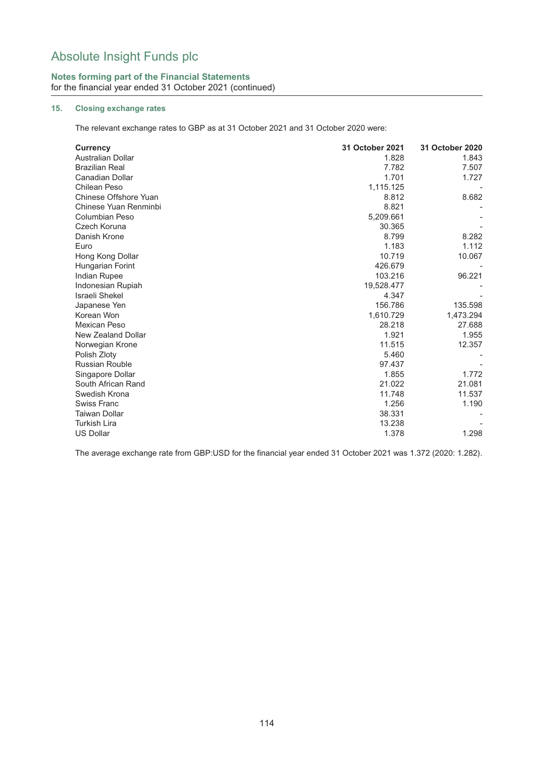# Absolute Insight Funds plc

**Notes forming part of the Financial Statements**
for the financial year ended 31 October 2021 (continued)

### 15. Closing exchange rates

The relevant exchange rates to GBP as at 31 October 2021 and 31 October 2020 were:

| Currency | 31 October 2021 | 31 October 2020 |
|---|---|---|
| Australian Dollar | 1.828 | 1.843 |
| Brazilian Real | 7.782 | 7.507 |
| Canadian Dollar | 1.701 | 1.727 |
| Chilean Peso | 1,115.125 | - |
| Chinese Offshore Yuan | 8.812 | 8.682 |
| Chinese Yuan Renminbi | 8.821 | - |
| Columbian Peso | 5,209.661 | - |
| Czech Koruna | 30.365 | - |
| Danish Krone | 8.799 | 8.282 |
| Euro | 1.183 | 1.112 |
| Hong Kong Dollar | 10.719 | 10.067 |
| Hungarian Forint | 426.679 | - |
| Indian Rupee | 103.216 | 96.221 |
| Indonesian Rupiah | 19,528.477 | - |
| Israeli Shekel | 4.347 | - |
| Japanese Yen | 156.786 | 135.598 |
| Korean Won | 1,610.729 | 1,473.294 |
| Mexican Peso | 28.218 | 27.688 |
| New Zealand Dollar | 1.921 | 1.955 |
| Norwegian Krone | 11.515 | 12.357 |
| Polish Zloty | 5.460 | - |
| Russian Rouble | 97.437 | - |
| Singapore Dollar | 1.855 | 1.772 |
| South African Rand | 21.022 | 21.081 |
| Swedish Krona | 11.748 | 11.537 |
| Swiss Franc | 1.256 | 1.190 |
| Taiwan Dollar | 38.331 | - |
| Turkish Lira | 13.238 | - |
| US Dollar | 1.378 | 1.298 |

The average exchange rate from GBP:USD for the financial year ended 31 October 2021 was 1.372 (2020: 1.282).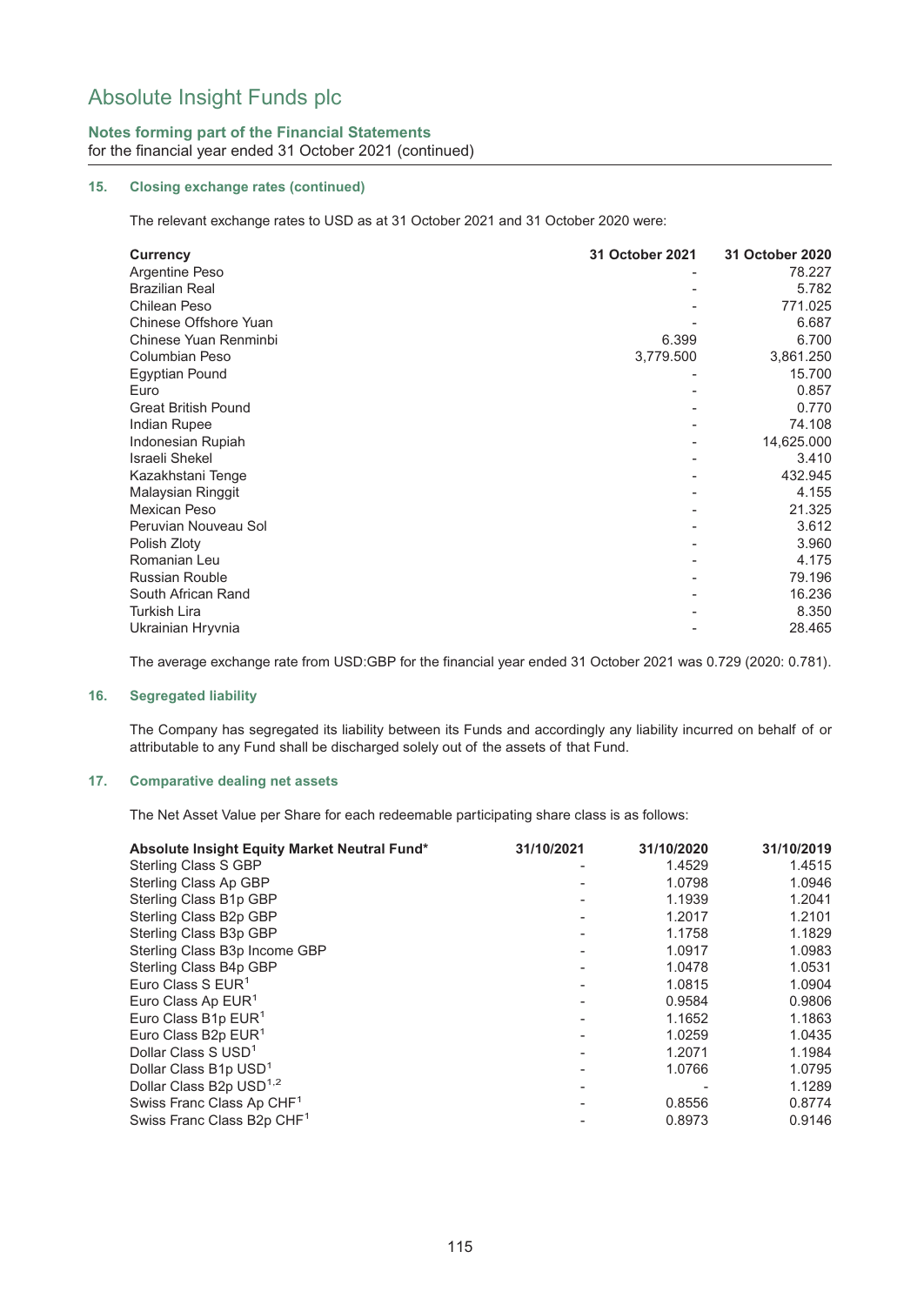# Absolute Insight Funds plc

**Notes forming part of the Financial Statements**
for the financial year ended 31 October 2021 (continued)

### 15. Closing exchange rates (continued)

The relevant exchange rates to USD as at 31 October 2021 and 31 October 2020 were:

| Currency | 31 October 2021 | 31 October 2020 |
|---|---|---|
| Argentine Peso | - | 78.227 |
| Brazilian Real | - | 5.782 |
| Chilean Peso | - | 771.025 |
| Chinese Offshore Yuan | - | 6.687 |
| Chinese Yuan Renminbi | 6.399 | 6.700 |
| Columbian Peso | 3,779.500 | 3,861.250 |
| Egyptian Pound | - | 15.700 |
| Euro | - | 0.857 |
| Great British Pound | - | 0.770 |
| Indian Rupee | - | 74.108 |
| Indonesian Rupiah | - | 14,625.000 |
| Israeli Shekel | - | 3.410 |
| Kazakhstani Tenge | - | 432.945 |
| Malaysian Ringgit | - | 4.155 |
| Mexican Peso | - | 21.325 |
| Peruvian Nouveau Sol | - | 3.612 |
| Polish Zloty | - | 3.960 |
| Romanian Leu | - | 4.175 |
| Russian Rouble | - | 79.196 |
| South African Rand | - | 16.236 |
| Turkish Lira | - | 8.350 |
| Ukrainian Hryvnia | - | 28.465 |

The average exchange rate from USD:GBP for the financial year ended 31 October 2021 was 0.729 (2020: 0.781).

### 16. Segregated liability

The Company has segregated its liability between its Funds and accordingly any liability incurred on behalf of or attributable to any Fund shall be discharged solely out of the assets of that Fund.

### 17. Comparative dealing net assets

The Net Asset Value per Share for each redeemable participating share class is as follows:

| Absolute Insight Equity Market Neutral Fund* | 31/10/2021 | 31/10/2020 | 31/10/2019 |
|---|---|---|---|
| Sterling Class S GBP | - | 1.4529 | 1.4515 |
| Sterling Class Ap GBP | - | 1.0798 | 1.0946 |
| Sterling Class B1p GBP | - | 1.1939 | 1.2041 |
| Sterling Class B2p GBP | - | 1.2017 | 1.2101 |
| Sterling Class B3p GBP | - | 1.1758 | 1.1829 |
| Sterling Class B3p Income GBP | - | 1.0917 | 1.0983 |
| Sterling Class B4p GBP | - | 1.0478 | 1.0531 |
| Euro Class S EUR[1] | - | 1.0815 | 1.0904 |
| Euro Class Ap EUR[1] | - | 0.9584 | 0.9806 |
| Euro Class B1p EUR[1] | - | 1.1652 | 1.1863 |
| Euro Class B2p EUR[1] | - | 1.0259 | 1.0435 |
| Dollar Class S USD[1] | - | 1.2071 | 1.1984 |
| Dollar Class B1p USD[1] | - | 1.0766 | 1.0795 |
| Dollar Class B2p USD[1,2] | - | - | 1.1289 |
| Swiss Franc Class Ap CHF[1] | - | 0.8556 | 0.8774 |
| Swiss Franc Class B2p CHF[1] | - | 0.8973 | 0.9146 |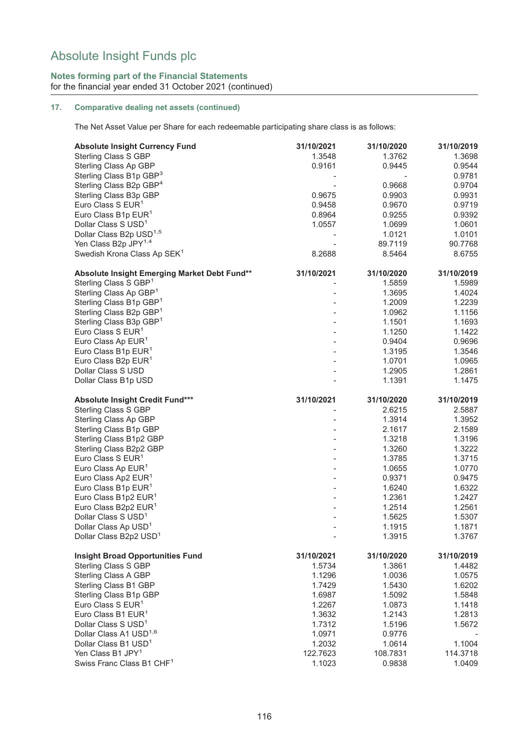# Absolute Insight Funds plc

**Notes forming part of the Financial Statements**
for the financial year ended 31 October 2021 (continued)

### 17. Comparative dealing net assets (continued)

The Net Asset Value per Share for each redeemable participating share class is as follows:

| **Absolute Insight Currency Fund** | **31/10/2021** | **31/10/2020** | **31/10/2019** |
|---|---|---|---|
| Sterling Class S GBP | 1.3548 | 1.3762 | 1.3698 |
| Sterling Class Ap GBP | 0.9161 | 0.9445 | 0.9544 |
| Sterling Class B1p GBP[3] | - | - | 0.9781 |
| Sterling Class B2p GBP[4] | - | 0.9668 | 0.9704 |
| Sterling Class B3p GBP | 0.9675 | 0.9903 | 0.9931 |
| Euro Class S EUR[1] | 0.9458 | 0.9670 | 0.9719 |
| Euro Class B1p EUR[1] | 0.8964 | 0.9255 | 0.9392 |
| Dollar Class S USD[1] | 1.0557 | 1.0699 | 1.0601 |
| Dollar Class B2p USD[1,5] | - | 1.0121 | 1.0101 |
| Yen Class B2p JPY[1,4] | - | 89.7119 | 90.7768 |
| Swedish Krona Class Ap SEK[1] | 8.2688 | 8.5464 | 8.6755 |

| **Absolute Insight Emerging Market Debt Fund**** | **31/10/2021** | **31/10/2020** | **31/10/2019** |
|---|---|---|---|
| Sterling Class S GBP[1] | - | 1.5859 | 1.5989 |
| Sterling Class Ap GBP[1] | - | 1.3695 | 1.4024 |
| Sterling Class B1p GBP[1] | - | 1.2009 | 1.2239 |
| Sterling Class B2p GBP[1] | - | 1.0962 | 1.1156 |
| Sterling Class B3p GBP[1] | - | 1.1501 | 1.1693 |
| Euro Class S EUR[1] | - | 1.1250 | 1.1422 |
| Euro Class Ap EUR[1] | - | 0.9404 | 0.9696 |
| Euro Class B1p EUR[1] | - | 1.3195 | 1.3546 |
| Euro Class B2p EUR[1] | - | 1.0701 | 1.0965 |
| Dollar Class S USD | - | 1.2905 | 1.2861 |
| Dollar Class B1p USD | - | 1.1391 | 1.1475 |

| **Absolute Insight Credit Fund***** | **31/10/2021** | **31/10/2020** | **31/10/2019** |
|---|---|---|---|
| Sterling Class S GBP | - | 2.6215 | 2.5887 |
| Sterling Class Ap GBP | - | 1.3914 | 1.3952 |
| Sterling Class B1p GBP | - | 2.1617 | 2.1589 |
| Sterling Class B1p2 GBP | - | 1.3218 | 1.3196 |
| Sterling Class B2p2 GBP | - | 1.3260 | 1.3222 |
| Euro Class S EUR[1] | - | 1.3785 | 1.3715 |
| Euro Class Ap EUR[1] | - | 1.0655 | 1.0770 |
| Euro Class Ap2 EUR[1] | - | 0.9371 | 0.9475 |
| Euro Class B1p EUR[1] | - | 1.6240 | 1.6322 |
| Euro Class B1p2 EUR[1] | - | 1.2361 | 1.2427 |
| Euro Class B2p2 EUR[1] | - | 1.2514 | 1.2561 |
| Dollar Class S USD[1] | - | 1.5625 | 1.5307 |
| Dollar Class Ap USD[1] | - | 1.1915 | 1.1871 |
| Dollar Class B2p2 USD[1] | - | 1.3915 | 1.3767 |

| **Insight Broad Opportunities Fund** | **31/10/2021** | **31/10/2020** | **31/10/2019** |
|---|---|---|---|
| Sterling Class S GBP | 1.5734 | 1.3861 | 1.4482 |
| Sterling Class A GBP | 1.1296 | 1.0036 | 1.0575 |
| Sterling Class B1 GBP | 1.7429 | 1.5430 | 1.6202 |
| Sterling Class B1p GBP | 1.6987 | 1.5092 | 1.5848 |
| Euro Class S EUR[1] | 1.2267 | 1.0873 | 1.1418 |
| Euro Class B1 EUR[1] | 1.3632 | 1.2143 | 1.2813 |
| Dollar Class S USD[1] | 1.7312 | 1.5196 | 1.5672 |
| Dollar Class A1 USD[1,6] | 1.0971 | 0.9776 | - |
| Dollar Class B1 USD[1] | 1.2032 | 1.0614 | 1.1004 |
| Yen Class B1 JPY[1] | 122.7623 | 108.7831 | 114.3718 |
| Swiss Franc Class B1 CHF[1] | 1.1023 | 0.9838 | 1.0409 |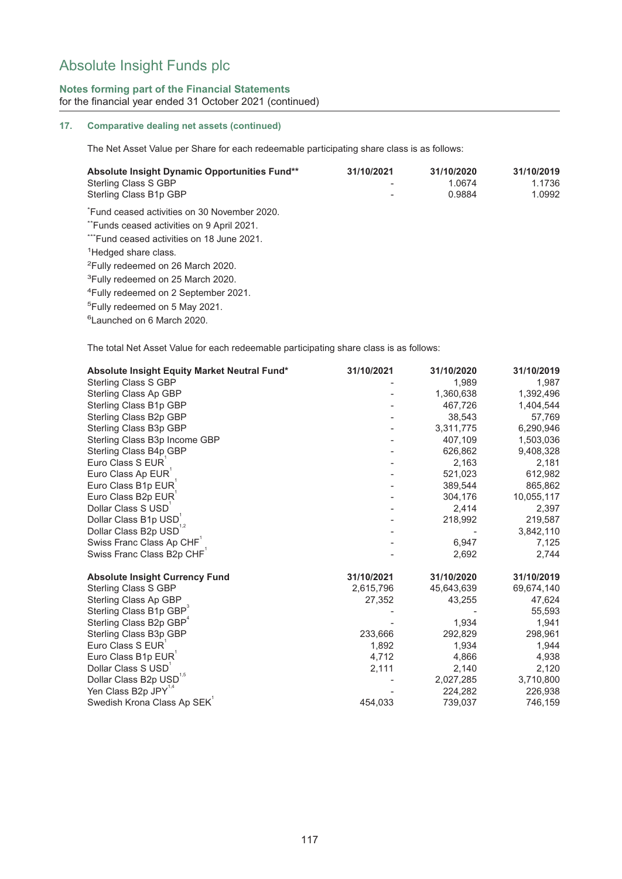# Absolute Insight Funds plc

**Notes forming part of the Financial Statements**
for the financial year ended 31 October 2021 (continued)

## 17. Comparative dealing net assets (continued)

The Net Asset Value per Share for each redeemable participating share class is as follows:

| Absolute Insight Dynamic Opportunities Fund** | 31/10/2021 | 31/10/2020 | 31/10/2019 |
|---|---|---|---|
| Sterling Class S GBP | - | 1.0674 | 1.1736 |
| Sterling Class B1p GBP | - | 0.9884 | 1.0992 |

*Fund ceased activities on 30 November 2020.
**Funds ceased activities on 9 April 2021.
***Fund ceased activities on 18 June 2021.
[1]Hedged share class.
[2]Fully redeemed on 26 March 2020.
[3]Fully redeemed on 25 March 2020.
[4]Fully redeemed on 2 September 2021.
[5]Fully redeemed on 5 May 2021.
[6]Launched on 6 March 2020.

The total Net Asset Value for each redeemable participating share class is as follows:

| Absolute Insight Equity Market Neutral Fund* | 31/10/2021 | 31/10/2020 | 31/10/2019 |
|---|---|---|---|
| Sterling Class S GBP | - | 1,989 | 1,987 |
| Sterling Class Ap GBP | - | 1,360,638 | 1,392,496 |
| Sterling Class B1p GBP | - | 467,726 | 1,404,544 |
| Sterling Class B2p GBP | - | 38,543 | 57,769 |
| Sterling Class B3p GBP | - | 3,311,775 | 6,290,946 |
| Sterling Class B3p Income GBP | - | 407,109 | 1,503,036 |
| Sterling Class B4p GBP | - | 626,862 | 9,408,328 |
| Euro Class S EUR[1] | - | 2,163 | 2,181 |
| Euro Class Ap EUR[1] | - | 521,023 | 612,982 |
| Euro Class B1p EUR[1] | - | 389,544 | 865,862 |
| Euro Class B2p EUR[1] | - | 304,176 | 10,055,117 |
| Dollar Class S USD[1] | - | 2,414 | 2,397 |
| Dollar Class B1p USD[1] | - | 218,992 | 219,587 |
| Dollar Class B2p USD[1,2] | - | - | 3,842,110 |
| Swiss Franc Class Ap CHF[1] | - | 6,947 | 7,125 |
| Swiss Franc Class B2p CHF[1] | - | 2,692 | 2,744 |

| Absolute Insight Currency Fund | 31/10/2021 | 31/10/2020 | 31/10/2019 |
|---|---|---|---|
| Sterling Class S GBP | 2,615,796 | 45,643,639 | 69,674,140 |
| Sterling Class Ap GBP | 27,352 | 43,255 | 47,624 |
| Sterling Class B1p GBP[3] | - | - | 55,593 |
| Sterling Class B2p GBP[4] | - | 1,934 | 1,941 |
| Sterling Class B3p GBP | 233,666 | 292,829 | 298,961 |
| Euro Class S EUR[1] | 1,892 | 1,934 | 1,944 |
| Euro Class B1p EUR[1] | 4,712 | 4,866 | 4,938 |
| Dollar Class S USD[1] | 2,111 | 2,140 | 2,120 |
| Dollar Class B2p USD[1,5] | - | 2,027,285 | 3,710,800 |
| Yen Class B2p JPY[1,4] | - | 224,282 | 226,938 |
| Swedish Krona Class Ap SEK[1] | 454,033 | 739,037 | 746,159 |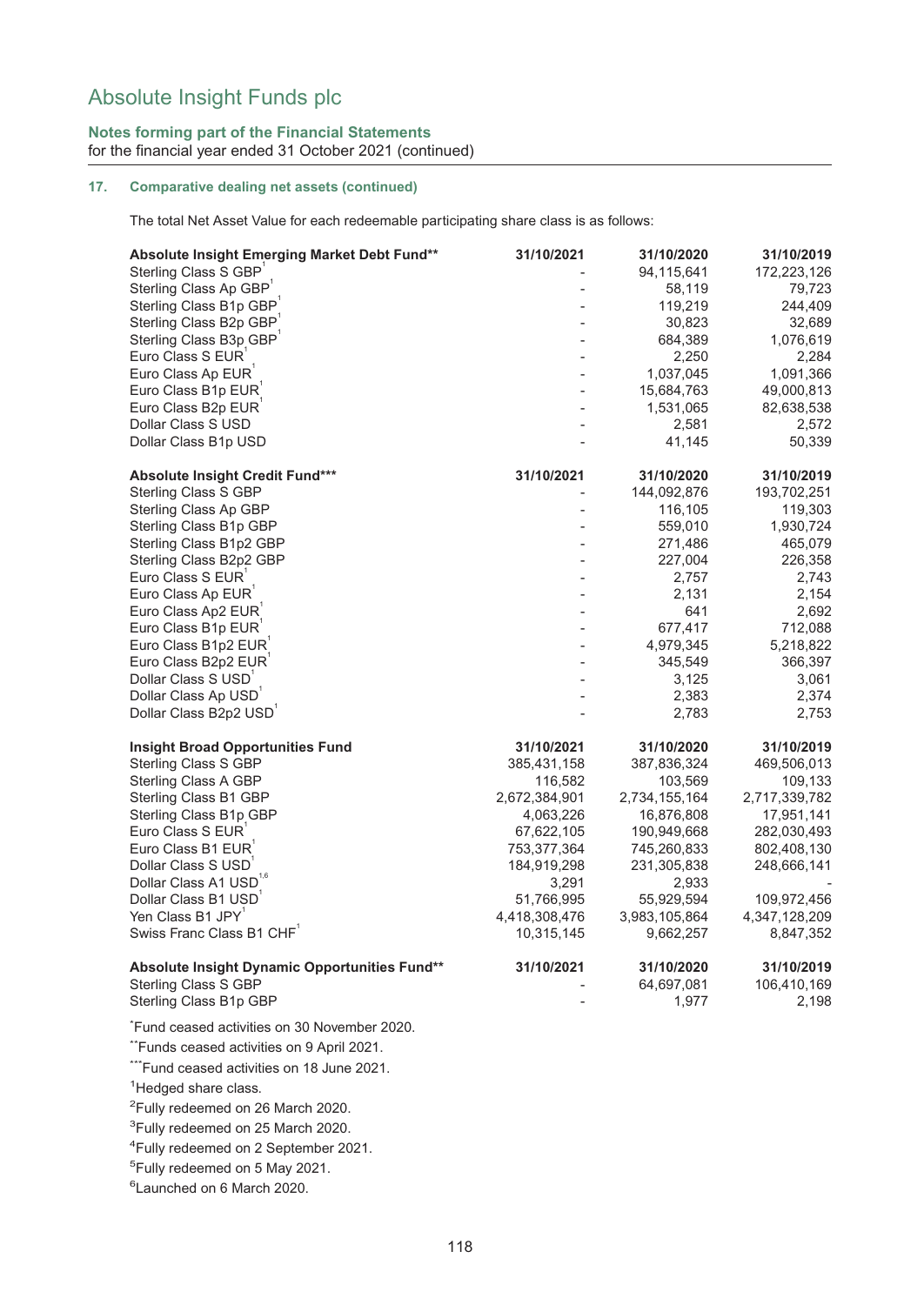# Absolute Insight Funds plc

**Notes forming part of the Financial Statements**
for the financial year ended 31 October 2021 (continued)

### 17. Comparative dealing net assets (continued)

The total Net Asset Value for each redeemable participating share class is as follows:

| **Absolute Insight Emerging Market Debt Fund**** | **31/10/2021** | **31/10/2020** | **31/10/2019** |
|---|---|---|---|
| Sterling Class S GBP[1] | - | 94,115,641 | 172,223,126 |
| Sterling Class Ap GBP[1] | - | 58,119 | 79,723 |
| Sterling Class B1p GBP[1] | - | 119,219 | 244,409 |
| Sterling Class B2p GBP[1] | - | 30,823 | 32,689 |
| Sterling Class B3p GBP[1] | - | 684,389 | 1,076,619 |
| Euro Class S EUR[1] | - | 2,250 | 2,284 |
| Euro Class Ap EUR[1] | - | 1,037,045 | 1,091,366 |
| Euro Class B1p EUR[1] | - | 15,684,763 | 49,000,813 |
| Euro Class B2p EUR[1] | - | 1,531,065 | 82,638,538 |
| Dollar Class S USD | - | 2,581 | 2,572 |
| Dollar Class B1p USD | - | 41,145 | 50,339 |

| **Absolute Insight Credit Fund***** | **31/10/2021** | **31/10/2020** | **31/10/2019** |
|---|---|---|---|
| Sterling Class S GBP | - | 144,092,876 | 193,702,251 |
| Sterling Class Ap GBP | - | 116,105 | 119,303 |
| Sterling Class B1p GBP | - | 559,010 | 1,930,724 |
| Sterling Class B1p2 GBP | - | 271,486 | 465,079 |
| Sterling Class B2p2 GBP | - | 227,004 | 226,358 |
| Euro Class S EUR[1] | - | 2,757 | 2,743 |
| Euro Class Ap EUR[1] | - | 2,131 | 2,154 |
| Euro Class Ap2 EUR[1] | - | 641 | 2,692 |
| Euro Class B1p EUR[1] | - | 677,417 | 712,088 |
| Euro Class B1p2 EUR[1] | - | 4,979,345 | 5,218,822 |
| Euro Class B2p2 EUR[1] | - | 345,549 | 366,397 |
| Dollar Class S USD[1] | - | 3,125 | 3,061 |
| Dollar Class Ap USD[1] | - | 2,383 | 2,374 |
| Dollar Class B2p2 USD[1] | - | 2,783 | 2,753 |

| **Insight Broad Opportunities Fund** | **31/10/2021** | **31/10/2020** | **31/10/2019** |
|---|---|---|---|
| Sterling Class S GBP | 385,431,158 | 387,836,324 | 469,506,013 |
| Sterling Class A GBP | 116,582 | 103,569 | 109,133 |
| Sterling Class B1 GBP | 2,672,384,901 | 2,734,155,164 | 2,717,339,782 |
| Sterling Class B1p GBP | 4,063,226 | 16,876,808 | 17,951,141 |
| Euro Class S EUR[1] | 67,622,105 | 190,949,668 | 282,030,493 |
| Euro Class B1 EUR[1] | 753,377,364 | 745,260,833 | 802,408,130 |
| Dollar Class S USD[1] | 184,919,298 | 231,305,838 | 248,666,141 |
| Dollar Class A1 USD[1,6] | 3,291 | 2,933 | - |
| Dollar Class B1 USD[1] | 51,766,995 | 55,929,594 | 109,972,456 |
| Yen Class B1 JPY[1] | 4,418,308,476 | 3,983,105,864 | 4,347,128,209 |
| Swiss Franc Class B1 CHF[1] | 10,315,145 | 9,662,257 | 8,847,352 |

| **Absolute Insight Dynamic Opportunities Fund**** | **31/10/2021** | **31/10/2020** | **31/10/2019** |
|---|---|---|---|
| Sterling Class S GBP | - | 64,697,081 | 106,410,169 |
| Sterling Class B1p GBP | - | 1,977 | 2,198 |

*Fund ceased activities on 30 November 2020.

**Funds ceased activities on 9 April 2021.

***Fund ceased activities on 18 June 2021.

[1]Hedged share class.

[2]Fully redeemed on 26 March 2020.

[3]Fully redeemed on 25 March 2020.

[4]Fully redeemed on 2 September 2021.

[5]Fully redeemed on 5 May 2021.

[6]Launched on 6 March 2020.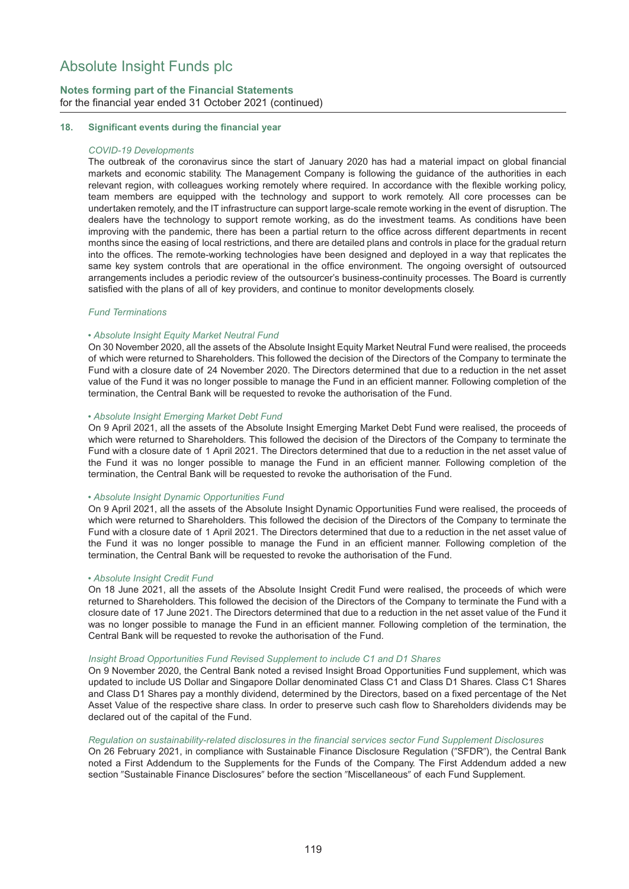## 18. Significant events during the financial year

*COVID-19 Developments*

The outbreak of the coronavirus since the start of January 2020 has had a material impact on global financial markets and economic stability. The Management Company is following the guidance of the authorities in each relevant region, with colleagues working remotely where required. In accordance with the flexible working policy, team members are equipped with the technology and support to work remotely. All core processes can be undertaken remotely, and the IT infrastructure can support large-scale remote working in the event of disruption. The dealers have the technology to support remote working, as do the investment teams. As conditions have been improving with the pandemic, there has been a partial return to the office across different departments in recent months since the easing of local restrictions, and there are detailed plans and controls in place for the gradual return into the offices. The remote-working technologies have been designed and deployed in a way that replicates the same key system controls that are operational in the office environment. The ongoing oversight of outsourced arrangements includes a periodic review of the outsourcer's business-continuity processes. The Board is currently satisfied with the plans of all of key providers, and continue to monitor developments closely.

*Fund Terminations*

*• Absolute Insight Equity Market Neutral Fund*

On 30 November 2020, all the assets of the Absolute Insight Equity Market Neutral Fund were realised, the proceeds of which were returned to Shareholders. This followed the decision of the Directors of the Company to terminate the Fund with a closure date of 24 November 2020. The Directors determined that due to a reduction in the net asset value of the Fund it was no longer possible to manage the Fund in an efficient manner. Following completion of the termination, the Central Bank will be requested to revoke the authorisation of the Fund.

*• Absolute Insight Emerging Market Debt Fund*

On 9 April 2021, all the assets of the Absolute Insight Emerging Market Debt Fund were realised, the proceeds of which were returned to Shareholders. This followed the decision of the Directors of the Company to terminate the Fund with a closure date of 1 April 2021. The Directors determined that due to a reduction in the net asset value of the Fund it was no longer possible to manage the Fund in an efficient manner. Following completion of the termination, the Central Bank will be requested to revoke the authorisation of the Fund.

*• Absolute Insight Dynamic Opportunities Fund*

On 9 April 2021, all the assets of the Absolute Insight Dynamic Opportunities Fund were realised, the proceeds of which were returned to Shareholders. This followed the decision of the Directors of the Company to terminate the Fund with a closure date of 1 April 2021. The Directors determined that due to a reduction in the net asset value of the Fund it was no longer possible to manage the Fund in an efficient manner. Following completion of the termination, the Central Bank will be requested to revoke the authorisation of the Fund.

*• Absolute Insight Credit Fund*

On 18 June 2021, all the assets of the Absolute Insight Credit Fund were realised, the proceeds of which were returned to Shareholders. This followed the decision of the Directors of the Company to terminate the Fund with a closure date of 17 June 2021. The Directors determined that due to a reduction in the net asset value of the Fund it was no longer possible to manage the Fund in an efficient manner. Following completion of the termination, the Central Bank will be requested to revoke the authorisation of the Fund.

*Insight Broad Opportunities Fund Revised Supplement to include C1 and D1 Shares*

On 9 November 2020, the Central Bank noted a revised Insight Broad Opportunities Fund supplement, which was updated to include US Dollar and Singapore Dollar denominated Class C1 and Class D1 Shares. Class C1 Shares and Class D1 Shares pay a monthly dividend, determined by the Directors, based on a fixed percentage of the Net Asset Value of the respective share class. In order to preserve such cash flow to Shareholders dividends may be declared out of the capital of the Fund.

*Regulation on sustainability-related disclosures in the financial services sector Fund Supplement Disclosures*

On 26 February 2021, in compliance with Sustainable Finance Disclosure Regulation ("SFDR"), the Central Bank noted a First Addendum to the Supplements for the Funds of the Company. The First Addendum added a new section "Sustainable Finance Disclosures" before the section "Miscellaneous" of each Fund Supplement.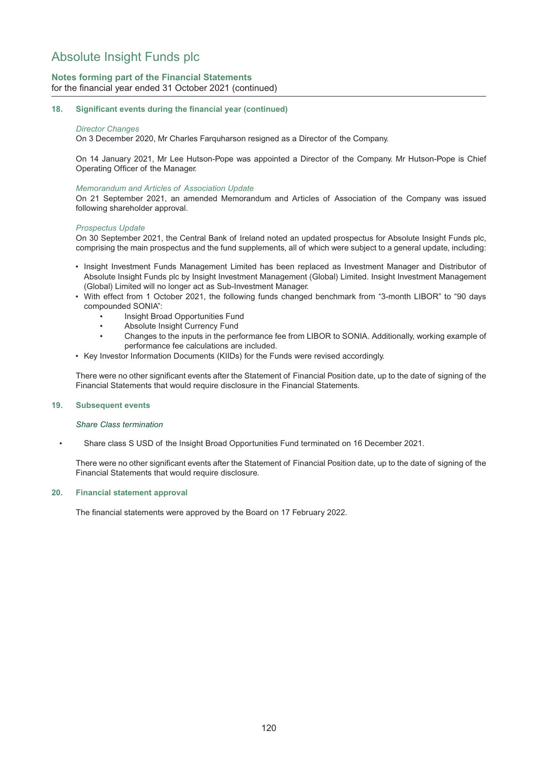# Absolute Insight Funds plc

**Notes forming part of the Financial Statements**
for the financial year ended 31 October 2021 (continued)

### 18. Significant events during the financial year (continued)

*Director Changes*
On 3 December 2020, Mr Charles Farquharson resigned as a Director of the Company.

On 14 January 2021, Mr Lee Hutson-Pope was appointed a Director of the Company. Mr Hutson-Pope is Chief Operating Officer of the Manager.

*Memorandum and Articles of Association Update*
On 21 September 2021, an amended Memorandum and Articles of Association of the Company was issued following shareholder approval.

*Prospectus Update*
On 30 September 2021, the Central Bank of Ireland noted an updated prospectus for Absolute Insight Funds plc, comprising the main prospectus and the fund supplements, all of which were subject to a general update, including:

- Insight Investment Funds Management Limited has been replaced as Investment Manager and Distributor of Absolute Insight Funds plc by Insight Investment Management (Global) Limited. Insight Investment Management (Global) Limited will no longer act as Sub-Investment Manager.
- With effect from 1 October 2021, the following funds changed benchmark from "3-month LIBOR" to "90 days compounded SONIA":
  - Insight Broad Opportunities Fund
  - Absolute Insight Currency Fund
  - Changes to the inputs in the performance fee from LIBOR to SONIA. Additionally, working example of performance fee calculations are included.
- Key Investor Information Documents (KIIDs) for the Funds were revised accordingly.

There were no other significant events after the Statement of Financial Position date, up to the date of signing of the Financial Statements that would require disclosure in the Financial Statements.

### 19. Subsequent events

*Share Class termination*

- Share class S USD of the Insight Broad Opportunities Fund terminated on 16 December 2021.

There were no other significant events after the Statement of Financial Position date, up to the date of signing of the Financial Statements that would require disclosure.

### 20. Financial statement approval

The financial statements were approved by the Board on 17 February 2022.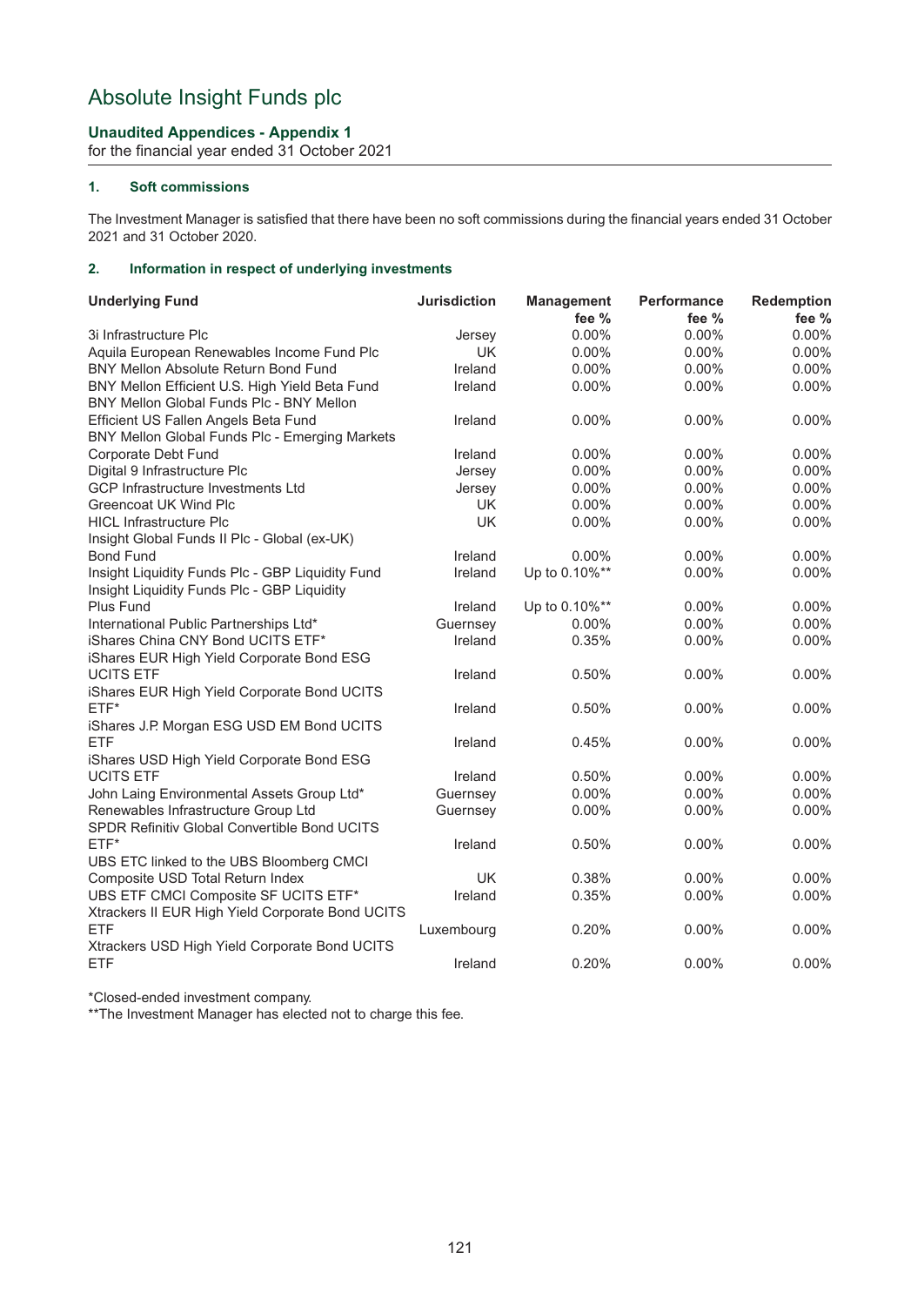# Absolute Insight Funds plc

## Unaudited Appendices - Appendix 1

for the financial year ended 31 October 2021

### 1. Soft commissions

The Investment Manager is satisfied that there have been no soft commissions during the financial years ended 31 October 2021 and 31 October 2020.

### 2. Information in respect of underlying investments

| Underlying Fund | Jurisdiction | Management fee % | Performance fee % | Redemption fee % |
|---|---|---|---|---|
| 3i Infrastructure Plc | Jersey | 0.00% | 0.00% | 0.00% |
| Aquila European Renewables Income Fund Plc | UK | 0.00% | 0.00% | 0.00% |
| BNY Mellon Absolute Return Bond Fund | Ireland | 0.00% | 0.00% | 0.00% |
| BNY Mellon Efficient U.S. High Yield Beta Fund | Ireland | 0.00% | 0.00% | 0.00% |
| BNY Mellon Global Funds Plc - BNY Mellon Efficient US Fallen Angels Beta Fund | Ireland | 0.00% | 0.00% | 0.00% |
| BNY Mellon Global Funds Plc - Emerging Markets Corporate Debt Fund | Ireland | 0.00% | 0.00% | 0.00% |
| Digital 9 Infrastructure Plc | Jersey | 0.00% | 0.00% | 0.00% |
| GCP Infrastructure Investments Ltd | Jersey | 0.00% | 0.00% | 0.00% |
| Greencoat UK Wind Plc | UK | 0.00% | 0.00% | 0.00% |
| HICL Infrastructure Plc | UK | 0.00% | 0.00% | 0.00% |
| Insight Global Funds II Plc - Global (ex-UK) Bond Fund | Ireland | 0.00% | 0.00% | 0.00% |
| Insight Liquidity Funds Plc - GBP Liquidity Fund | Ireland | Up to 0.10%** | 0.00% | 0.00% |
| Insight Liquidity Funds Plc - GBP Liquidity Plus Fund | Ireland | Up to 0.10%** | 0.00% | 0.00% |
| International Public Partnerships Ltd* | Guernsey | 0.00% | 0.00% | 0.00% |
| iShares China CNY Bond UCITS ETF* | Ireland | 0.35% | 0.00% | 0.00% |
| iShares EUR High Yield Corporate Bond ESG UCITS ETF | Ireland | 0.50% | 0.00% | 0.00% |
| iShares EUR High Yield Corporate Bond UCITS ETF* | Ireland | 0.50% | 0.00% | 0.00% |
| iShares J.P. Morgan ESG USD EM Bond UCITS ETF | Ireland | 0.45% | 0.00% | 0.00% |
| iShares USD High Yield Corporate Bond ESG UCITS ETF | Ireland | 0.50% | 0.00% | 0.00% |
| John Laing Environmental Assets Group Ltd* | Guernsey | 0.00% | 0.00% | 0.00% |
| Renewables Infrastructure Group Ltd | Guernsey | 0.00% | 0.00% | 0.00% |
| SPDR Refinitiv Global Convertible Bond UCITS ETF* | Ireland | 0.50% | 0.00% | 0.00% |
| UBS ETC linked to the UBS Bloomberg CMCI Composite USD Total Return Index | UK | 0.38% | 0.00% | 0.00% |
| UBS ETF CMCI Composite SF UCITS ETF* | Ireland | 0.35% | 0.00% | 0.00% |
| Xtrackers II EUR High Yield Corporate Bond UCITS ETF | Luxembourg | 0.20% | 0.00% | 0.00% |
| Xtrackers USD High Yield Corporate Bond UCITS ETF | Ireland | 0.20% | 0.00% | 0.00% |

*Closed-ended investment company.

**The Investment Manager has elected not to charge this fee.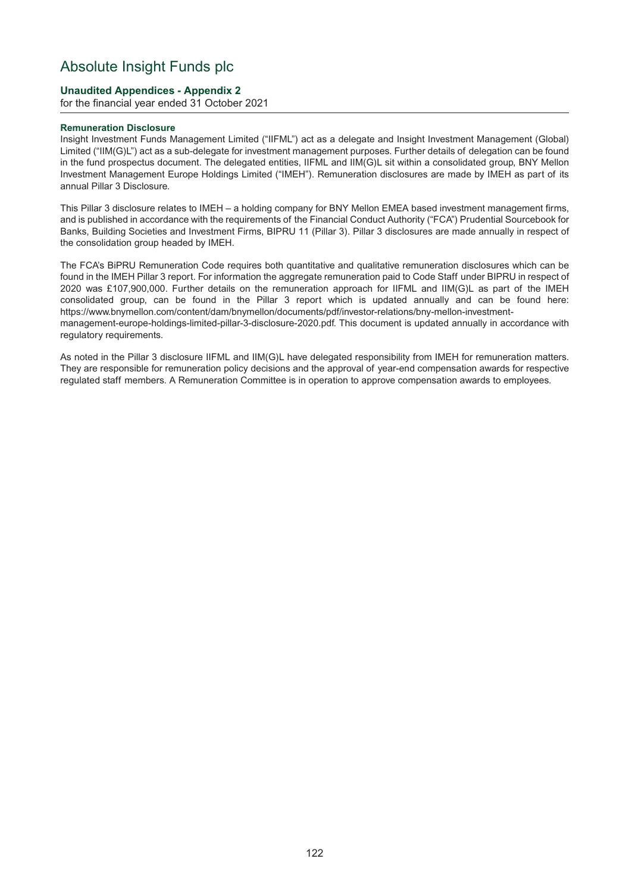# Absolute Insight Funds plc

**Unaudited Appendices - Appendix 2**

for the financial year ended 31 October 2021

**Remuneration Disclosure**

Insight Investment Funds Management Limited ("IIFML") act as a delegate and Insight Investment Management (Global) Limited ("IIM(G)L") act as a sub-delegate for investment management purposes. Further details of delegation can be found in the fund prospectus document. The delegated entities, IIFML and IIM(G)L sit within a consolidated group, BNY Mellon Investment Management Europe Holdings Limited ("IMEH"). Remuneration disclosures are made by IMEH as part of its annual Pillar 3 Disclosure.

This Pillar 3 disclosure relates to IMEH – a holding company for BNY Mellon EMEA based investment management firms, and is published in accordance with the requirements of the Financial Conduct Authority ("FCA") Prudential Sourcebook for Banks, Building Societies and Investment Firms, BIPRU 11 (Pillar 3). Pillar 3 disclosures are made annually in respect of the consolidation group headed by IMEH.

The FCA's BiPRU Remuneration Code requires both quantitative and qualitative remuneration disclosures which can be found in the IMEH Pillar 3 report. For information the aggregate remuneration paid to Code Staff under BIPRU in respect of 2020 was £107,900,000. Further details on the remuneration approach for IIFML and IIM(G)L as part of the IMEH consolidated group, can be found in the Pillar 3 report which is updated annually and can be found here: https://www.bnymellon.com/content/dam/bnymellon/documents/pdf/investor-relations/bny-mellon-investment-management-europe-holdings-limited-pillar-3-disclosure-2020.pdf. This document is updated annually in accordance with regulatory requirements.

As noted in the Pillar 3 disclosure IIFML and IIM(G)L have delegated responsibility from IMEH for remuneration matters. They are responsible for remuneration policy decisions and the approval of year-end compensation awards for respective regulated staff members. A Remuneration Committee is in operation to approve compensation awards to employees.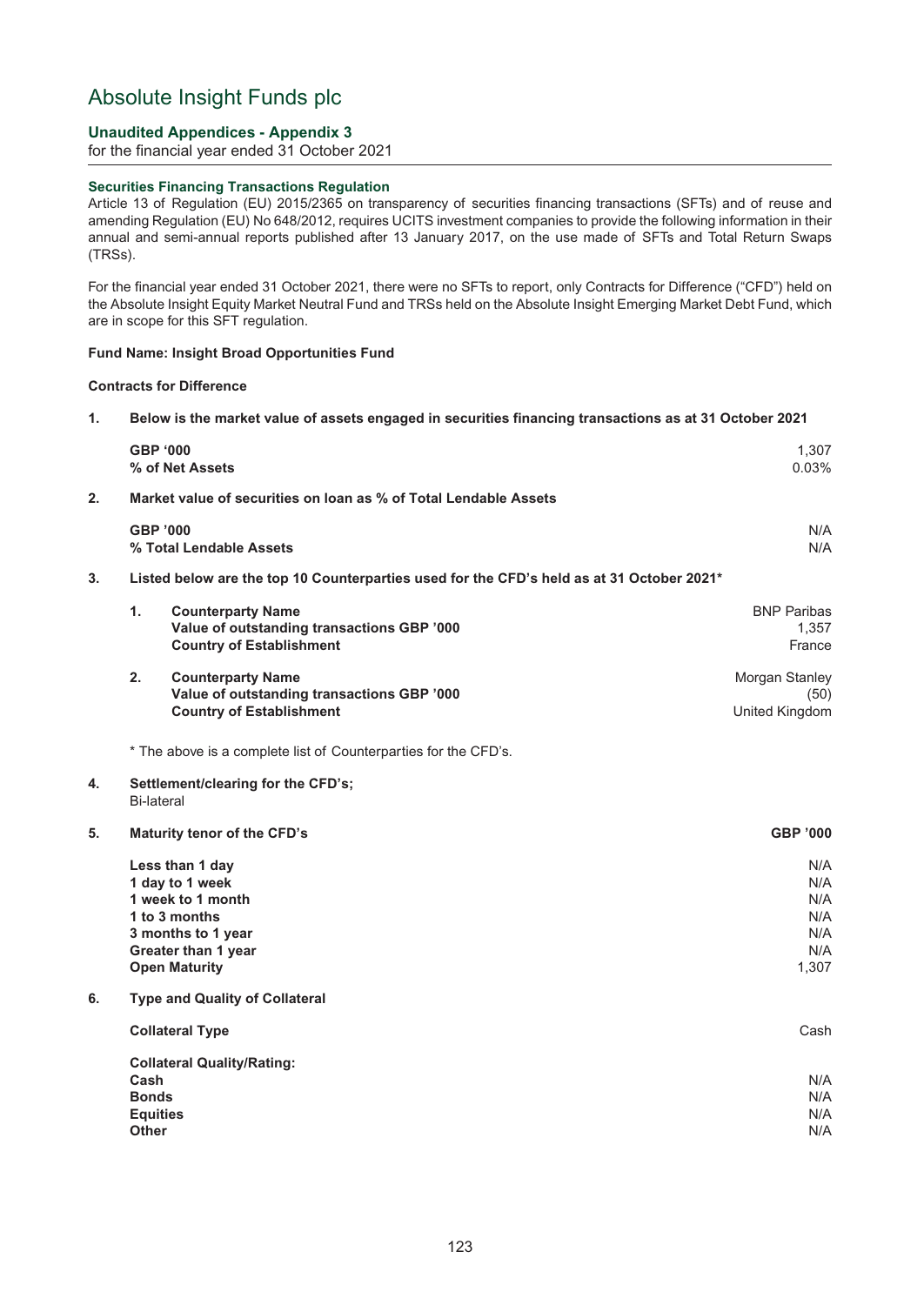# Absolute Insight Funds plc

**Unaudited Appendices - Appendix 3**
for the financial year ended 31 October 2021

**Securities Financing Transactions Regulation**

Article 13 of Regulation (EU) 2015/2365 on transparency of securities financing transactions (SFTs) and of reuse and amending Regulation (EU) No 648/2012, requires UCITS investment companies to provide the following information in their annual and semi-annual reports published after 13 January 2017, on the use made of SFTs and Total Return Swaps (TRSs).

For the financial year ended 31 October 2021, there were no SFTs to report, only Contracts for Difference ("CFD") held on the Absolute Insight Equity Market Neutral Fund and TRSs held on the Absolute Insight Emerging Market Debt Fund, which are in scope for this SFT regulation.

**Fund Name: Insight Broad Opportunities Fund**

**Contracts for Difference**

**1. Below is the market value of assets engaged in securities financing transactions as at 31 October 2021**

| | |
|---|---|
| **GBP '000** | 1,307 |
| **% of Net Assets** | 0.03% |

**2. Market value of securities on loan as % of Total Lendable Assets**

| | |
|---|---|
| **GBP '000** | N/A |
| **% Total Lendable Assets** | N/A |

**3. Listed below are the top 10 Counterparties used for the CFD's held as at 31 October 2021***

| | | |
|---|---|---|
| 1. | **Counterparty Name** | BNP Paribas |
| | **Value of outstanding transactions GBP '000** | 1,357 |
| | **Country of Establishment** | France |
| 2. | **Counterparty Name** | Morgan Stanley |
| | **Value of outstanding transactions GBP '000** | (50) |
| | **Country of Establishment** | United Kingdom |

\* The above is a complete list of Counterparties for the CFD's.

**4. Settlement/clearing for the CFD's;**
Bi-lateral

**5. Maturity tenor of the CFD's**

| | **GBP '000** |
|---|---|
| **Less than 1 day** | N/A |
| **1 day to 1 week** | N/A |
| **1 week to 1 month** | N/A |
| **1 to 3 months** | N/A |
| **3 months to 1 year** | N/A |
| **Greater than 1 year** | N/A |
| **Open Maturity** | 1,307 |

**6. Type and Quality of Collateral**

| | |
|---|---|
| **Collateral Type** | Cash |
| **Collateral Quality/Rating:** | |
| **Cash** | N/A |
| **Bonds** | N/A |
| **Equities** | N/A |
| **Other** | N/A |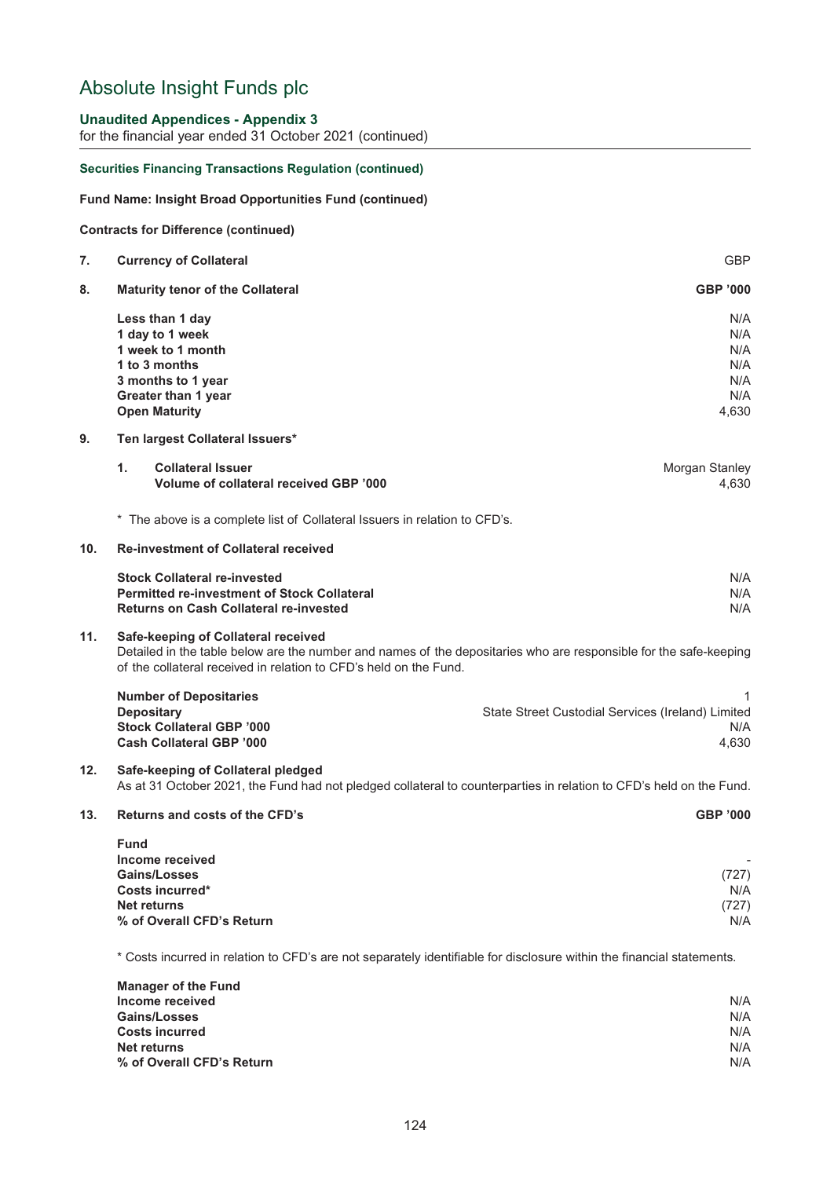# Absolute Insight Funds plc

## Unaudited Appendices - Appendix 3

for the financial year ended 31 October 2021 (continued)

### Securities Financing Transactions Regulation (continued)

**Fund Name: Insight Broad Opportunities Fund (continued)**

**Contracts for Difference (continued)**

| | | |
|---|---|---|
| **7.** | **Currency of Collateral** | GBP |
| **8.** | **Maturity tenor of the Collateral** | **GBP '000** |
| | **Less than 1 day** | N/A |
| | **1 day to 1 week** | N/A |
| | **1 week to 1 month** | N/A |
| | **1 to 3 months** | N/A |
| | **3 months to 1 year** | N/A |
| | **Greater than 1 year** | N/A |
| | **Open Maturity** | 4,630 |

**9. Ten largest Collateral Issuers***

| | | |
|---|---|---|
| **1.** | **Collateral Issuer** | Morgan Stanley |
| | **Volume of collateral received GBP '000** | 4,630 |

* The above is a complete list of Collateral Issuers in relation to CFD's.

**10. Re-investment of Collateral received**

| | |
|---|---|
| **Stock Collateral re-invested** | N/A |
| **Permitted re-investment of Stock Collateral** | N/A |
| **Returns on Cash Collateral re-invested** | N/A |

**11. Safe-keeping of Collateral received**

Detailed in the table below are the number and names of the depositaries who are responsible for the safe-keeping of the collateral received in relation to CFD's held on the Fund.

| | |
|---|---|
| **Number of Depositaries** | 1 |
| **Depositary** | State Street Custodial Services (Ireland) Limited |
| **Stock Collateral GBP '000** | N/A |
| **Cash Collateral GBP '000** | 4,630 |

**12. Safe-keeping of Collateral pledged**

As at 31 October 2021, the Fund had not pledged collateral to counterparties in relation to CFD's held on the Fund.

**13. Returns and costs of the CFD's**

| | **GBP '000** |
|---|---|
| **Fund** | |
| **Income received** | - |
| **Gains/Losses** | (727) |
| **Costs incurred*** | N/A |
| **Net returns** | (727) |
| **% of Overall CFD's Return** | N/A |

* Costs incurred in relation to CFD's are not separately identifiable for disclosure within the financial statements.

| | |
|---|---|
| **Manager of the Fund** | |
| **Income received** | N/A |
| **Gains/Losses** | N/A |
| **Costs incurred** | N/A |
| **Net returns** | N/A |
| **% of Overall CFD's Return** | N/A |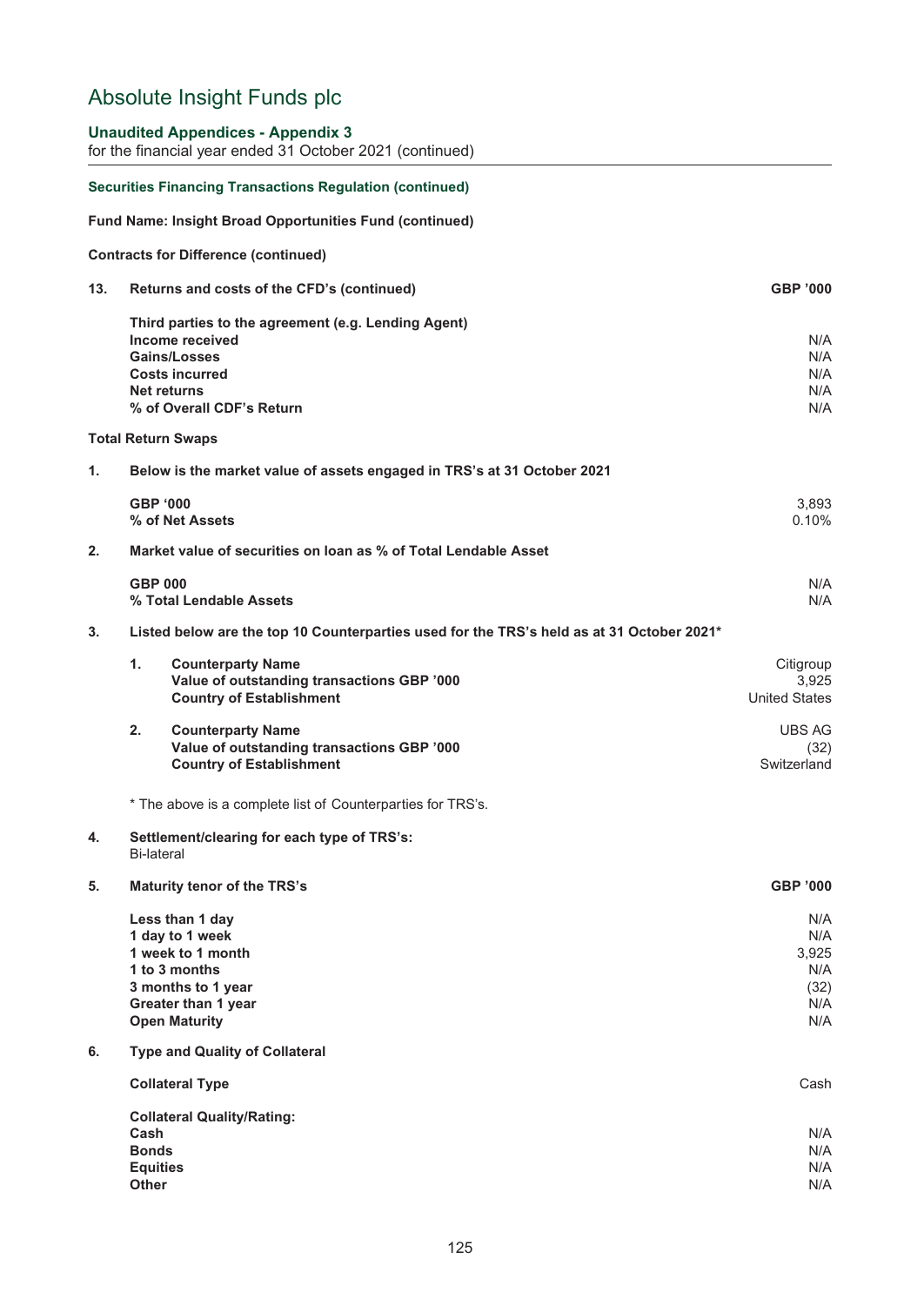# Absolute Insight Funds plc

**Unaudited Appendices - Appendix 3**
for the financial year ended 31 October 2021 (continued)

**Securities Financing Transactions Regulation (continued)**

**Fund Name: Insight Broad Opportunities Fund (continued)**

**Contracts for Difference (continued)**

| **13.** | **Returns and costs of the CFD's (continued)** | **GBP '000** |
|---|---|---|
| | Third parties to the agreement (e.g. Lending Agent) | |
| | **Income received** | N/A |
| | **Gains/Losses** | N/A |
| | **Costs incurred** | N/A |
| | **Net returns** | N/A |
| | **% of Overall CDF's Return** | N/A |

**Total Return Swaps**

**1. Below is the market value of assets engaged in TRS's at 31 October 2021**

| | |
|---|---|
| **GBP '000** | 3,893 |
| **% of Net Assets** | 0.10% |

**2. Market value of securities on loan as % of Total Lendable Asset**

| | |
|---|---|
| **GBP 000** | N/A |
| **% Total Lendable Assets** | N/A |

**3. Listed below are the top 10 Counterparties used for the TRS's held as at 31 October 2021***

| | | |
|---|---|---|
| 1. | **Counterparty Name** | Citigroup |
| | **Value of outstanding transactions GBP '000** | 3,925 |
| | **Country of Establishment** | United States |
| 2. | **Counterparty Name** | UBS AG |
| | **Value of outstanding transactions GBP '000** | (32) |
| | **Country of Establishment** | Switzerland |

* The above is a complete list of Counterparties for TRS's.

**4. Settlement/clearing for each type of TRS's:**
Bi-lateral

| **5. Maturity tenor of the TRS's** | **GBP '000** |
|---|---|
| **Less than 1 day** | N/A |
| **1 day to 1 week** | N/A |
| **1 week to 1 month** | 3,925 |
| **1 to 3 months** | N/A |
| **3 months to 1 year** | (32) |
| **Greater than 1 year** | N/A |
| **Open Maturity** | N/A |

**6. Type and Quality of Collateral**

| | |
|---|---|
| **Collateral Type** | Cash |
| **Collateral Quality/Rating:** | |
| **Cash** | N/A |
| **Bonds** | N/A |
| **Equities** | N/A |
| **Other** | N/A |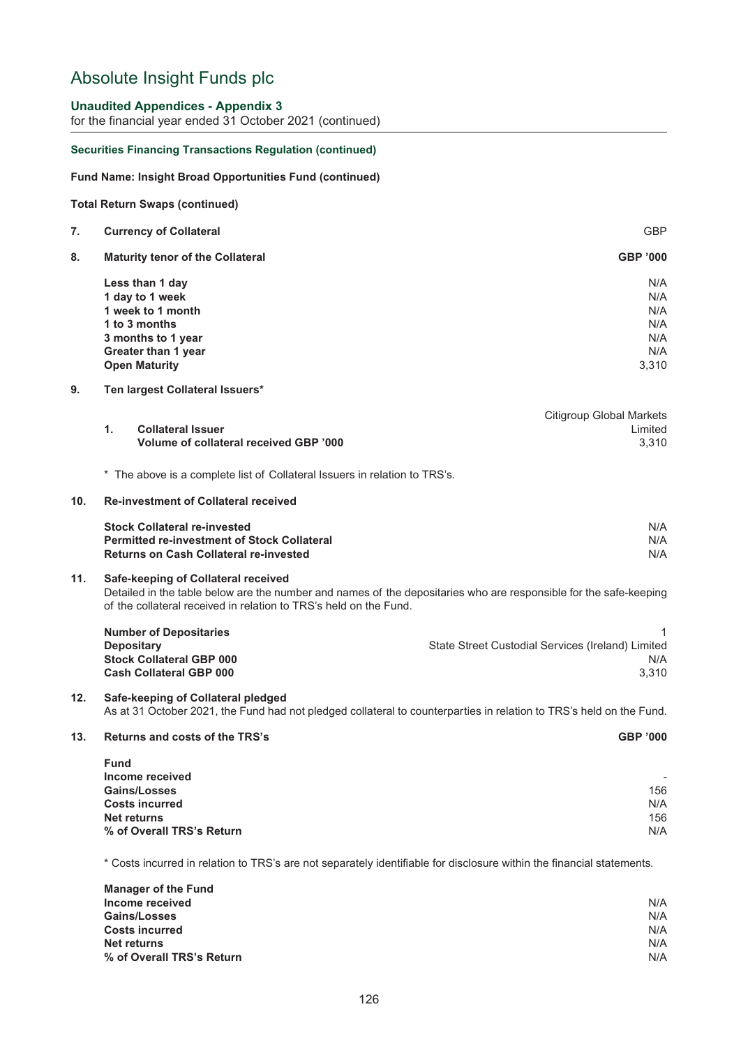# Absolute Insight Funds plc

**Unaudited Appendices - Appendix 3**
for the financial year ended 31 October 2021 (continued)

**Securities Financing Transactions Regulation (continued)**

**Fund Name: Insight Broad Opportunities Fund (continued)**

**Total Return Swaps (continued)**

**7. Currency of Collateral** GBP

**8. Maturity tenor of the Collateral**

| | GBP '000 |
|---|---|
| **Less than 1 day** | N/A |
| **1 day to 1 week** | N/A |
| **1 week to 1 month** | N/A |
| **1 to 3 months** | N/A |
| **3 months to 1 year** | N/A |
| **Greater than 1 year** | N/A |
| **Open Maturity** | 3,310 |

**9. Ten largest Collateral Issuers***

| | |
|---|---|
| **1. Collateral Issuer** | Citigroup Global Markets Limited |
| **Volume of collateral received GBP '000** | 3,310 |

\* The above is a complete list of Collateral Issuers in relation to TRS's.

**10. Re-investment of Collateral received**

| | |
|---|---|
| **Stock Collateral re-invested** | N/A |
| **Permitted re-investment of Stock Collateral** | N/A |
| **Returns on Cash Collateral re-invested** | N/A |

**11. Safe-keeping of Collateral received**

Detailed in the table below are the number and names of the depositaries who are responsible for the safe-keeping of the collateral received in relation to TRS's held on the Fund.

| | |
|---|---|
| **Number of Depositaries** | 1 |
| **Depositary** | State Street Custodial Services (Ireland) Limited |
| **Stock Collateral GBP 000** | N/A |
| **Cash Collateral GBP 000** | 3,310 |

**12. Safe-keeping of Collateral pledged**

As at 31 October 2021, the Fund had not pledged collateral to counterparties in relation to TRS's held on the Fund.

**13. Returns and costs of the TRS's**

| | GBP '000 |
|---|---|
| **Fund** | |
| **Income received** | - |
| **Gains/Losses** | 156 |
| **Costs incurred** | N/A |
| **Net returns** | 156 |
| **% of Overall TRS's Return** | N/A |

\* Costs incurred in relation to TRS's are not separately identifiable for disclosure within the financial statements.

| | |
|---|---|
| **Manager of the Fund** | |
| **Income received** | N/A |
| **Gains/Losses** | N/A |
| **Costs incurred** | N/A |
| **Net returns** | N/A |
| **% of Overall TRS's Return** | N/A |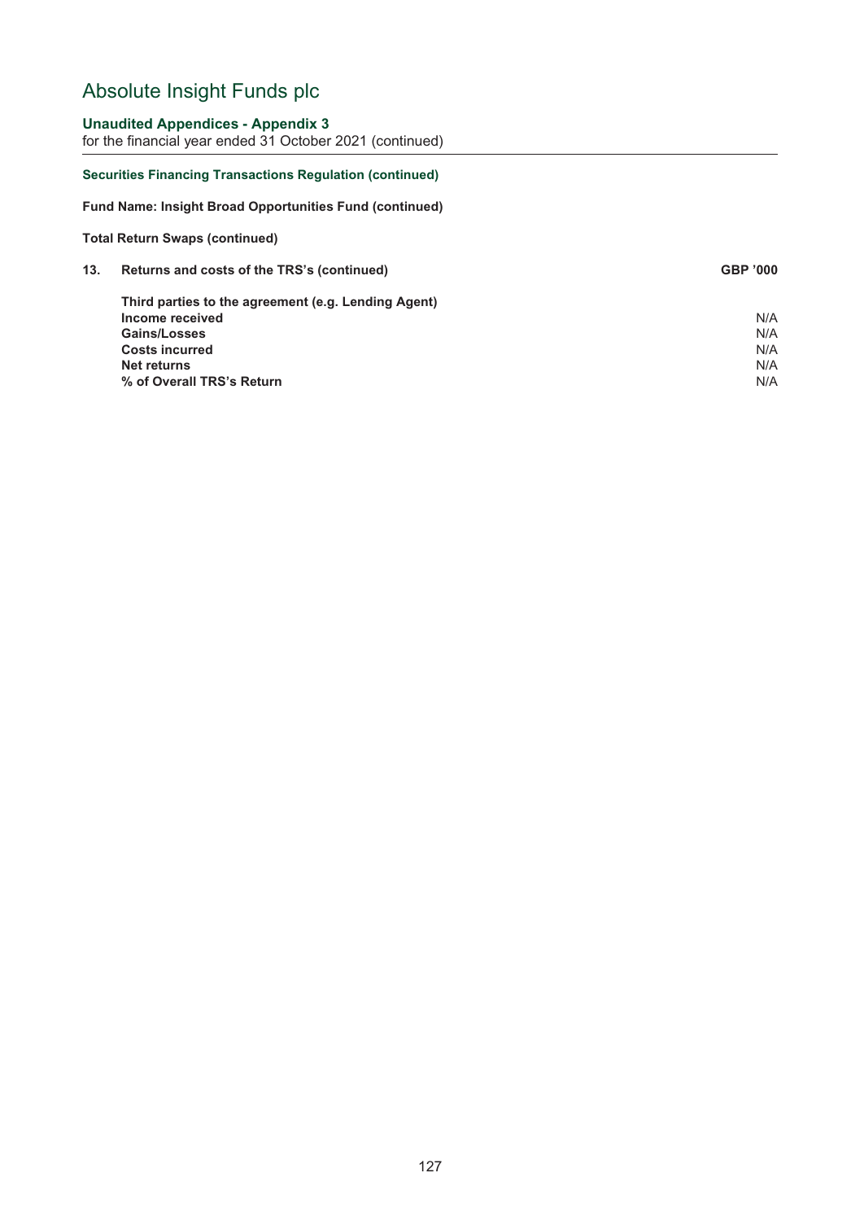# Absolute Insight Funds plc

**Unaudited Appendices - Appendix 3**
for the financial year ended 31 October 2021 (continued)

**Securities Financing Transactions Regulation (continued)**

**Fund Name: Insight Broad Opportunities Fund (continued)**

**Total Return Swaps (continued)**

| **13. Returns and costs of the TRS's (continued)** | **GBP '000** |
|---|---|
| **Third parties to the agreement (e.g. Lending Agent)** | |
| **Income received** | N/A |
| **Gains/Losses** | N/A |
| **Costs incurred** | N/A |
| **Net returns** | N/A |
| **% of Overall TRS's Return** | N/A |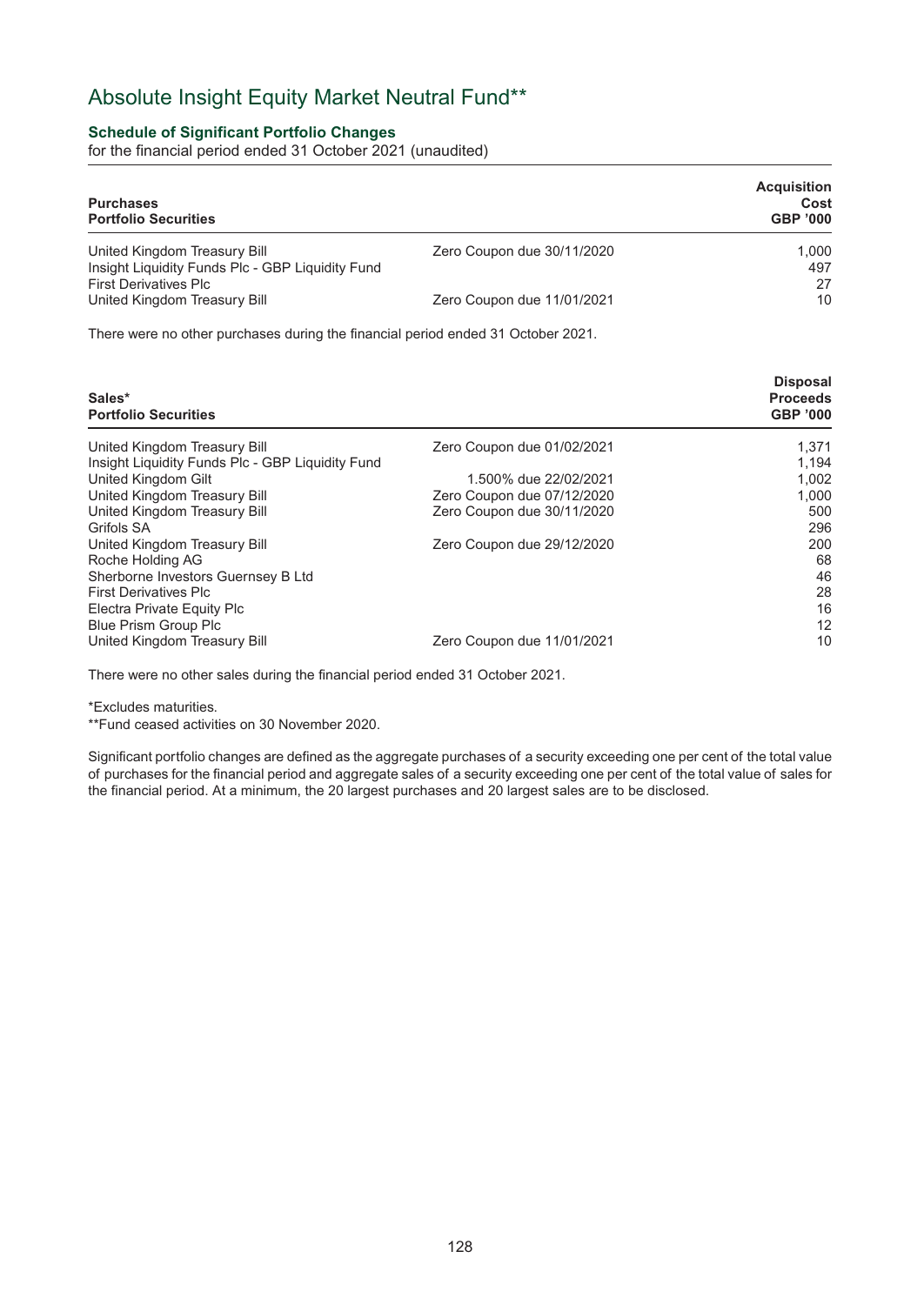# Absolute Insight Equity Market Neutral Fund**

### Schedule of Significant Portfolio Changes

for the financial period ended 31 October 2021 (unaudited)

| Purchases<br>Portfolio Securities | | Acquisition Cost GBP '000 |
|---|---|---|
| United Kingdom Treasury Bill | Zero Coupon due 30/11/2020 | 1,000 |
| Insight Liquidity Funds Plc - GBP Liquidity Fund | | 497 |
| First Derivatives Plc | | 27 |
| United Kingdom Treasury Bill | Zero Coupon due 11/01/2021 | 10 |

There were no other purchases during the financial period ended 31 October 2021.

| Sales*<br>Portfolio Securities | | Disposal Proceeds GBP '000 |
|---|---|---|
| United Kingdom Treasury Bill | Zero Coupon due 01/02/2021 | 1,371 |
| Insight Liquidity Funds Plc - GBP Liquidity Fund | | 1,194 |
| United Kingdom Gilt | 1.500% due 22/02/2021 | 1,002 |
| United Kingdom Treasury Bill | Zero Coupon due 07/12/2020 | 1,000 |
| United Kingdom Treasury Bill | Zero Coupon due 30/11/2020 | 500 |
| Grifols SA | | 296 |
| United Kingdom Treasury Bill | Zero Coupon due 29/12/2020 | 200 |
| Roche Holding AG | | 68 |
| Sherborne Investors Guernsey B Ltd | | 46 |
| First Derivatives Plc | | 28 |
| Electra Private Equity Plc | | 16 |
| Blue Prism Group Plc | | 12 |
| United Kingdom Treasury Bill | Zero Coupon due 11/01/2021 | 10 |

There were no other sales during the financial period ended 31 October 2021.

*Excludes maturities.

**Fund ceased activities on 30 November 2020.

Significant portfolio changes are defined as the aggregate purchases of a security exceeding one per cent of the total value of purchases for the financial period and aggregate sales of a security exceeding one per cent of the total value of sales for the financial period. At a minimum, the 20 largest purchases and 20 largest sales are to be disclosed.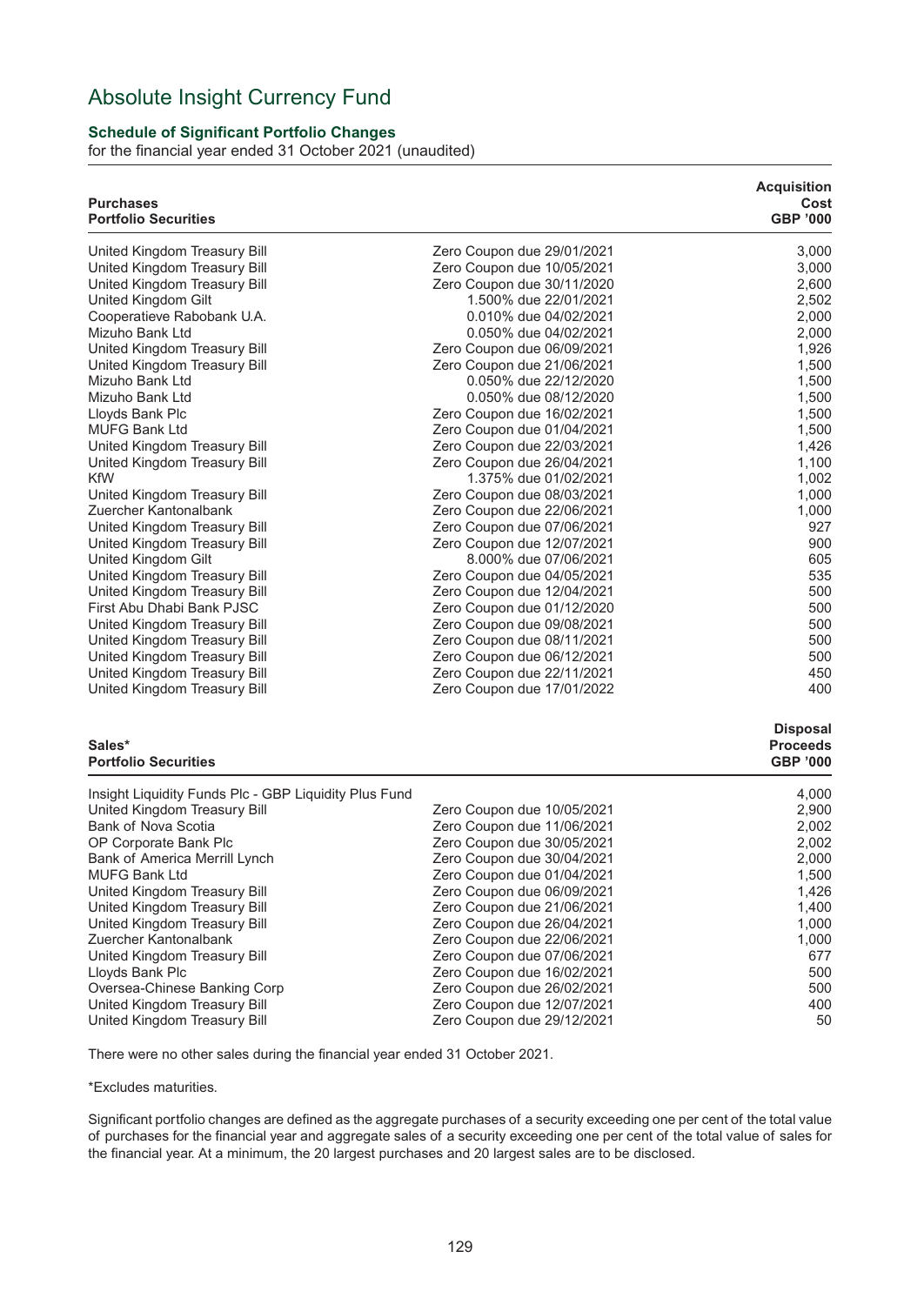# Absolute Insight Currency Fund

## Schedule of Significant Portfolio Changes

for the financial year ended 31 October 2021 (unaudited)

| Purchases<br>Portfolio Securities | | Acquisition Cost<br>GBP '000 |
|---|---|---|
| United Kingdom Treasury Bill | Zero Coupon due 29/01/2021 | 3,000 |
| United Kingdom Treasury Bill | Zero Coupon due 10/05/2021 | 3,000 |
| United Kingdom Treasury Bill | Zero Coupon due 30/11/2020 | 2,600 |
| United Kingdom Gilt | 1.500% due 22/01/2021 | 2,502 |
| Cooperatieve Rabobank U.A. | 0.010% due 04/02/2021 | 2,000 |
| Mizuho Bank Ltd | 0.050% due 04/02/2021 | 2,000 |
| United Kingdom Treasury Bill | Zero Coupon due 06/09/2021 | 1,926 |
| United Kingdom Treasury Bill | Zero Coupon due 21/06/2021 | 1,500 |
| Mizuho Bank Ltd | 0.050% due 22/12/2020 | 1,500 |
| Mizuho Bank Ltd | 0.050% due 08/12/2020 | 1,500 |
| Lloyds Bank Plc | Zero Coupon due 16/02/2021 | 1,500 |
| MUFG Bank Ltd | Zero Coupon due 01/04/2021 | 1,500 |
| United Kingdom Treasury Bill | Zero Coupon due 22/03/2021 | 1,426 |
| United Kingdom Treasury Bill | Zero Coupon due 26/04/2021 | 1,100 |
| KfW | 1.375% due 01/02/2021 | 1,002 |
| United Kingdom Treasury Bill | Zero Coupon due 08/03/2021 | 1,000 |
| Zuercher Kantonalbank | Zero Coupon due 22/06/2021 | 1,000 |
| United Kingdom Treasury Bill | Zero Coupon due 07/06/2021 | 927 |
| United Kingdom Treasury Bill | Zero Coupon due 12/07/2021 | 900 |
| United Kingdom Gilt | 8.000% due 07/06/2021 | 605 |
| United Kingdom Treasury Bill | Zero Coupon due 04/05/2021 | 535 |
| United Kingdom Treasury Bill | Zero Coupon due 12/04/2021 | 500 |
| First Abu Dhabi Bank PJSC | Zero Coupon due 01/12/2020 | 500 |
| United Kingdom Treasury Bill | Zero Coupon due 09/08/2021 | 500 |
| United Kingdom Treasury Bill | Zero Coupon due 08/11/2021 | 500 |
| United Kingdom Treasury Bill | Zero Coupon due 06/12/2021 | 500 |
| United Kingdom Treasury Bill | Zero Coupon due 22/11/2021 | 450 |
| United Kingdom Treasury Bill | Zero Coupon due 17/01/2022 | 400 |

| Sales*<br>Portfolio Securities | | Disposal Proceeds<br>GBP '000 |
|---|---|---|
| Insight Liquidity Funds Plc - GBP Liquidity Plus Fund | | 4,000 |
| United Kingdom Treasury Bill | Zero Coupon due 10/05/2021 | 2,900 |
| Bank of Nova Scotia | Zero Coupon due 11/06/2021 | 2,002 |
| OP Corporate Bank Plc | Zero Coupon due 30/05/2021 | 2,002 |
| Bank of America Merrill Lynch | Zero Coupon due 30/04/2021 | 2,000 |
| MUFG Bank Ltd | Zero Coupon due 01/04/2021 | 1,500 |
| United Kingdom Treasury Bill | Zero Coupon due 06/09/2021 | 1,426 |
| United Kingdom Treasury Bill | Zero Coupon due 21/06/2021 | 1,400 |
| United Kingdom Treasury Bill | Zero Coupon due 26/04/2021 | 1,000 |
| Zuercher Kantonalbank | Zero Coupon due 22/06/2021 | 1,000 |
| United Kingdom Treasury Bill | Zero Coupon due 07/06/2021 | 677 |
| Lloyds Bank Plc | Zero Coupon due 16/02/2021 | 500 |
| Oversea-Chinese Banking Corp | Zero Coupon due 26/02/2021 | 500 |
| United Kingdom Treasury Bill | Zero Coupon due 12/07/2021 | 400 |
| United Kingdom Treasury Bill | Zero Coupon due 29/12/2021 | 50 |

There were no other sales during the financial year ended 31 October 2021.

*Excludes maturities.

Significant portfolio changes are defined as the aggregate purchases of a security exceeding one per cent of the total value of purchases for the financial year and aggregate sales of a security exceeding one per cent of the total value of sales for the financial year. At a minimum, the 20 largest purchases and 20 largest sales are to be disclosed.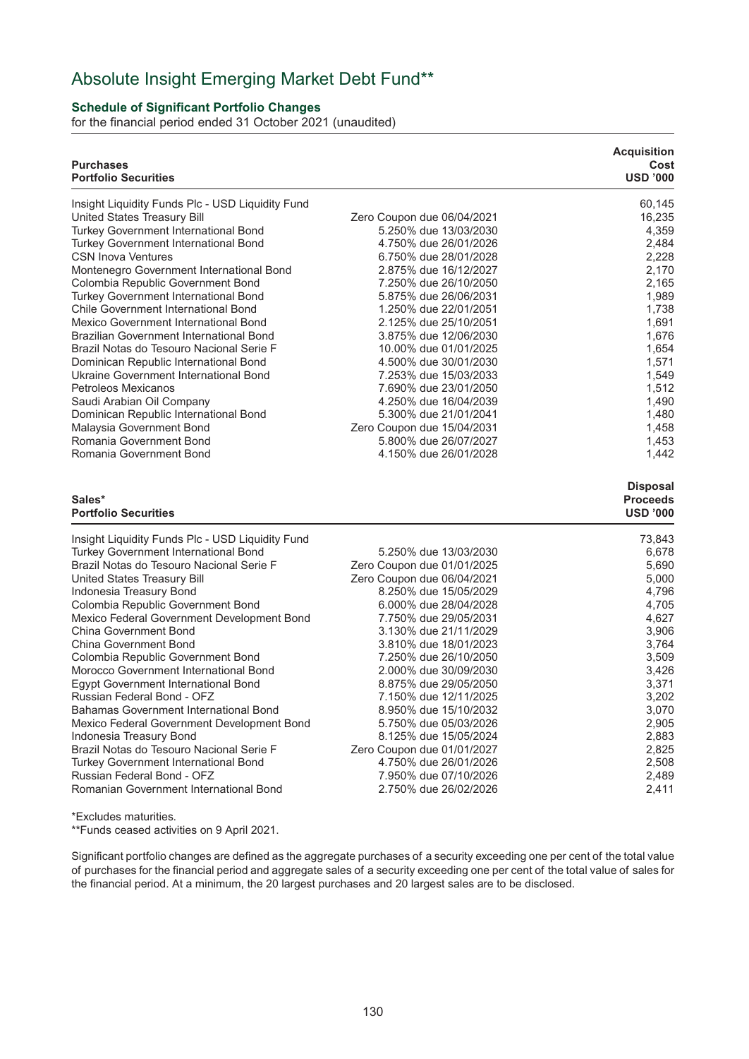# Absolute Insight Emerging Market Debt Fund**

### Schedule of Significant Portfolio Changes

for the financial period ended 31 October 2021 (unaudited)

| Purchases<br>Portfolio Securities | | Acquisition Cost<br>USD '000 |
|---|---|---|
| Insight Liquidity Funds Plc - USD Liquidity Fund | | 60,145 |
| United States Treasury Bill | Zero Coupon due 06/04/2021 | 16,235 |
| Turkey Government International Bond | 5.250% due 13/03/2030 | 4,359 |
| Turkey Government International Bond | 4.750% due 26/01/2026 | 2,484 |
| CSN Inova Ventures | 6.750% due 28/01/2028 | 2,228 |
| Montenegro Government International Bond | 2.875% due 16/12/2027 | 2,170 |
| Colombia Republic Government Bond | 7.250% due 26/10/2050 | 2,165 |
| Turkey Government International Bond | 5.875% due 26/06/2031 | 1,989 |
| Chile Government International Bond | 1.250% due 22/01/2051 | 1,738 |
| Mexico Government International Bond | 2.125% due 25/10/2051 | 1,691 |
| Brazilian Government International Bond | 3.875% due 12/06/2030 | 1,676 |
| Brazil Notas do Tesouro Nacional Serie F | 10.00% due 01/01/2025 | 1,654 |
| Dominican Republic International Bond | 4.500% due 30/01/2030 | 1,571 |
| Ukraine Government International Bond | 7.253% due 15/03/2033 | 1,549 |
| Petroleos Mexicanos | 7.690% due 23/01/2050 | 1,512 |
| Saudi Arabian Oil Company | 4.250% due 16/04/2039 | 1,490 |
| Dominican Republic International Bond | 5.300% due 21/01/2041 | 1,480 |
| Malaysia Government Bond | Zero Coupon due 15/04/2031 | 1,458 |
| Romania Government Bond | 5.800% due 26/07/2027 | 1,453 |
| Romania Government Bond | 4.150% due 26/01/2028 | 1,442 |

| Sales*<br>Portfolio Securities | | Disposal Proceeds<br>USD '000 |
|---|---|---|
| Insight Liquidity Funds Plc - USD Liquidity Fund | | 73,843 |
| Turkey Government International Bond | 5.250% due 13/03/2030 | 6,678 |
| Brazil Notas do Tesouro Nacional Serie F | Zero Coupon due 01/01/2025 | 5,690 |
| United States Treasury Bill | Zero Coupon due 06/04/2021 | 5,000 |
| Indonesia Treasury Bond | 8.250% due 15/05/2029 | 4,796 |
| Colombia Republic Government Bond | 6.000% due 28/04/2028 | 4,705 |
| Mexico Federal Government Development Bond | 7.750% due 29/05/2031 | 4,627 |
| China Government Bond | 3.130% due 21/11/2029 | 3,906 |
| China Government Bond | 3.810% due 18/01/2023 | 3,764 |
| Colombia Republic Government Bond | 7.250% due 26/10/2050 | 3,509 |
| Morocco Government International Bond | 2.000% due 30/09/2030 | 3,426 |
| Egypt Government International Bond | 8.875% due 29/05/2050 | 3,371 |
| Russian Federal Bond - OFZ | 7.150% due 12/11/2025 | 3,202 |
| Bahamas Government International Bond | 8.950% due 15/10/2032 | 3,070 |
| Mexico Federal Government Development Bond | 5.750% due 05/03/2026 | 2,905 |
| Indonesia Treasury Bond | 8.125% due 15/05/2024 | 2,883 |
| Brazil Notas do Tesouro Nacional Serie F | Zero Coupon due 01/01/2027 | 2,825 |
| Turkey Government International Bond | 4.750% due 26/01/2026 | 2,508 |
| Russian Federal Bond - OFZ | 7.950% due 07/10/2026 | 2,489 |
| Romanian Government International Bond | 2.750% due 26/02/2026 | 2,411 |

*Excludes maturities.

**Funds ceased activities on 9 April 2021.

Significant portfolio changes are defined as the aggregate purchases of a security exceeding one per cent of the total value of purchases for the financial period and aggregate sales of a security exceeding one per cent of the total value of sales for the financial period. At a minimum, the 20 largest purchases and 20 largest sales are to be disclosed.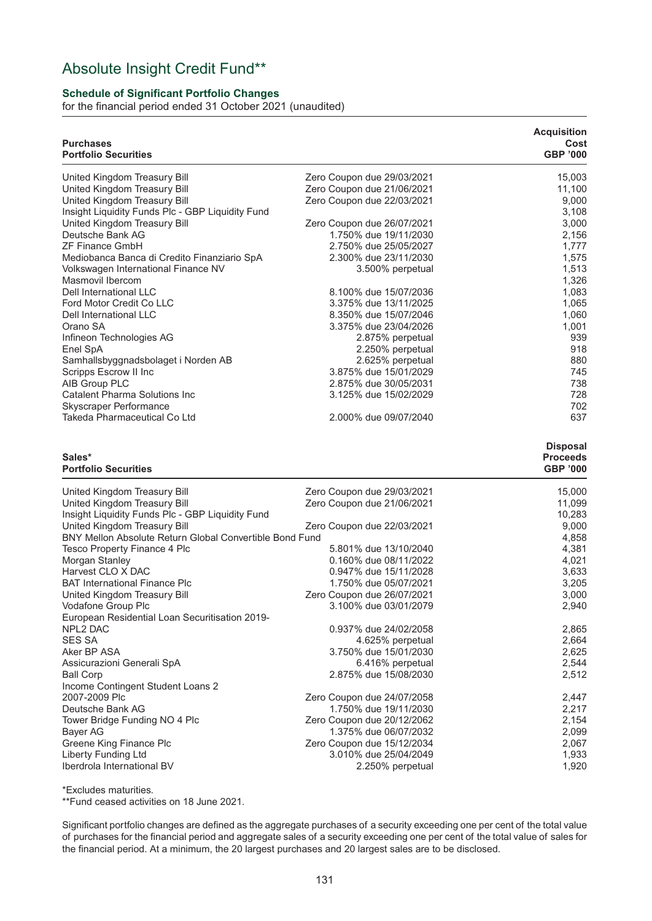# Absolute Insight Credit Fund**

### Schedule of Significant Portfolio Changes

for the financial period ended 31 October 2021 (unaudited)

| Purchases<br>Portfolio Securities | | Acquisition Cost GBP '000 |
|---|---|---|
| United Kingdom Treasury Bill | Zero Coupon due 29/03/2021 | 15,003 |
| United Kingdom Treasury Bill | Zero Coupon due 21/06/2021 | 11,100 |
| United Kingdom Treasury Bill | Zero Coupon due 22/03/2021 | 9,000 |
| Insight Liquidity Funds Plc - GBP Liquidity Fund | | 3,108 |
| United Kingdom Treasury Bill | Zero Coupon due 26/07/2021 | 3,000 |
| Deutsche Bank AG | 1.750% due 19/11/2030 | 2,156 |
| ZF Finance GmbH | 2.750% due 25/05/2027 | 1,777 |
| Mediobanca Banca di Credito Finanziario SpA | 2.300% due 23/11/2030 | 1,575 |
| Volkswagen International Finance NV | 3.500% perpetual | 1,513 |
| Masmovil Ibercom | | 1,326 |
| Dell International LLC | 8.100% due 15/07/2036 | 1,083 |
| Ford Motor Credit Co LLC | 3.375% due 13/11/2025 | 1,065 |
| Dell International LLC | 8.350% due 15/07/2046 | 1,060 |
| Orano SA | 3.375% due 23/04/2026 | 1,001 |
| Infineon Technologies AG | 2.875% perpetual | 939 |
| Enel SpA | 2.250% perpetual | 918 |
| Samhallsbyggnadsbolaget i Norden AB | 2.625% perpetual | 880 |
| Scripps Escrow II Inc | 3.875% due 15/01/2029 | 745 |
| AIB Group PLC | 2.875% due 30/05/2031 | 738 |
| Catalent Pharma Solutions Inc | 3.125% due 15/02/2029 | 728 |
| Skyscraper Performance | | 702 |
| Takeda Pharmaceutical Co Ltd | 2.000% due 09/07/2040 | 637 |

| Sales*<br>Portfolio Securities | | Disposal Proceeds GBP '000 |
|---|---|---|
| United Kingdom Treasury Bill | Zero Coupon due 29/03/2021 | 15,000 |
| United Kingdom Treasury Bill | Zero Coupon due 21/06/2021 | 11,099 |
| Insight Liquidity Funds Plc - GBP Liquidity Fund | | 10,283 |
| United Kingdom Treasury Bill | Zero Coupon due 22/03/2021 | 9,000 |
| BNY Mellon Absolute Return Global Convertible Bond Fund | | 4,858 |
| Tesco Property Finance 4 Plc | 5.801% due 13/10/2040 | 4,381 |
| Morgan Stanley | 0.160% due 08/11/2022 | 4,021 |
| Harvest CLO X DAC | 0.947% due 15/11/2028 | 3,633 |
| BAT International Finance Plc | 1.750% due 05/07/2021 | 3,205 |
| United Kingdom Treasury Bill | Zero Coupon due 26/07/2021 | 3,000 |
| Vodafone Group Plc | 3.100% due 03/01/2079 | 2,940 |
| European Residential Loan Securitisation 2019-NPL2 DAC | 0.937% due 24/02/2058 | 2,865 |
| SES SA | 4.625% perpetual | 2,664 |
| Aker BP ASA | 3.750% due 15/01/2030 | 2,625 |
| Assicurazioni Generali SpA | 6.416% perpetual | 2,544 |
| Ball Corp | 2.875% due 15/08/2030 | 2,512 |
| Income Contingent Student Loans 2 2007-2009 Plc | Zero Coupon due 24/07/2058 | 2,447 |
| Deutsche Bank AG | 1.750% due 19/11/2030 | 2,217 |
| Tower Bridge Funding NO 4 Plc | Zero Coupon due 20/12/2062 | 2,154 |
| Bayer AG | 1.375% due 06/07/2032 | 2,099 |
| Greene King Finance Plc | Zero Coupon due 15/12/2034 | 2,067 |
| Liberty Funding Ltd | 3.010% due 25/04/2049 | 1,933 |
| Iberdrola International BV | 2.250% perpetual | 1,920 |

*Excludes maturities.

**Fund ceased activities on 18 June 2021.

Significant portfolio changes are defined as the aggregate purchases of a security exceeding one per cent of the total value of purchases for the financial period and aggregate sales of a security exceeding one per cent of the total value of sales for the financial period. At a minimum, the 20 largest purchases and 20 largest sales are to be disclosed.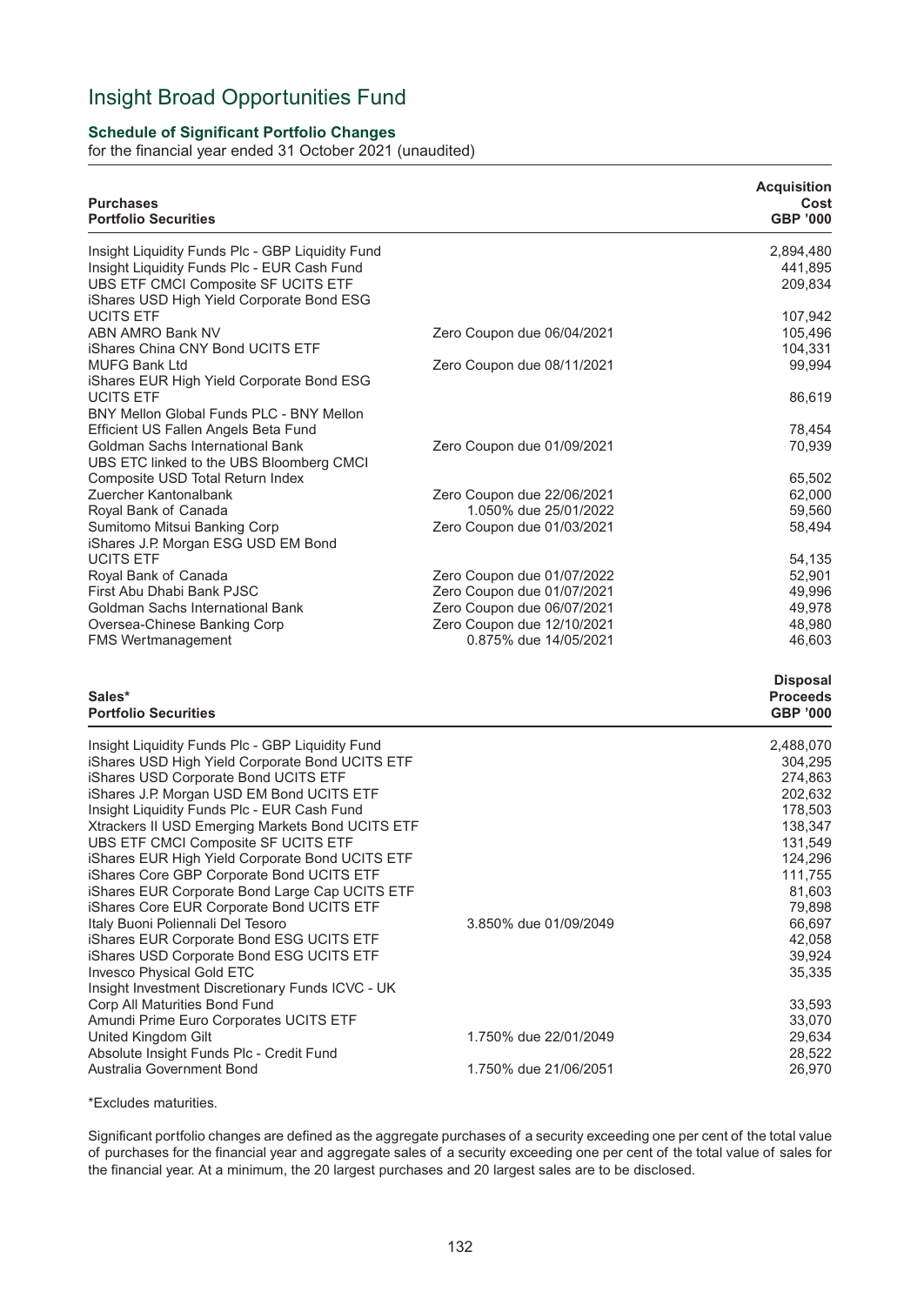# Insight Broad Opportunities Fund

### Schedule of Significant Portfolio Changes

for the financial year ended 31 October 2021 (unaudited)

| Purchases<br>Portfolio Securities | | Acquisition Cost GBP '000 |
|---|---|---|
| Insight Liquidity Funds Plc - GBP Liquidity Fund | | 2,894,480 |
| Insight Liquidity Funds Plc - EUR Cash Fund | | 441,895 |
| UBS ETF CMCI Composite SF UCITS ETF | | 209,834 |
| iShares USD High Yield Corporate Bond ESG UCITS ETF | | 107,942 |
| ABN AMRO Bank NV | Zero Coupon due 06/04/2021 | 105,496 |
| iShares China CNY Bond UCITS ETF | | 104,331 |
| MUFG Bank Ltd | Zero Coupon due 08/11/2021 | 99,994 |
| iShares EUR High Yield Corporate Bond ESG UCITS ETF | | 86,619 |
| BNY Mellon Global Funds PLC - BNY Mellon Efficient US Fallen Angels Beta Fund | | 78,454 |
| Goldman Sachs International Bank | Zero Coupon due 01/09/2021 | 70,939 |
| UBS ETC linked to the UBS Bloomberg CMCI Composite USD Total Return Index | | 65,502 |
| Zuercher Kantonalbank | Zero Coupon due 22/06/2021 | 62,000 |
| Royal Bank of Canada | 1.050% due 25/01/2022 | 59,560 |
| Sumitomo Mitsui Banking Corp | Zero Coupon due 01/03/2021 | 58,494 |
| iShares J.P. Morgan ESG USD EM Bond UCITS ETF | | 54,135 |
| Royal Bank of Canada | Zero Coupon due 01/07/2022 | 52,901 |
| First Abu Dhabi Bank PJSC | Zero Coupon due 01/07/2021 | 49,996 |
| Goldman Sachs International Bank | Zero Coupon due 06/07/2021 | 49,978 |
| Oversea-Chinese Banking Corp | Zero Coupon due 12/10/2021 | 48,980 |
| FMS Wertmanagement | 0.875% due 14/05/2021 | 46,603 |

| Sales*<br>Portfolio Securities | | Disposal Proceeds GBP '000 |
|---|---|---|
| Insight Liquidity Funds Plc - GBP Liquidity Fund | | 2,488,070 |
| iShares USD High Yield Corporate Bond UCITS ETF | | 304,295 |
| iShares USD Corporate Bond UCITS ETF | | 274,863 |
| iShares J.P. Morgan USD EM Bond UCITS ETF | | 202,632 |
| Insight Liquidity Funds Plc - EUR Cash Fund | | 178,503 |
| Xtrackers II USD Emerging Markets Bond UCITS ETF | | 138,347 |
| UBS ETF CMCI Composite SF UCITS ETF | | 131,549 |
| iShares EUR High Yield Corporate Bond UCITS ETF | | 124,296 |
| iShares Core GBP Corporate Bond UCITS ETF | | 111,755 |
| iShares EUR Corporate Bond Large Cap UCITS ETF | | 81,603 |
| iShares Core EUR Corporate Bond UCITS ETF | | 79,898 |
| Italy Buoni Poliennali Del Tesoro | 3.850% due 01/09/2049 | 66,697 |
| iShares EUR Corporate Bond ESG UCITS ETF | | 42,058 |
| iShares USD Corporate Bond ESG UCITS ETF | | 39,924 |
| Invesco Physical Gold ETC | | 35,335 |
| Insight Investment Discretionary Funds ICVC - UK Corp All Maturities Bond Fund | | 33,593 |
| Amundi Prime Euro Corporates UCITS ETF | | 33,070 |
| United Kingdom Gilt | 1.750% due 22/01/2049 | 29,634 |
| Absolute Insight Funds Plc - Credit Fund | | 28,522 |
| Australia Government Bond | 1.750% due 21/06/2051 | 26,970 |

*Excludes maturities.

Significant portfolio changes are defined as the aggregate purchases of a security exceeding one per cent of the total value of purchases for the financial year and aggregate sales of a security exceeding one per cent of the total value of sales for the financial year. At a minimum, the 20 largest purchases and 20 largest sales are to be disclosed.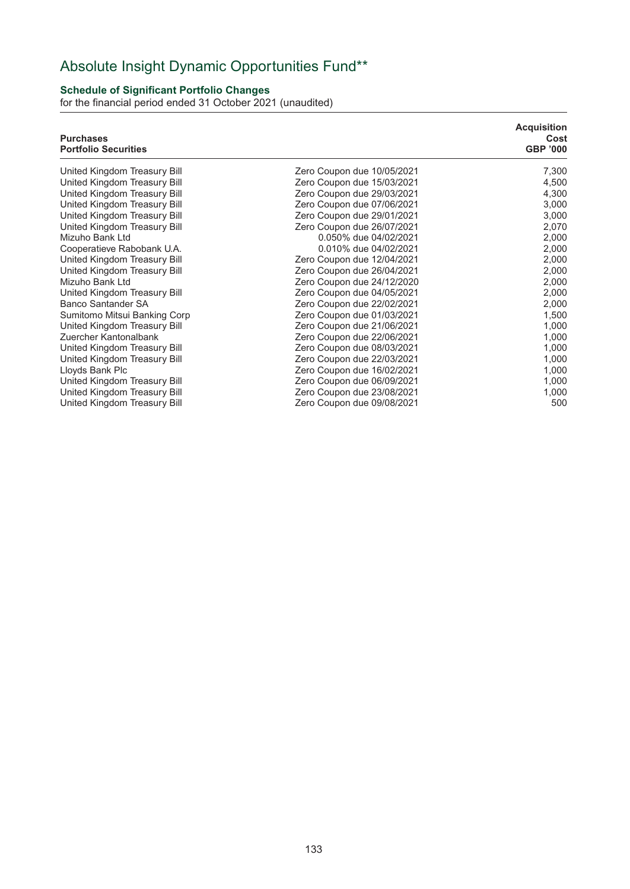# Absolute Insight Dynamic Opportunities Fund**

### Schedule of Significant Portfolio Changes

for the financial period ended 31 October 2021 (unaudited)

| Purchases<br>Portfolio Securities | | Acquisition<br>Cost<br>GBP '000 |
|---|---|---|
| United Kingdom Treasury Bill | Zero Coupon due 10/05/2021 | 7,300 |
| United Kingdom Treasury Bill | Zero Coupon due 15/03/2021 | 4,500 |
| United Kingdom Treasury Bill | Zero Coupon due 29/03/2021 | 4,300 |
| United Kingdom Treasury Bill | Zero Coupon due 07/06/2021 | 3,000 |
| United Kingdom Treasury Bill | Zero Coupon due 29/01/2021 | 3,000 |
| United Kingdom Treasury Bill | Zero Coupon due 26/07/2021 | 2,070 |
| Mizuho Bank Ltd | 0.050% due 04/02/2021 | 2,000 |
| Cooperatieve Rabobank U.A. | 0.010% due 04/02/2021 | 2,000 |
| United Kingdom Treasury Bill | Zero Coupon due 12/04/2021 | 2,000 |
| United Kingdom Treasury Bill | Zero Coupon due 26/04/2021 | 2,000 |
| Mizuho Bank Ltd | Zero Coupon due 24/12/2020 | 2,000 |
| United Kingdom Treasury Bill | Zero Coupon due 04/05/2021 | 2,000 |
| Banco Santander SA | Zero Coupon due 22/02/2021 | 2,000 |
| Sumitomo Mitsui Banking Corp | Zero Coupon due 01/03/2021 | 1,500 |
| United Kingdom Treasury Bill | Zero Coupon due 21/06/2021 | 1,000 |
| Zuercher Kantonalbank | Zero Coupon due 22/06/2021 | 1,000 |
| United Kingdom Treasury Bill | Zero Coupon due 08/03/2021 | 1,000 |
| United Kingdom Treasury Bill | Zero Coupon due 22/03/2021 | 1,000 |
| Lloyds Bank Plc | Zero Coupon due 16/02/2021 | 1,000 |
| United Kingdom Treasury Bill | Zero Coupon due 06/09/2021 | 1,000 |
| United Kingdom Treasury Bill | Zero Coupon due 23/08/2021 | 1,000 |
| United Kingdom Treasury Bill | Zero Coupon due 09/08/2021 | 500 |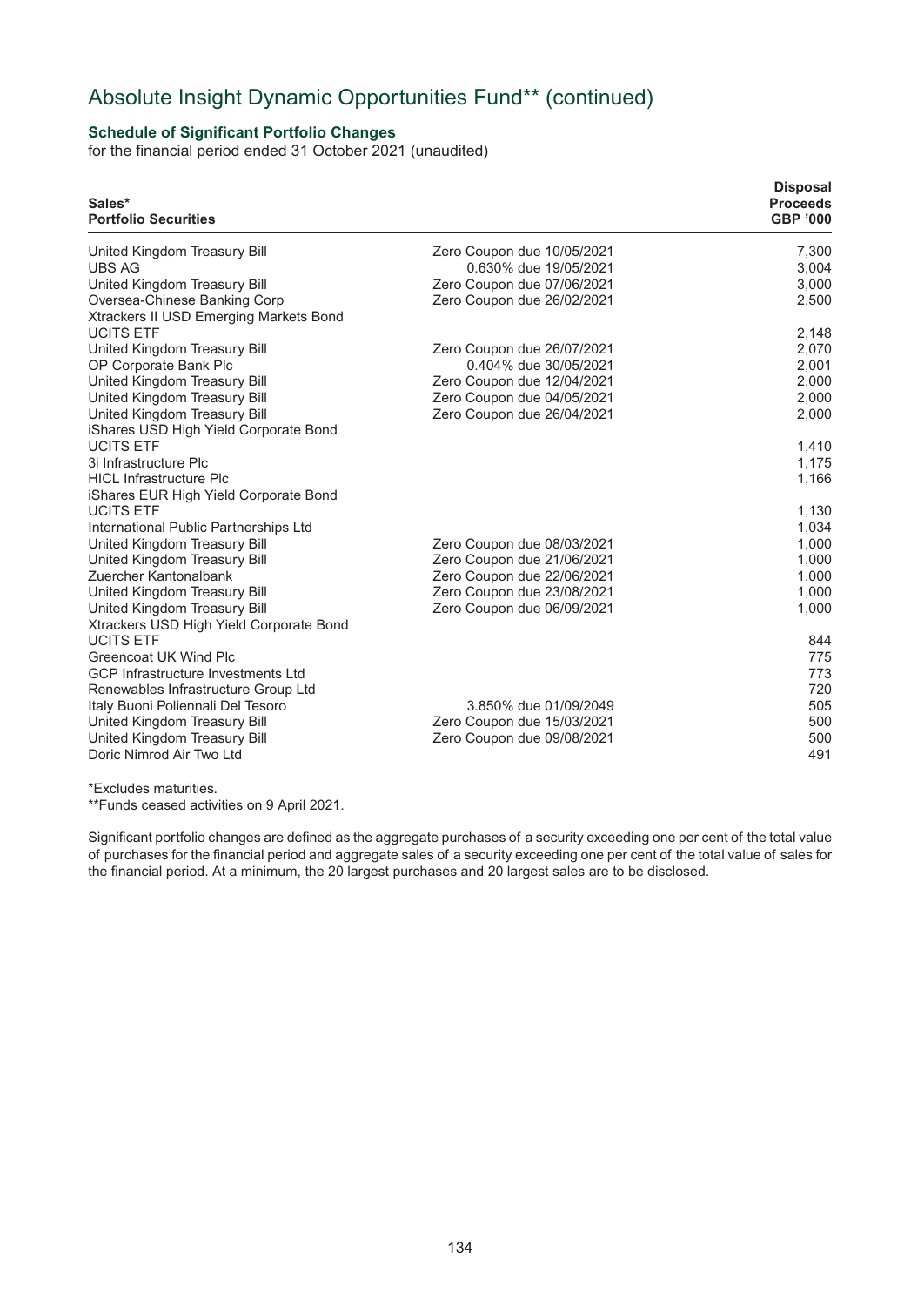# Absolute Insight Dynamic Opportunities Fund** (continued)

### Schedule of Significant Portfolio Changes

for the financial period ended 31 October 2021 (unaudited)

| Sales* Portfolio Securities | | Disposal Proceeds GBP '000 |
|---|---|---|
| United Kingdom Treasury Bill | Zero Coupon due 10/05/2021 | 7,300 |
| UBS AG | 0.630% due 19/05/2021 | 3,004 |
| United Kingdom Treasury Bill | Zero Coupon due 07/06/2021 | 3,000 |
| Oversea-Chinese Banking Corp | Zero Coupon due 26/02/2021 | 2,500 |
| Xtrackers II USD Emerging Markets Bond UCITS ETF | | 2,148 |
| United Kingdom Treasury Bill | Zero Coupon due 26/07/2021 | 2,070 |
| OP Corporate Bank Plc | 0.404% due 30/05/2021 | 2,001 |
| United Kingdom Treasury Bill | Zero Coupon due 12/04/2021 | 2,000 |
| United Kingdom Treasury Bill | Zero Coupon due 04/05/2021 | 2,000 |
| United Kingdom Treasury Bill | Zero Coupon due 26/04/2021 | 2,000 |
| iShares USD High Yield Corporate Bond UCITS ETF | | 1,410 |
| 3i Infrastructure Plc | | 1,175 |
| HICL Infrastructure Plc | | 1,166 |
| iShares EUR High Yield Corporate Bond UCITS ETF | | 1,130 |
| International Public Partnerships Ltd | | 1,034 |
| United Kingdom Treasury Bill | Zero Coupon due 08/03/2021 | 1,000 |
| United Kingdom Treasury Bill | Zero Coupon due 21/06/2021 | 1,000 |
| Zuercher Kantonalbank | Zero Coupon due 22/06/2021 | 1,000 |
| United Kingdom Treasury Bill | Zero Coupon due 23/08/2021 | 1,000 |
| United Kingdom Treasury Bill | Zero Coupon due 06/09/2021 | 1,000 |
| Xtrackers USD High Yield Corporate Bond UCITS ETF | | 844 |
| Greencoat UK Wind Plc | | 775 |
| GCP Infrastructure Investments Ltd | | 773 |
| Renewables Infrastructure Group Ltd | | 720 |
| Italy Buoni Poliennali Del Tesoro | 3.850% due 01/09/2049 | 505 |
| United Kingdom Treasury Bill | Zero Coupon due 15/03/2021 | 500 |
| United Kingdom Treasury Bill | Zero Coupon due 09/08/2021 | 500 |
| Doric Nimrod Air Two Ltd | | 491 |

*Excludes maturities.
**Funds ceased activities on 9 April 2021.

Significant portfolio changes are defined as the aggregate purchases of a security exceeding one per cent of the total value of purchases for the financial period and aggregate sales of a security exceeding one per cent of the total value of sales for the financial period. At a minimum, the 20 largest purchases and 20 largest sales are to be disclosed.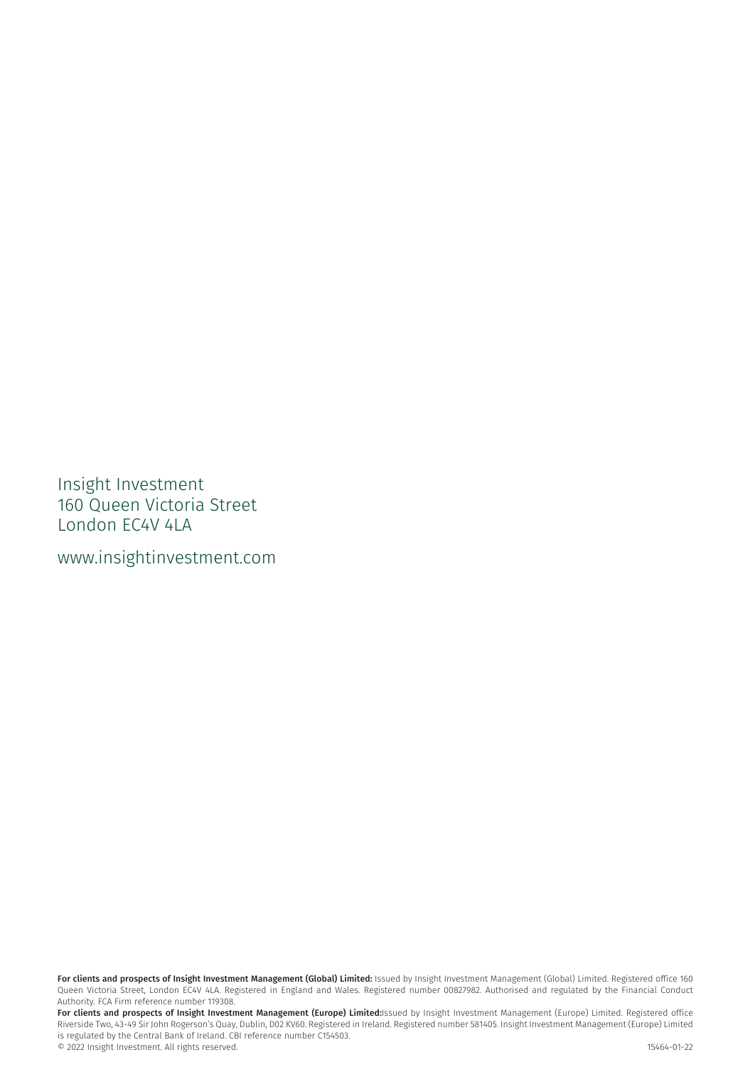Insight Investment
160 Queen Victoria Street
London EC4V 4LA

www.insightinvestment.com

**For clients and prospects of Insight Investment Management (Global) Limited:** Issued by Insight Investment Management (Global) Limited. Registered office 160 Queen Victoria Street, London EC4V 4LA. Registered in England and Wales. Registered number 00827982. Authorised and regulated by the Financial Conduct Authority. FCA Firm reference number 119308.

**For clients and prospects of Insight Investment Management (Europe) Limited:** Issued by Insight Investment Management (Europe) Limited. Registered office Riverside Two, 43-49 Sir John Rogerson's Quay, Dublin, D02 KV60. Registered in Ireland. Registered number 581405. Insight Investment Management (Europe) Limited is regulated by the Central Bank of Ireland. CBI reference number C154503.

© 2022 Insight Investment. All rights reserved.

15464-01-22